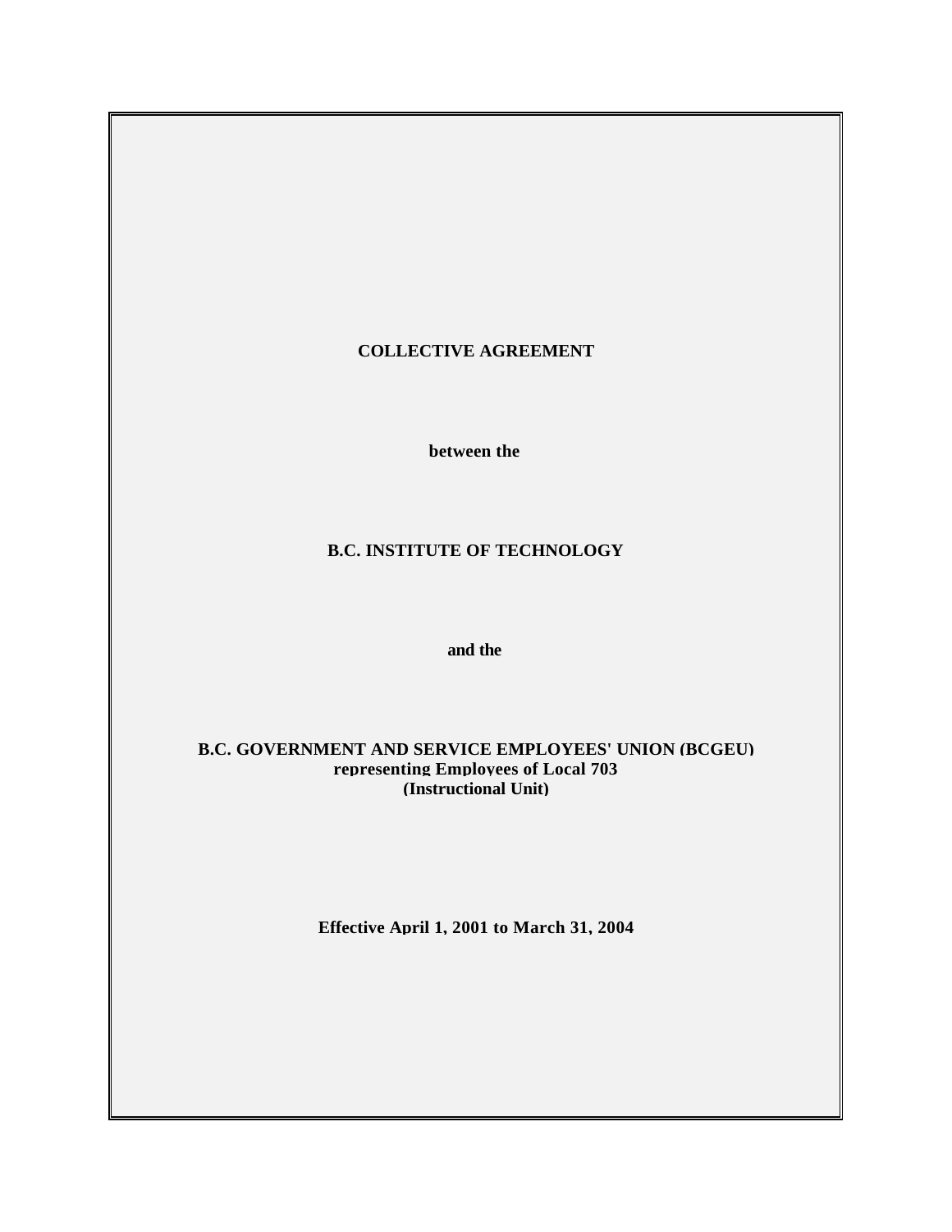# COLLECTIVE AGREEMENT

**between the**

**B.C. INSTITUTE OF TECHNOLOGY**

**and the**

**B.C. GOVERNMENT AND SERVICE EMPLOYEES' UNION (BCGEU)**
**representing Employees of Local 703**
**(Instructional Unit)**

**Effective April 1, 2001 to March 31, 2004**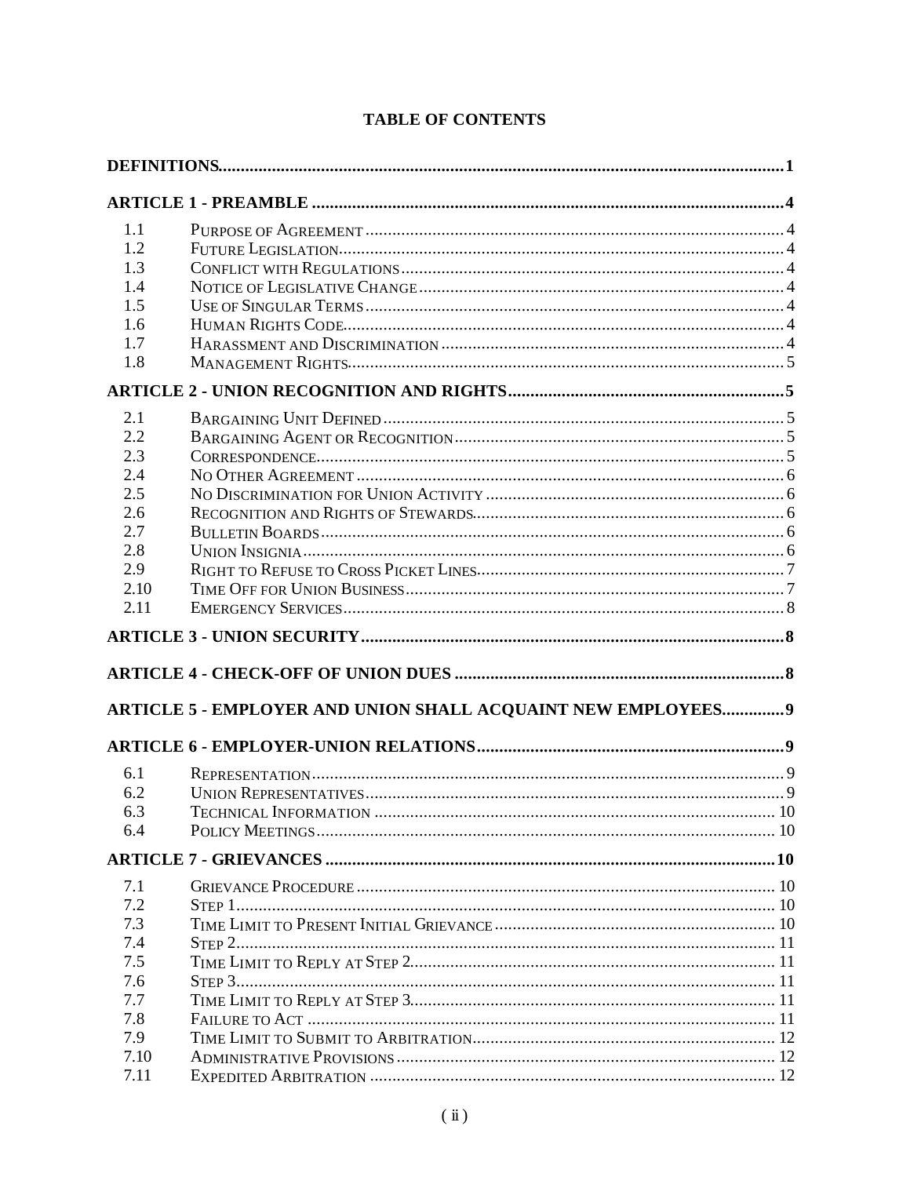# TABLE OF CONTENTS

**DEFINITIONS** .......... **1**

**ARTICLE 1 - PREAMBLE** .......... **4**

| | | |
|---|---|---|
| 1.1 | Purpose of Agreement | 4 |
| 1.2 | Future Legislation | 4 |
| 1.3 | Conflict with Regulations | 4 |
| 1.4 | Notice of Legislative Change | 4 |
| 1.5 | Use of Singular Terms | 4 |
| 1.6 | Human Rights Code | 4 |
| 1.7 | Harassment and Discrimination | 4 |
| 1.8 | Management Rights | 5 |

**ARTICLE 2 - UNION RECOGNITION AND RIGHTS** .......... **5**

| | | |
|---|---|---|
| 2.1 | Bargaining Unit Defined | 5 |
| 2.2 | Bargaining Agent or Recognition | 5 |
| 2.3 | Correspondence | 5 |
| 2.4 | No Other Agreement | 6 |
| 2.5 | No Discrimination for Union Activity | 6 |
| 2.6 | Recognition and Rights of Stewards | 6 |
| 2.7 | Bulletin Boards | 6 |
| 2.8 | Union Insignia | 6 |
| 2.9 | Right to Refuse to Cross Picket Lines | 7 |
| 2.10 | Time Off for Union Business | 7 |
| 2.11 | Emergency Services | 8 |

**ARTICLE 3 - UNION SECURITY** .......... **8**

**ARTICLE 4 - CHECK-OFF OF UNION DUES** .......... **8**

**ARTICLE 5 - EMPLOYER AND UNION SHALL ACQUAINT NEW EMPLOYEES** .......... **9**

**ARTICLE 6 - EMPLOYER-UNION RELATIONS** .......... **9**

| | | |
|---|---|---|
| 6.1 | Representation | 9 |
| 6.2 | Union Representatives | 9 |
| 6.3 | Technical Information | 10 |
| 6.4 | Policy Meetings | 10 |

**ARTICLE 7 - GRIEVANCES** .......... **10**

| | | |
|---|---|---|
| 7.1 | Grievance Procedure | 10 |
| 7.2 | Step 1 | 10 |
| 7.3 | Time Limit to Present Initial Grievance | 10 |
| 7.4 | Step 2 | 11 |
| 7.5 | Time Limit to Reply at Step 2 | 11 |
| 7.6 | Step 3 | 11 |
| 7.7 | Time Limit to Reply at Step 3 | 11 |
| 7.8 | Failure to Act | 11 |
| 7.9 | Time Limit to Submit to Arbitration | 12 |
| 7.10 | Administrative Provisions | 12 |
| 7.11 | Expedited Arbitration | 12 |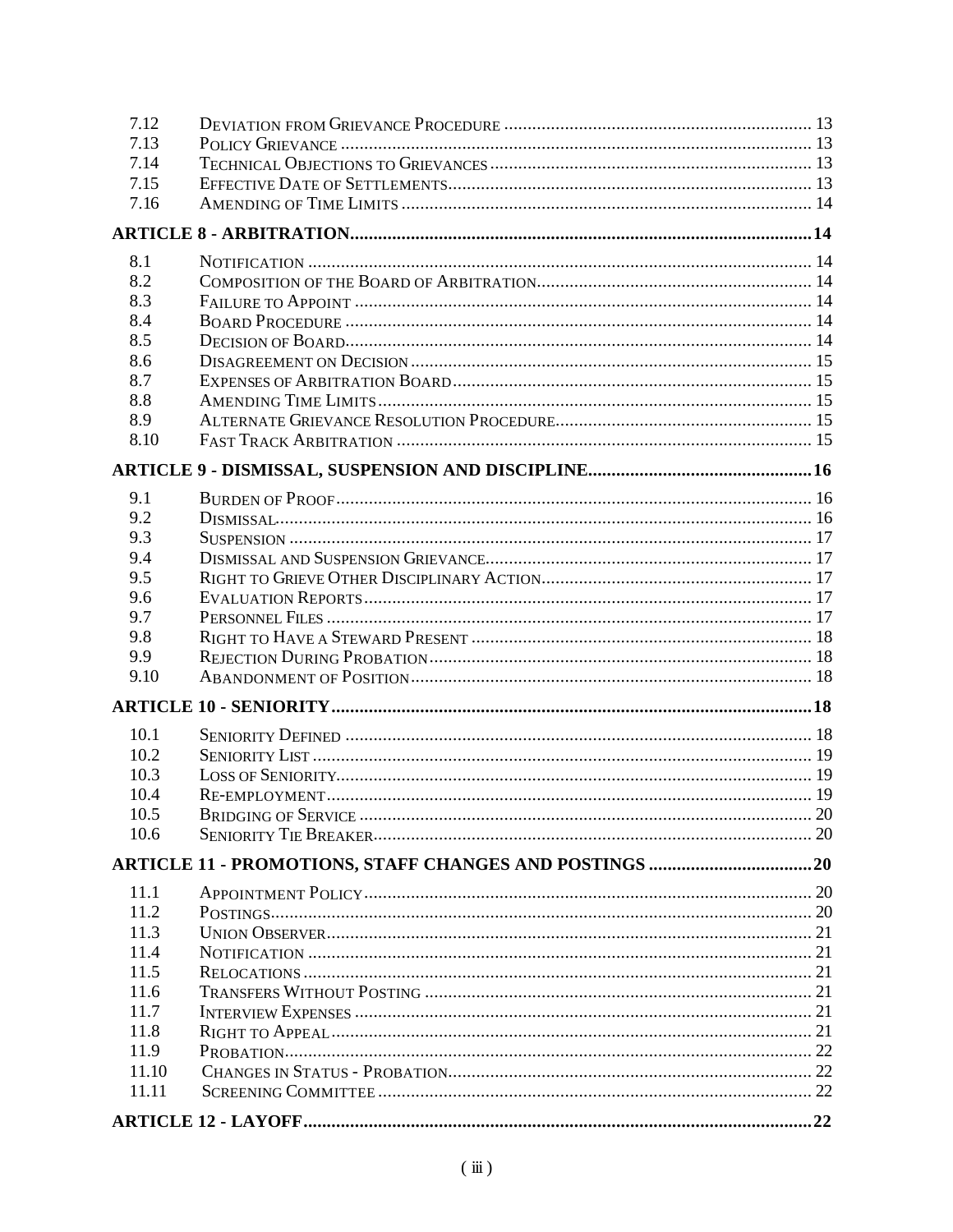| | | |
|---|---|---|
| 7.12 | Deviation from Grievance Procedure | 13 |
| 7.13 | Policy Grievance | 13 |
| 7.14 | Technical Objections to Grievances | 13 |
| 7.15 | Effective Date of Settlements | 13 |
| 7.16 | Amending of Time Limits | 14 |

**ARTICLE 8 - ARBITRATION ..... 14**

| | | |
|---|---|---|
| 8.1 | Notification | 14 |
| 8.2 | Composition of the Board of Arbitration | 14 |
| 8.3 | Failure to Appoint | 14 |
| 8.4 | Board Procedure | 14 |
| 8.5 | Decision of Board | 14 |
| 8.6 | Disagreement on Decision | 15 |
| 8.7 | Expenses of Arbitration Board | 15 |
| 8.8 | Amending Time Limits | 15 |
| 8.9 | Alternate Grievance Resolution Procedure | 15 |
| 8.10 | Fast Track Arbitration | 15 |

**ARTICLE 9 - DISMISSAL, SUSPENSION AND DISCIPLINE ..... 16**

| | | |
|---|---|---|
| 9.1 | Burden of Proof | 16 |
| 9.2 | Dismissal | 16 |
| 9.3 | Suspension | 17 |
| 9.4 | Dismissal and Suspension Grievance | 17 |
| 9.5 | Right to Grieve Other Disciplinary Action | 17 |
| 9.6 | Evaluation Reports | 17 |
| 9.7 | Personnel Files | 17 |
| 9.8 | Right to Have a Steward Present | 18 |
| 9.9 | Rejection During Probation | 18 |
| 9.10 | Abandonment of Position | 18 |

**ARTICLE 10 - SENIORITY ..... 18**

| | | |
|---|---|---|
| 10.1 | Seniority Defined | 18 |
| 10.2 | Seniority List | 19 |
| 10.3 | Loss of Seniority | 19 |
| 10.4 | Re-employment | 19 |
| 10.5 | Bridging of Service | 20 |
| 10.6 | Seniority Tie Breaker | 20 |

**ARTICLE 11 - PROMOTIONS, STAFF CHANGES AND POSTINGS ..... 20**

| | | |
|---|---|---|
| 11.1 | Appointment Policy | 20 |
| 11.2 | Postings | 20 |
| 11.3 | Union Observer | 21 |
| 11.4 | Notification | 21 |
| 11.5 | Relocations | 21 |
| 11.6 | Transfers Without Posting | 21 |
| 11.7 | Interview Expenses | 21 |
| 11.8 | Right to Appeal | 21 |
| 11.9 | Probation | 22 |
| 11.10 | Changes in Status - Probation | 22 |
| 11.11 | Screening Committee | 22 |

**ARTICLE 12 - LAYOFF ..... 22**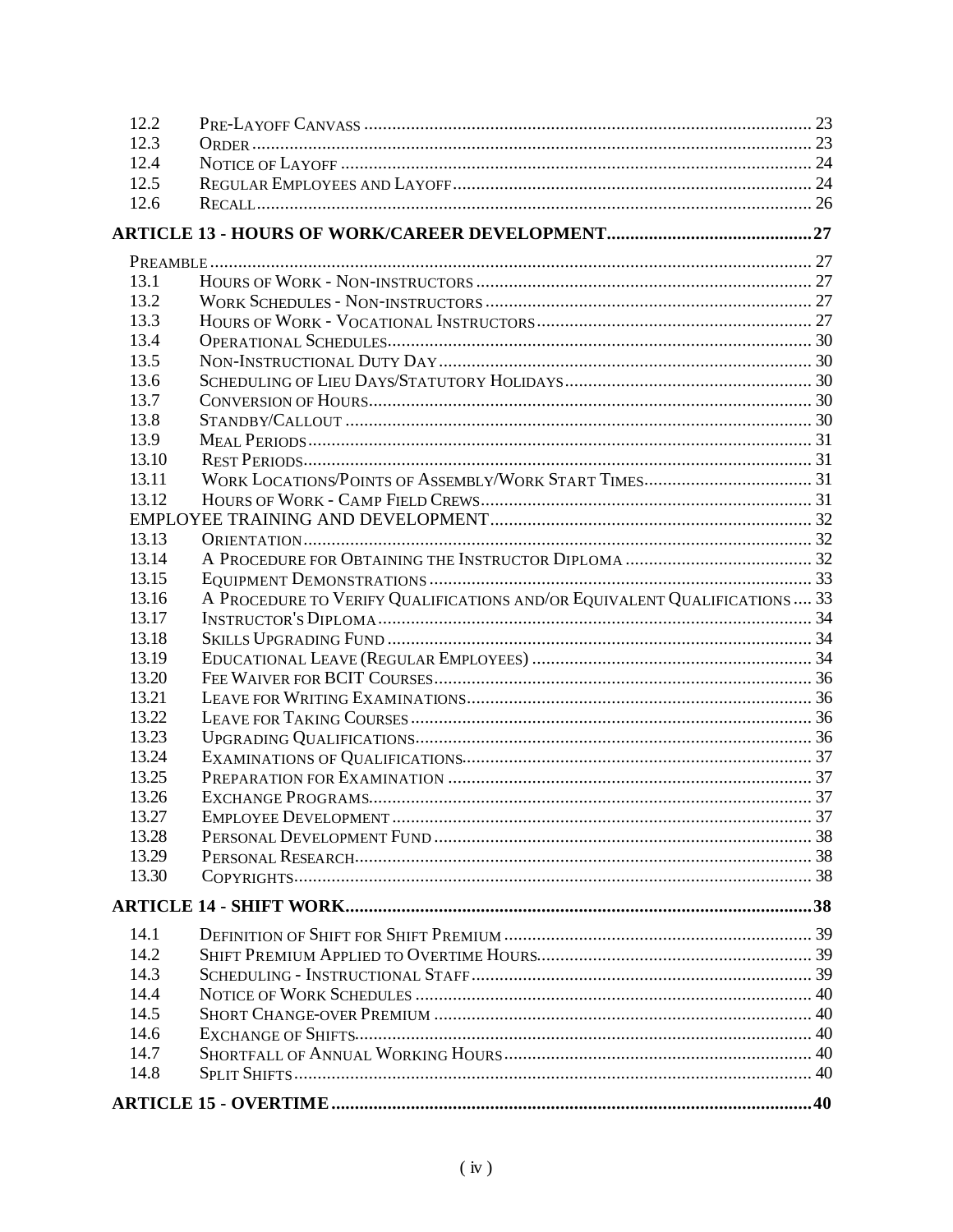| | | |
|---|---|---|
| 12.2 | Pre-Layoff Canvass | 23 |
| 12.3 | Order | 23 |
| 12.4 | Notice of Layoff | 24 |
| 12.5 | Regular Employees and Layoff | 24 |
| 12.6 | Recall | 26 |

**ARTICLE 13 - HOURS OF WORK/CAREER DEVELOPMENT ..... 27**

| | | |
|---|---|---|
| Preamble | | 27 |
| 13.1 | Hours of Work - Non-instructors | 27 |
| 13.2 | Work Schedules - Non-instructors | 27 |
| 13.3 | Hours of Work - Vocational Instructors | 27 |
| 13.4 | Operational Schedules | 30 |
| 13.5 | Non-Instructional Duty Day | 30 |
| 13.6 | Scheduling of Lieu Days/Statutory Holidays | 30 |
| 13.7 | Conversion of Hours | 30 |
| 13.8 | Standby/Callout | 30 |
| 13.9 | Meal Periods | 31 |
| 13.10 | Rest Periods | 31 |
| 13.11 | Work Locations/Points of Assembly/Work Start Times | 31 |
| 13.12 | Hours of Work - Camp Field Crews | 31 |
| EMPLOYEE TRAINING AND DEVELOPMENT | | 32 |
| 13.13 | Orientation | 32 |
| 13.14 | A Procedure for Obtaining the Instructor Diploma | 32 |
| 13.15 | Equipment Demonstrations | 33 |
| 13.16 | A Procedure to Verify Qualifications and/or Equivalent Qualifications | 33 |
| 13.17 | Instructor's Diploma | 34 |
| 13.18 | Skills Upgrading Fund | 34 |
| 13.19 | Educational Leave (Regular Employees) | 34 |
| 13.20 | Fee Waiver for BCIT Courses | 36 |
| 13.21 | Leave for Writing Examinations | 36 |
| 13.22 | Leave for Taking Courses | 36 |
| 13.23 | Upgrading Qualifications | 36 |
| 13.24 | Examinations of Qualifications | 37 |
| 13.25 | Preparation for Examination | 37 |
| 13.26 | Exchange Programs | 37 |
| 13.27 | Employee Development | 37 |
| 13.28 | Personal Development Fund | 38 |
| 13.29 | Personal Research | 38 |
| 13.30 | Copyrights | 38 |

**ARTICLE 14 - SHIFT WORK ..... 38**

| | | |
|---|---|---|
| 14.1 | Definition of Shift for Shift Premium | 39 |
| 14.2 | Shift Premium Applied to Overtime Hours | 39 |
| 14.3 | Scheduling - Instructional Staff | 39 |
| 14.4 | Notice of Work Schedules | 40 |
| 14.5 | Short Change-over Premium | 40 |
| 14.6 | Exchange of Shifts | 40 |
| 14.7 | Shortfall of Annual Working Hours | 40 |
| 14.8 | Split Shifts | 40 |

**ARTICLE 15 - OVERTIME ..... 40**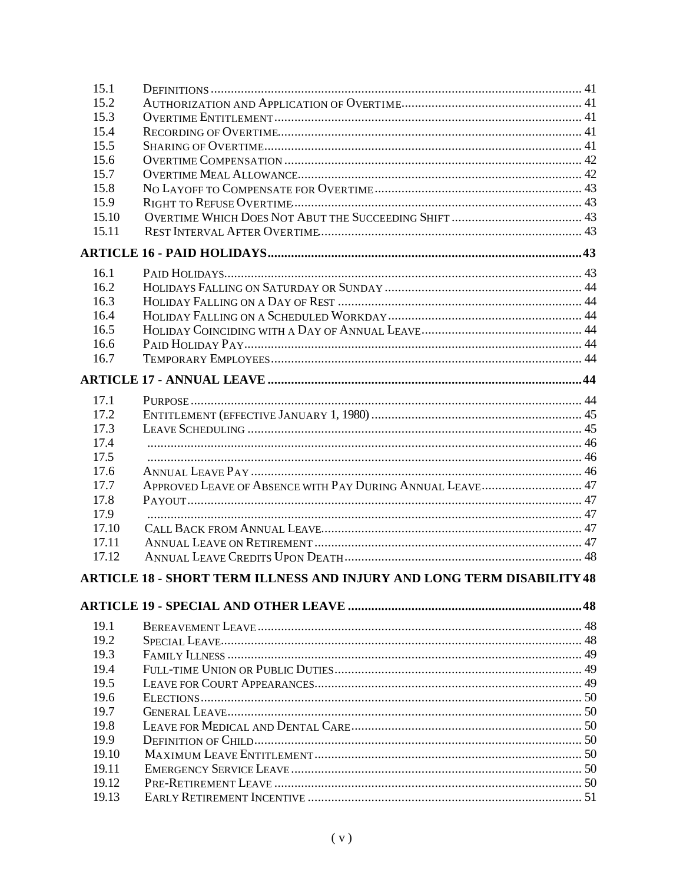| | | |
|---|---|---|
| 15.1 | Definitions | 41 |
| 15.2 | Authorization and Application of Overtime | 41 |
| 15.3 | Overtime Entitlement | 41 |
| 15.4 | Recording of Overtime | 41 |
| 15.5 | Sharing of Overtime | 41 |
| 15.6 | Overtime Compensation | 42 |
| 15.7 | Overtime Meal Allowance | 42 |
| 15.8 | No Layoff to Compensate for Overtime | 43 |
| 15.9 | Right to Refuse Overtime | 43 |
| 15.10 | Overtime Which Does Not Abut the Succeeding Shift | 43 |
| 15.11 | Rest Interval After Overtime | 43 |

**ARTICLE 16 - PAID HOLIDAYS ............ 43**

| | | |
|---|---|---|
| 16.1 | Paid Holidays | 43 |
| 16.2 | Holidays Falling on Saturday or Sunday | 44 |
| 16.3 | Holiday Falling on a Day of Rest | 44 |
| 16.4 | Holiday Falling on a Scheduled Workday | 44 |
| 16.5 | Holiday Coinciding with a Day of Annual Leave | 44 |
| 16.6 | Paid Holiday Pay | 44 |
| 16.7 | Temporary Employees | 44 |

**ARTICLE 17 - ANNUAL LEAVE ............ 44**

| | | |
|---|---|---|
| 17.1 | Purpose | 44 |
| 17.2 | Entitlement (effective January 1, 1980) | 45 |
| 17.3 | Leave Scheduling | 45 |
| 17.4 | | 46 |
| 17.5 | | 46 |
| 17.6 | Annual Leave Pay | 46 |
| 17.7 | Approved Leave of Absence with Pay During Annual Leave | 47 |
| 17.8 | Payout | 47 |
| 17.9 | | 47 |
| 17.10 | Call Back from Annual Leave | 47 |
| 17.11 | Annual Leave on Retirement | 47 |
| 17.12 | Annual Leave Credits Upon Death | 48 |

**ARTICLE 18 - SHORT TERM ILLNESS AND INJURY AND LONG TERM DISABILITY 48**

**ARTICLE 19 - SPECIAL AND OTHER LEAVE ............ 48**

| | | |
|---|---|---|
| 19.1 | Bereavement Leave | 48 |
| 19.2 | Special Leave | 48 |
| 19.3 | Family Illness | 49 |
| 19.4 | Full-time Union or Public Duties | 49 |
| 19.5 | Leave for Court Appearances | 49 |
| 19.6 | Elections | 50 |
| 19.7 | General Leave | 50 |
| 19.8 | Leave for Medical and Dental Care | 50 |
| 19.9 | Definition of Child | 50 |
| 19.10 | Maximum Leave Entitlement | 50 |
| 19.11 | Emergency Service Leave | 50 |
| 19.12 | Pre-Retirement Leave | 50 |
| 19.13 | Early Retirement Incentive | 51 |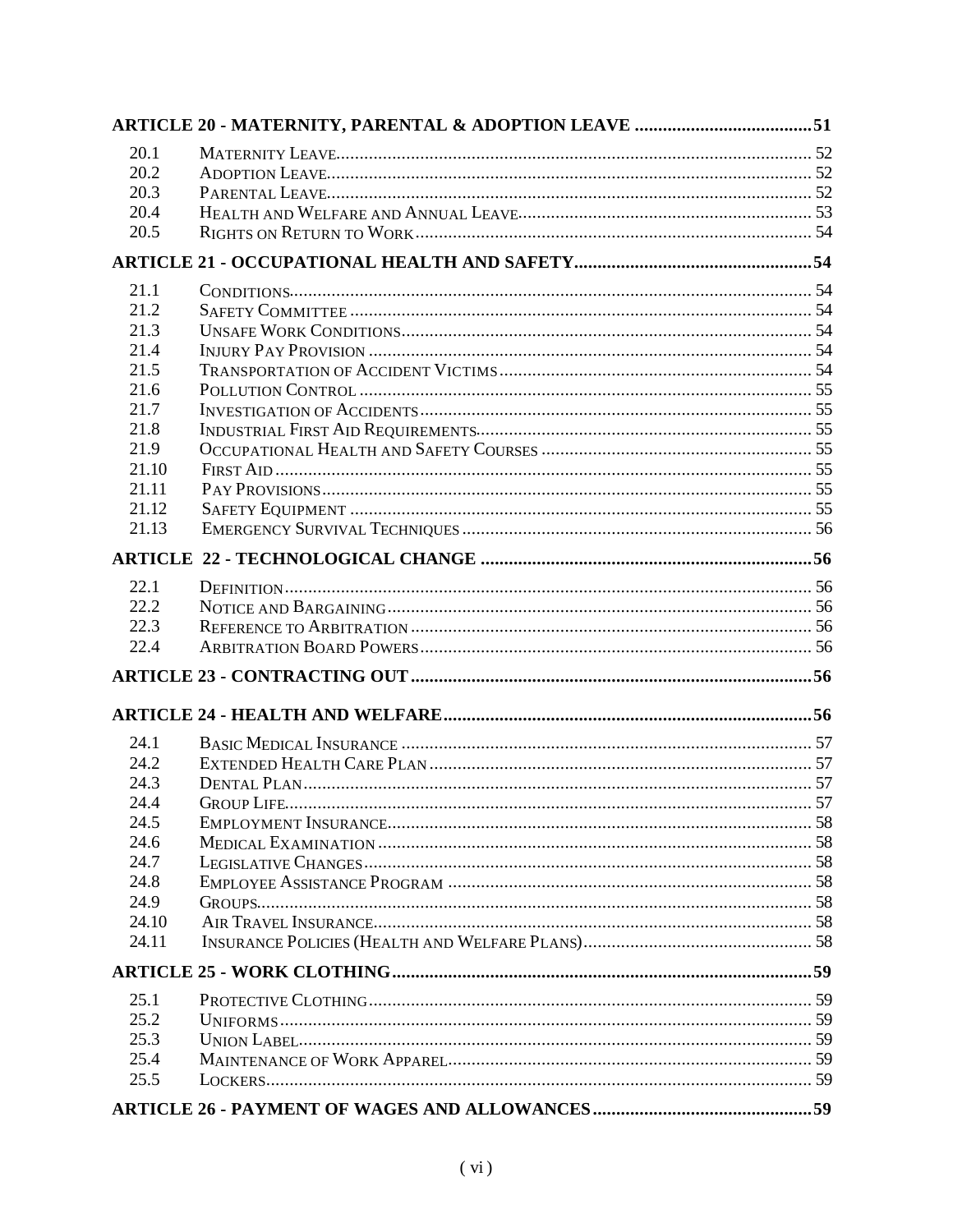| | | |
|---|---|---|
| **ARTICLE 20 - MATERNITY, PARENTAL & ADOPTION LEAVE** | | **51** |
| 20.1 | Maternity Leave | 52 |
| 20.2 | Adoption Leave | 52 |
| 20.3 | Parental Leave | 52 |
| 20.4 | Health and Welfare and Annual Leave | 53 |
| 20.5 | Rights on Return to Work | 54 |
| **ARTICLE 21 - OCCUPATIONAL HEALTH AND SAFETY** | | **54** |
| 21.1 | Conditions | 54 |
| 21.2 | Safety Committee | 54 |
| 21.3 | Unsafe Work Conditions | 54 |
| 21.4 | Injury Pay Provision | 54 |
| 21.5 | Transportation of Accident Victims | 54 |
| 21.6 | Pollution Control | 55 |
| 21.7 | Investigation of Accidents | 55 |
| 21.8 | Industrial First Aid Requirements | 55 |
| 21.9 | Occupational Health and Safety Courses | 55 |
| 21.10 | First Aid | 55 |
| 21.11 | Pay Provisions | 55 |
| 21.12 | Safety Equipment | 55 |
| 21.13 | Emergency Survival Techniques | 56 |
| **ARTICLE 22 - TECHNOLOGICAL CHANGE** | | **56** |
| 22.1 | Definition | 56 |
| 22.2 | Notice and Bargaining | 56 |
| 22.3 | Reference to Arbitration | 56 |
| 22.4 | Arbitration Board Powers | 56 |
| **ARTICLE 23 - CONTRACTING OUT** | | **56** |
| **ARTICLE 24 - HEALTH AND WELFARE** | | **56** |
| 24.1 | Basic Medical Insurance | 57 |
| 24.2 | Extended Health Care Plan | 57 |
| 24.3 | Dental Plan | 57 |
| 24.4 | Group Life | 57 |
| 24.5 | Employment Insurance | 58 |
| 24.6 | Medical Examination | 58 |
| 24.7 | Legislative Changes | 58 |
| 24.8 | Employee Assistance Program | 58 |
| 24.9 | Groups | 58 |
| 24.10 | Air Travel Insurance | 58 |
| 24.11 | Insurance Policies (Health and Welfare Plans) | 58 |
| **ARTICLE 25 - WORK CLOTHING** | | **59** |
| 25.1 | Protective Clothing | 59 |
| 25.2 | Uniforms | 59 |
| 25.3 | Union Label | 59 |
| 25.4 | Maintenance of Work Apparel | 59 |
| 25.5 | Lockers | 59 |
| **ARTICLE 26 - PAYMENT OF WAGES AND ALLOWANCES** | | **59** |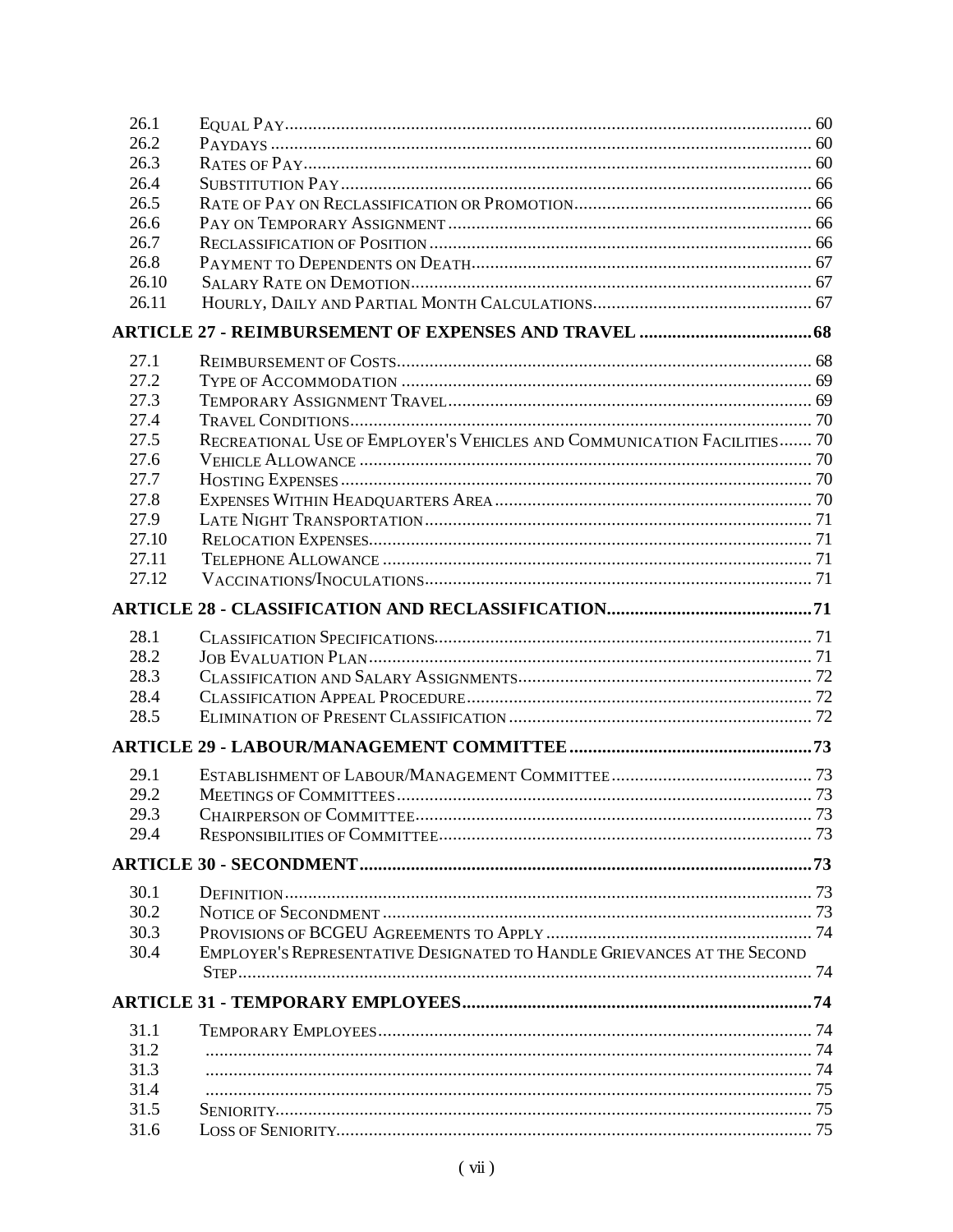| | | |
|---|---|---|
| 26.1 | Equal Pay | 60 |
| 26.2 | Paydays | 60 |
| 26.3 | Rates of Pay | 60 |
| 26.4 | Substitution Pay | 66 |
| 26.5 | Rate of Pay on Reclassification or Promotion | 66 |
| 26.6 | Pay on Temporary Assignment | 66 |
| 26.7 | Reclassification of Position | 66 |
| 26.8 | Payment to Dependents on Death | 67 |
| 26.10 | Salary Rate on Demotion | 67 |
| 26.11 | Hourly, Daily and Partial Month Calculations | 67 |

**ARTICLE 27 - REIMBURSEMENT OF EXPENSES AND TRAVEL ..... 68**

| | | |
|---|---|---|
| 27.1 | Reimbursement of Costs | 68 |
| 27.2 | Type of Accommodation | 69 |
| 27.3 | Temporary Assignment Travel | 69 |
| 27.4 | Travel Conditions | 70 |
| 27.5 | Recreational Use of Employer's Vehicles and Communication Facilities | 70 |
| 27.6 | Vehicle Allowance | 70 |
| 27.7 | Hosting Expenses | 70 |
| 27.8 | Expenses Within Headquarters Area | 70 |
| 27.9 | Late Night Transportation | 71 |
| 27.10 | Relocation Expenses | 71 |
| 27.11 | Telephone Allowance | 71 |
| 27.12 | Vaccinations/Inoculations | 71 |

**ARTICLE 28 - CLASSIFICATION AND RECLASSIFICATION ..... 71**

| | | |
|---|---|---|
| 28.1 | Classification Specifications | 71 |
| 28.2 | Job Evaluation Plan | 71 |
| 28.3 | Classification and Salary Assignments | 72 |
| 28.4 | Classification Appeal Procedure | 72 |
| 28.5 | Elimination of Present Classification | 72 |

**ARTICLE 29 - LABOUR/MANAGEMENT COMMITTEE ..... 73**

| | | |
|---|---|---|
| 29.1 | Establishment of Labour/Management Committee | 73 |
| 29.2 | Meetings of Committees | 73 |
| 29.3 | Chairperson of Committee | 73 |
| 29.4 | Responsibilities of Committee | 73 |

**ARTICLE 30 - SECONDMENT ..... 73**

| | | |
|---|---|---|
| 30.1 | Definition | 73 |
| 30.2 | Notice of Secondment | 73 |
| 30.3 | Provisions of BCGEU Agreements to Apply | 74 |
| 30.4 | Employer's Representative Designated to Handle Grievances at the Second Step | 74 |

**ARTICLE 31 - TEMPORARY EMPLOYEES ..... 74**

| | | |
|---|---|---|
| 31.1 | Temporary Employees | 74 |
| 31.2 | | 74 |
| 31.3 | | 74 |
| 31.4 | | 75 |
| 31.5 | Seniority | 75 |
| 31.6 | Loss of Seniority | 75 |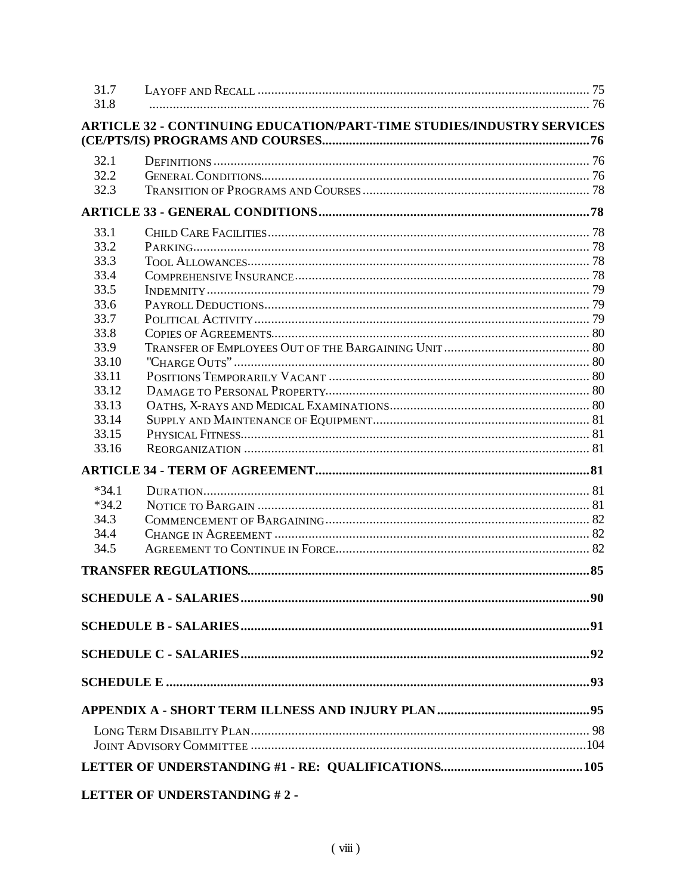| | | |
|---|---|---|
| 31.7 | LAYOFF AND RECALL | 75 |
| 31.8 | | 76 |

**ARTICLE 32 - CONTINUING EDUCATION/PART-TIME STUDIES/INDUSTRY SERVICES (CE/PTS/IS) PROGRAMS AND COURSES .......... 76**

| | | |
|---|---|---|
| 32.1 | DEFINITIONS | 76 |
| 32.2 | GENERAL CONDITIONS | 76 |
| 32.3 | TRANSITION OF PROGRAMS AND COURSES | 78 |

**ARTICLE 33 - GENERAL CONDITIONS .......... 78**

| | | |
|---|---|---|
| 33.1 | CHILD CARE FACILITIES | 78 |
| 33.2 | PARKING | 78 |
| 33.3 | TOOL ALLOWANCES | 78 |
| 33.4 | COMPREHENSIVE INSURANCE | 78 |
| 33.5 | INDEMNITY | 79 |
| 33.6 | PAYROLL DEDUCTIONS | 79 |
| 33.7 | POLITICAL ACTIVITY | 79 |
| 33.8 | COPIES OF AGREEMENTS | 80 |
| 33.9 | TRANSFER OF EMPLOYEES OUT OF THE BARGAINING UNIT | 80 |
| 33.10 | "CHARGE OUTS" | 80 |
| 33.11 | POSITIONS TEMPORARILY VACANT | 80 |
| 33.12 | DAMAGE TO PERSONAL PROPERTY | 80 |
| 33.13 | OATHS, X-RAYS AND MEDICAL EXAMINATIONS | 80 |
| 33.14 | SUPPLY AND MAINTENANCE OF EQUIPMENT | 81 |
| 33.15 | PHYSICAL FITNESS | 81 |
| 33.16 | REORGANIZATION | 81 |

**ARTICLE 34 - TERM OF AGREEMENT .......... 81**

| | | |
|---|---|---|
| *34.1 | DURATION | 81 |
| *34.2 | NOTICE TO BARGAIN | 81 |
| 34.3 | COMMENCEMENT OF BARGAINING | 82 |
| 34.4 | CHANGE IN AGREEMENT | 82 |
| 34.5 | AGREEMENT TO CONTINUE IN FORCE | 82 |

**TRANSFER REGULATIONS .......... 85**

**SCHEDULE A - SALARIES .......... 90**

**SCHEDULE B - SALARIES .......... 91**

**SCHEDULE C - SALARIES .......... 92**

**SCHEDULE E .......... 93**

**APPENDIX A - SHORT TERM ILLNESS AND INJURY PLAN .......... 95**

LONG TERM DISABILITY PLAN .......... 98
JOINT ADVISORY COMMITTEE .......... 104

**LETTER OF UNDERSTANDING #1 - RE: QUALIFICATIONS .......... 105**

**LETTER OF UNDERSTANDING # 2 -**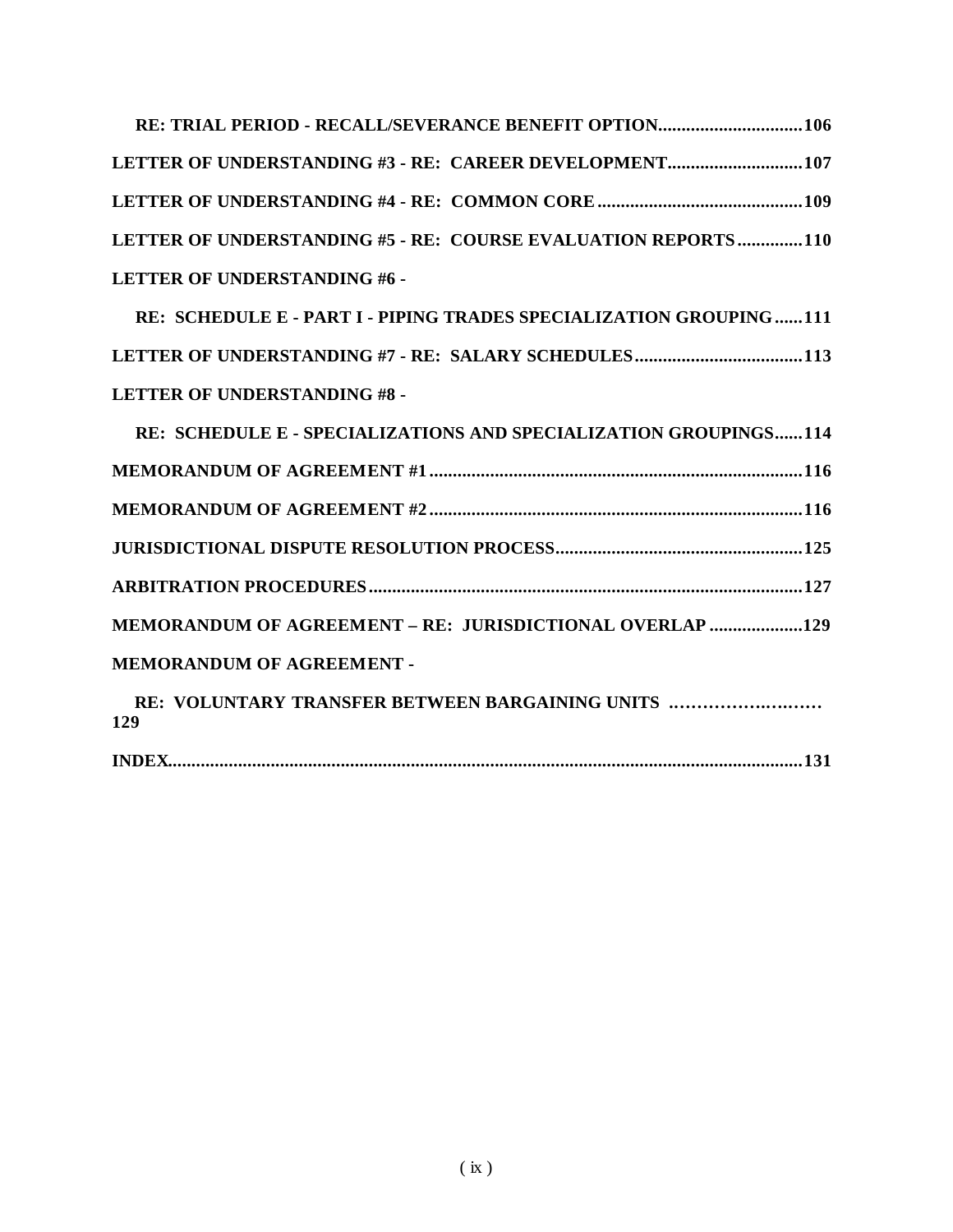**RE: TRIAL PERIOD - RECALL/SEVERANCE BENEFIT OPTION...............................106**

**LETTER OF UNDERSTANDING #3 - RE: CAREER DEVELOPMENT............................107**

**LETTER OF UNDERSTANDING #4 - RE: COMMON CORE............................................109**

**LETTER OF UNDERSTANDING #5 - RE: COURSE EVALUATION REPORTS..............110**

**LETTER OF UNDERSTANDING #6 -**

**RE: SCHEDULE E - PART I - PIPING TRADES SPECIALIZATION GROUPING......111**

**LETTER OF UNDERSTANDING #7 - RE: SALARY SCHEDULES....................................113**

**LETTER OF UNDERSTANDING #8 -**

**RE: SCHEDULE E - SPECIALIZATIONS AND SPECIALIZATION GROUPINGS......114**

**MEMORANDUM OF AGREEMENT #1...............................................................................116**

**MEMORANDUM OF AGREEMENT #2...............................................................................116**

**JURISDICTIONAL DISPUTE RESOLUTION PROCESS.....................................................125**

**ARBITRATION PROCEDURES...........................................................................................127**

**MEMORANDUM OF AGREEMENT – RE: JURISDICTIONAL OVERLAP ....................129**

**MEMORANDUM OF AGREEMENT -**

**RE: VOLUNTARY TRANSFER BETWEEN BARGAINING UNITS ……………………… 129**

**INDEX......................................................................................................................................131**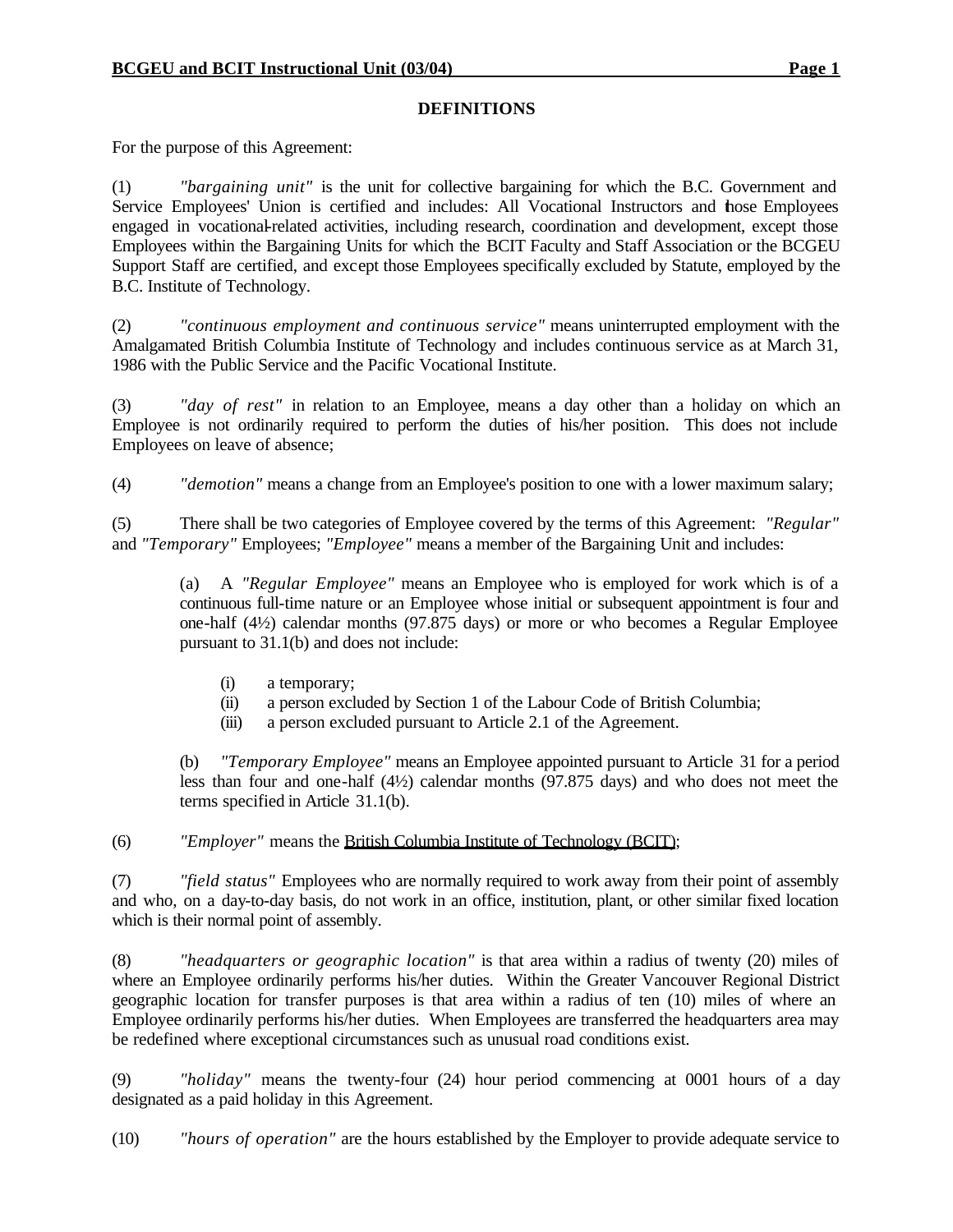## DEFINITIONS

For the purpose of this Agreement:

(1) *"bargaining unit"* is the unit for collective bargaining for which the B.C. Government and Service Employees' Union is certified and includes: All Vocational Instructors and those Employees engaged in vocational-related activities, including research, coordination and development, except those Employees within the Bargaining Units for which the BCIT Faculty and Staff Association or the BCGEU Support Staff are certified, and except those Employees specifically excluded by Statute, employed by the B.C. Institute of Technology.

(2) *"continuous employment and continuous service"* means uninterrupted employment with the Amalgamated British Columbia Institute of Technology and includes continuous service as at March 31, 1986 with the Public Service and the Pacific Vocational Institute.

(3) *"day of rest"* in relation to an Employee, means a day other than a holiday on which an Employee is not ordinarily required to perform the duties of his/her position. This does not include Employees on leave of absence;

(4) *"demotion"* means a change from an Employee's position to one with a lower maximum salary;

(5) There shall be two categories of Employee covered by the terms of this Agreement: *"Regular"* and *"Temporary"* Employees; *"Employee"* means a member of the Bargaining Unit and includes:

> (a) A *"Regular Employee"* means an Employee who is employed for work which is of a continuous full-time nature or an Employee whose initial or subsequent appointment is four and one-half (4½) calendar months (97.875 days) or more or who becomes a Regular Employee pursuant to 31.1(b) and does not include:
>
> > (i) a temporary;
> > (ii) a person excluded by Section 1 of the Labour Code of British Columbia;
> > (iii) a person excluded pursuant to Article 2.1 of the Agreement.
>
> (b) *"Temporary Employee"* means an Employee appointed pursuant to Article 31 for a period less than four and one-half (4½) calendar months (97.875 days) and who does not meet the terms specified in Article 31.1(b).

(6) *"Employer"* means the British Columbia Institute of Technology (BCIT);

(7) *"field status"* Employees who are normally required to work away from their point of assembly and who, on a day-to-day basis, do not work in an office, institution, plant, or other similar fixed location which is their normal point of assembly.

(8) *"headquarters or geographic location"* is that area within a radius of twenty (20) miles of where an Employee ordinarily performs his/her duties. Within the Greater Vancouver Regional District geographic location for transfer purposes is that area within a radius of ten (10) miles of where an Employee ordinarily performs his/her duties. When Employees are transferred the headquarters area may be redefined where exceptional circumstances such as unusual road conditions exist.

(9) *"holiday"* means the twenty-four (24) hour period commencing at 0001 hours of a day designated as a paid holiday in this Agreement.

(10) *"hours of operation"* are the hours established by the Employer to provide adequate service to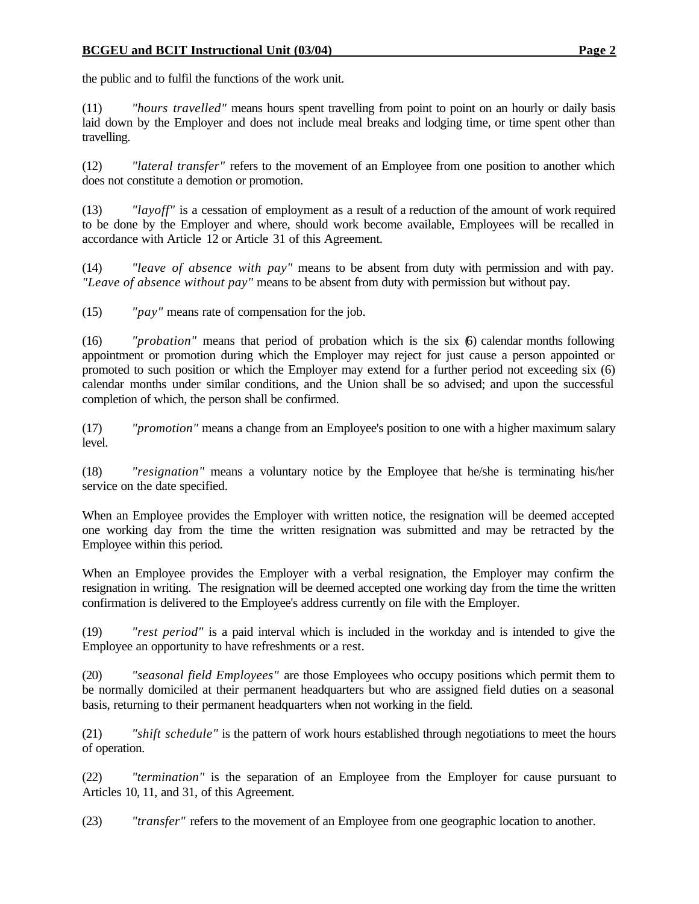the public and to fulfil the functions of the work unit.

(11) *"hours travelled"* means hours spent travelling from point to point on an hourly or daily basis laid down by the Employer and does not include meal breaks and lodging time, or time spent other than travelling.

(12) *"lateral transfer"* refers to the movement of an Employee from one position to another which does not constitute a demotion or promotion.

(13) *"layoff"* is a cessation of employment as a result of a reduction of the amount of work required to be done by the Employer and where, should work become available, Employees will be recalled in accordance with Article 12 or Article 31 of this Agreement.

(14) *"leave of absence with pay"* means to be absent from duty with permission and with pay. *"Leave of absence without pay"* means to be absent from duty with permission but without pay.

(15) *"pay"* means rate of compensation for the job.

(16) *"probation"* means that period of probation which is the six (6) calendar months following appointment or promotion during which the Employer may reject for just cause a person appointed or promoted to such position or which the Employer may extend for a further period not exceeding six (6) calendar months under similar conditions, and the Union shall be so advised; and upon the successful completion of which, the person shall be confirmed.

(17) *"promotion"* means a change from an Employee's position to one with a higher maximum salary level.

(18) *"resignation"* means a voluntary notice by the Employee that he/she is terminating his/her service on the date specified.

When an Employee provides the Employer with written notice, the resignation will be deemed accepted one working day from the time the written resignation was submitted and may be retracted by the Employee within this period.

When an Employee provides the Employer with a verbal resignation, the Employer may confirm the resignation in writing. The resignation will be deemed accepted one working day from the time the written confirmation is delivered to the Employee's address currently on file with the Employer.

(19) *"rest period"* is a paid interval which is included in the workday and is intended to give the Employee an opportunity to have refreshments or a rest.

(20) *"seasonal field Employees"* are those Employees who occupy positions which permit them to be normally domiciled at their permanent headquarters but who are assigned field duties on a seasonal basis, returning to their permanent headquarters when not working in the field.

(21) *"shift schedule"* is the pattern of work hours established through negotiations to meet the hours of operation.

(22) *"termination"* is the separation of an Employee from the Employer for cause pursuant to Articles 10, 11, and 31, of this Agreement.

(23) *"transfer"* refers to the movement of an Employee from one geographic location to another.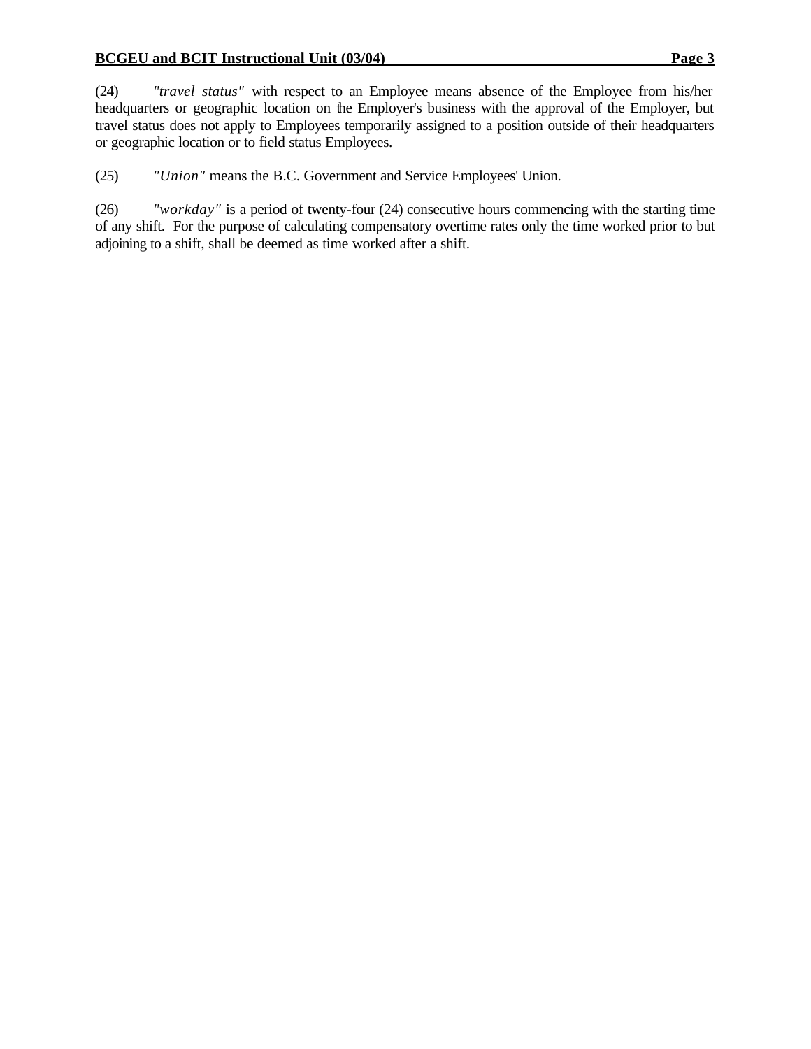(24) *"travel status"* with respect to an Employee means absence of the Employee from his/her headquarters or geographic location on the Employer's business with the approval of the Employer, but travel status does not apply to Employees temporarily assigned to a position outside of their headquarters or geographic location or to field status Employees.

(25) *"Union"* means the B.C. Government and Service Employees' Union.

(26) *"workday"* is a period of twenty-four (24) consecutive hours commencing with the starting time of any shift. For the purpose of calculating compensatory overtime rates only the time worked prior to but adjoining to a shift, shall be deemed as time worked after a shift.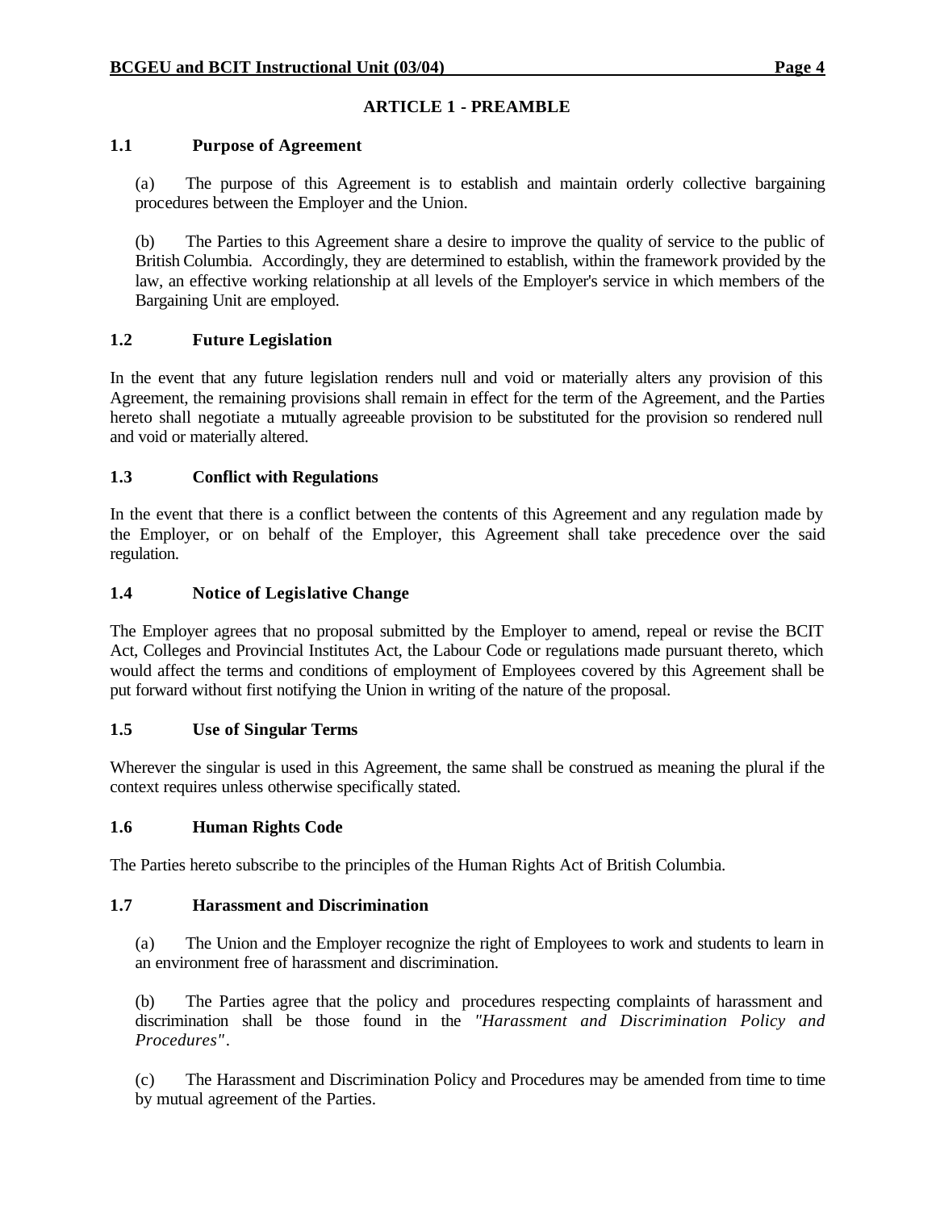## ARTICLE 1 - PREAMBLE

### 1.1 Purpose of Agreement

(a) The purpose of this Agreement is to establish and maintain orderly collective bargaining procedures between the Employer and the Union.

(b) The Parties to this Agreement share a desire to improve the quality of service to the public of British Columbia. Accordingly, they are determined to establish, within the framework provided by the law, an effective working relationship at all levels of the Employer's service in which members of the Bargaining Unit are employed.

### 1.2 Future Legislation

In the event that any future legislation renders null and void or materially alters any provision of this Agreement, the remaining provisions shall remain in effect for the term of the Agreement, and the Parties hereto shall negotiate a mutually agreeable provision to be substituted for the provision so rendered null and void or materially altered.

### 1.3 Conflict with Regulations

In the event that there is a conflict between the contents of this Agreement and any regulation made by the Employer, or on behalf of the Employer, this Agreement shall take precedence over the said regulation.

### 1.4 Notice of Legislative Change

The Employer agrees that no proposal submitted by the Employer to amend, repeal or revise the BCIT Act, Colleges and Provincial Institutes Act, the Labour Code or regulations made pursuant thereto, which would affect the terms and conditions of employment of Employees covered by this Agreement shall be put forward without first notifying the Union in writing of the nature of the proposal.

### 1.5 Use of Singular Terms

Wherever the singular is used in this Agreement, the same shall be construed as meaning the plural if the context requires unless otherwise specifically stated.

### 1.6 Human Rights Code

The Parties hereto subscribe to the principles of the Human Rights Act of British Columbia.

### 1.7 Harassment and Discrimination

(a) The Union and the Employer recognize the right of Employees to work and students to learn in an environment free of harassment and discrimination.

(b) The Parties agree that the policy and procedures respecting complaints of harassment and discrimination shall be those found in the *"Harassment and Discrimination Policy and Procedures"*.

(c) The Harassment and Discrimination Policy and Procedures may be amended from time to time by mutual agreement of the Parties.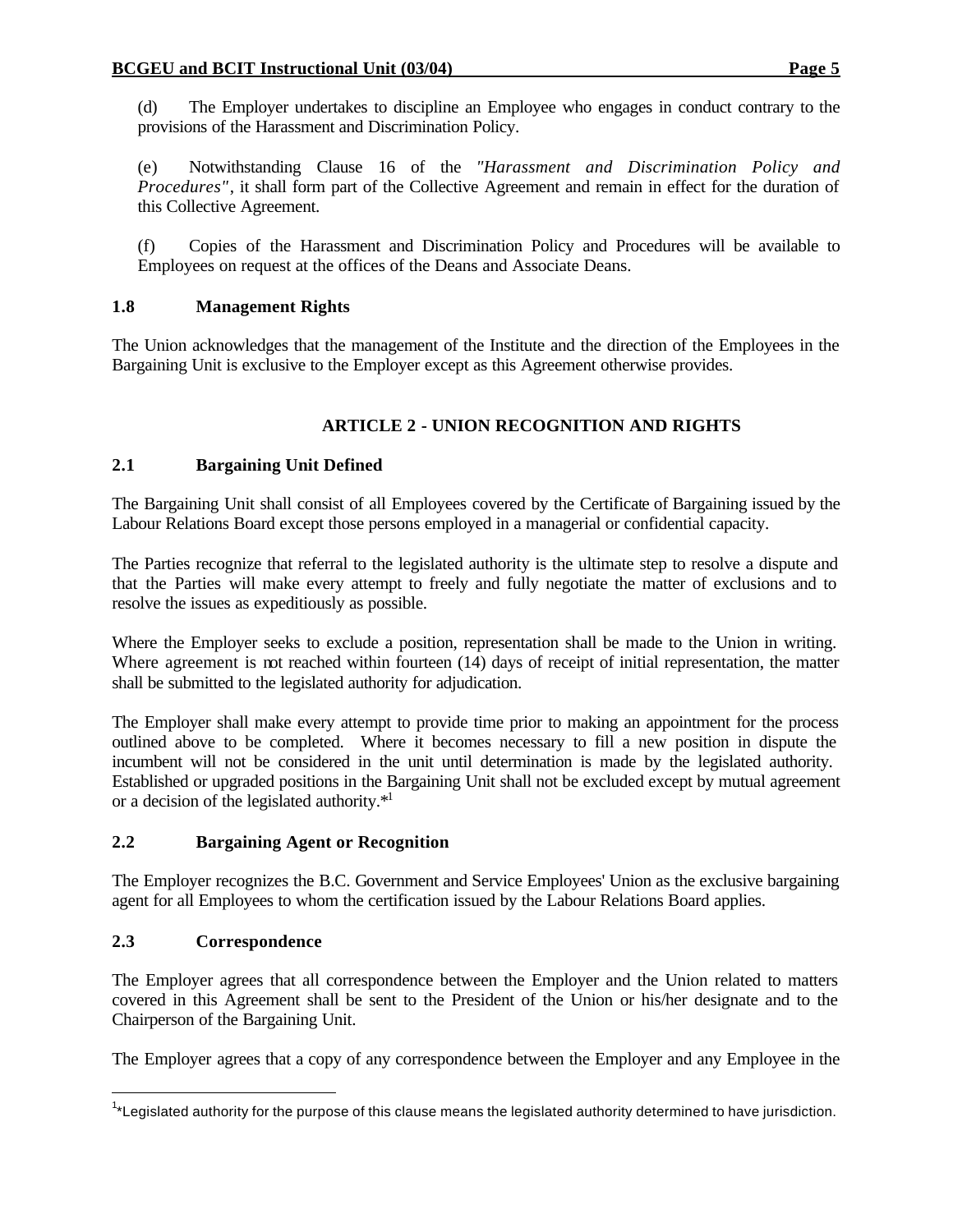(d) The Employer undertakes to discipline an Employee who engages in conduct contrary to the provisions of the Harassment and Discrimination Policy.

(e) Notwithstanding Clause 16 of the *"Harassment and Discrimination Policy and Procedures"*, it shall form part of the Collective Agreement and remain in effect for the duration of this Collective Agreement.

(f) Copies of the Harassment and Discrimination Policy and Procedures will be available to Employees on request at the offices of the Deans and Associate Deans.

### 1.8 Management Rights

The Union acknowledges that the management of the Institute and the direction of the Employees in the Bargaining Unit is exclusive to the Employer except as this Agreement otherwise provides.

## ARTICLE 2 - UNION RECOGNITION AND RIGHTS

### 2.1 Bargaining Unit Defined

The Bargaining Unit shall consist of all Employees covered by the Certificate of Bargaining issued by the Labour Relations Board except those persons employed in a managerial or confidential capacity.

The Parties recognize that referral to the legislated authority is the ultimate step to resolve a dispute and that the Parties will make every attempt to freely and fully negotiate the matter of exclusions and to resolve the issues as expeditiously as possible.

Where the Employer seeks to exclude a position, representation shall be made to the Union in writing. Where agreement is not reached within fourteen (14) days of receipt of initial representation, the matter shall be submitted to the legislated authority for adjudication.

The Employer shall make every attempt to provide time prior to making an appointment for the process outlined above to be completed. Where it becomes necessary to fill a new position in dispute the incumbent will not be considered in the unit until determination is made by the legislated authority. Established or upgraded positions in the Bargaining Unit shall not be excluded except by mutual agreement or a decision of the legislated authority.*[1]

### 2.2 Bargaining Agent or Recognition

The Employer recognizes the B.C. Government and Service Employees' Union as the exclusive bargaining agent for all Employees to whom the certification issued by the Labour Relations Board applies.

### 2.3 Correspondence

The Employer agrees that all correspondence between the Employer and the Union related to matters covered in this Agreement shall be sent to the President of the Union or his/her designate and to the Chairperson of the Bargaining Unit.

The Employer agrees that a copy of any correspondence between the Employer and any Employee in the

---

[1]*Legislated authority for the purpose of this clause means the legislated authority determined to have jurisdiction.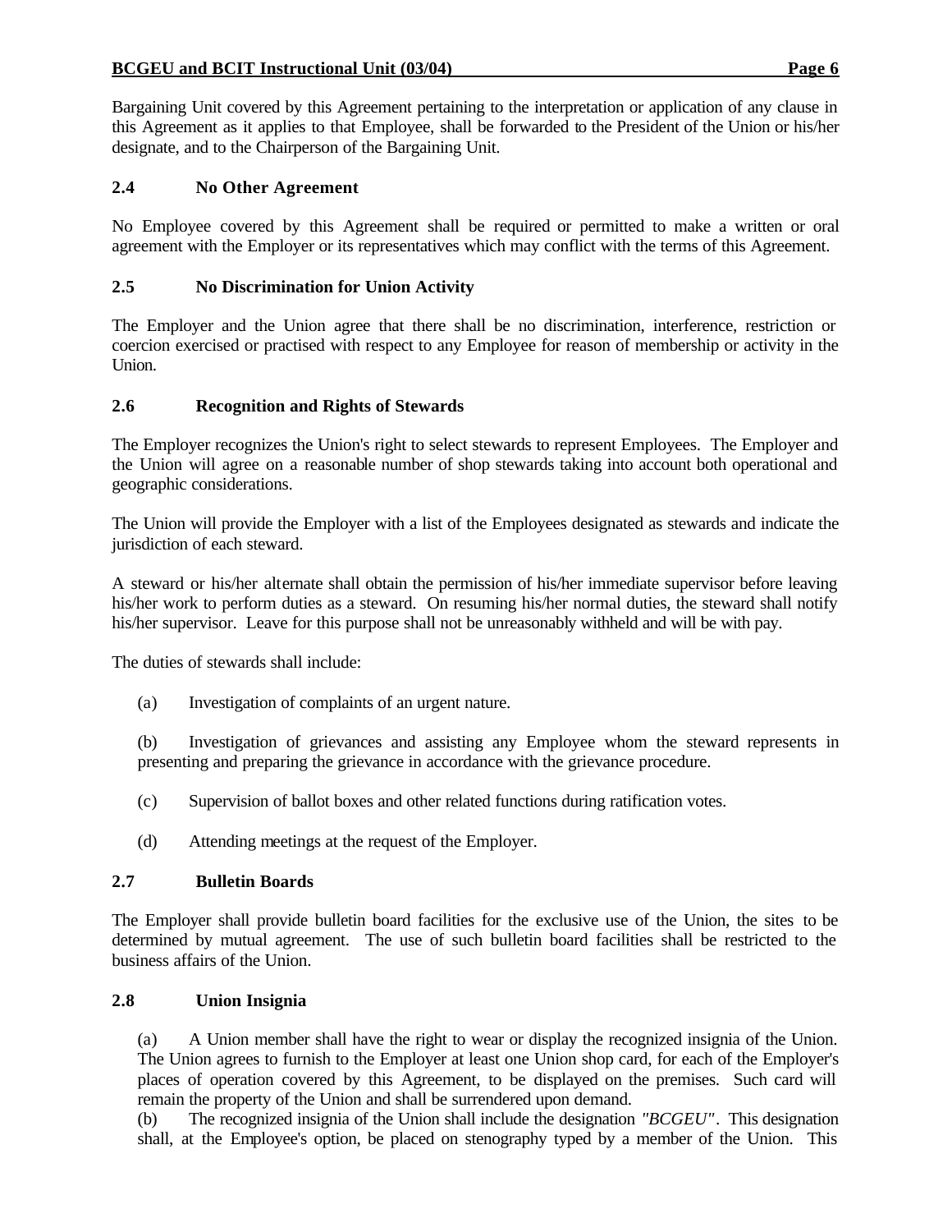Bargaining Unit covered by this Agreement pertaining to the interpretation or application of any clause in this Agreement as it applies to that Employee, shall be forwarded to the President of the Union or his/her designate, and to the Chairperson of the Bargaining Unit.

### 2.4 No Other Agreement

No Employee covered by this Agreement shall be required or permitted to make a written or oral agreement with the Employer or its representatives which may conflict with the terms of this Agreement.

### 2.5 No Discrimination for Union Activity

The Employer and the Union agree that there shall be no discrimination, interference, restriction or coercion exercised or practised with respect to any Employee for reason of membership or activity in the Union.

### 2.6 Recognition and Rights of Stewards

The Employer recognizes the Union's right to select stewards to represent Employees. The Employer and the Union will agree on a reasonable number of shop stewards taking into account both operational and geographic considerations.

The Union will provide the Employer with a list of the Employees designated as stewards and indicate the jurisdiction of each steward.

A steward or his/her alternate shall obtain the permission of his/her immediate supervisor before leaving his/her work to perform duties as a steward. On resuming his/her normal duties, the steward shall notify his/her supervisor. Leave for this purpose shall not be unreasonably withheld and will be with pay.

The duties of stewards shall include:

(a) Investigation of complaints of an urgent nature.

(b) Investigation of grievances and assisting any Employee whom the steward represents in presenting and preparing the grievance in accordance with the grievance procedure.

(c) Supervision of ballot boxes and other related functions during ratification votes.

(d) Attending meetings at the request of the Employer.

### 2.7 Bulletin Boards

The Employer shall provide bulletin board facilities for the exclusive use of the Union, the sites to be determined by mutual agreement. The use of such bulletin board facilities shall be restricted to the business affairs of the Union.

### 2.8 Union Insignia

(a) A Union member shall have the right to wear or display the recognized insignia of the Union. The Union agrees to furnish to the Employer at least one Union shop card, for each of the Employer's places of operation covered by this Agreement, to be displayed on the premises. Such card will remain the property of the Union and shall be surrendered upon demand.

(b) The recognized insignia of the Union shall include the designation *"BCGEU"*. This designation shall, at the Employee's option, be placed on stenography typed by a member of the Union. This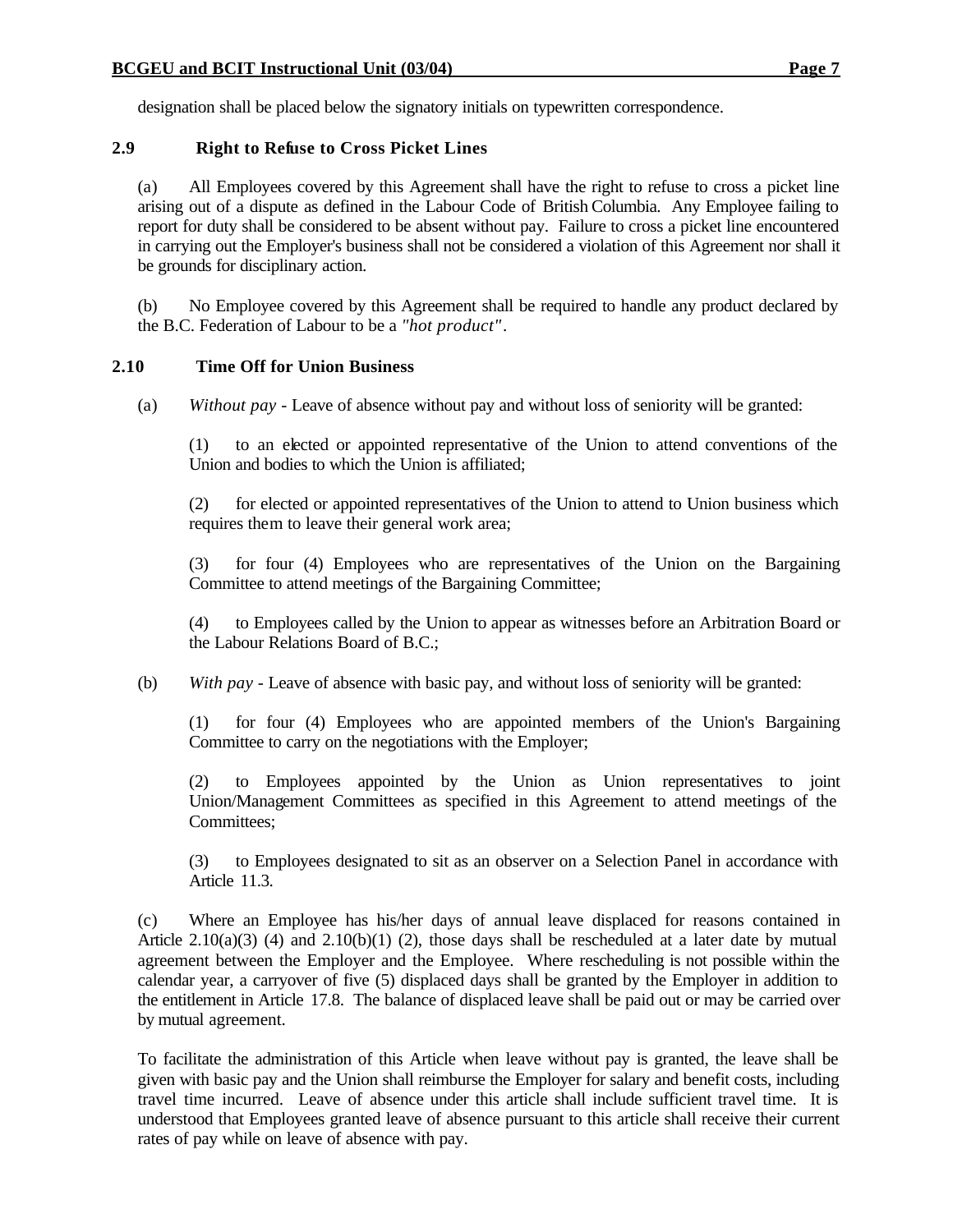designation shall be placed below the signatory initials on typewritten correspondence.

### 2.9 Right to Refuse to Cross Picket Lines

(a) All Employees covered by this Agreement shall have the right to refuse to cross a picket line arising out of a dispute as defined in the Labour Code of British Columbia. Any Employee failing to report for duty shall be considered to be absent without pay. Failure to cross a picket line encountered in carrying out the Employer's business shall not be considered a violation of this Agreement nor shall it be grounds for disciplinary action.

(b) No Employee covered by this Agreement shall be required to handle any product declared by the B.C. Federation of Labour to be a *"hot product"*.

### 2.10 Time Off for Union Business

(a) *Without pay* - Leave of absence without pay and without loss of seniority will be granted:

(1) to an elected or appointed representative of the Union to attend conventions of the Union and bodies to which the Union is affiliated;

(2) for elected or appointed representatives of the Union to attend to Union business which requires them to leave their general work area;

(3) for four (4) Employees who are representatives of the Union on the Bargaining Committee to attend meetings of the Bargaining Committee;

(4) to Employees called by the Union to appear as witnesses before an Arbitration Board or the Labour Relations Board of B.C.;

(b) *With pay* - Leave of absence with basic pay, and without loss of seniority will be granted:

(1) for four (4) Employees who are appointed members of the Union's Bargaining Committee to carry on the negotiations with the Employer;

(2) to Employees appointed by the Union as Union representatives to joint Union/Management Committees as specified in this Agreement to attend meetings of the Committees;

(3) to Employees designated to sit as an observer on a Selection Panel in accordance with Article 11.3.

(c) Where an Employee has his/her days of annual leave displaced for reasons contained in Article 2.10(a)(3) (4) and 2.10(b)(1) (2), those days shall be rescheduled at a later date by mutual agreement between the Employer and the Employee. Where rescheduling is not possible within the calendar year, a carryover of five (5) displaced days shall be granted by the Employer in addition to the entitlement in Article 17.8. The balance of displaced leave shall be paid out or may be carried over by mutual agreement.

To facilitate the administration of this Article when leave without pay is granted, the leave shall be given with basic pay and the Union shall reimburse the Employer for salary and benefit costs, including travel time incurred. Leave of absence under this article shall include sufficient travel time. It is understood that Employees granted leave of absence pursuant to this article shall receive their current rates of pay while on leave of absence with pay.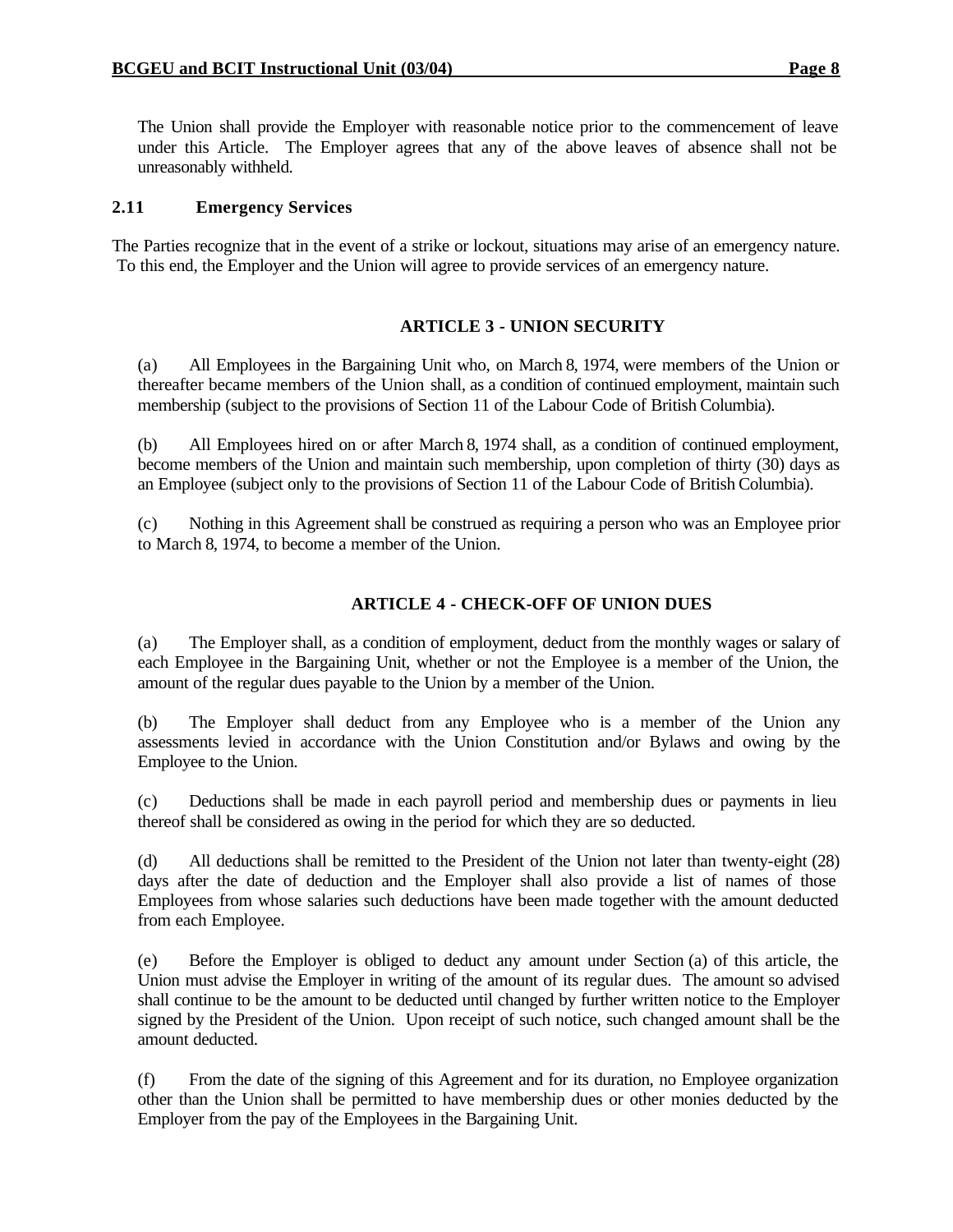The Union shall provide the Employer with reasonable notice prior to the commencement of leave under this Article. The Employer agrees that any of the above leaves of absence shall not be unreasonably withheld.

### 2.11 Emergency Services

The Parties recognize that in the event of a strike or lockout, situations may arise of an emergency nature. To this end, the Employer and the Union will agree to provide services of an emergency nature.

## ARTICLE 3 - UNION SECURITY

(a) All Employees in the Bargaining Unit who, on March 8, 1974, were members of the Union or thereafter became members of the Union shall, as a condition of continued employment, maintain such membership (subject to the provisions of Section 11 of the Labour Code of British Columbia).

(b) All Employees hired on or after March 8, 1974 shall, as a condition of continued employment, become members of the Union and maintain such membership, upon completion of thirty (30) days as an Employee (subject only to the provisions of Section 11 of the Labour Code of British Columbia).

(c) Nothing in this Agreement shall be construed as requiring a person who was an Employee prior to March 8, 1974, to become a member of the Union.

## ARTICLE 4 - CHECK-OFF OF UNION DUES

(a) The Employer shall, as a condition of employment, deduct from the monthly wages or salary of each Employee in the Bargaining Unit, whether or not the Employee is a member of the Union, the amount of the regular dues payable to the Union by a member of the Union.

(b) The Employer shall deduct from any Employee who is a member of the Union any assessments levied in accordance with the Union Constitution and/or Bylaws and owing by the Employee to the Union.

(c) Deductions shall be made in each payroll period and membership dues or payments in lieu thereof shall be considered as owing in the period for which they are so deducted.

(d) All deductions shall be remitted to the President of the Union not later than twenty-eight (28) days after the date of deduction and the Employer shall also provide a list of names of those Employees from whose salaries such deductions have been made together with the amount deducted from each Employee.

(e) Before the Employer is obliged to deduct any amount under Section (a) of this article, the Union must advise the Employer in writing of the amount of its regular dues. The amount so advised shall continue to be the amount to be deducted until changed by further written notice to the Employer signed by the President of the Union. Upon receipt of such notice, such changed amount shall be the amount deducted.

(f) From the date of the signing of this Agreement and for its duration, no Employee organization other than the Union shall be permitted to have membership dues or other monies deducted by the Employer from the pay of the Employees in the Bargaining Unit.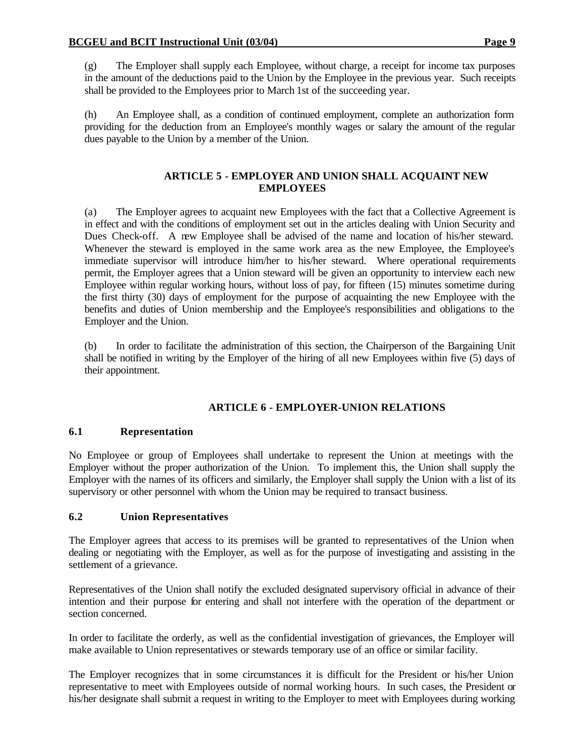(g) The Employer shall supply each Employee, without charge, a receipt for income tax purposes in the amount of the deductions paid to the Union by the Employee in the previous year. Such receipts shall be provided to the Employees prior to March 1st of the succeeding year.

(h) An Employee shall, as a condition of continued employment, complete an authorization form providing for the deduction from an Employee's monthly wages or salary the amount of the regular dues payable to the Union by a member of the Union.

## ARTICLE 5 - EMPLOYER AND UNION SHALL ACQUAINT NEW EMPLOYEES

(a) The Employer agrees to acquaint new Employees with the fact that a Collective Agreement is in effect and with the conditions of employment set out in the articles dealing with Union Security and Dues Check-off. A new Employee shall be advised of the name and location of his/her steward. Whenever the steward is employed in the same work area as the new Employee, the Employee's immediate supervisor will introduce him/her to his/her steward. Where operational requirements permit, the Employer agrees that a Union steward will be given an opportunity to interview each new Employee within regular working hours, without loss of pay, for fifteen (15) minutes sometime during the first thirty (30) days of employment for the purpose of acquainting the new Employee with the benefits and duties of Union membership and the Employee's responsibilities and obligations to the Employer and the Union.

(b) In order to facilitate the administration of this section, the Chairperson of the Bargaining Unit shall be notified in writing by the Employer of the hiring of all new Employees within five (5) days of their appointment.

## ARTICLE 6 - EMPLOYER-UNION RELATIONS

### 6.1 Representation

No Employee or group of Employees shall undertake to represent the Union at meetings with the Employer without the proper authorization of the Union. To implement this, the Union shall supply the Employer with the names of its officers and similarly, the Employer shall supply the Union with a list of its supervisory or other personnel with whom the Union may be required to transact business.

### 6.2 Union Representatives

The Employer agrees that access to its premises will be granted to representatives of the Union when dealing or negotiating with the Employer, as well as for the purpose of investigating and assisting in the settlement of a grievance.

Representatives of the Union shall notify the excluded designated supervisory official in advance of their intention and their purpose for entering and shall not interfere with the operation of the department or section concerned.

In order to facilitate the orderly, as well as the confidential investigation of grievances, the Employer will make available to Union representatives or stewards temporary use of an office or similar facility.

The Employer recognizes that in some circumstances it is difficult for the President or his/her Union representative to meet with Employees outside of normal working hours. In such cases, the President or his/her designate shall submit a request in writing to the Employer to meet with Employees during working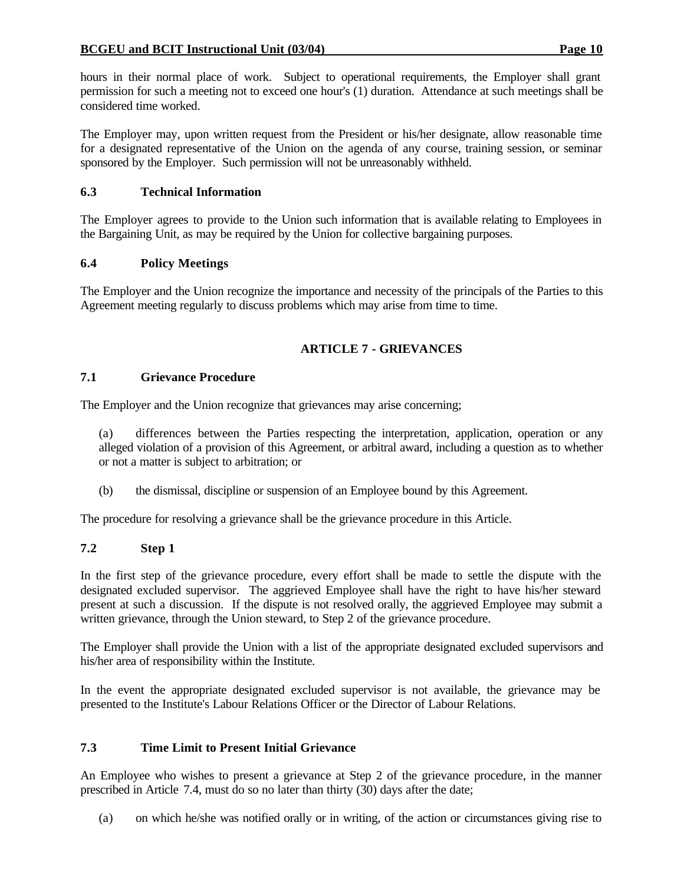hours in their normal place of work. Subject to operational requirements, the Employer shall grant permission for such a meeting not to exceed one hour's (1) duration. Attendance at such meetings shall be considered time worked.

The Employer may, upon written request from the President or his/her designate, allow reasonable time for a designated representative of the Union on the agenda of any course, training session, or seminar sponsored by the Employer. Such permission will not be unreasonably withheld.

### 6.3 Technical Information

The Employer agrees to provide to the Union such information that is available relating to Employees in the Bargaining Unit, as may be required by the Union for collective bargaining purposes.

### 6.4 Policy Meetings

The Employer and the Union recognize the importance and necessity of the principals of the Parties to this Agreement meeting regularly to discuss problems which may arise from time to time.

## ARTICLE 7 - GRIEVANCES

### 7.1 Grievance Procedure

The Employer and the Union recognize that grievances may arise concerning;

(a) differences between the Parties respecting the interpretation, application, operation or any alleged violation of a provision of this Agreement, or arbitral award, including a question as to whether or not a matter is subject to arbitration; or

(b) the dismissal, discipline or suspension of an Employee bound by this Agreement.

The procedure for resolving a grievance shall be the grievance procedure in this Article.

### 7.2 Step 1

In the first step of the grievance procedure, every effort shall be made to settle the dispute with the designated excluded supervisor. The aggrieved Employee shall have the right to have his/her steward present at such a discussion. If the dispute is not resolved orally, the aggrieved Employee may submit a written grievance, through the Union steward, to Step 2 of the grievance procedure.

The Employer shall provide the Union with a list of the appropriate designated excluded supervisors and his/her area of responsibility within the Institute.

In the event the appropriate designated excluded supervisor is not available, the grievance may be presented to the Institute's Labour Relations Officer or the Director of Labour Relations.

### 7.3 Time Limit to Present Initial Grievance

An Employee who wishes to present a grievance at Step 2 of the grievance procedure, in the manner prescribed in Article 7.4, must do so no later than thirty (30) days after the date;

(a) on which he/she was notified orally or in writing, of the action or circumstances giving rise to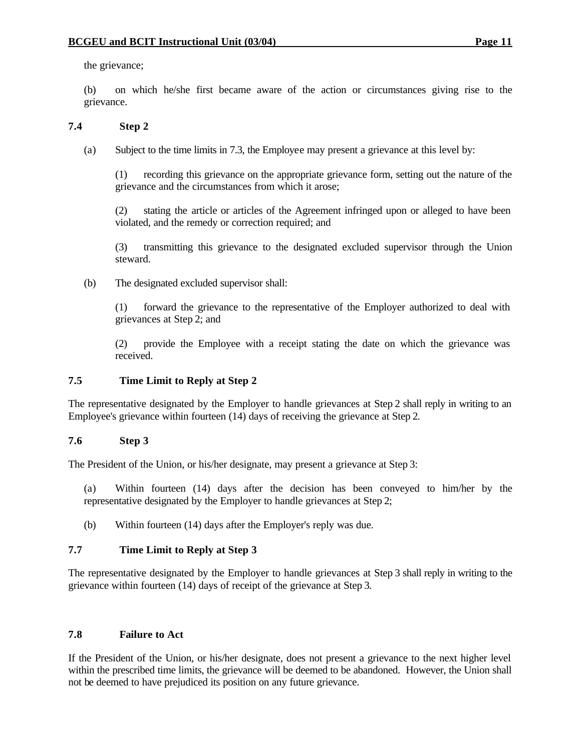the grievance;

(b) on which he/she first became aware of the action or circumstances giving rise to the grievance.

### 7.4 Step 2

(a) Subject to the time limits in 7.3, the Employee may present a grievance at this level by:

(1) recording this grievance on the appropriate grievance form, setting out the nature of the grievance and the circumstances from which it arose;

(2) stating the article or articles of the Agreement infringed upon or alleged to have been violated, and the remedy or correction required; and

(3) transmitting this grievance to the designated excluded supervisor through the Union steward.

(b) The designated excluded supervisor shall:

(1) forward the grievance to the representative of the Employer authorized to deal with grievances at Step 2; and

(2) provide the Employee with a receipt stating the date on which the grievance was received.

### 7.5 Time Limit to Reply at Step 2

The representative designated by the Employer to handle grievances at Step 2 shall reply in writing to an Employee's grievance within fourteen (14) days of receiving the grievance at Step 2.

### 7.6 Step 3

The President of the Union, or his/her designate, may present a grievance at Step 3:

(a) Within fourteen (14) days after the decision has been conveyed to him/her by the representative designated by the Employer to handle grievances at Step 2;

(b) Within fourteen (14) days after the Employer's reply was due.

### 7.7 Time Limit to Reply at Step 3

The representative designated by the Employer to handle grievances at Step 3 shall reply in writing to the grievance within fourteen (14) days of receipt of the grievance at Step 3.

### 7.8 Failure to Act

If the President of the Union, or his/her designate, does not present a grievance to the next higher level within the prescribed time limits, the grievance will be deemed to be abandoned. However, the Union shall not be deemed to have prejudiced its position on any future grievance.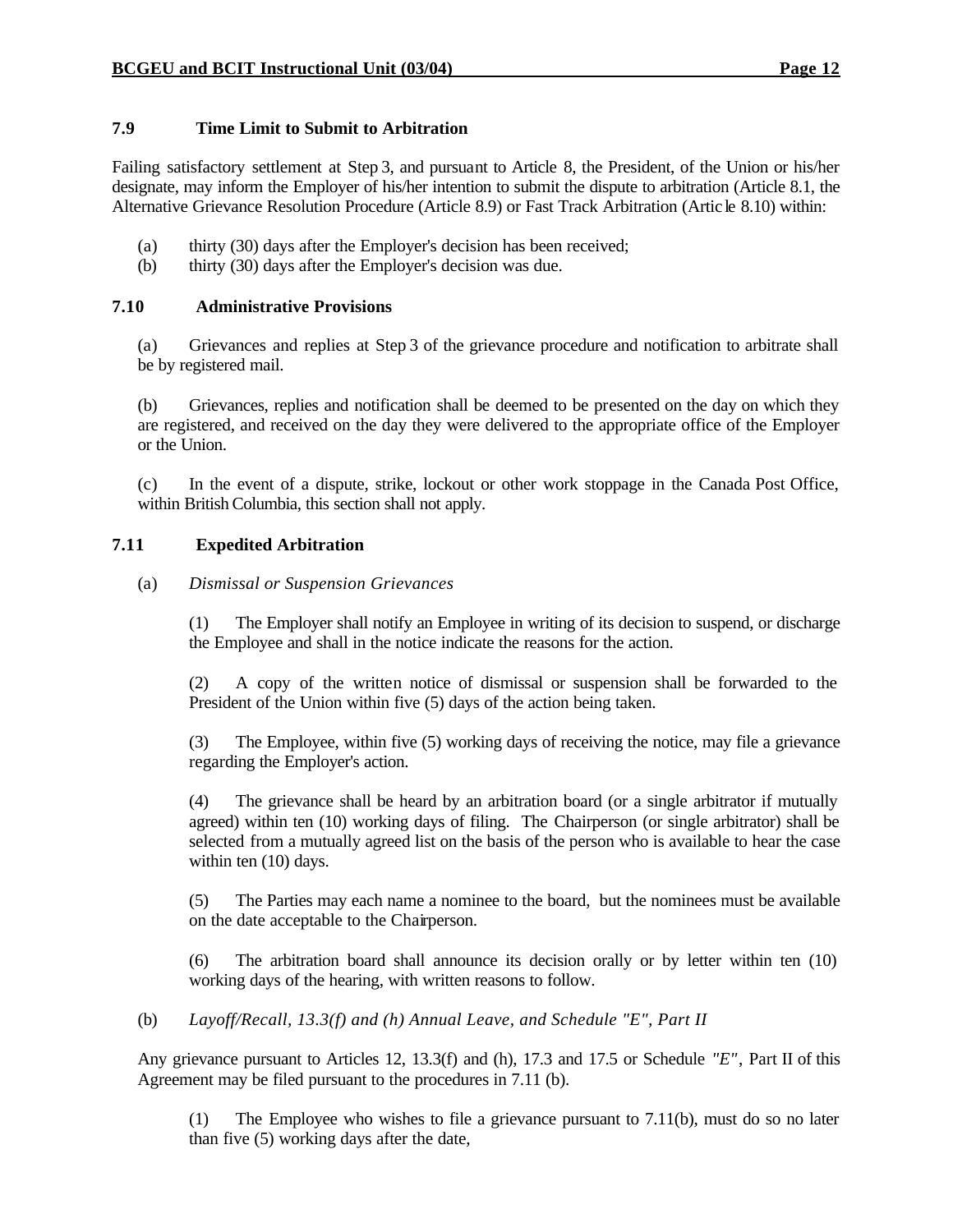### 7.9 Time Limit to Submit to Arbitration

Failing satisfactory settlement at Step 3, and pursuant to Article 8, the President, of the Union or his/her designate, may inform the Employer of his/her intention to submit the dispute to arbitration (Article 8.1, the Alternative Grievance Resolution Procedure (Article 8.9) or Fast Track Arbitration (Article 8.10) within:

(a) thirty (30) days after the Employer's decision has been received;
(b) thirty (30) days after the Employer's decision was due.

### 7.10 Administrative Provisions

(a) Grievances and replies at Step 3 of the grievance procedure and notification to arbitrate shall be by registered mail.

(b) Grievances, replies and notification shall be deemed to be presented on the day on which they are registered, and received on the day they were delivered to the appropriate office of the Employer or the Union.

(c) In the event of a dispute, strike, lockout or other work stoppage in the Canada Post Office, within British Columbia, this section shall not apply.

### 7.11 Expedited Arbitration

(a) *Dismissal or Suspension Grievances*

(1) The Employer shall notify an Employee in writing of its decision to suspend, or discharge the Employee and shall in the notice indicate the reasons for the action.

(2) A copy of the written notice of dismissal or suspension shall be forwarded to the President of the Union within five (5) days of the action being taken.

(3) The Employee, within five (5) working days of receiving the notice, may file a grievance regarding the Employer's action.

(4) The grievance shall be heard by an arbitration board (or a single arbitrator if mutually agreed) within ten (10) working days of filing. The Chairperson (or single arbitrator) shall be selected from a mutually agreed list on the basis of the person who is available to hear the case within ten (10) days.

(5) The Parties may each name a nominee to the board, but the nominees must be available on the date acceptable to the Chairperson.

(6) The arbitration board shall announce its decision orally or by letter within ten (10) working days of the hearing, with written reasons to follow.

(b) *Layoff/Recall, 13.3(f) and (h) Annual Leave, and Schedule "E", Part II*

Any grievance pursuant to Articles 12, 13.3(f) and (h), 17.3 and 17.5 or Schedule *"E"*, Part II of this Agreement may be filed pursuant to the procedures in 7.11 (b).

(1) The Employee who wishes to file a grievance pursuant to 7.11(b), must do so no later than five (5) working days after the date,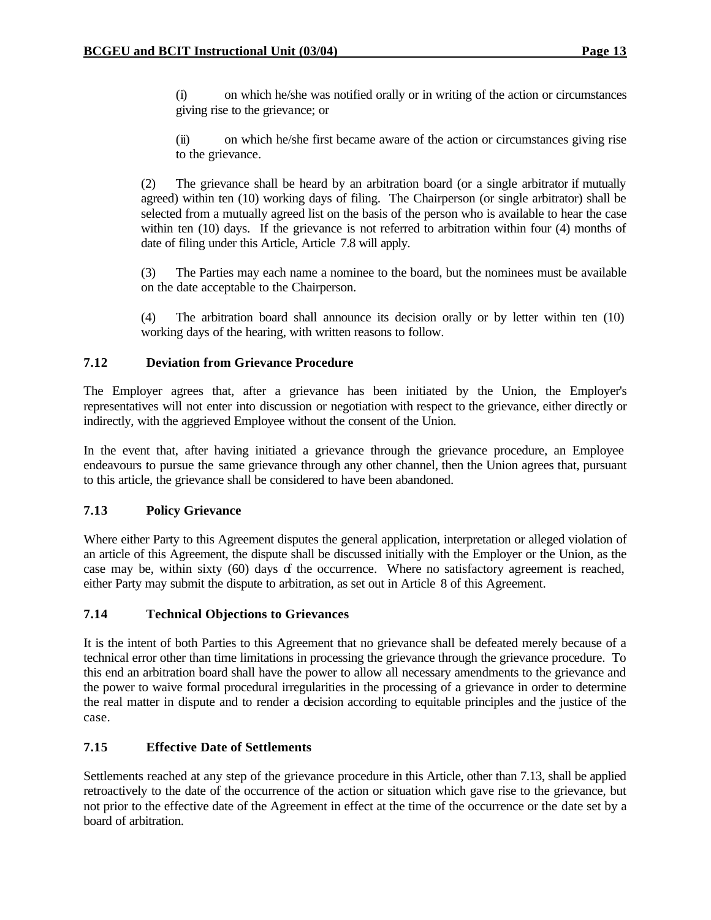(i) on which he/she was notified orally or in writing of the action or circumstances giving rise to the grievance; or

(ii) on which he/she first became aware of the action or circumstances giving rise to the grievance.

(2) The grievance shall be heard by an arbitration board (or a single arbitrator if mutually agreed) within ten (10) working days of filing. The Chairperson (or single arbitrator) shall be selected from a mutually agreed list on the basis of the person who is available to hear the case within ten (10) days. If the grievance is not referred to arbitration within four (4) months of date of filing under this Article, Article 7.8 will apply.

(3) The Parties may each name a nominee to the board, but the nominees must be available on the date acceptable to the Chairperson.

(4) The arbitration board shall announce its decision orally or by letter within ten (10) working days of the hearing, with written reasons to follow.

### 7.12 Deviation from Grievance Procedure

The Employer agrees that, after a grievance has been initiated by the Union, the Employer's representatives will not enter into discussion or negotiation with respect to the grievance, either directly or indirectly, with the aggrieved Employee without the consent of the Union.

In the event that, after having initiated a grievance through the grievance procedure, an Employee endeavours to pursue the same grievance through any other channel, then the Union agrees that, pursuant to this article, the grievance shall be considered to have been abandoned.

### 7.13 Policy Grievance

Where either Party to this Agreement disputes the general application, interpretation or alleged violation of an article of this Agreement, the dispute shall be discussed initially with the Employer or the Union, as the case may be, within sixty (60) days of the occurrence. Where no satisfactory agreement is reached, either Party may submit the dispute to arbitration, as set out in Article 8 of this Agreement.

### 7.14 Technical Objections to Grievances

It is the intent of both Parties to this Agreement that no grievance shall be defeated merely because of a technical error other than time limitations in processing the grievance through the grievance procedure. To this end an arbitration board shall have the power to allow all necessary amendments to the grievance and the power to waive formal procedural irregularities in the processing of a grievance in order to determine the real matter in dispute and to render a decision according to equitable principles and the justice of the case.

### 7.15 Effective Date of Settlements

Settlements reached at any step of the grievance procedure in this Article, other than 7.13, shall be applied retroactively to the date of the occurrence of the action or situation which gave rise to the grievance, but not prior to the effective date of the Agreement in effect at the time of the occurrence or the date set by a board of arbitration.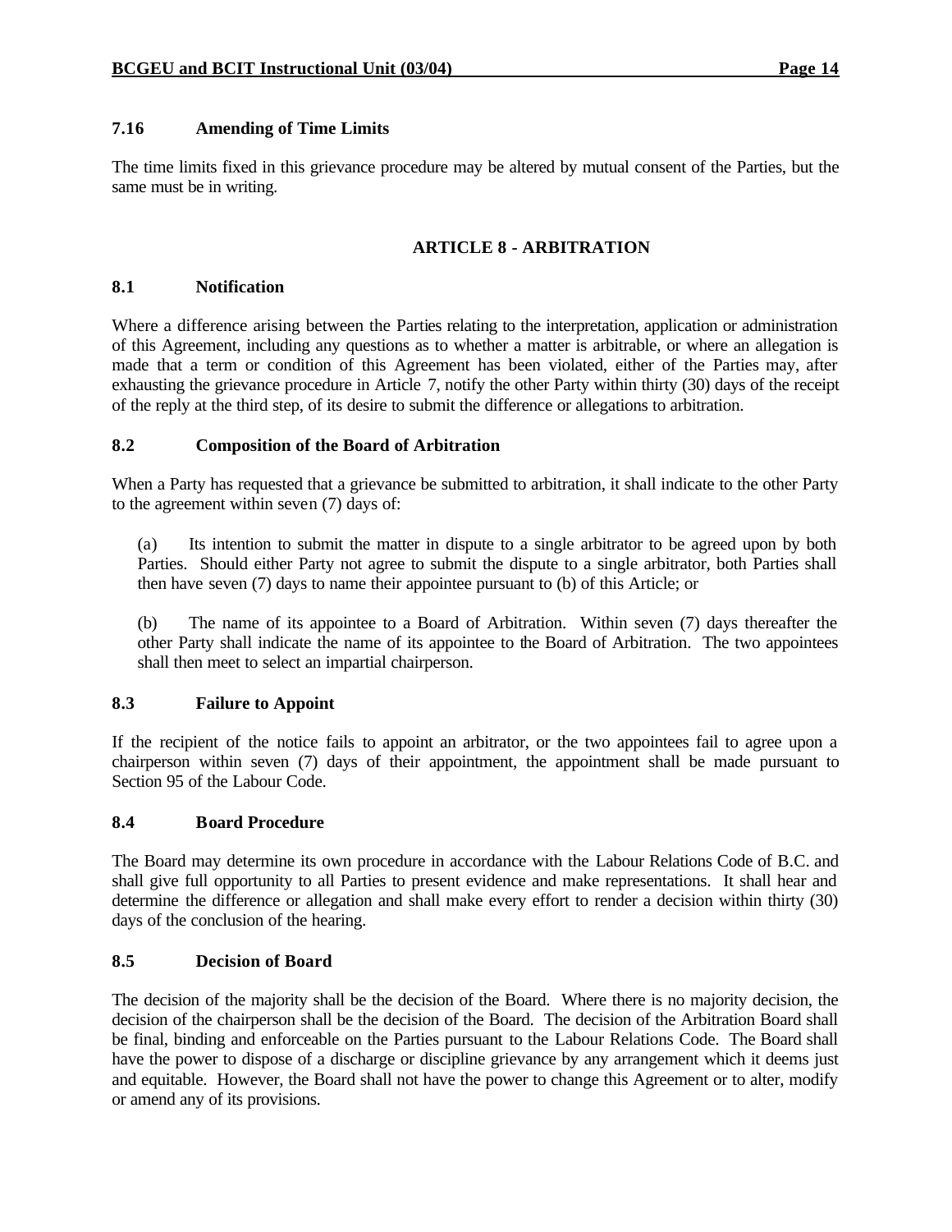### 7.16 Amending of Time Limits

The time limits fixed in this grievance procedure may be altered by mutual consent of the Parties, but the same must be in writing.

## ARTICLE 8 - ARBITRATION

### 8.1 Notification

Where a difference arising between the Parties relating to the interpretation, application or administration of this Agreement, including any questions as to whether a matter is arbitrable, or where an allegation is made that a term or condition of this Agreement has been violated, either of the Parties may, after exhausting the grievance procedure in Article 7, notify the other Party within thirty (30) days of the receipt of the reply at the third step, of its desire to submit the difference or allegations to arbitration.

### 8.2 Composition of the Board of Arbitration

When a Party has requested that a grievance be submitted to arbitration, it shall indicate to the other Party to the agreement within seven (7) days of:

(a) Its intention to submit the matter in dispute to a single arbitrator to be agreed upon by both Parties. Should either Party not agree to submit the dispute to a single arbitrator, both Parties shall then have seven (7) days to name their appointee pursuant to (b) of this Article; or

(b) The name of its appointee to a Board of Arbitration. Within seven (7) days thereafter the other Party shall indicate the name of its appointee to the Board of Arbitration. The two appointees shall then meet to select an impartial chairperson.

### 8.3 Failure to Appoint

If the recipient of the notice fails to appoint an arbitrator, or the two appointees fail to agree upon a chairperson within seven (7) days of their appointment, the appointment shall be made pursuant to Section 95 of the Labour Code.

### 8.4 Board Procedure

The Board may determine its own procedure in accordance with the Labour Relations Code of B.C. and shall give full opportunity to all Parties to present evidence and make representations. It shall hear and determine the difference or allegation and shall make every effort to render a decision within thirty (30) days of the conclusion of the hearing.

### 8.5 Decision of Board

The decision of the majority shall be the decision of the Board. Where there is no majority decision, the decision of the chairperson shall be the decision of the Board. The decision of the Arbitration Board shall be final, binding and enforceable on the Parties pursuant to the Labour Relations Code. The Board shall have the power to dispose of a discharge or discipline grievance by any arrangement which it deems just and equitable. However, the Board shall not have the power to change this Agreement or to alter, modify or amend any of its provisions.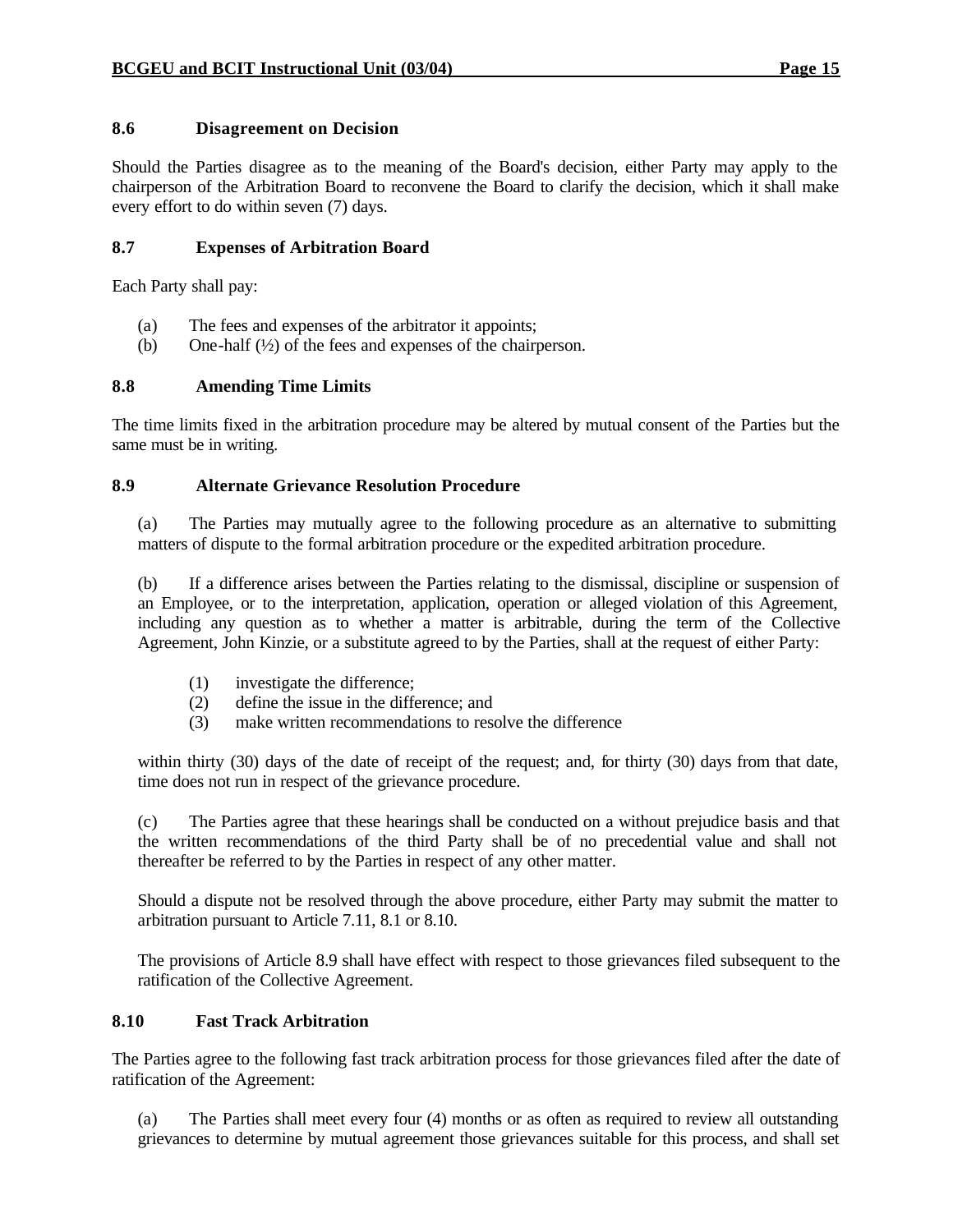### 8.6 Disagreement on Decision

Should the Parties disagree as to the meaning of the Board's decision, either Party may apply to the chairperson of the Arbitration Board to reconvene the Board to clarify the decision, which it shall make every effort to do within seven (7) days.

### 8.7 Expenses of Arbitration Board

Each Party shall pay:

(a) The fees and expenses of the arbitrator it appoints;
(b) One-half (½) of the fees and expenses of the chairperson.

### 8.8 Amending Time Limits

The time limits fixed in the arbitration procedure may be altered by mutual consent of the Parties but the same must be in writing.

### 8.9 Alternate Grievance Resolution Procedure

(a) The Parties may mutually agree to the following procedure as an alternative to submitting matters of dispute to the formal arbitration procedure or the expedited arbitration procedure.

(b) If a difference arises between the Parties relating to the dismissal, discipline or suspension of an Employee, or to the interpretation, application, operation or alleged violation of this Agreement, including any question as to whether a matter is arbitrable, during the term of the Collective Agreement, John Kinzie, or a substitute agreed to by the Parties, shall at the request of either Party:

(1) investigate the difference;
(2) define the issue in the difference; and
(3) make written recommendations to resolve the difference

within thirty (30) days of the date of receipt of the request; and, for thirty (30) days from that date, time does not run in respect of the grievance procedure.

(c) The Parties agree that these hearings shall be conducted on a without prejudice basis and that the written recommendations of the third Party shall be of no precedential value and shall not thereafter be referred to by the Parties in respect of any other matter.

Should a dispute not be resolved through the above procedure, either Party may submit the matter to arbitration pursuant to Article 7.11, 8.1 or 8.10.

The provisions of Article 8.9 shall have effect with respect to those grievances filed subsequent to the ratification of the Collective Agreement.

### 8.10 Fast Track Arbitration

The Parties agree to the following fast track arbitration process for those grievances filed after the date of ratification of the Agreement:

(a) The Parties shall meet every four (4) months or as often as required to review all outstanding grievances to determine by mutual agreement those grievances suitable for this process, and shall set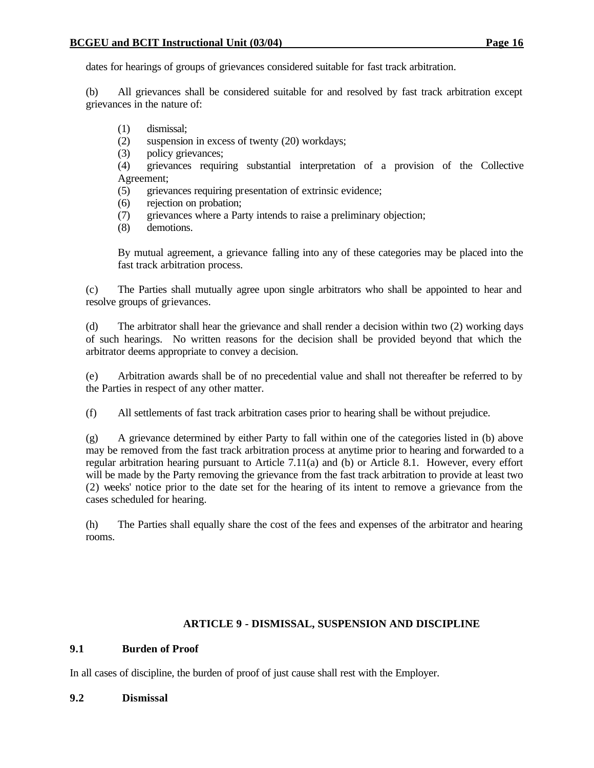dates for hearings of groups of grievances considered suitable for fast track arbitration.

(b) All grievances shall be considered suitable for and resolved by fast track arbitration except grievances in the nature of:

(1) dismissal;
(2) suspension in excess of twenty (20) workdays;
(3) policy grievances;
(4) grievances requiring substantial interpretation of a provision of the Collective Agreement;
(5) grievances requiring presentation of extrinsic evidence;
(6) rejection on probation;
(7) grievances where a Party intends to raise a preliminary objection;
(8) demotions.

By mutual agreement, a grievance falling into any of these categories may be placed into the fast track arbitration process.

(c) The Parties shall mutually agree upon single arbitrators who shall be appointed to hear and resolve groups of grievances.

(d) The arbitrator shall hear the grievance and shall render a decision within two (2) working days of such hearings. No written reasons for the decision shall be provided beyond that which the arbitrator deems appropriate to convey a decision.

(e) Arbitration awards shall be of no precedential value and shall not thereafter be referred to by the Parties in respect of any other matter.

(f) All settlements of fast track arbitration cases prior to hearing shall be without prejudice.

(g) A grievance determined by either Party to fall within one of the categories listed in (b) above may be removed from the fast track arbitration process at anytime prior to hearing and forwarded to a regular arbitration hearing pursuant to Article 7.11(a) and (b) or Article 8.1. However, every effort will be made by the Party removing the grievance from the fast track arbitration to provide at least two (2) weeks' notice prior to the date set for the hearing of its intent to remove a grievance from the cases scheduled for hearing.

(h) The Parties shall equally share the cost of the fees and expenses of the arbitrator and hearing rooms.

## ARTICLE 9 - DISMISSAL, SUSPENSION AND DISCIPLINE

### 9.1 Burden of Proof

In all cases of discipline, the burden of proof of just cause shall rest with the Employer.

### 9.2 Dismissal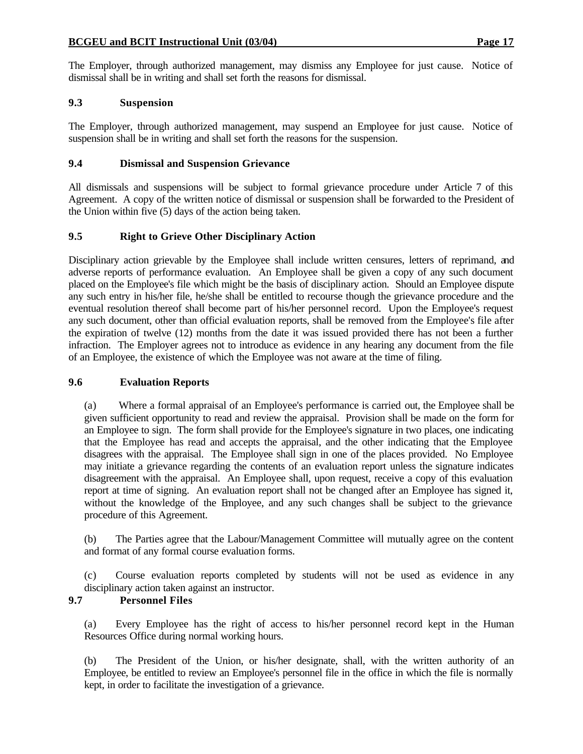The Employer, through authorized management, may dismiss any Employee for just cause. Notice of dismissal shall be in writing and shall set forth the reasons for dismissal.

### 9.3 Suspension

The Employer, through authorized management, may suspend an Employee for just cause. Notice of suspension shall be in writing and shall set forth the reasons for the suspension.

### 9.4 Dismissal and Suspension Grievance

All dismissals and suspensions will be subject to formal grievance procedure under Article 7 of this Agreement. A copy of the written notice of dismissal or suspension shall be forwarded to the President of the Union within five (5) days of the action being taken.

### 9.5 Right to Grieve Other Disciplinary Action

Disciplinary action grievable by the Employee shall include written censures, letters of reprimand, and adverse reports of performance evaluation. An Employee shall be given a copy of any such document placed on the Employee's file which might be the basis of disciplinary action. Should an Employee dispute any such entry in his/her file, he/she shall be entitled to recourse though the grievance procedure and the eventual resolution thereof shall become part of his/her personnel record. Upon the Employee's request any such document, other than official evaluation reports, shall be removed from the Employee's file after the expiration of twelve (12) months from the date it was issued provided there has not been a further infraction. The Employer agrees not to introduce as evidence in any hearing any document from the file of an Employee, the existence of which the Employee was not aware at the time of filing.

### 9.6 Evaluation Reports

(a) Where a formal appraisal of an Employee's performance is carried out, the Employee shall be given sufficient opportunity to read and review the appraisal. Provision shall be made on the form for an Employee to sign. The form shall provide for the Employee's signature in two places, one indicating that the Employee has read and accepts the appraisal, and the other indicating that the Employee disagrees with the appraisal. The Employee shall sign in one of the places provided. No Employee may initiate a grievance regarding the contents of an evaluation report unless the signature indicates disagreement with the appraisal. An Employee shall, upon request, receive a copy of this evaluation report at time of signing. An evaluation report shall not be changed after an Employee has signed it, without the knowledge of the Employee, and any such changes shall be subject to the grievance procedure of this Agreement.

(b) The Parties agree that the Labour/Management Committee will mutually agree on the content and format of any formal course evaluation forms.

(c) Course evaluation reports completed by students will not be used as evidence in any disciplinary action taken against an instructor.

### 9.7 Personnel Files

(a) Every Employee has the right of access to his/her personnel record kept in the Human Resources Office during normal working hours.

(b) The President of the Union, or his/her designate, shall, with the written authority of an Employee, be entitled to review an Employee's personnel file in the office in which the file is normally kept, in order to facilitate the investigation of a grievance.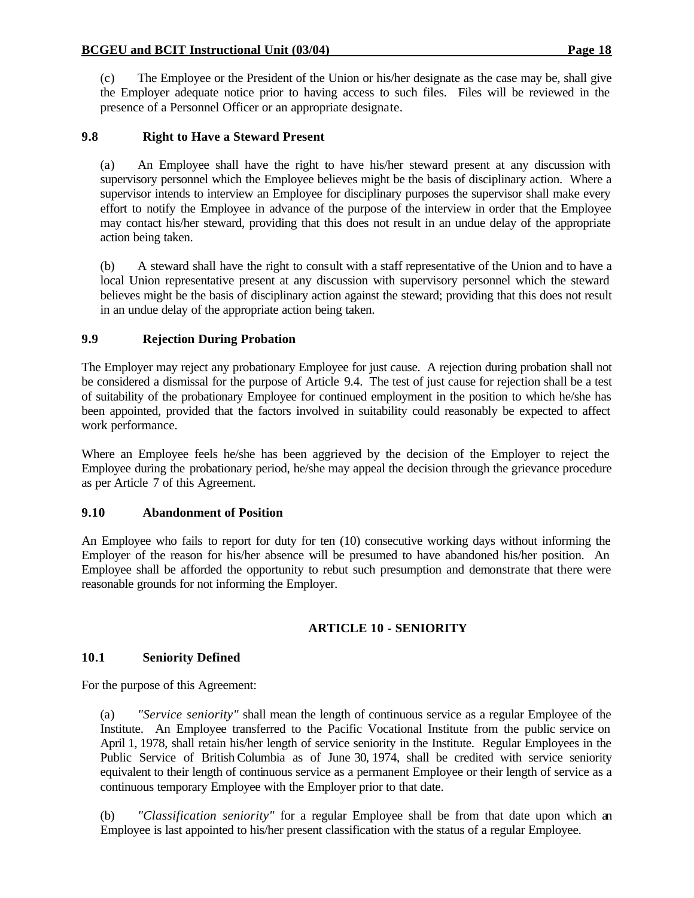(c) The Employee or the President of the Union or his/her designate as the case may be, shall give the Employer adequate notice prior to having access to such files. Files will be reviewed in the presence of a Personnel Officer or an appropriate designate.

### 9.8 Right to Have a Steward Present

(a) An Employee shall have the right to have his/her steward present at any discussion with supervisory personnel which the Employee believes might be the basis of disciplinary action. Where a supervisor intends to interview an Employee for disciplinary purposes the supervisor shall make every effort to notify the Employee in advance of the purpose of the interview in order that the Employee may contact his/her steward, providing that this does not result in an undue delay of the appropriate action being taken.

(b) A steward shall have the right to consult with a staff representative of the Union and to have a local Union representative present at any discussion with supervisory personnel which the steward believes might be the basis of disciplinary action against the steward; providing that this does not result in an undue delay of the appropriate action being taken.

### 9.9 Rejection During Probation

The Employer may reject any probationary Employee for just cause. A rejection during probation shall not be considered a dismissal for the purpose of Article 9.4. The test of just cause for rejection shall be a test of suitability of the probationary Employee for continued employment in the position to which he/she has been appointed, provided that the factors involved in suitability could reasonably be expected to affect work performance.

Where an Employee feels he/she has been aggrieved by the decision of the Employer to reject the Employee during the probationary period, he/she may appeal the decision through the grievance procedure as per Article 7 of this Agreement.

### 9.10 Abandonment of Position

An Employee who fails to report for duty for ten (10) consecutive working days without informing the Employer of the reason for his/her absence will be presumed to have abandoned his/her position. An Employee shall be afforded the opportunity to rebut such presumption and demonstrate that there were reasonable grounds for not informing the Employer.

## ARTICLE 10 - SENIORITY

### 10.1 Seniority Defined

For the purpose of this Agreement:

(a) *"Service seniority"* shall mean the length of continuous service as a regular Employee of the Institute. An Employee transferred to the Pacific Vocational Institute from the public service on April 1, 1978, shall retain his/her length of service seniority in the Institute. Regular Employees in the Public Service of British Columbia as of June 30, 1974, shall be credited with service seniority equivalent to their length of continuous service as a permanent Employee or their length of service as a continuous temporary Employee with the Employer prior to that date.

(b) *"Classification seniority"* for a regular Employee shall be from that date upon which an Employee is last appointed to his/her present classification with the status of a regular Employee.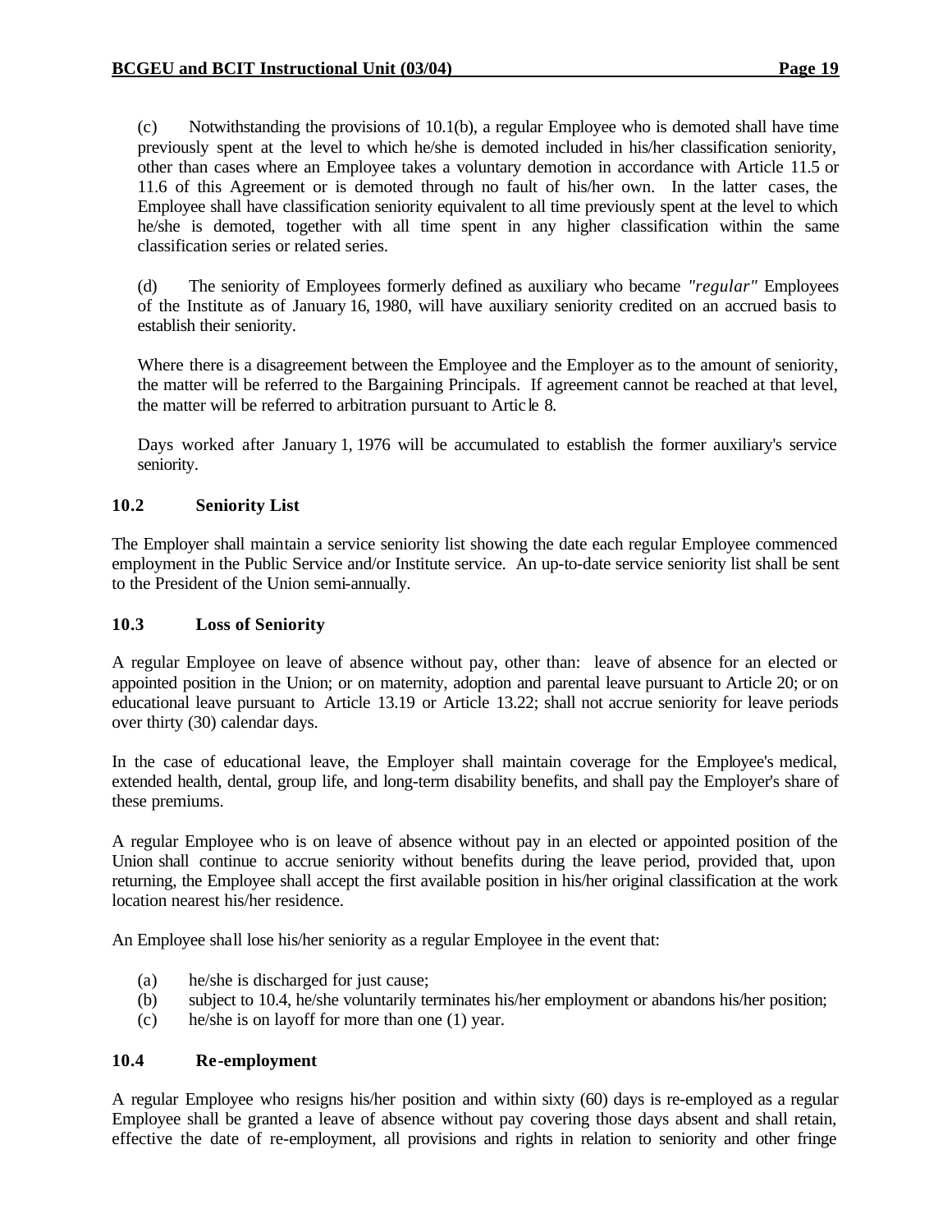(c) Notwithstanding the provisions of 10.1(b), a regular Employee who is demoted shall have time previously spent at the level to which he/she is demoted included in his/her classification seniority, other than cases where an Employee takes a voluntary demotion in accordance with Article 11.5 or 11.6 of this Agreement or is demoted through no fault of his/her own. In the latter cases, the Employee shall have classification seniority equivalent to all time previously spent at the level to which he/she is demoted, together with all time spent in any higher classification within the same classification series or related series.

(d) The seniority of Employees formerly defined as auxiliary who became *"regular"* Employees of the Institute as of January 16, 1980, will have auxiliary seniority credited on an accrued basis to establish their seniority.

Where there is a disagreement between the Employee and the Employer as to the amount of seniority, the matter will be referred to the Bargaining Principals. If agreement cannot be reached at that level, the matter will be referred to arbitration pursuant to Article 8.

Days worked after January 1, 1976 will be accumulated to establish the former auxiliary's service seniority.

### 10.2 Seniority List

The Employer shall maintain a service seniority list showing the date each regular Employee commenced employment in the Public Service and/or Institute service. An up-to-date service seniority list shall be sent to the President of the Union semi-annually.

### 10.3 Loss of Seniority

A regular Employee on leave of absence without pay, other than: leave of absence for an elected or appointed position in the Union; or on maternity, adoption and parental leave pursuant to Article 20; or on educational leave pursuant to Article 13.19 or Article 13.22; shall not accrue seniority for leave periods over thirty (30) calendar days.

In the case of educational leave, the Employer shall maintain coverage for the Employee's medical, extended health, dental, group life, and long-term disability benefits, and shall pay the Employer's share of these premiums.

A regular Employee who is on leave of absence without pay in an elected or appointed position of the Union shall continue to accrue seniority without benefits during the leave period, provided that, upon returning, the Employee shall accept the first available position in his/her original classification at the work location nearest his/her residence.

An Employee shall lose his/her seniority as a regular Employee in the event that:

(a) he/she is discharged for just cause;
(b) subject to 10.4, he/she voluntarily terminates his/her employment or abandons his/her position;
(c) he/she is on layoff for more than one (1) year.

### 10.4 Re-employment

A regular Employee who resigns his/her position and within sixty (60) days is re-employed as a regular Employee shall be granted a leave of absence without pay covering those days absent and shall retain, effective the date of re-employment, all provisions and rights in relation to seniority and other fringe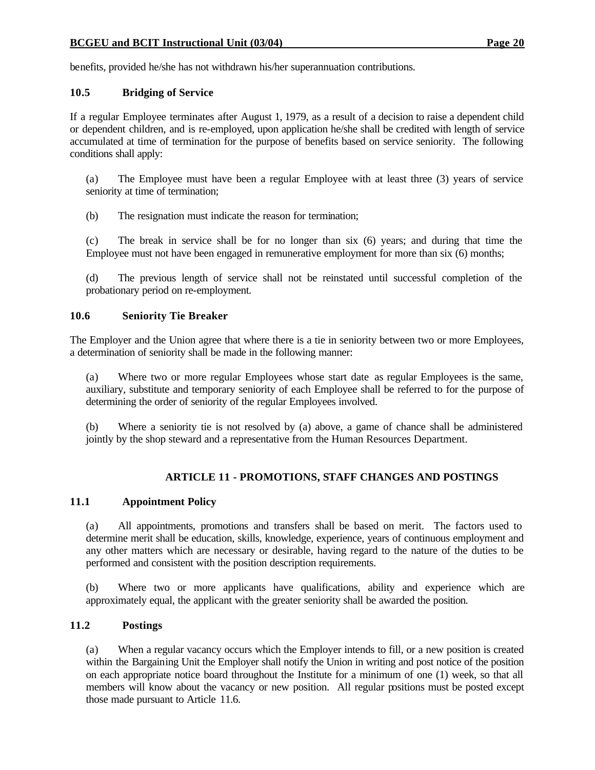benefits, provided he/she has not withdrawn his/her superannuation contributions.

### 10.5 Bridging of Service

If a regular Employee terminates after August 1, 1979, as a result of a decision to raise a dependent child or dependent children, and is re-employed, upon application he/she shall be credited with length of service accumulated at time of termination for the purpose of benefits based on service seniority. The following conditions shall apply:

(a) The Employee must have been a regular Employee with at least three (3) years of service seniority at time of termination;

(b) The resignation must indicate the reason for termination;

(c) The break in service shall be for no longer than six (6) years; and during that time the Employee must not have been engaged in remunerative employment for more than six (6) months;

(d) The previous length of service shall not be reinstated until successful completion of the probationary period on re-employment.

### 10.6 Seniority Tie Breaker

The Employer and the Union agree that where there is a tie in seniority between two or more Employees, a determination of seniority shall be made in the following manner:

(a) Where two or more regular Employees whose start date as regular Employees is the same, auxiliary, substitute and temporary seniority of each Employee shall be referred to for the purpose of determining the order of seniority of the regular Employees involved.

(b) Where a seniority tie is not resolved by (a) above, a game of chance shall be administered jointly by the shop steward and a representative from the Human Resources Department.

## ARTICLE 11 - PROMOTIONS, STAFF CHANGES AND POSTINGS

### 11.1 Appointment Policy

(a) All appointments, promotions and transfers shall be based on merit. The factors used to determine merit shall be education, skills, knowledge, experience, years of continuous employment and any other matters which are necessary or desirable, having regard to the nature of the duties to be performed and consistent with the position description requirements.

(b) Where two or more applicants have qualifications, ability and experience which are approximately equal, the applicant with the greater seniority shall be awarded the position.

### 11.2 Postings

(a) When a regular vacancy occurs which the Employer intends to fill, or a new position is created within the Bargaining Unit the Employer shall notify the Union in writing and post notice of the position on each appropriate notice board throughout the Institute for a minimum of one (1) week, so that all members will know about the vacancy or new position. All regular positions must be posted except those made pursuant to Article 11.6.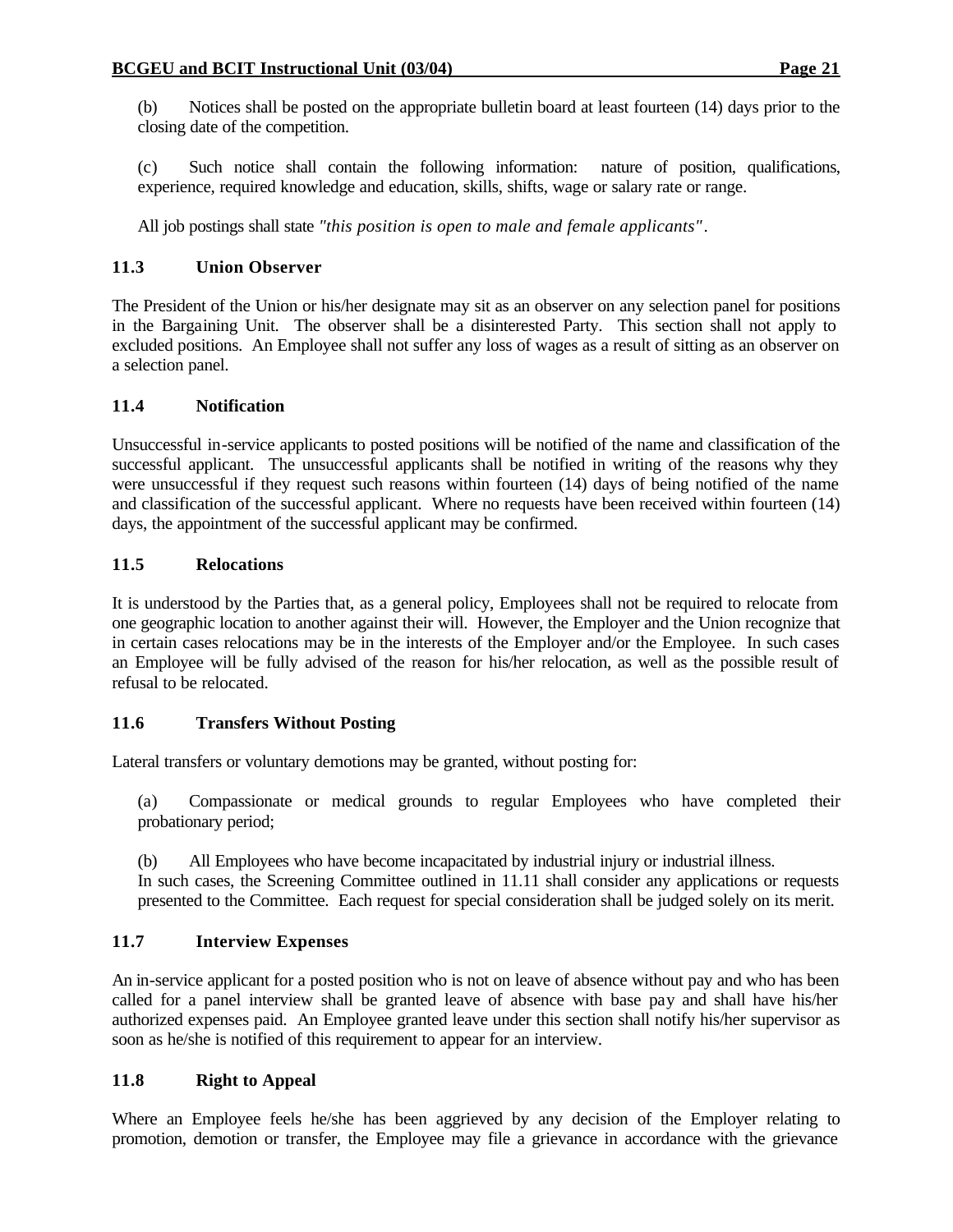(b) Notices shall be posted on the appropriate bulletin board at least fourteen (14) days prior to the closing date of the competition.

(c) Such notice shall contain the following information: nature of position, qualifications, experience, required knowledge and education, skills, shifts, wage or salary rate or range.

All job postings shall state *"this position is open to male and female applicants"*.

### 11.3 Union Observer

The President of the Union or his/her designate may sit as an observer on any selection panel for positions in the Bargaining Unit. The observer shall be a disinterested Party. This section shall not apply to excluded positions. An Employee shall not suffer any loss of wages as a result of sitting as an observer on a selection panel.

### 11.4 Notification

Unsuccessful in-service applicants to posted positions will be notified of the name and classification of the successful applicant. The unsuccessful applicants shall be notified in writing of the reasons why they were unsuccessful if they request such reasons within fourteen (14) days of being notified of the name and classification of the successful applicant. Where no requests have been received within fourteen (14) days, the appointment of the successful applicant may be confirmed.

### 11.5 Relocations

It is understood by the Parties that, as a general policy, Employees shall not be required to relocate from one geographic location to another against their will. However, the Employer and the Union recognize that in certain cases relocations may be in the interests of the Employer and/or the Employee. In such cases an Employee will be fully advised of the reason for his/her relocation, as well as the possible result of refusal to be relocated.

### 11.6 Transfers Without Posting

Lateral transfers or voluntary demotions may be granted, without posting for:

(a) Compassionate or medical grounds to regular Employees who have completed their probationary period;

(b) All Employees who have become incapacitated by industrial injury or industrial illness.
In such cases, the Screening Committee outlined in 11.11 shall consider any applications or requests presented to the Committee. Each request for special consideration shall be judged solely on its merit.

### 11.7 Interview Expenses

An in-service applicant for a posted position who is not on leave of absence without pay and who has been called for a panel interview shall be granted leave of absence with base pay and shall have his/her authorized expenses paid. An Employee granted leave under this section shall notify his/her supervisor as soon as he/she is notified of this requirement to appear for an interview.

### 11.8 Right to Appeal

Where an Employee feels he/she has been aggrieved by any decision of the Employer relating to promotion, demotion or transfer, the Employee may file a grievance in accordance with the grievance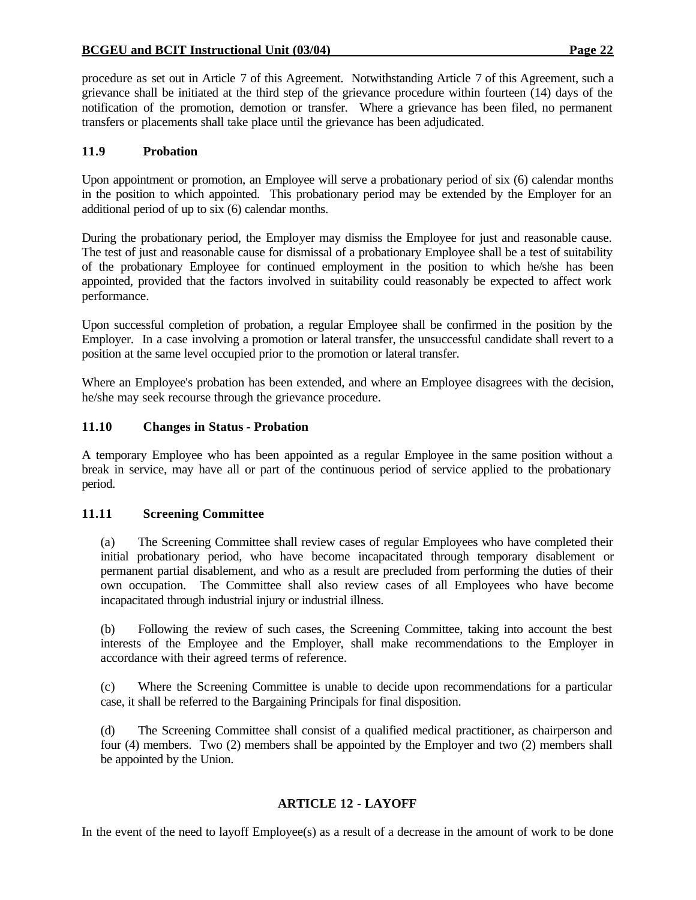procedure as set out in Article 7 of this Agreement. Notwithstanding Article 7 of this Agreement, such a grievance shall be initiated at the third step of the grievance procedure within fourteen (14) days of the notification of the promotion, demotion or transfer. Where a grievance has been filed, no permanent transfers or placements shall take place until the grievance has been adjudicated.

### 11.9 Probation

Upon appointment or promotion, an Employee will serve a probationary period of six (6) calendar months in the position to which appointed. This probationary period may be extended by the Employer for an additional period of up to six (6) calendar months.

During the probationary period, the Employer may dismiss the Employee for just and reasonable cause. The test of just and reasonable cause for dismissal of a probationary Employee shall be a test of suitability of the probationary Employee for continued employment in the position to which he/she has been appointed, provided that the factors involved in suitability could reasonably be expected to affect work performance.

Upon successful completion of probation, a regular Employee shall be confirmed in the position by the Employer. In a case involving a promotion or lateral transfer, the unsuccessful candidate shall revert to a position at the same level occupied prior to the promotion or lateral transfer.

Where an Employee's probation has been extended, and where an Employee disagrees with the decision, he/she may seek recourse through the grievance procedure.

### 11.10 Changes in Status - Probation

A temporary Employee who has been appointed as a regular Employee in the same position without a break in service, may have all or part of the continuous period of service applied to the probationary period.

### 11.11 Screening Committee

(a) The Screening Committee shall review cases of regular Employees who have completed their initial probationary period, who have become incapacitated through temporary disablement or permanent partial disablement, and who as a result are precluded from performing the duties of their own occupation. The Committee shall also review cases of all Employees who have become incapacitated through industrial injury or industrial illness.

(b) Following the review of such cases, the Screening Committee, taking into account the best interests of the Employee and the Employer, shall make recommendations to the Employer in accordance with their agreed terms of reference.

(c) Where the Screening Committee is unable to decide upon recommendations for a particular case, it shall be referred to the Bargaining Principals for final disposition.

(d) The Screening Committee shall consist of a qualified medical practitioner, as chairperson and four (4) members. Two (2) members shall be appointed by the Employer and two (2) members shall be appointed by the Union.

## ARTICLE 12 - LAYOFF

In the event of the need to layoff Employee(s) as a result of a decrease in the amount of work to be done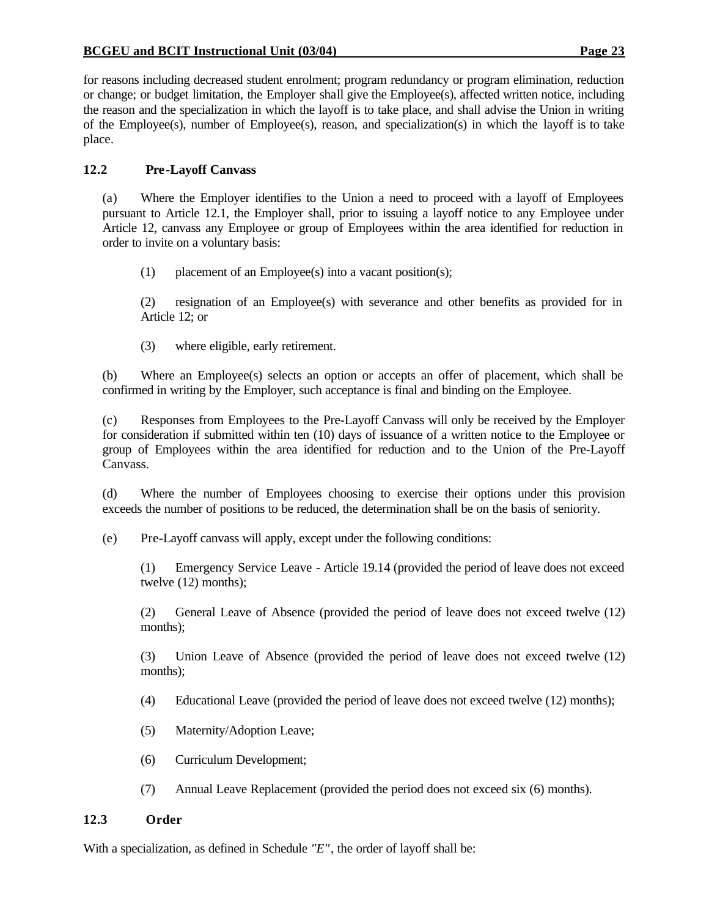for reasons including decreased student enrolment; program redundancy or program elimination, reduction or change; or budget limitation, the Employer shall give the Employee(s), affected written notice, including the reason and the specialization in which the layoff is to take place, and shall advise the Union in writing of the Employee(s), number of Employee(s), reason, and specialization(s) in which the layoff is to take place.

### 12.2 Pre-Layoff Canvass

(a) Where the Employer identifies to the Union a need to proceed with a layoff of Employees pursuant to Article 12.1, the Employer shall, prior to issuing a layoff notice to any Employee under Article 12, canvass any Employee or group of Employees within the area identified for reduction in order to invite on a voluntary basis:

(1) placement of an Employee(s) into a vacant position(s);

(2) resignation of an Employee(s) with severance and other benefits as provided for in Article 12; or

(3) where eligible, early retirement.

(b) Where an Employee(s) selects an option or accepts an offer of placement, which shall be confirmed in writing by the Employer, such acceptance is final and binding on the Employee.

(c) Responses from Employees to the Pre-Layoff Canvass will only be received by the Employer for consideration if submitted within ten (10) days of issuance of a written notice to the Employee or group of Employees within the area identified for reduction and to the Union of the Pre-Layoff Canvass.

(d) Where the number of Employees choosing to exercise their options under this provision exceeds the number of positions to be reduced, the determination shall be on the basis of seniority.

(e) Pre-Layoff canvass will apply, except under the following conditions:

(1) Emergency Service Leave - Article 19.14 (provided the period of leave does not exceed twelve (12) months);

(2) General Leave of Absence (provided the period of leave does not exceed twelve (12) months);

(3) Union Leave of Absence (provided the period of leave does not exceed twelve (12) months);

(4) Educational Leave (provided the period of leave does not exceed twelve (12) months);

(5) Maternity/Adoption Leave;

(6) Curriculum Development;

(7) Annual Leave Replacement (provided the period does not exceed six (6) months).

### 12.3 Order

With a specialization, as defined in Schedule *"E"*, the order of layoff shall be: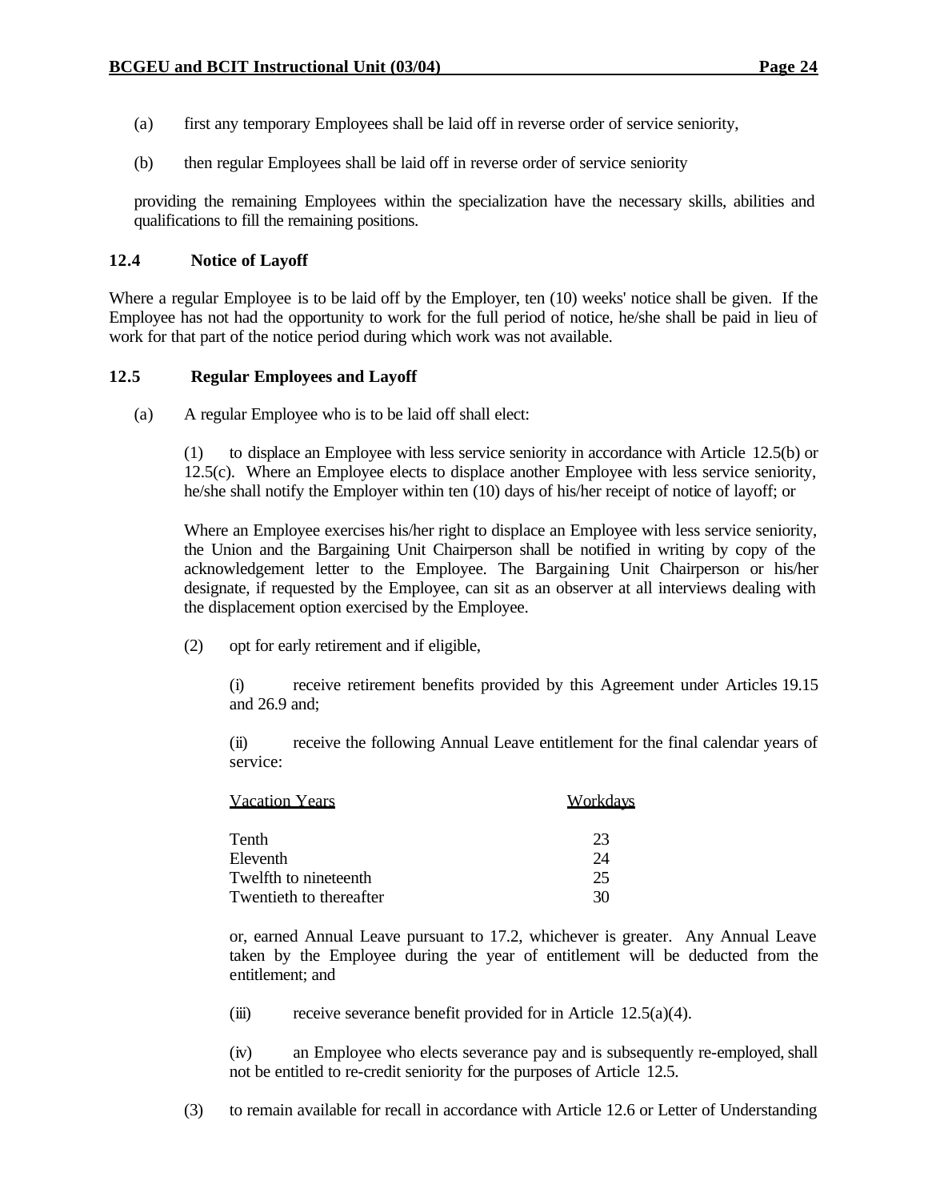(a) first any temporary Employees shall be laid off in reverse order of service seniority,

(b) then regular Employees shall be laid off in reverse order of service seniority

providing the remaining Employees within the specialization have the necessary skills, abilities and qualifications to fill the remaining positions.

### 12.4 Notice of Layoff

Where a regular Employee is to be laid off by the Employer, ten (10) weeks' notice shall be given. If the Employee has not had the opportunity to work for the full period of notice, he/she shall be paid in lieu of work for that part of the notice period during which work was not available.

### 12.5 Regular Employees and Layoff

(a) A regular Employee who is to be laid off shall elect:

(1) to displace an Employee with less service seniority in accordance with Article 12.5(b) or 12.5(c). Where an Employee elects to displace another Employee with less service seniority, he/she shall notify the Employer within ten (10) days of his/her receipt of notice of layoff; or

Where an Employee exercises his/her right to displace an Employee with less service seniority, the Union and the Bargaining Unit Chairperson shall be notified in writing by copy of the acknowledgement letter to the Employee. The Bargaining Unit Chairperson or his/her designate, if requested by the Employee, can sit as an observer at all interviews dealing with the displacement option exercised by the Employee.

(2) opt for early retirement and if eligible,

(i) receive retirement benefits provided by this Agreement under Articles 19.15 and 26.9 and;

(ii) receive the following Annual Leave entitlement for the final calendar years of service:

| Vacation Years | Workdays |
|---|---|
| Tenth | 23 |
| Eleventh | 24 |
| Twelfth to nineteenth | 25 |
| Twentieth to thereafter | 30 |

or, earned Annual Leave pursuant to 17.2, whichever is greater. Any Annual Leave taken by the Employee during the year of entitlement will be deducted from the entitlement; and

(iii) receive severance benefit provided for in Article 12.5(a)(4).

(iv) an Employee who elects severance pay and is subsequently re-employed, shall not be entitled to re-credit seniority for the purposes of Article 12.5.

(3) to remain available for recall in accordance with Article 12.6 or Letter of Understanding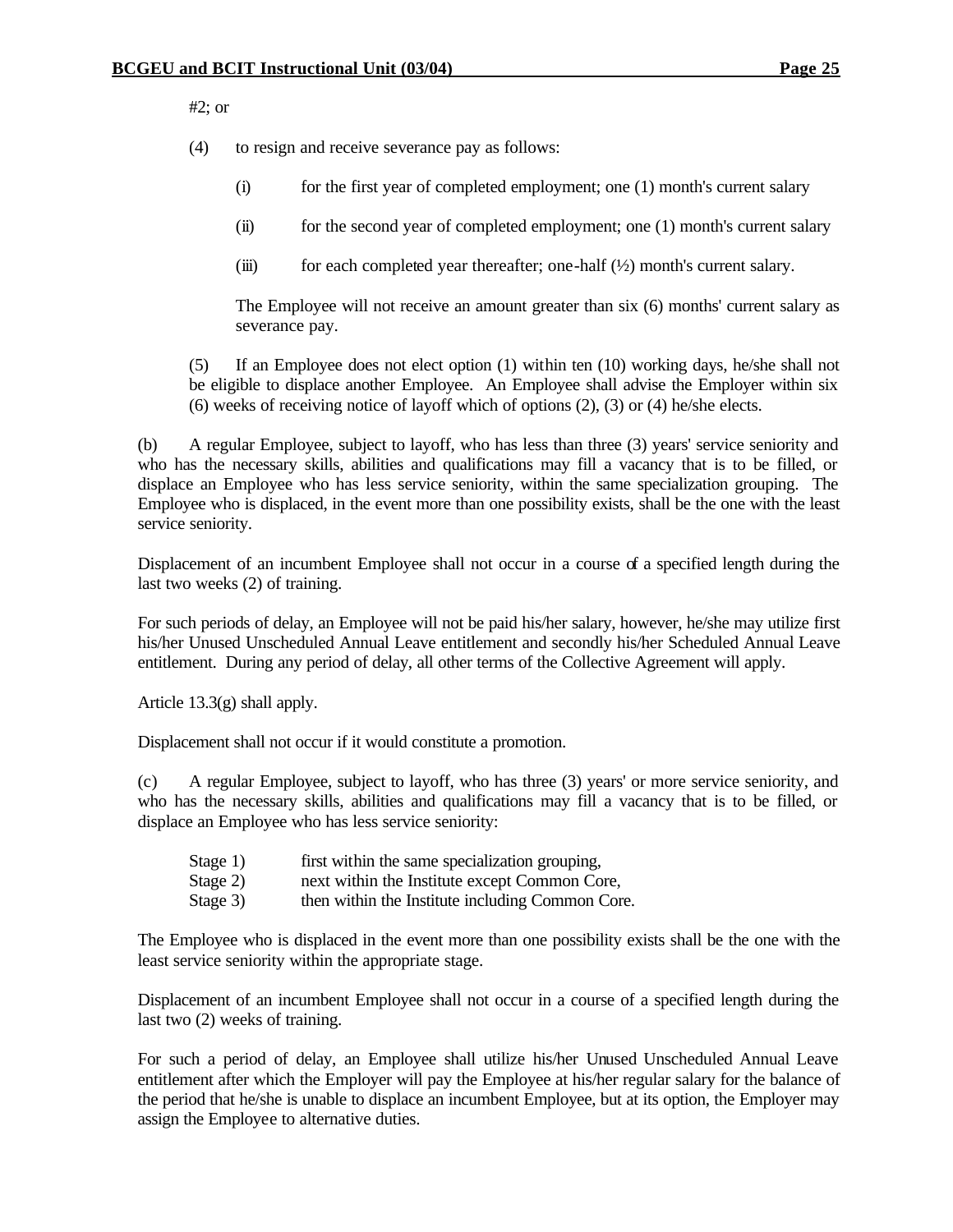#2; or

(4) to resign and receive severance pay as follows:

(i) for the first year of completed employment; one (1) month's current salary

(ii) for the second year of completed employment; one (1) month's current salary

(iii) for each completed year thereafter; one-half (½) month's current salary.

The Employee will not receive an amount greater than six (6) months' current salary as severance pay.

(5) If an Employee does not elect option (1) within ten (10) working days, he/she shall not be eligible to displace another Employee. An Employee shall advise the Employer within six (6) weeks of receiving notice of layoff which of options (2), (3) or (4) he/she elects.

(b) A regular Employee, subject to layoff, who has less than three (3) years' service seniority and who has the necessary skills, abilities and qualifications may fill a vacancy that is to be filled, or displace an Employee who has less service seniority, within the same specialization grouping. The Employee who is displaced, in the event more than one possibility exists, shall be the one with the least service seniority.

Displacement of an incumbent Employee shall not occur in a course of a specified length during the last two weeks (2) of training.

For such periods of delay, an Employee will not be paid his/her salary, however, he/she may utilize first his/her Unused Unscheduled Annual Leave entitlement and secondly his/her Scheduled Annual Leave entitlement. During any period of delay, all other terms of the Collective Agreement will apply.

Article 13.3(g) shall apply.

Displacement shall not occur if it would constitute a promotion.

(c) A regular Employee, subject to layoff, who has three (3) years' or more service seniority, and who has the necessary skills, abilities and qualifications may fill a vacancy that is to be filled, or displace an Employee who has less service seniority:

Stage 1) first within the same specialization grouping,
Stage 2) next within the Institute except Common Core,
Stage 3) then within the Institute including Common Core.

The Employee who is displaced in the event more than one possibility exists shall be the one with the least service seniority within the appropriate stage.

Displacement of an incumbent Employee shall not occur in a course of a specified length during the last two (2) weeks of training.

For such a period of delay, an Employee shall utilize his/her Unused Unscheduled Annual Leave entitlement after which the Employer will pay the Employee at his/her regular salary for the balance of the period that he/she is unable to displace an incumbent Employee, but at its option, the Employer may assign the Employee to alternative duties.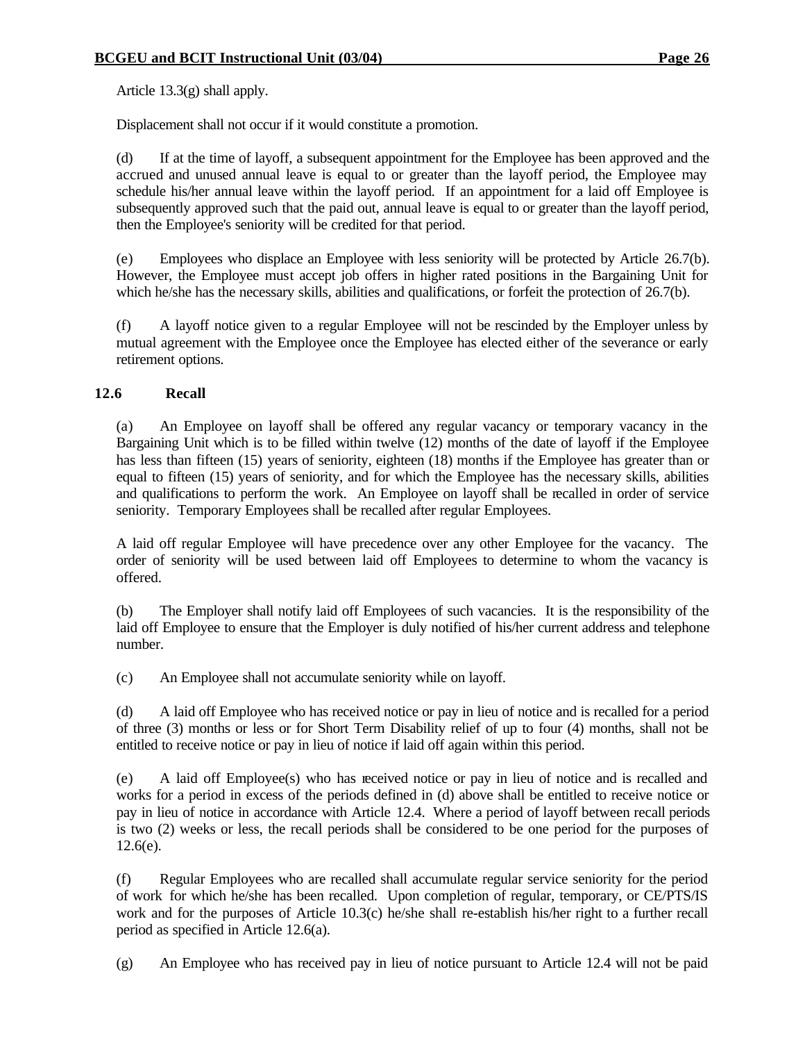Article 13.3(g) shall apply.

Displacement shall not occur if it would constitute a promotion.

(d) If at the time of layoff, a subsequent appointment for the Employee has been approved and the accrued and unused annual leave is equal to or greater than the layoff period, the Employee may schedule his/her annual leave within the layoff period. If an appointment for a laid off Employee is subsequently approved such that the paid out, annual leave is equal to or greater than the layoff period, then the Employee's seniority will be credited for that period.

(e) Employees who displace an Employee with less seniority will be protected by Article 26.7(b). However, the Employee must accept job offers in higher rated positions in the Bargaining Unit for which he/she has the necessary skills, abilities and qualifications, or forfeit the protection of 26.7(b).

(f) A layoff notice given to a regular Employee will not be rescinded by the Employer unless by mutual agreement with the Employee once the Employee has elected either of the severance or early retirement options.

### 12.6 Recall

(a) An Employee on layoff shall be offered any regular vacancy or temporary vacancy in the Bargaining Unit which is to be filled within twelve (12) months of the date of layoff if the Employee has less than fifteen (15) years of seniority, eighteen (18) months if the Employee has greater than or equal to fifteen (15) years of seniority, and for which the Employee has the necessary skills, abilities and qualifications to perform the work. An Employee on layoff shall be recalled in order of service seniority. Temporary Employees shall be recalled after regular Employees.

A laid off regular Employee will have precedence over any other Employee for the vacancy. The order of seniority will be used between laid off Employees to determine to whom the vacancy is offered.

(b) The Employer shall notify laid off Employees of such vacancies. It is the responsibility of the laid off Employee to ensure that the Employer is duly notified of his/her current address and telephone number.

(c) An Employee shall not accumulate seniority while on layoff.

(d) A laid off Employee who has received notice or pay in lieu of notice and is recalled for a period of three (3) months or less or for Short Term Disability relief of up to four (4) months, shall not be entitled to receive notice or pay in lieu of notice if laid off again within this period.

(e) A laid off Employee(s) who has received notice or pay in lieu of notice and is recalled and works for a period in excess of the periods defined in (d) above shall be entitled to receive notice or pay in lieu of notice in accordance with Article 12.4. Where a period of layoff between recall periods is two (2) weeks or less, the recall periods shall be considered to be one period for the purposes of 12.6(e).

(f) Regular Employees who are recalled shall accumulate regular service seniority for the period of work for which he/she has been recalled. Upon completion of regular, temporary, or CE/PTS/IS work and for the purposes of Article 10.3(c) he/she shall re-establish his/her right to a further recall period as specified in Article 12.6(a).

(g) An Employee who has received pay in lieu of notice pursuant to Article 12.4 will not be paid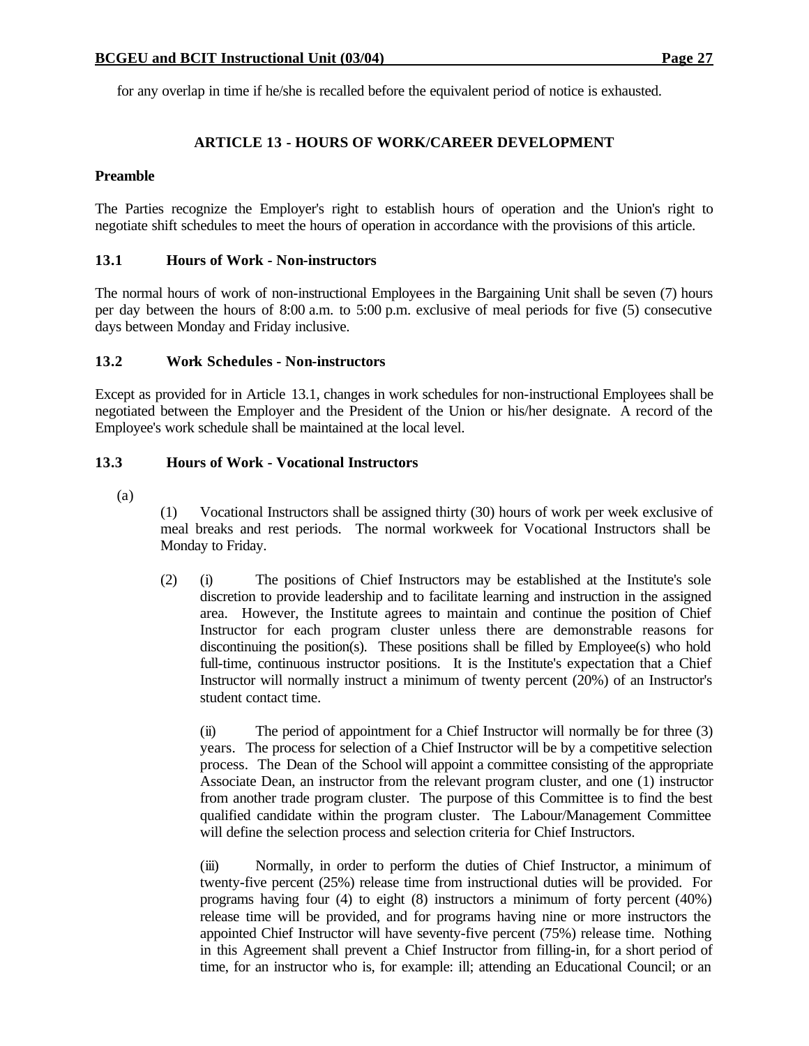for any overlap in time if he/she is recalled before the equivalent period of notice is exhausted.

## ARTICLE 13 - HOURS OF WORK/CAREER DEVELOPMENT

**Preamble**

The Parties recognize the Employer's right to establish hours of operation and the Union's right to negotiate shift schedules to meet the hours of operation in accordance with the provisions of this article.

### 13.1 Hours of Work - Non-instructors

The normal hours of work of non-instructional Employees in the Bargaining Unit shall be seven (7) hours per day between the hours of 8:00 a.m. to 5:00 p.m. exclusive of meal periods for five (5) consecutive days between Monday and Friday inclusive.

### 13.2 Work Schedules - Non-instructors

Except as provided for in Article 13.1, changes in work schedules for non-instructional Employees shall be negotiated between the Employer and the President of the Union or his/her designate. A record of the Employee's work schedule shall be maintained at the local level.

### 13.3 Hours of Work - Vocational Instructors

(a)

(1) Vocational Instructors shall be assigned thirty (30) hours of work per week exclusive of meal breaks and rest periods. The normal workweek for Vocational Instructors shall be Monday to Friday.

(2) (i) The positions of Chief Instructors may be established at the Institute's sole discretion to provide leadership and to facilitate learning and instruction in the assigned area. However, the Institute agrees to maintain and continue the position of Chief Instructor for each program cluster unless there are demonstrable reasons for discontinuing the position(s). These positions shall be filled by Employee(s) who hold full-time, continuous instructor positions. It is the Institute's expectation that a Chief Instructor will normally instruct a minimum of twenty percent (20%) of an Instructor's student contact time.

(ii) The period of appointment for a Chief Instructor will normally be for three (3) years. The process for selection of a Chief Instructor will be by a competitive selection process. The Dean of the School will appoint a committee consisting of the appropriate Associate Dean, an instructor from the relevant program cluster, and one (1) instructor from another trade program cluster. The purpose of this Committee is to find the best qualified candidate within the program cluster. The Labour/Management Committee will define the selection process and selection criteria for Chief Instructors.

(iii) Normally, in order to perform the duties of Chief Instructor, a minimum of twenty-five percent (25%) release time from instructional duties will be provided. For programs having four (4) to eight (8) instructors a minimum of forty percent (40%) release time will be provided, and for programs having nine or more instructors the appointed Chief Instructor will have seventy-five percent (75%) release time. Nothing in this Agreement shall prevent a Chief Instructor from filling-in, for a short period of time, for an instructor who is, for example: ill; attending an Educational Council; or an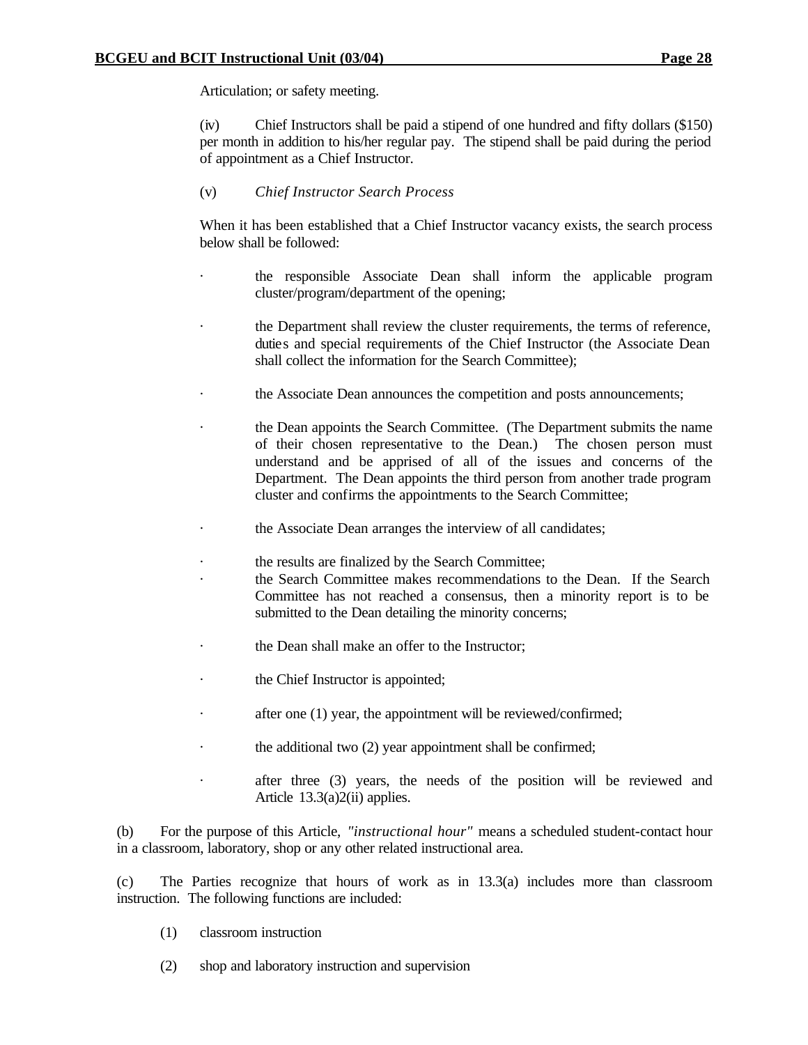Articulation; or safety meeting.

(iv) Chief Instructors shall be paid a stipend of one hundred and fifty dollars ($150) per month in addition to his/her regular pay. The stipend shall be paid during the period of appointment as a Chief Instructor.

(v) *Chief Instructor Search Process*

When it has been established that a Chief Instructor vacancy exists, the search process below shall be followed:

- the responsible Associate Dean shall inform the applicable program cluster/program/department of the opening;
- the Department shall review the cluster requirements, the terms of reference, duties and special requirements of the Chief Instructor (the Associate Dean shall collect the information for the Search Committee);
- the Associate Dean announces the competition and posts announcements;
- the Dean appoints the Search Committee. (The Department submits the name of their chosen representative to the Dean.) The chosen person must understand and be apprised of all of the issues and concerns of the Department. The Dean appoints the third person from another trade program cluster and confirms the appointments to the Search Committee;
- the Associate Dean arranges the interview of all candidates;
- the results are finalized by the Search Committee;
- the Search Committee makes recommendations to the Dean. If the Search Committee has not reached a consensus, then a minority report is to be submitted to the Dean detailing the minority concerns;
- the Dean shall make an offer to the Instructor;
- the Chief Instructor is appointed;
- after one (1) year, the appointment will be reviewed/confirmed;
- the additional two (2) year appointment shall be confirmed;
- after three (3) years, the needs of the position will be reviewed and Article 13.3(a)2(ii) applies.

(b) For the purpose of this Article, *"instructional hour"* means a scheduled student-contact hour in a classroom, laboratory, shop or any other related instructional area.

(c) The Parties recognize that hours of work as in 13.3(a) includes more than classroom instruction. The following functions are included:

(1) classroom instruction

(2) shop and laboratory instruction and supervision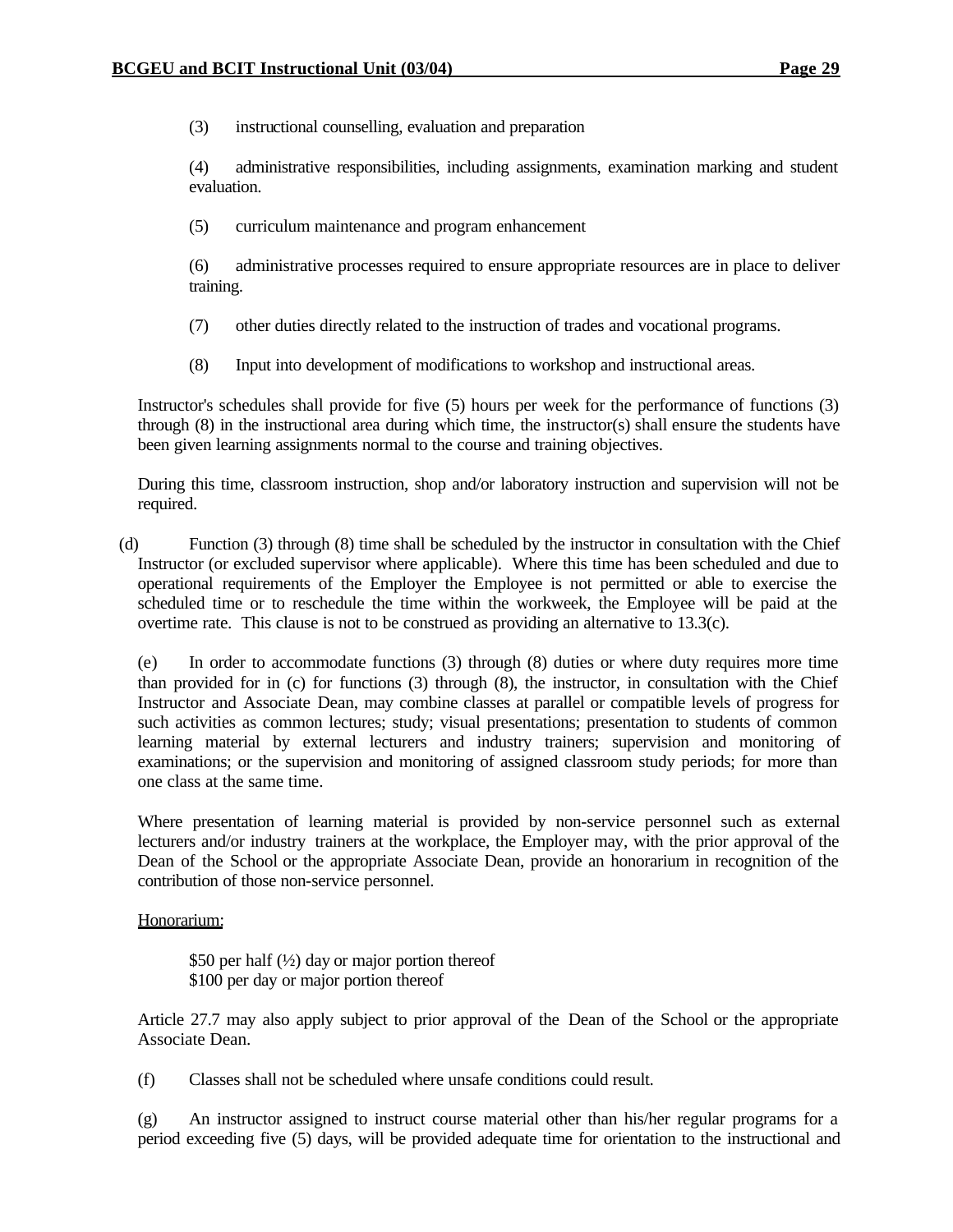(3) instructional counselling, evaluation and preparation

(4) administrative responsibilities, including assignments, examination marking and student evaluation.

(5) curriculum maintenance and program enhancement

(6) administrative processes required to ensure appropriate resources are in place to deliver training.

(7) other duties directly related to the instruction of trades and vocational programs.

(8) Input into development of modifications to workshop and instructional areas.

Instructor's schedules shall provide for five (5) hours per week for the performance of functions (3) through (8) in the instructional area during which time, the instructor(s) shall ensure the students have been given learning assignments normal to the course and training objectives.

During this time, classroom instruction, shop and/or laboratory instruction and supervision will not be required.

(d) Function (3) through (8) time shall be scheduled by the instructor in consultation with the Chief Instructor (or excluded supervisor where applicable). Where this time has been scheduled and due to operational requirements of the Employer the Employee is not permitted or able to exercise the scheduled time or to reschedule the time within the workweek, the Employee will be paid at the overtime rate. This clause is not to be construed as providing an alternative to 13.3(c).

(e) In order to accommodate functions (3) through (8) duties or where duty requires more time than provided for in (c) for functions (3) through (8), the instructor, in consultation with the Chief Instructor and Associate Dean, may combine classes at parallel or compatible levels of progress for such activities as common lectures; study; visual presentations; presentation to students of common learning material by external lecturers and industry trainers; supervision and monitoring of examinations; or the supervision and monitoring of assigned classroom study periods; for more than one class at the same time.

Where presentation of learning material is provided by non-service personnel such as external lecturers and/or industry trainers at the workplace, the Employer may, with the prior approval of the Dean of the School or the appropriate Associate Dean, provide an honorarium in recognition of the contribution of those non-service personnel.

<u>Honorarium:</u>

$50 per half (½) day or major portion thereof
$100 per day or major portion thereof

Article 27.7 may also apply subject to prior approval of the Dean of the School or the appropriate Associate Dean.

(f) Classes shall not be scheduled where unsafe conditions could result.

(g) An instructor assigned to instruct course material other than his/her regular programs for a period exceeding five (5) days, will be provided adequate time for orientation to the instructional and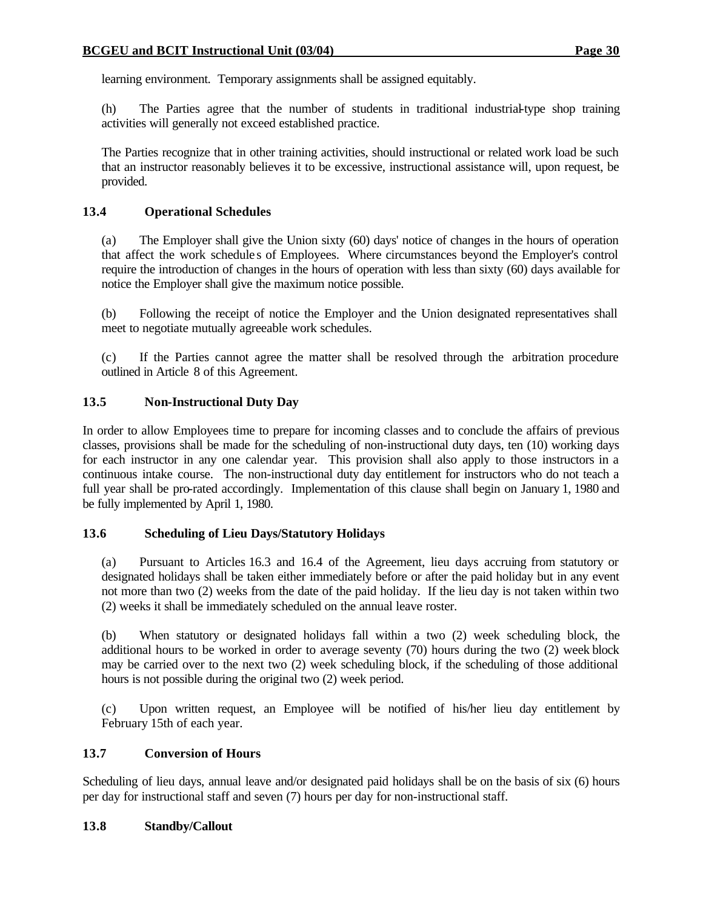learning environment. Temporary assignments shall be assigned equitably.

(h) The Parties agree that the number of students in traditional industrial-type shop training activities will generally not exceed established practice.

The Parties recognize that in other training activities, should instructional or related work load be such that an instructor reasonably believes it to be excessive, instructional assistance will, upon request, be provided.

### 13.4 Operational Schedules

(a) The Employer shall give the Union sixty (60) days' notice of changes in the hours of operation that affect the work schedules of Employees. Where circumstances beyond the Employer's control require the introduction of changes in the hours of operation with less than sixty (60) days available for notice the Employer shall give the maximum notice possible.

(b) Following the receipt of notice the Employer and the Union designated representatives shall meet to negotiate mutually agreeable work schedules.

(c) If the Parties cannot agree the matter shall be resolved through the arbitration procedure outlined in Article 8 of this Agreement.

### 13.5 Non-Instructional Duty Day

In order to allow Employees time to prepare for incoming classes and to conclude the affairs of previous classes, provisions shall be made for the scheduling of non-instructional duty days, ten (10) working days for each instructor in any one calendar year. This provision shall also apply to those instructors in a continuous intake course. The non-instructional duty day entitlement for instructors who do not teach a full year shall be pro-rated accordingly. Implementation of this clause shall begin on January 1, 1980 and be fully implemented by April 1, 1980.

### 13.6 Scheduling of Lieu Days/Statutory Holidays

(a) Pursuant to Articles 16.3 and 16.4 of the Agreement, lieu days accruing from statutory or designated holidays shall be taken either immediately before or after the paid holiday but in any event not more than two (2) weeks from the date of the paid holiday. If the lieu day is not taken within two (2) weeks it shall be immediately scheduled on the annual leave roster.

(b) When statutory or designated holidays fall within a two (2) week scheduling block, the additional hours to be worked in order to average seventy (70) hours during the two (2) week block may be carried over to the next two (2) week scheduling block, if the scheduling of those additional hours is not possible during the original two (2) week period.

(c) Upon written request, an Employee will be notified of his/her lieu day entitlement by February 15th of each year.

### 13.7 Conversion of Hours

Scheduling of lieu days, annual leave and/or designated paid holidays shall be on the basis of six (6) hours per day for instructional staff and seven (7) hours per day for non-instructional staff.

### 13.8 Standby/Callout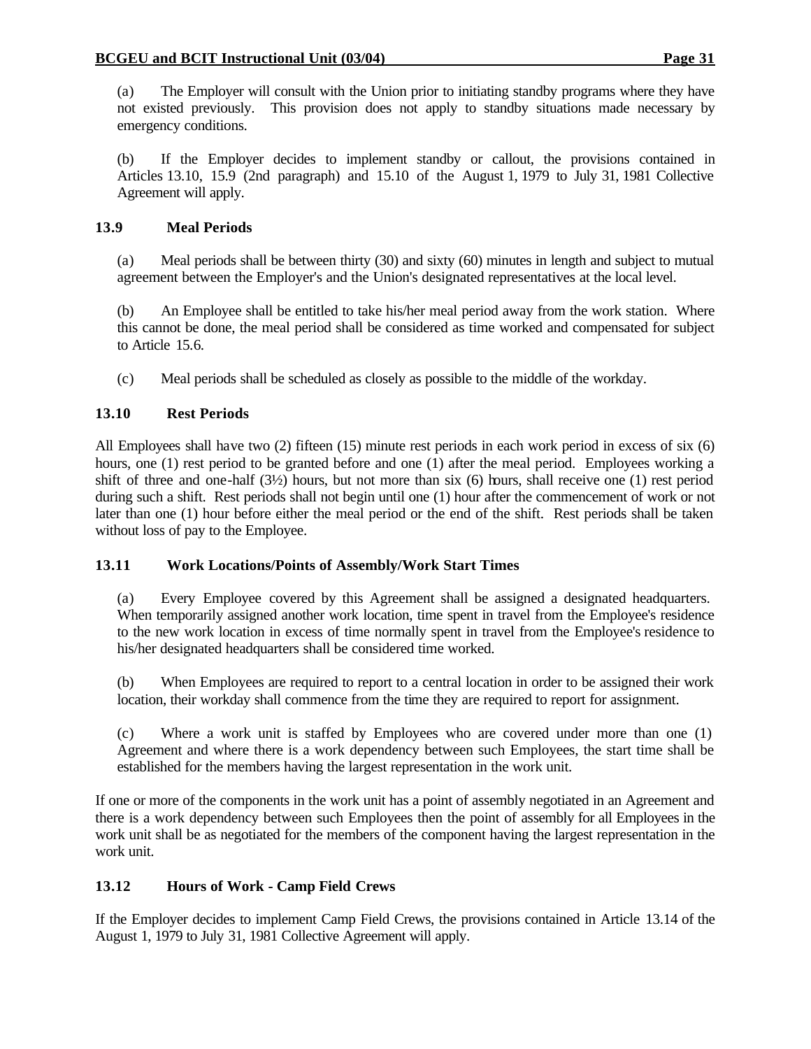(a) The Employer will consult with the Union prior to initiating standby programs where they have not existed previously. This provision does not apply to standby situations made necessary by emergency conditions.

(b) If the Employer decides to implement standby or callout, the provisions contained in Articles 13.10, 15.9 (2nd paragraph) and 15.10 of the August 1, 1979 to July 31, 1981 Collective Agreement will apply.

### 13.9 Meal Periods

(a) Meal periods shall be between thirty (30) and sixty (60) minutes in length and subject to mutual agreement between the Employer's and the Union's designated representatives at the local level.

(b) An Employee shall be entitled to take his/her meal period away from the work station. Where this cannot be done, the meal period shall be considered as time worked and compensated for subject to Article 15.6.

(c) Meal periods shall be scheduled as closely as possible to the middle of the workday.

### 13.10 Rest Periods

All Employees shall have two (2) fifteen (15) minute rest periods in each work period in excess of six (6) hours, one (1) rest period to be granted before and one (1) after the meal period. Employees working a shift of three and one-half (3½) hours, but not more than six (6) hours, shall receive one (1) rest period during such a shift. Rest periods shall not begin until one (1) hour after the commencement of work or not later than one (1) hour before either the meal period or the end of the shift. Rest periods shall be taken without loss of pay to the Employee.

### 13.11 Work Locations/Points of Assembly/Work Start Times

(a) Every Employee covered by this Agreement shall be assigned a designated headquarters. When temporarily assigned another work location, time spent in travel from the Employee's residence to the new work location in excess of time normally spent in travel from the Employee's residence to his/her designated headquarters shall be considered time worked.

(b) When Employees are required to report to a central location in order to be assigned their work location, their workday shall commence from the time they are required to report for assignment.

(c) Where a work unit is staffed by Employees who are covered under more than one (1) Agreement and where there is a work dependency between such Employees, the start time shall be established for the members having the largest representation in the work unit.

If one or more of the components in the work unit has a point of assembly negotiated in an Agreement and there is a work dependency between such Employees then the point of assembly for all Employees in the work unit shall be as negotiated for the members of the component having the largest representation in the work unit.

### 13.12 Hours of Work - Camp Field Crews

If the Employer decides to implement Camp Field Crews, the provisions contained in Article 13.14 of the August 1, 1979 to July 31, 1981 Collective Agreement will apply.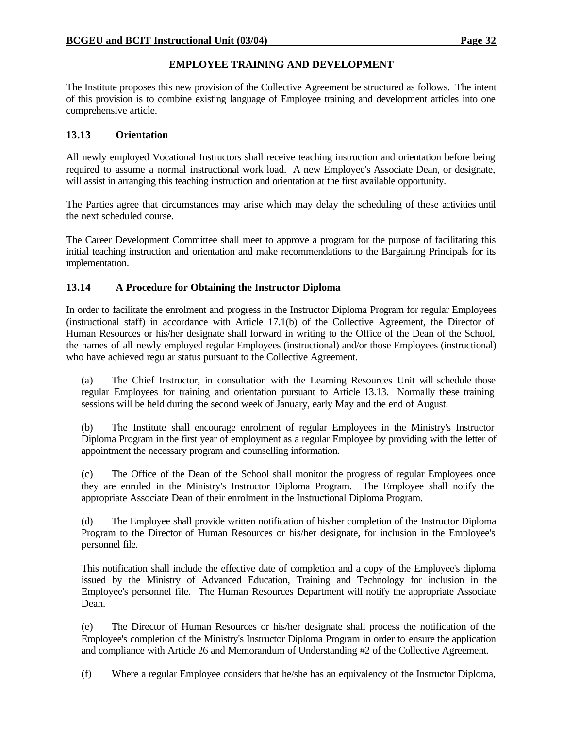## EMPLOYEE TRAINING AND DEVELOPMENT

The Institute proposes this new provision of the Collective Agreement be structured as follows. The intent of this provision is to combine existing language of Employee training and development articles into one comprehensive article.

### 13.13 Orientation

All newly employed Vocational Instructors shall receive teaching instruction and orientation before being required to assume a normal instructional work load. A new Employee's Associate Dean, or designate, will assist in arranging this teaching instruction and orientation at the first available opportunity.

The Parties agree that circumstances may arise which may delay the scheduling of these activities until the next scheduled course.

The Career Development Committee shall meet to approve a program for the purpose of facilitating this initial teaching instruction and orientation and make recommendations to the Bargaining Principals for its implementation.

### 13.14 A Procedure for Obtaining the Instructor Diploma

In order to facilitate the enrolment and progress in the Instructor Diploma Program for regular Employees (instructional staff) in accordance with Article 17.1(b) of the Collective Agreement, the Director of Human Resources or his/her designate shall forward in writing to the Office of the Dean of the School, the names of all newly employed regular Employees (instructional) and/or those Employees (instructional) who have achieved regular status pursuant to the Collective Agreement.

(a) The Chief Instructor, in consultation with the Learning Resources Unit will schedule those regular Employees for training and orientation pursuant to Article 13.13. Normally these training sessions will be held during the second week of January, early May and the end of August.

(b) The Institute shall encourage enrolment of regular Employees in the Ministry's Instructor Diploma Program in the first year of employment as a regular Employee by providing with the letter of appointment the necessary program and counselling information.

(c) The Office of the Dean of the School shall monitor the progress of regular Employees once they are enroled in the Ministry's Instructor Diploma Program. The Employee shall notify the appropriate Associate Dean of their enrolment in the Instructional Diploma Program.

(d) The Employee shall provide written notification of his/her completion of the Instructor Diploma Program to the Director of Human Resources or his/her designate, for inclusion in the Employee's personnel file.

This notification shall include the effective date of completion and a copy of the Employee's diploma issued by the Ministry of Advanced Education, Training and Technology for inclusion in the Employee's personnel file. The Human Resources Department will notify the appropriate Associate Dean.

(e) The Director of Human Resources or his/her designate shall process the notification of the Employee's completion of the Ministry's Instructor Diploma Program in order to ensure the application and compliance with Article 26 and Memorandum of Understanding #2 of the Collective Agreement.

(f) Where a regular Employee considers that he/she has an equivalency of the Instructor Diploma,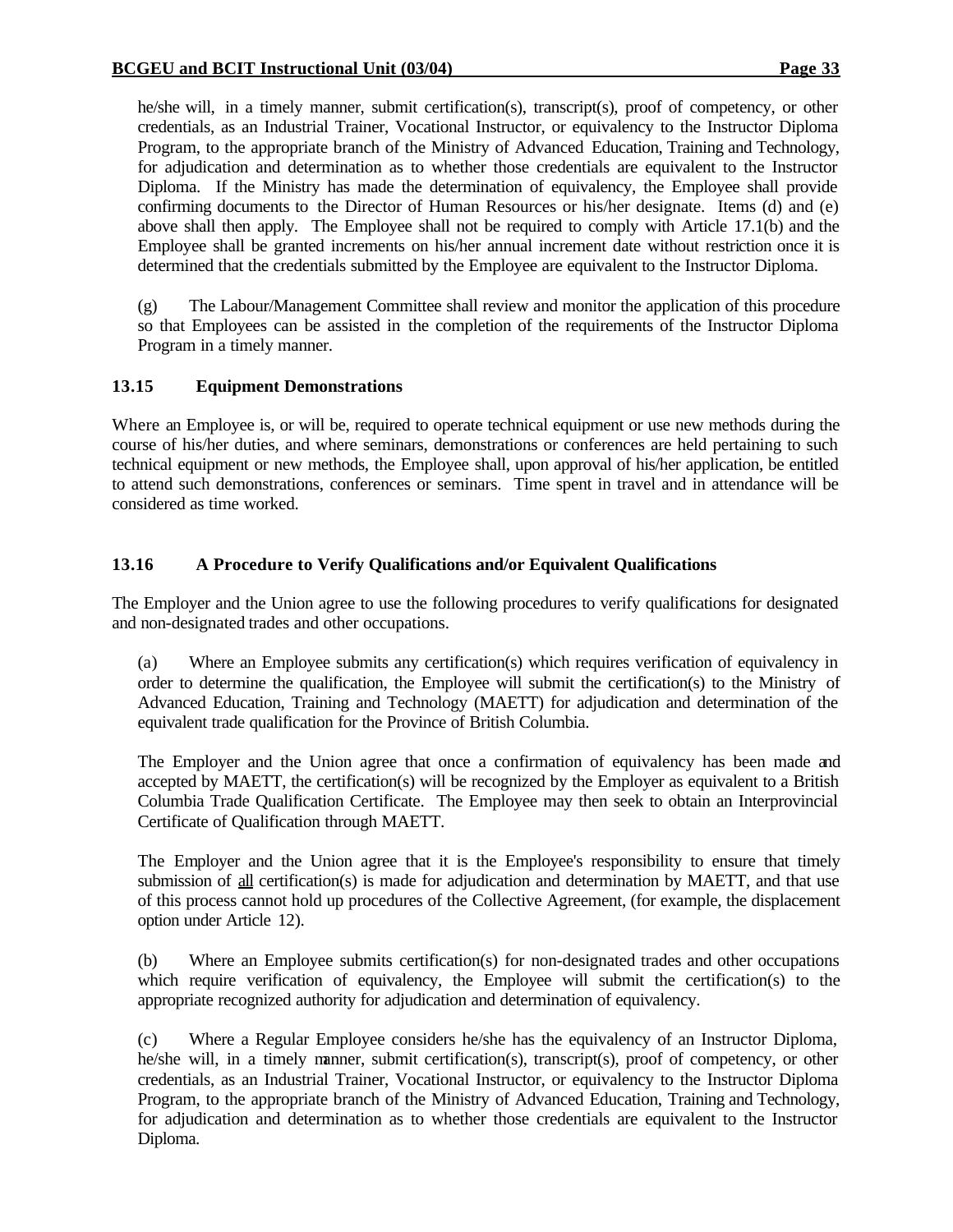he/she will, in a timely manner, submit certification(s), transcript(s), proof of competency, or other credentials, as an Industrial Trainer, Vocational Instructor, or equivalency to the Instructor Diploma Program, to the appropriate branch of the Ministry of Advanced Education, Training and Technology, for adjudication and determination as to whether those credentials are equivalent to the Instructor Diploma. If the Ministry has made the determination of equivalency, the Employee shall provide confirming documents to the Director of Human Resources or his/her designate. Items (d) and (e) above shall then apply. The Employee shall not be required to comply with Article 17.1(b) and the Employee shall be granted increments on his/her annual increment date without restriction once it is determined that the credentials submitted by the Employee are equivalent to the Instructor Diploma.

(g) The Labour/Management Committee shall review and monitor the application of this procedure so that Employees can be assisted in the completion of the requirements of the Instructor Diploma Program in a timely manner.

### 13.15 Equipment Demonstrations

Where an Employee is, or will be, required to operate technical equipment or use new methods during the course of his/her duties, and where seminars, demonstrations or conferences are held pertaining to such technical equipment or new methods, the Employee shall, upon approval of his/her application, be entitled to attend such demonstrations, conferences or seminars. Time spent in travel and in attendance will be considered as time worked.

### 13.16 A Procedure to Verify Qualifications and/or Equivalent Qualifications

The Employer and the Union agree to use the following procedures to verify qualifications for designated and non-designated trades and other occupations.

(a) Where an Employee submits any certification(s) which requires verification of equivalency in order to determine the qualification, the Employee will submit the certification(s) to the Ministry of Advanced Education, Training and Technology (MAETT) for adjudication and determination of the equivalent trade qualification for the Province of British Columbia.

The Employer and the Union agree that once a confirmation of equivalency has been made and accepted by MAETT, the certification(s) will be recognized by the Employer as equivalent to a British Columbia Trade Qualification Certificate. The Employee may then seek to obtain an Interprovincial Certificate of Qualification through MAETT.

The Employer and the Union agree that it is the Employee's responsibility to ensure that timely submission of <u>all</u> certification(s) is made for adjudication and determination by MAETT, and that use of this process cannot hold up procedures of the Collective Agreement, (for example, the displacement option under Article 12).

(b) Where an Employee submits certification(s) for non-designated trades and other occupations which require verification of equivalency, the Employee will submit the certification(s) to the appropriate recognized authority for adjudication and determination of equivalency.

(c) Where a Regular Employee considers he/she has the equivalency of an Instructor Diploma, he/she will, in a timely manner, submit certification(s), transcript(s), proof of competency, or other credentials, as an Industrial Trainer, Vocational Instructor, or equivalency to the Instructor Diploma Program, to the appropriate branch of the Ministry of Advanced Education, Training and Technology, for adjudication and determination as to whether those credentials are equivalent to the Instructor Diploma.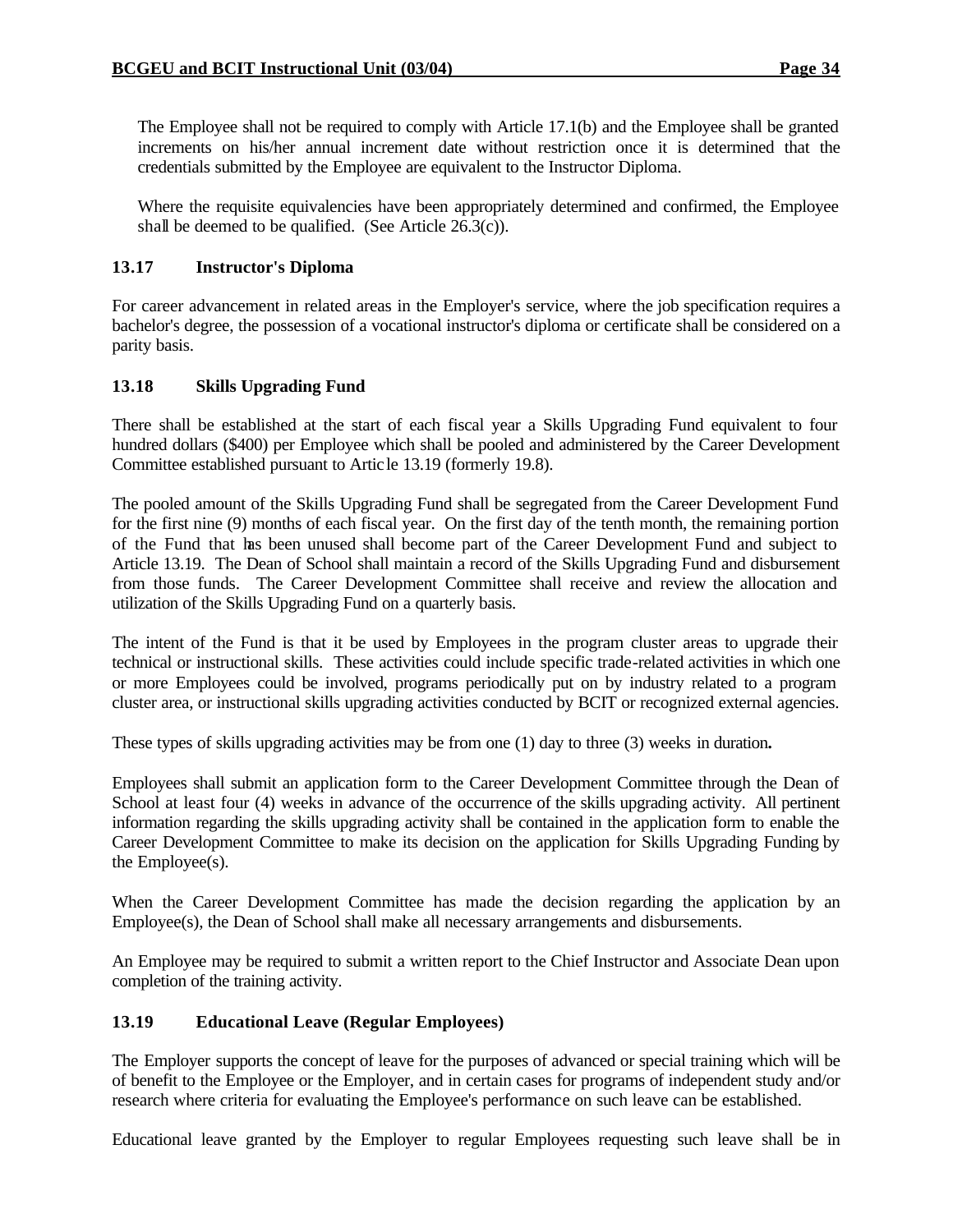The Employee shall not be required to comply with Article 17.1(b) and the Employee shall be granted increments on his/her annual increment date without restriction once it is determined that the credentials submitted by the Employee are equivalent to the Instructor Diploma.

Where the requisite equivalencies have been appropriately determined and confirmed, the Employee shall be deemed to be qualified. (See Article 26.3(c)).

### 13.17 Instructor's Diploma

For career advancement in related areas in the Employer's service, where the job specification requires a bachelor's degree, the possession of a vocational instructor's diploma or certificate shall be considered on a parity basis.

### 13.18 Skills Upgrading Fund

There shall be established at the start of each fiscal year a Skills Upgrading Fund equivalent to four hundred dollars ($400) per Employee which shall be pooled and administered by the Career Development Committee established pursuant to Article 13.19 (formerly 19.8).

The pooled amount of the Skills Upgrading Fund shall be segregated from the Career Development Fund for the first nine (9) months of each fiscal year. On the first day of the tenth month, the remaining portion of the Fund that has been unused shall become part of the Career Development Fund and subject to Article 13.19. The Dean of School shall maintain a record of the Skills Upgrading Fund and disbursement from those funds. The Career Development Committee shall receive and review the allocation and utilization of the Skills Upgrading Fund on a quarterly basis.

The intent of the Fund is that it be used by Employees in the program cluster areas to upgrade their technical or instructional skills. These activities could include specific trade-related activities in which one or more Employees could be involved, programs periodically put on by industry related to a program cluster area, or instructional skills upgrading activities conducted by BCIT or recognized external agencies.

These types of skills upgrading activities may be from one (1) day to three (3) weeks in duration**.**

Employees shall submit an application form to the Career Development Committee through the Dean of School at least four (4) weeks in advance of the occurrence of the skills upgrading activity. All pertinent information regarding the skills upgrading activity shall be contained in the application form to enable the Career Development Committee to make its decision on the application for Skills Upgrading Funding by the Employee(s).

When the Career Development Committee has made the decision regarding the application by an Employee(s), the Dean of School shall make all necessary arrangements and disbursements.

An Employee may be required to submit a written report to the Chief Instructor and Associate Dean upon completion of the training activity.

### 13.19 Educational Leave (Regular Employees)

The Employer supports the concept of leave for the purposes of advanced or special training which will be of benefit to the Employee or the Employer, and in certain cases for programs of independent study and/or research where criteria for evaluating the Employee's performance on such leave can be established.

Educational leave granted by the Employer to regular Employees requesting such leave shall be in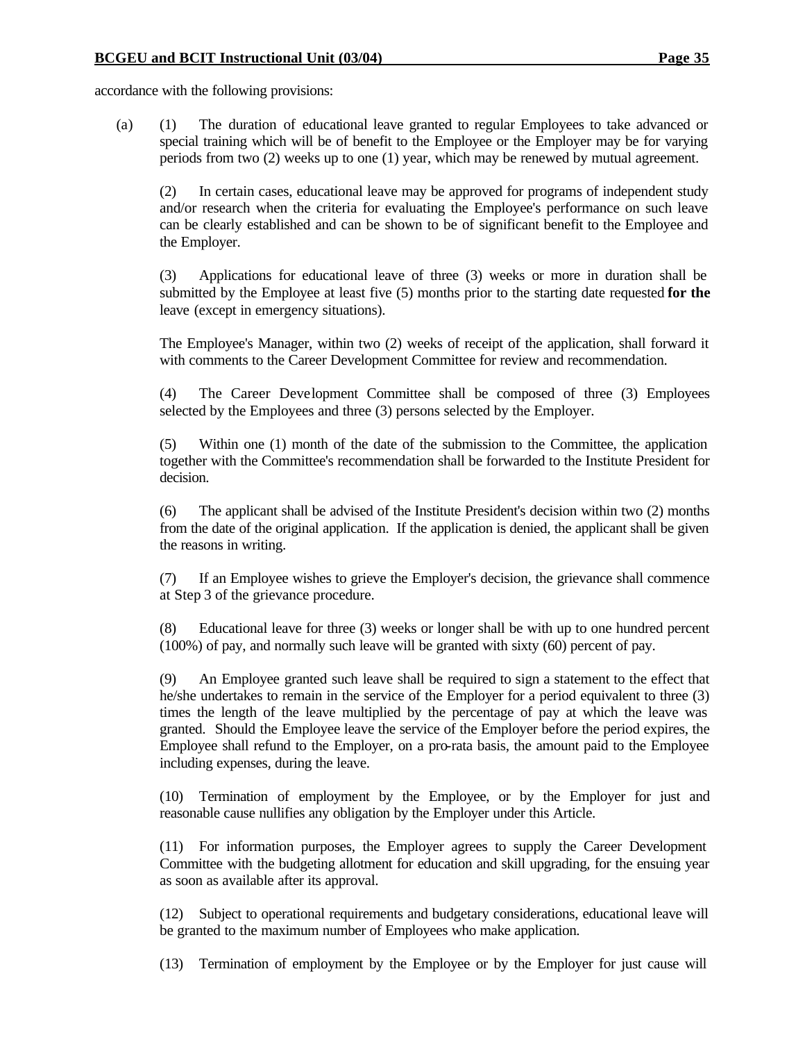accordance with the following provisions:

(a) (1) The duration of educational leave granted to regular Employees to take advanced or special training which will be of benefit to the Employee or the Employer may be for varying periods from two (2) weeks up to one (1) year, which may be renewed by mutual agreement.

(2) In certain cases, educational leave may be approved for programs of independent study and/or research when the criteria for evaluating the Employee's performance on such leave can be clearly established and can be shown to be of significant benefit to the Employee and the Employer.

(3) Applications for educational leave of three (3) weeks or more in duration shall be submitted by the Employee at least five (5) months prior to the starting date requested **for the** leave (except in emergency situations).

The Employee's Manager, within two (2) weeks of receipt of the application, shall forward it with comments to the Career Development Committee for review and recommendation.

(4) The Career Development Committee shall be composed of three (3) Employees selected by the Employees and three (3) persons selected by the Employer.

(5) Within one (1) month of the date of the submission to the Committee, the application together with the Committee's recommendation shall be forwarded to the Institute President for decision.

(6) The applicant shall be advised of the Institute President's decision within two (2) months from the date of the original application. If the application is denied, the applicant shall be given the reasons in writing.

(7) If an Employee wishes to grieve the Employer's decision, the grievance shall commence at Step 3 of the grievance procedure.

(8) Educational leave for three (3) weeks or longer shall be with up to one hundred percent (100%) of pay, and normally such leave will be granted with sixty (60) percent of pay.

(9) An Employee granted such leave shall be required to sign a statement to the effect that he/she undertakes to remain in the service of the Employer for a period equivalent to three (3) times the length of the leave multiplied by the percentage of pay at which the leave was granted. Should the Employee leave the service of the Employer before the period expires, the Employee shall refund to the Employer, on a pro-rata basis, the amount paid to the Employee including expenses, during the leave.

(10) Termination of employment by the Employee, or by the Employer for just and reasonable cause nullifies any obligation by the Employer under this Article.

(11) For information purposes, the Employer agrees to supply the Career Development Committee with the budgeting allotment for education and skill upgrading, for the ensuing year as soon as available after its approval.

(12) Subject to operational requirements and budgetary considerations, educational leave will be granted to the maximum number of Employees who make application.

(13) Termination of employment by the Employee or by the Employer for just cause will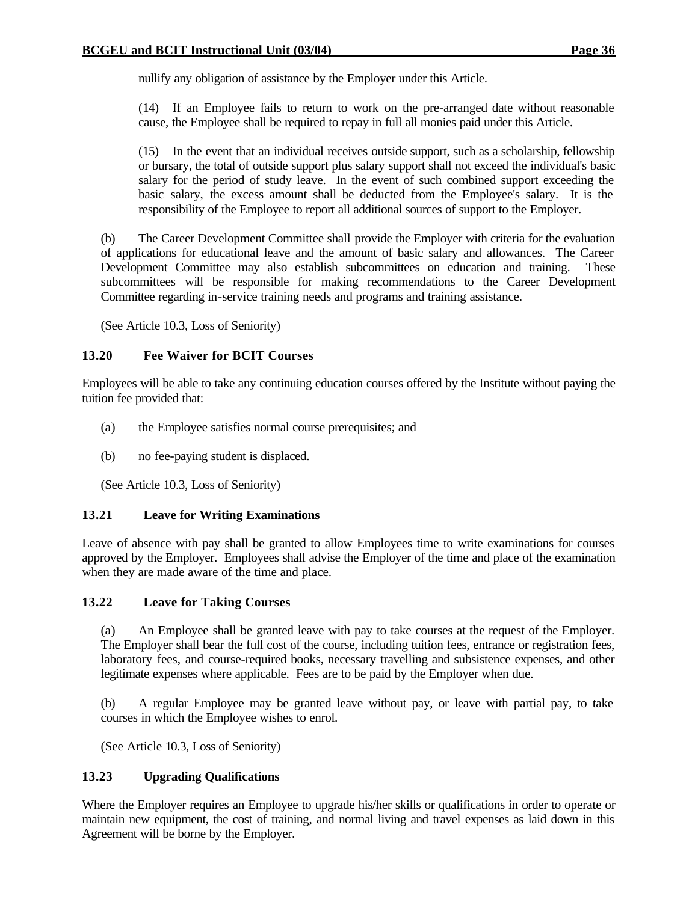nullify any obligation of assistance by the Employer under this Article.

(14) If an Employee fails to return to work on the pre-arranged date without reasonable cause, the Employee shall be required to repay in full all monies paid under this Article.

(15) In the event that an individual receives outside support, such as a scholarship, fellowship or bursary, the total of outside support plus salary support shall not exceed the individual's basic salary for the period of study leave. In the event of such combined support exceeding the basic salary, the excess amount shall be deducted from the Employee's salary. It is the responsibility of the Employee to report all additional sources of support to the Employer.

(b) The Career Development Committee shall provide the Employer with criteria for the evaluation of applications for educational leave and the amount of basic salary and allowances. The Career Development Committee may also establish subcommittees on education and training. These subcommittees will be responsible for making recommendations to the Career Development Committee regarding in-service training needs and programs and training assistance.

(See Article 10.3, Loss of Seniority)

### 13.20 Fee Waiver for BCIT Courses

Employees will be able to take any continuing education courses offered by the Institute without paying the tuition fee provided that:

(a) the Employee satisfies normal course prerequisites; and

(b) no fee-paying student is displaced.

(See Article 10.3, Loss of Seniority)

### 13.21 Leave for Writing Examinations

Leave of absence with pay shall be granted to allow Employees time to write examinations for courses approved by the Employer. Employees shall advise the Employer of the time and place of the examination when they are made aware of the time and place.

### 13.22 Leave for Taking Courses

(a) An Employee shall be granted leave with pay to take courses at the request of the Employer. The Employer shall bear the full cost of the course, including tuition fees, entrance or registration fees, laboratory fees, and course-required books, necessary travelling and subsistence expenses, and other legitimate expenses where applicable. Fees are to be paid by the Employer when due.

(b) A regular Employee may be granted leave without pay, or leave with partial pay, to take courses in which the Employee wishes to enrol.

(See Article 10.3, Loss of Seniority)

### 13.23 Upgrading Qualifications

Where the Employer requires an Employee to upgrade his/her skills or qualifications in order to operate or maintain new equipment, the cost of training, and normal living and travel expenses as laid down in this Agreement will be borne by the Employer.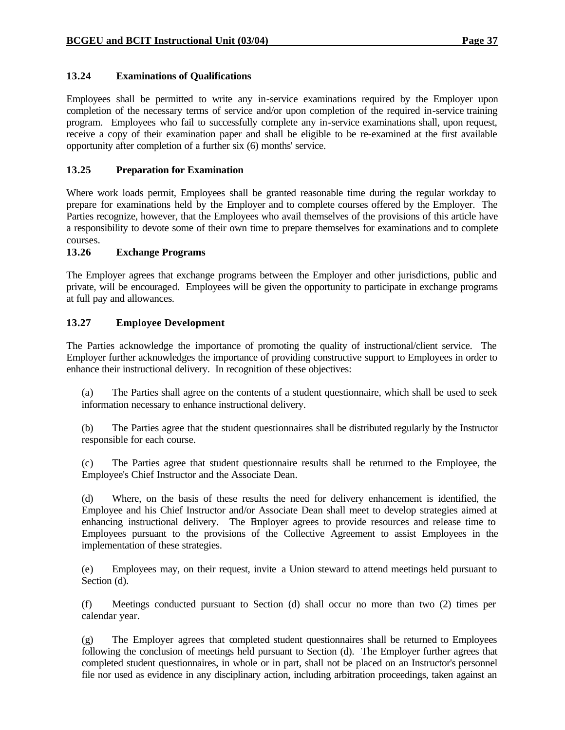### 13.24 Examinations of Qualifications

Employees shall be permitted to write any in-service examinations required by the Employer upon completion of the necessary terms of service and/or upon completion of the required in-service training program. Employees who fail to successfully complete any in-service examinations shall, upon request, receive a copy of their examination paper and shall be eligible to be re-examined at the first available opportunity after completion of a further six (6) months' service.

### 13.25 Preparation for Examination

Where work loads permit, Employees shall be granted reasonable time during the regular workday to prepare for examinations held by the Employer and to complete courses offered by the Employer. The Parties recognize, however, that the Employees who avail themselves of the provisions of this article have a responsibility to devote some of their own time to prepare themselves for examinations and to complete courses.

### 13.26 Exchange Programs

The Employer agrees that exchange programs between the Employer and other jurisdictions, public and private, will be encouraged. Employees will be given the opportunity to participate in exchange programs at full pay and allowances.

### 13.27 Employee Development

The Parties acknowledge the importance of promoting the quality of instructional/client service. The Employer further acknowledges the importance of providing constructive support to Employees in order to enhance their instructional delivery. In recognition of these objectives:

(a) The Parties shall agree on the contents of a student questionnaire, which shall be used to seek information necessary to enhance instructional delivery.

(b) The Parties agree that the student questionnaires shall be distributed regularly by the Instructor responsible for each course.

(c) The Parties agree that student questionnaire results shall be returned to the Employee, the Employee's Chief Instructor and the Associate Dean.

(d) Where, on the basis of these results the need for delivery enhancement is identified, the Employee and his Chief Instructor and/or Associate Dean shall meet to develop strategies aimed at enhancing instructional delivery. The Employer agrees to provide resources and release time to Employees pursuant to the provisions of the Collective Agreement to assist Employees in the implementation of these strategies.

(e) Employees may, on their request, invite a Union steward to attend meetings held pursuant to Section (d).

(f) Meetings conducted pursuant to Section (d) shall occur no more than two (2) times per calendar year.

(g) The Employer agrees that completed student questionnaires shall be returned to Employees following the conclusion of meetings held pursuant to Section (d). The Employer further agrees that completed student questionnaires, in whole or in part, shall not be placed on an Instructor's personnel file nor used as evidence in any disciplinary action, including arbitration proceedings, taken against an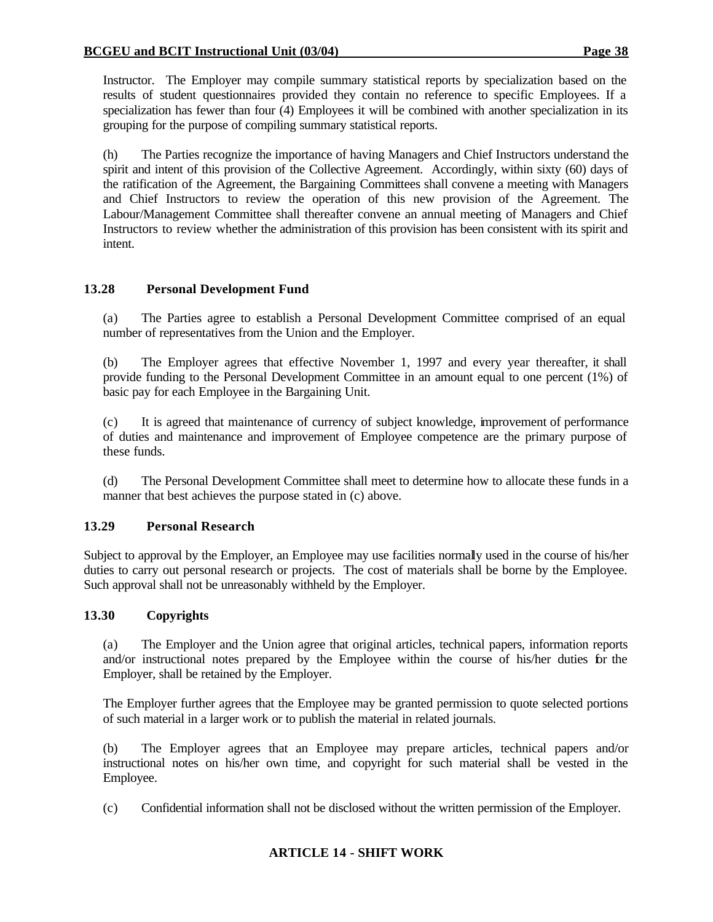Instructor. The Employer may compile summary statistical reports by specialization based on the results of student questionnaires provided they contain no reference to specific Employees. If a specialization has fewer than four (4) Employees it will be combined with another specialization in its grouping for the purpose of compiling summary statistical reports.

(h) The Parties recognize the importance of having Managers and Chief Instructors understand the spirit and intent of this provision of the Collective Agreement. Accordingly, within sixty (60) days of the ratification of the Agreement, the Bargaining Committees shall convene a meeting with Managers and Chief Instructors to review the operation of this new provision of the Agreement. The Labour/Management Committee shall thereafter convene an annual meeting of Managers and Chief Instructors to review whether the administration of this provision has been consistent with its spirit and intent.

### 13.28 Personal Development Fund

(a) The Parties agree to establish a Personal Development Committee comprised of an equal number of representatives from the Union and the Employer.

(b) The Employer agrees that effective November 1, 1997 and every year thereafter, it shall provide funding to the Personal Development Committee in an amount equal to one percent (1%) of basic pay for each Employee in the Bargaining Unit.

(c) It is agreed that maintenance of currency of subject knowledge, improvement of performance of duties and maintenance and improvement of Employee competence are the primary purpose of these funds.

(d) The Personal Development Committee shall meet to determine how to allocate these funds in a manner that best achieves the purpose stated in (c) above.

### 13.29 Personal Research

Subject to approval by the Employer, an Employee may use facilities normally used in the course of his/her duties to carry out personal research or projects. The cost of materials shall be borne by the Employee. Such approval shall not be unreasonably withheld by the Employer.

### 13.30 Copyrights

(a) The Employer and the Union agree that original articles, technical papers, information reports and/or instructional notes prepared by the Employee within the course of his/her duties for the Employer, shall be retained by the Employer.

The Employer further agrees that the Employee may be granted permission to quote selected portions of such material in a larger work or to publish the material in related journals.

(b) The Employer agrees that an Employee may prepare articles, technical papers and/or instructional notes on his/her own time, and copyright for such material shall be vested in the Employee.

(c) Confidential information shall not be disclosed without the written permission of the Employer.

## ARTICLE 14 - SHIFT WORK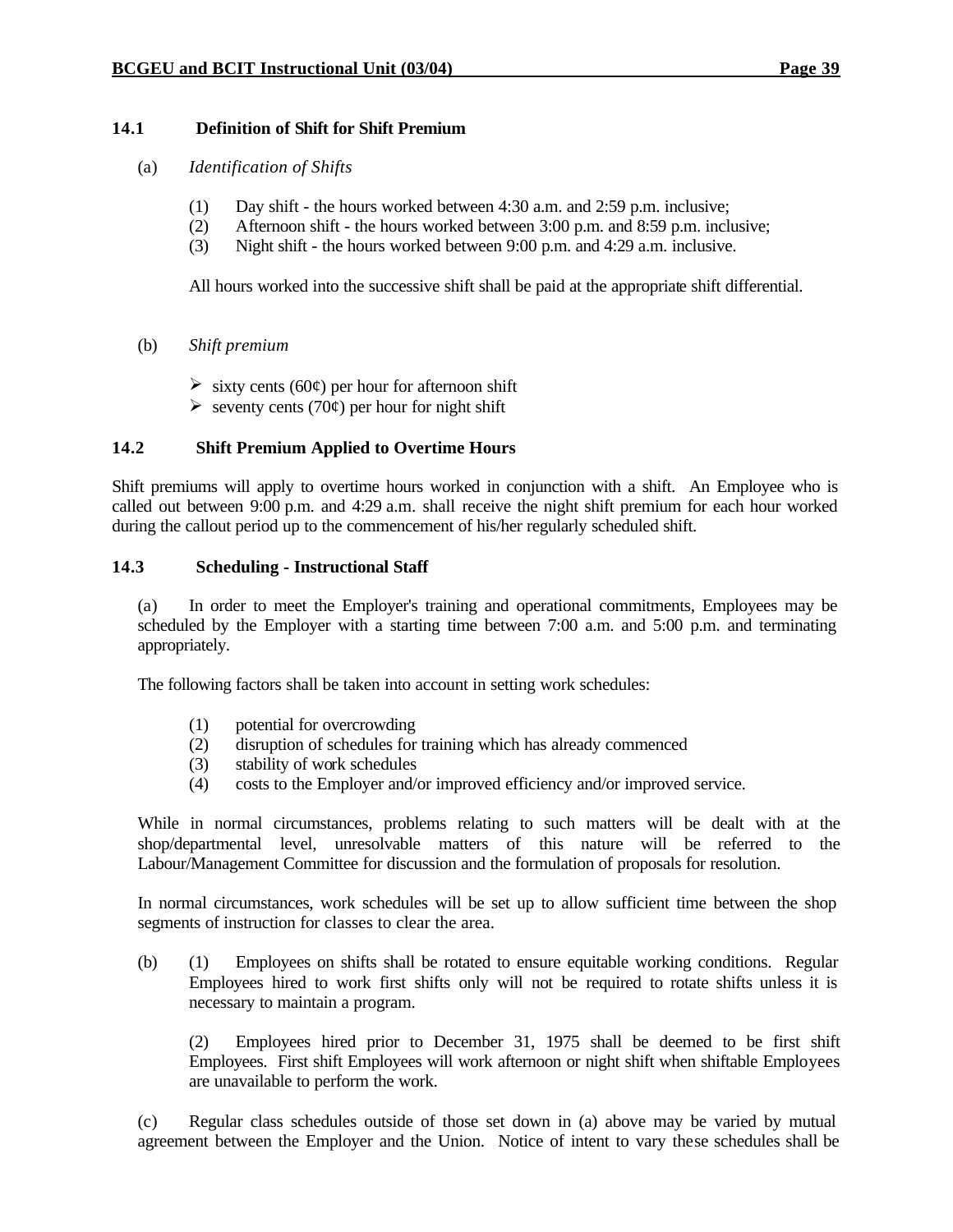### 14.1 Definition of Shift for Shift Premium

(a) *Identification of Shifts*

(1) Day shift - the hours worked between 4:30 a.m. and 2:59 p.m. inclusive;
(2) Afternoon shift - the hours worked between 3:00 p.m. and 8:59 p.m. inclusive;
(3) Night shift - the hours worked between 9:00 p.m. and 4:29 a.m. inclusive.

All hours worked into the successive shift shall be paid at the appropriate shift differential.

(b) *Shift premium*

- sixty cents (60¢) per hour for afternoon shift
- seventy cents (70¢) per hour for night shift

### 14.2 Shift Premium Applied to Overtime Hours

Shift premiums will apply to overtime hours worked in conjunction with a shift. An Employee who is called out between 9:00 p.m. and 4:29 a.m. shall receive the night shift premium for each hour worked during the callout period up to the commencement of his/her regularly scheduled shift.

### 14.3 Scheduling - Instructional Staff

(a) In order to meet the Employer's training and operational commitments, Employees may be scheduled by the Employer with a starting time between 7:00 a.m. and 5:00 p.m. and terminating appropriately.

The following factors shall be taken into account in setting work schedules:

(1) potential for overcrowding
(2) disruption of schedules for training which has already commenced
(3) stability of work schedules
(4) costs to the Employer and/or improved efficiency and/or improved service.

While in normal circumstances, problems relating to such matters will be dealt with at the shop/departmental level, unresolvable matters of this nature will be referred to the Labour/Management Committee for discussion and the formulation of proposals for resolution.

In normal circumstances, work schedules will be set up to allow sufficient time between the shop segments of instruction for classes to clear the area.

(b) (1) Employees on shifts shall be rotated to ensure equitable working conditions. Regular Employees hired to work first shifts only will not be required to rotate shifts unless it is necessary to maintain a program.

(2) Employees hired prior to December 31, 1975 shall be deemed to be first shift Employees. First shift Employees will work afternoon or night shift when shiftable Employees are unavailable to perform the work.

(c) Regular class schedules outside of those set down in (a) above may be varied by mutual agreement between the Employer and the Union. Notice of intent to vary these schedules shall be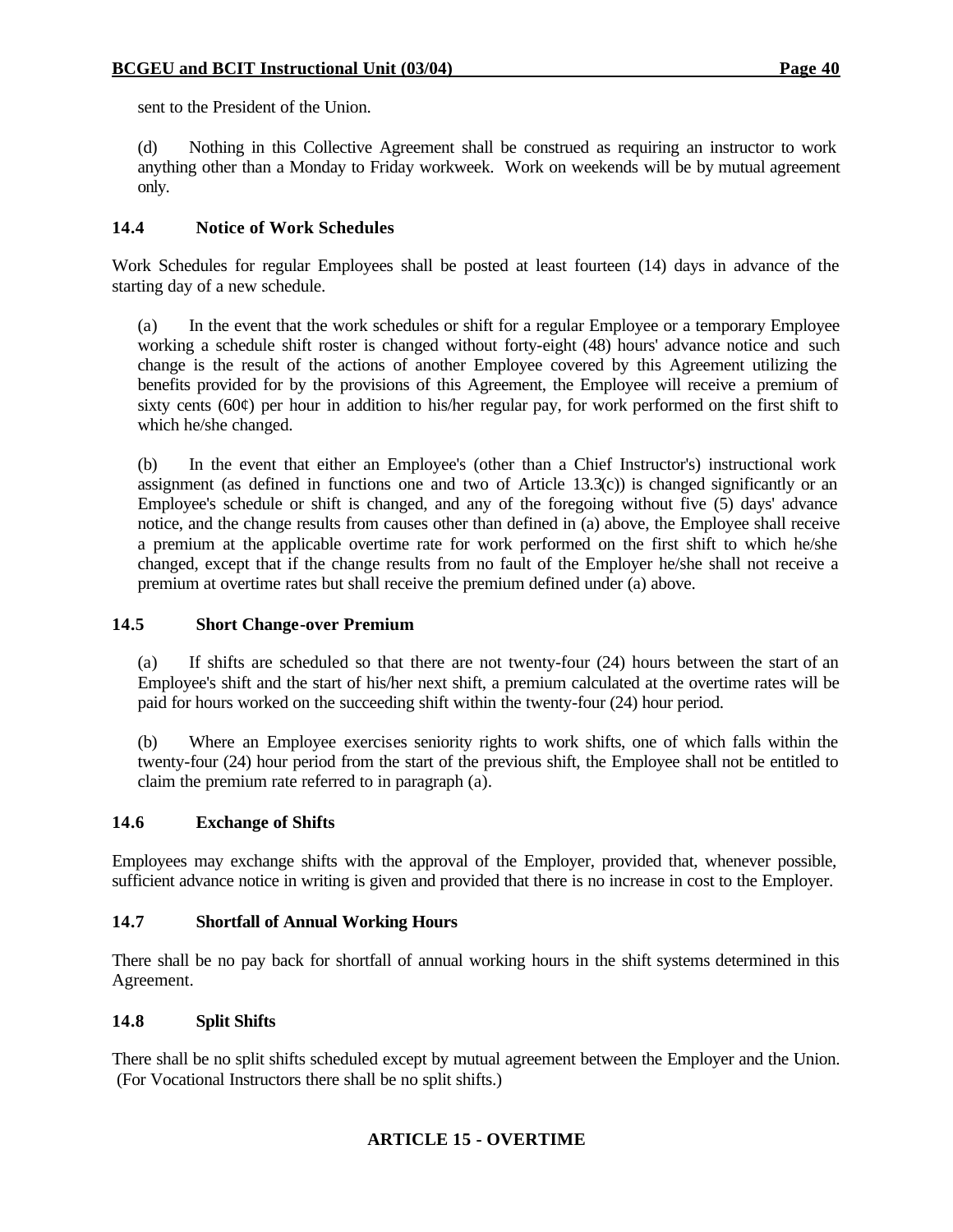sent to the President of the Union.

(d) Nothing in this Collective Agreement shall be construed as requiring an instructor to work anything other than a Monday to Friday workweek. Work on weekends will be by mutual agreement only.

### 14.4 Notice of Work Schedules

Work Schedules for regular Employees shall be posted at least fourteen (14) days in advance of the starting day of a new schedule.

(a) In the event that the work schedules or shift for a regular Employee or a temporary Employee working a schedule shift roster is changed without forty-eight (48) hours' advance notice and such change is the result of the actions of another Employee covered by this Agreement utilizing the benefits provided for by the provisions of this Agreement, the Employee will receive a premium of sixty cents (60¢) per hour in addition to his/her regular pay, for work performed on the first shift to which he/she changed.

(b) In the event that either an Employee's (other than a Chief Instructor's) instructional work assignment (as defined in functions one and two of Article 13.3(c)) is changed significantly or an Employee's schedule or shift is changed, and any of the foregoing without five (5) days' advance notice, and the change results from causes other than defined in (a) above, the Employee shall receive a premium at the applicable overtime rate for work performed on the first shift to which he/she changed, except that if the change results from no fault of the Employer he/she shall not receive a premium at overtime rates but shall receive the premium defined under (a) above.

### 14.5 Short Change-over Premium

(a) If shifts are scheduled so that there are not twenty-four (24) hours between the start of an Employee's shift and the start of his/her next shift, a premium calculated at the overtime rates will be paid for hours worked on the succeeding shift within the twenty-four (24) hour period.

(b) Where an Employee exercises seniority rights to work shifts, one of which falls within the twenty-four (24) hour period from the start of the previous shift, the Employee shall not be entitled to claim the premium rate referred to in paragraph (a).

### 14.6 Exchange of Shifts

Employees may exchange shifts with the approval of the Employer, provided that, whenever possible, sufficient advance notice in writing is given and provided that there is no increase in cost to the Employer.

### 14.7 Shortfall of Annual Working Hours

There shall be no pay back for shortfall of annual working hours in the shift systems determined in this Agreement.

### 14.8 Split Shifts

There shall be no split shifts scheduled except by mutual agreement between the Employer and the Union. (For Vocational Instructors there shall be no split shifts.)

## ARTICLE 15 - OVERTIME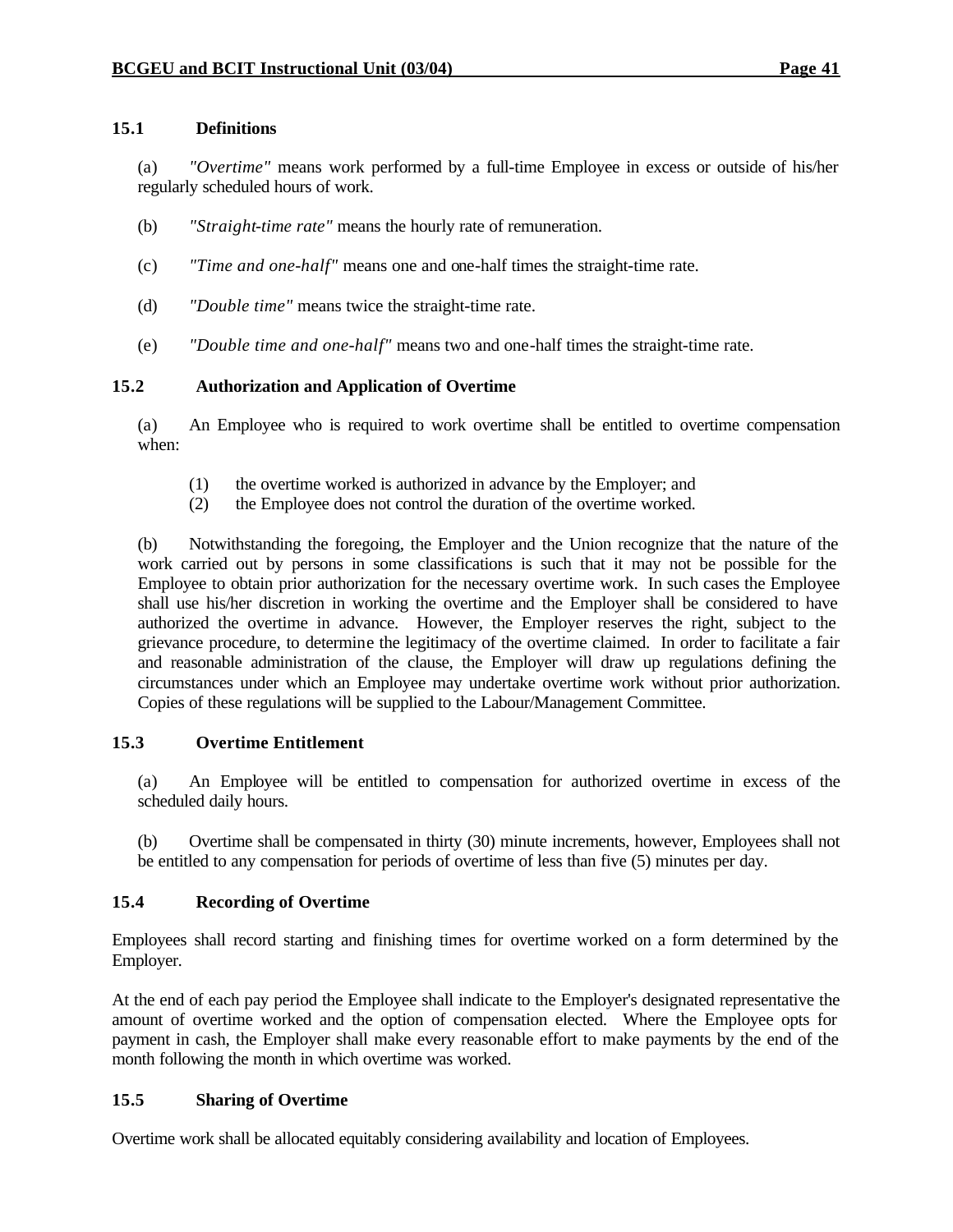### 15.1 Definitions

(a) *"Overtime"* means work performed by a full-time Employee in excess or outside of his/her regularly scheduled hours of work.

(b) *"Straight-time rate"* means the hourly rate of remuneration.

(c) *"Time and one-half"* means one and one-half times the straight-time rate.

(d) *"Double time"* means twice the straight-time rate.

(e) *"Double time and one-half"* means two and one-half times the straight-time rate.

### 15.2 Authorization and Application of Overtime

(a) An Employee who is required to work overtime shall be entitled to overtime compensation when:

(1) the overtime worked is authorized in advance by the Employer; and
(2) the Employee does not control the duration of the overtime worked.

(b) Notwithstanding the foregoing, the Employer and the Union recognize that the nature of the work carried out by persons in some classifications is such that it may not be possible for the Employee to obtain prior authorization for the necessary overtime work. In such cases the Employee shall use his/her discretion in working the overtime and the Employer shall be considered to have authorized the overtime in advance. However, the Employer reserves the right, subject to the grievance procedure, to determine the legitimacy of the overtime claimed. In order to facilitate a fair and reasonable administration of the clause, the Employer will draw up regulations defining the circumstances under which an Employee may undertake overtime work without prior authorization. Copies of these regulations will be supplied to the Labour/Management Committee.

### 15.3 Overtime Entitlement

(a) An Employee will be entitled to compensation for authorized overtime in excess of the scheduled daily hours.

(b) Overtime shall be compensated in thirty (30) minute increments, however, Employees shall not be entitled to any compensation for periods of overtime of less than five (5) minutes per day.

### 15.4 Recording of Overtime

Employees shall record starting and finishing times for overtime worked on a form determined by the Employer.

At the end of each pay period the Employee shall indicate to the Employer's designated representative the amount of overtime worked and the option of compensation elected. Where the Employee opts for payment in cash, the Employer shall make every reasonable effort to make payments by the end of the month following the month in which overtime was worked.

### 15.5 Sharing of Overtime

Overtime work shall be allocated equitably considering availability and location of Employees.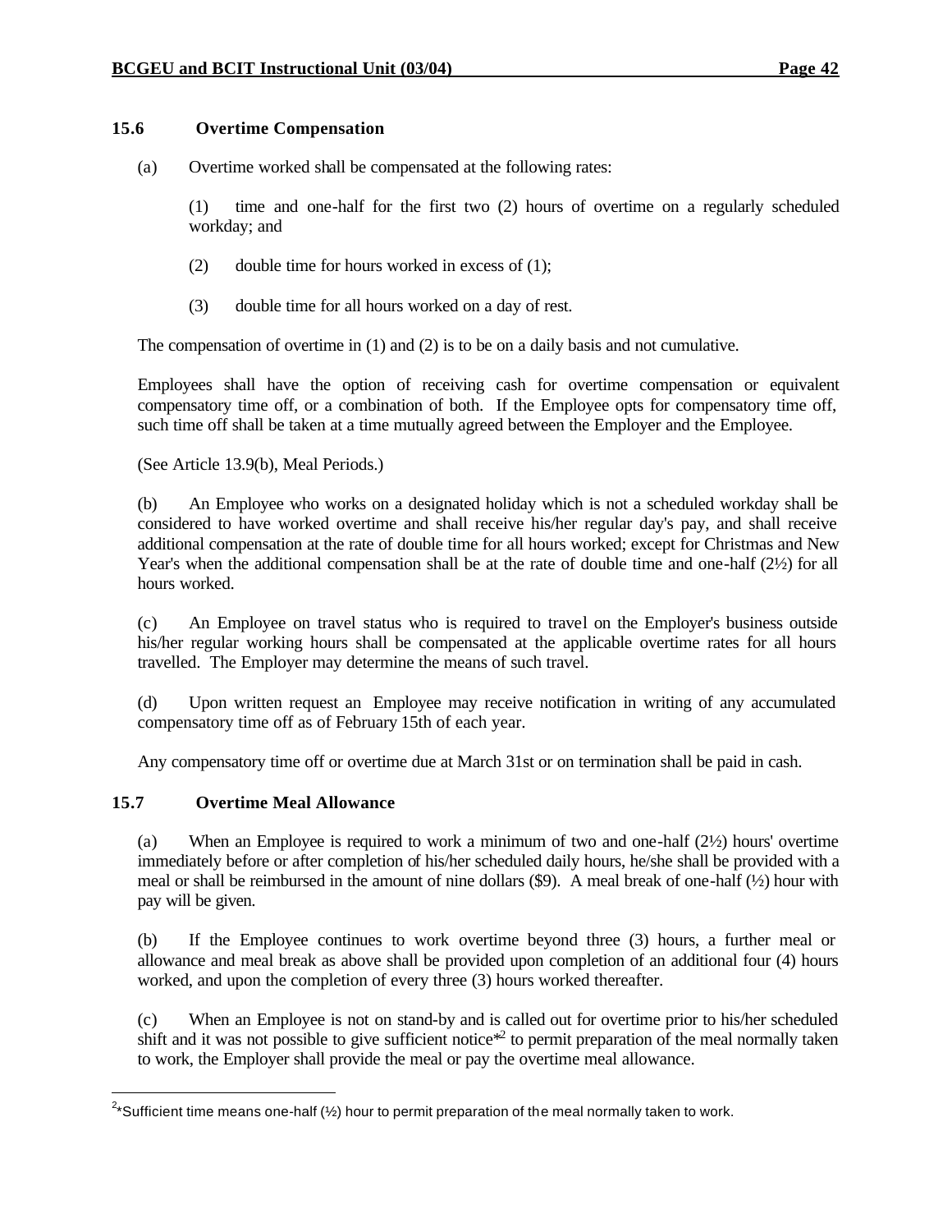### 15.6 Overtime Compensation

(a) Overtime worked shall be compensated at the following rates:

(1) time and one-half for the first two (2) hours of overtime on a regularly scheduled workday; and

(2) double time for hours worked in excess of (1);

(3) double time for all hours worked on a day of rest.

The compensation of overtime in (1) and (2) is to be on a daily basis and not cumulative.

Employees shall have the option of receiving cash for overtime compensation or equivalent compensatory time off, or a combination of both. If the Employee opts for compensatory time off, such time off shall be taken at a time mutually agreed between the Employer and the Employee.

(See Article 13.9(b), Meal Periods.)

(b) An Employee who works on a designated holiday which is not a scheduled workday shall be considered to have worked overtime and shall receive his/her regular day's pay, and shall receive additional compensation at the rate of double time for all hours worked; except for Christmas and New Year's when the additional compensation shall be at the rate of double time and one-half (2½) for all hours worked.

(c) An Employee on travel status who is required to travel on the Employer's business outside his/her regular working hours shall be compensated at the applicable overtime rates for all hours travelled. The Employer may determine the means of such travel.

(d) Upon written request an Employee may receive notification in writing of any accumulated compensatory time off as of February 15th of each year.

Any compensatory time off or overtime due at March 31st or on termination shall be paid in cash.

### 15.7 Overtime Meal Allowance

(a) When an Employee is required to work a minimum of two and one-half (2½) hours' overtime immediately before or after completion of his/her scheduled daily hours, he/she shall be provided with a meal or shall be reimbursed in the amount of nine dollars ($9). A meal break of one-half (½) hour with pay will be given.

(b) If the Employee continues to work overtime beyond three (3) hours, a further meal or allowance and meal break as above shall be provided upon completion of an additional four (4) hours worked, and upon the completion of every three (3) hours worked thereafter.

(c) When an Employee is not on stand-by and is called out for overtime prior to his/her scheduled shift and it was not possible to give sufficient notice*[2] to permit preparation of the meal normally taken to work, the Employer shall provide the meal or pay the overtime meal allowance.

---

[2]*Sufficient time means one-half (½) hour to permit preparation of the meal normally taken to work.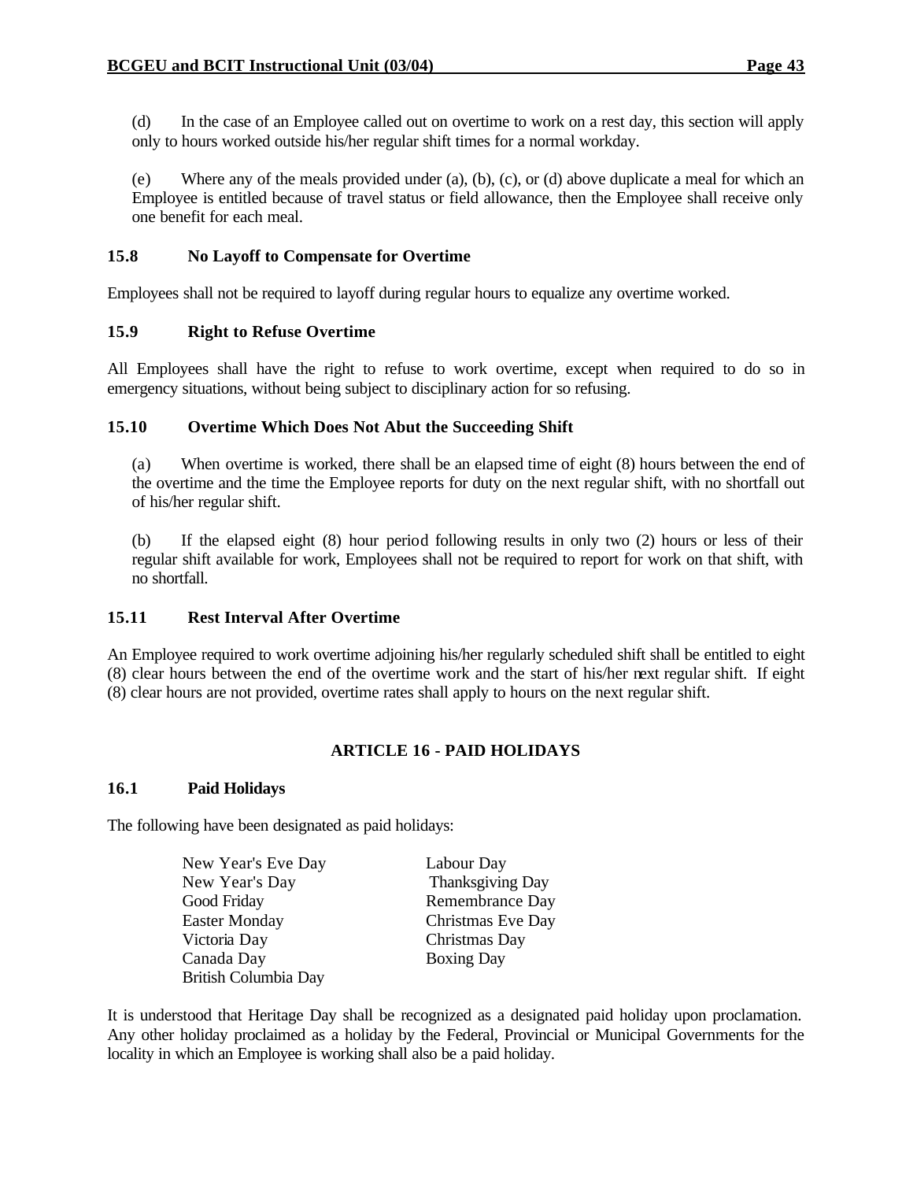(d) In the case of an Employee called out on overtime to work on a rest day, this section will apply only to hours worked outside his/her regular shift times for a normal workday.

(e) Where any of the meals provided under (a), (b), (c), or (d) above duplicate a meal for which an Employee is entitled because of travel status or field allowance, then the Employee shall receive only one benefit for each meal.

### 15.8 No Layoff to Compensate for Overtime

Employees shall not be required to layoff during regular hours to equalize any overtime worked.

### 15.9 Right to Refuse Overtime

All Employees shall have the right to refuse to work overtime, except when required to do so in emergency situations, without being subject to disciplinary action for so refusing.

### 15.10 Overtime Which Does Not Abut the Succeeding Shift

(a) When overtime is worked, there shall be an elapsed time of eight (8) hours between the end of the overtime and the time the Employee reports for duty on the next regular shift, with no shortfall out of his/her regular shift.

(b) If the elapsed eight (8) hour period following results in only two (2) hours or less of their regular shift available for work, Employees shall not be required to report for work on that shift, with no shortfall.

### 15.11 Rest Interval After Overtime

An Employee required to work overtime adjoining his/her regularly scheduled shift shall be entitled to eight (8) clear hours between the end of the overtime work and the start of his/her next regular shift. If eight (8) clear hours are not provided, overtime rates shall apply to hours on the next regular shift.

## ARTICLE 16 - PAID HOLIDAYS

### 16.1 Paid Holidays

The following have been designated as paid holidays:

- New Year's Eve Day
- New Year's Day
- Good Friday
- Easter Monday
- Victoria Day
- Canada Day
- British Columbia Day
- Labour Day
- Thanksgiving Day
- Remembrance Day
- Christmas Eve Day
- Christmas Day
- Boxing Day

It is understood that Heritage Day shall be recognized as a designated paid holiday upon proclamation. Any other holiday proclaimed as a holiday by the Federal, Provincial or Municipal Governments for the locality in which an Employee is working shall also be a paid holiday.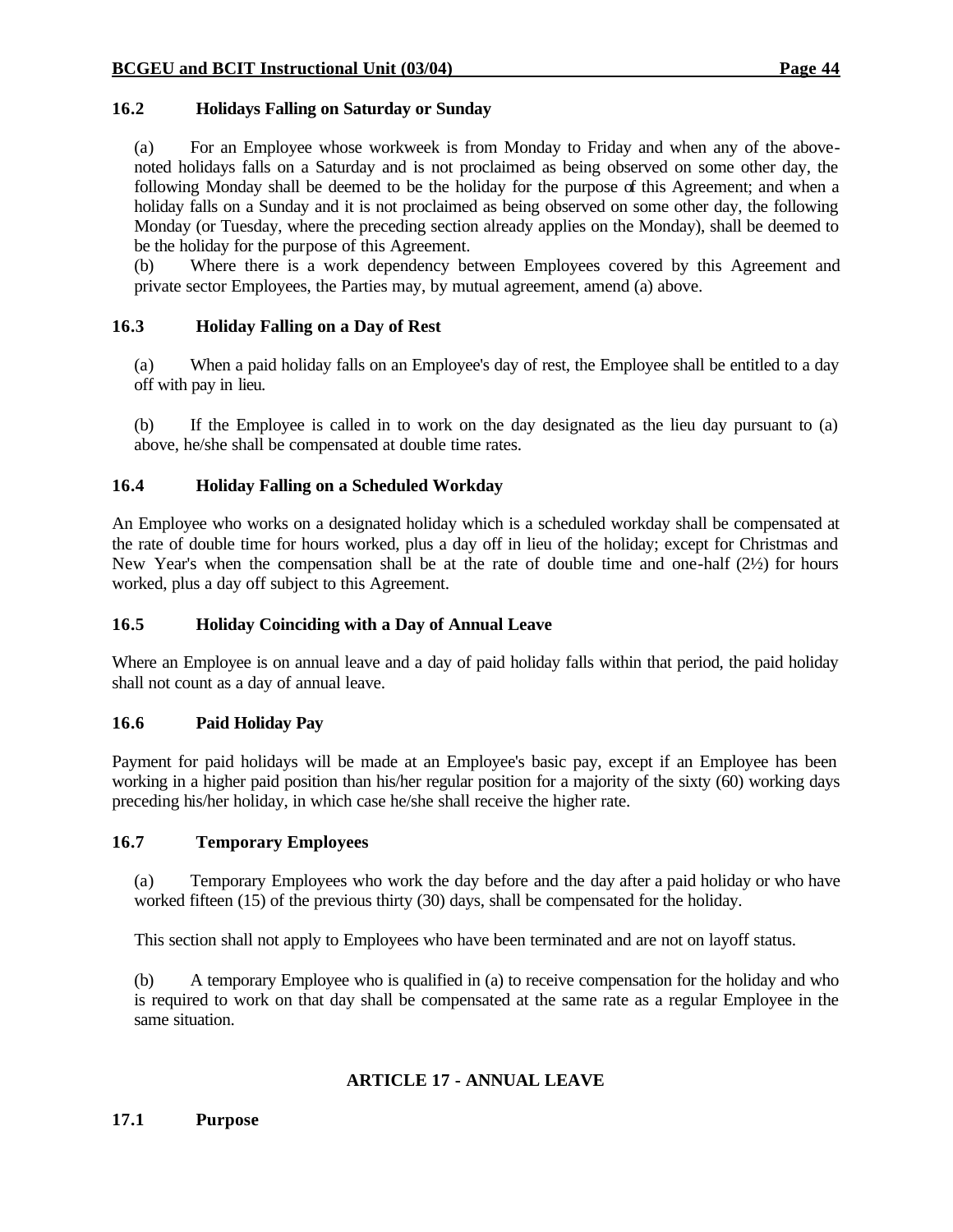### 16.2 Holidays Falling on Saturday or Sunday

(a) For an Employee whose workweek is from Monday to Friday and when any of the above-noted holidays falls on a Saturday and is not proclaimed as being observed on some other day, the following Monday shall be deemed to be the holiday for the purpose of this Agreement; and when a holiday falls on a Sunday and it is not proclaimed as being observed on some other day, the following Monday (or Tuesday, where the preceding section already applies on the Monday), shall be deemed to be the holiday for the purpose of this Agreement.

(b) Where there is a work dependency between Employees covered by this Agreement and private sector Employees, the Parties may, by mutual agreement, amend (a) above.

### 16.3 Holiday Falling on a Day of Rest

(a) When a paid holiday falls on an Employee's day of rest, the Employee shall be entitled to a day off with pay in lieu.

(b) If the Employee is called in to work on the day designated as the lieu day pursuant to (a) above, he/she shall be compensated at double time rates.

### 16.4 Holiday Falling on a Scheduled Workday

An Employee who works on a designated holiday which is a scheduled workday shall be compensated at the rate of double time for hours worked, plus a day off in lieu of the holiday; except for Christmas and New Year's when the compensation shall be at the rate of double time and one-half (2½) for hours worked, plus a day off subject to this Agreement.

### 16.5 Holiday Coinciding with a Day of Annual Leave

Where an Employee is on annual leave and a day of paid holiday falls within that period, the paid holiday shall not count as a day of annual leave.

### 16.6 Paid Holiday Pay

Payment for paid holidays will be made at an Employee's basic pay, except if an Employee has been working in a higher paid position than his/her regular position for a majority of the sixty (60) working days preceding his/her holiday, in which case he/she shall receive the higher rate.

### 16.7 Temporary Employees

(a) Temporary Employees who work the day before and the day after a paid holiday or who have worked fifteen (15) of the previous thirty (30) days, shall be compensated for the holiday.

This section shall not apply to Employees who have been terminated and are not on layoff status.

(b) A temporary Employee who is qualified in (a) to receive compensation for the holiday and who is required to work on that day shall be compensated at the same rate as a regular Employee in the same situation.

## ARTICLE 17 - ANNUAL LEAVE

### 17.1 Purpose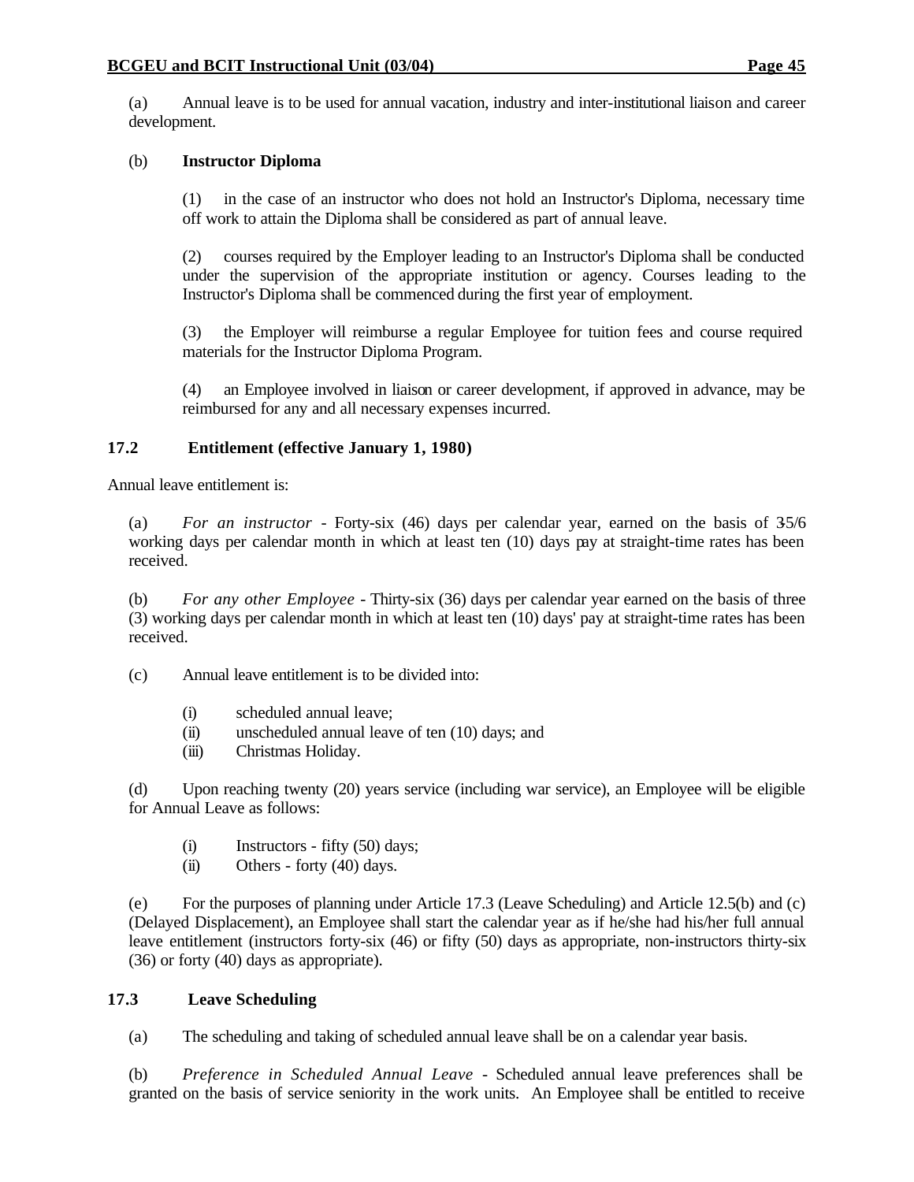(a) Annual leave is to be used for annual vacation, industry and inter-institutional liaison and career development.

(b) **Instructor Diploma**

(1) in the case of an instructor who does not hold an Instructor's Diploma, necessary time off work to attain the Diploma shall be considered as part of annual leave.

(2) courses required by the Employer leading to an Instructor's Diploma shall be conducted under the supervision of the appropriate institution or agency. Courses leading to the Instructor's Diploma shall be commenced during the first year of employment.

(3) the Employer will reimburse a regular Employee for tuition fees and course required materials for the Instructor Diploma Program.

(4) an Employee involved in liaison or career development, if approved in advance, may be reimbursed for any and all necessary expenses incurred.

### 17.2 Entitlement (effective January 1, 1980)

Annual leave entitlement is:

(a) *For an instructor* - Forty-six (46) days per calendar year, earned on the basis of 3-5/6 working days per calendar month in which at least ten (10) days pay at straight-time rates has been received.

(b) *For any other Employee* - Thirty-six (36) days per calendar year earned on the basis of three (3) working days per calendar month in which at least ten (10) days' pay at straight-time rates has been received.

(c) Annual leave entitlement is to be divided into:

- (i) scheduled annual leave;
- (ii) unscheduled annual leave of ten (10) days; and
- (iii) Christmas Holiday.

(d) Upon reaching twenty (20) years service (including war service), an Employee will be eligible for Annual Leave as follows:

- (i) Instructors - fifty (50) days;
- (ii) Others - forty (40) days.

(e) For the purposes of planning under Article 17.3 (Leave Scheduling) and Article 12.5(b) and (c) (Delayed Displacement), an Employee shall start the calendar year as if he/she had his/her full annual leave entitlement (instructors forty-six (46) or fifty (50) days as appropriate, non-instructors thirty-six (36) or forty (40) days as appropriate).

### 17.3 Leave Scheduling

(a) The scheduling and taking of scheduled annual leave shall be on a calendar year basis.

(b) *Preference in Scheduled Annual Leave* - Scheduled annual leave preferences shall be granted on the basis of service seniority in the work units. An Employee shall be entitled to receive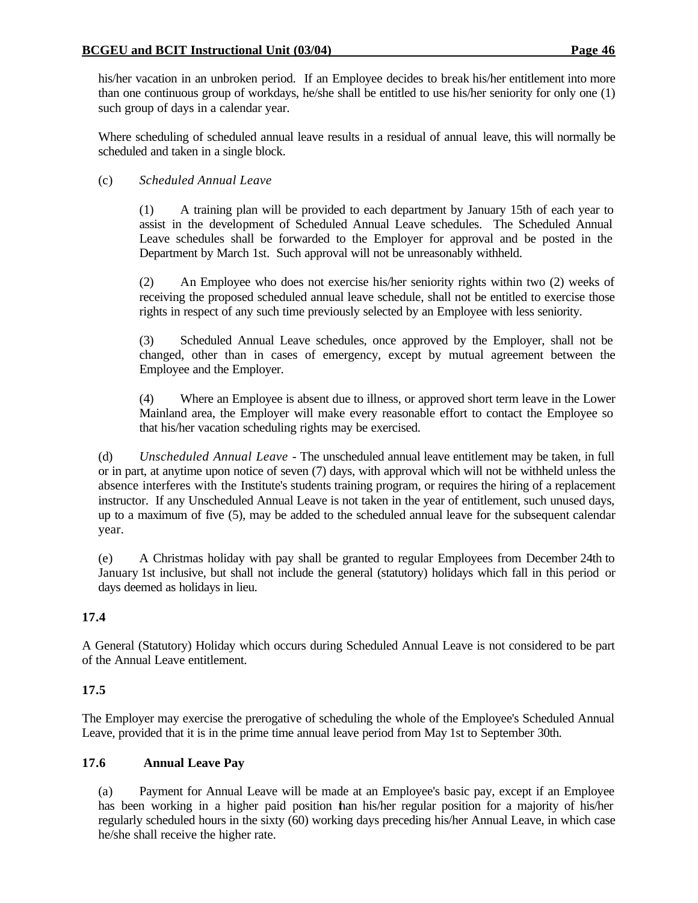his/her vacation in an unbroken period. If an Employee decides to break his/her entitlement into more than one continuous group of workdays, he/she shall be entitled to use his/her seniority for only one (1) such group of days in a calendar year.

Where scheduling of scheduled annual leave results in a residual of annual leave, this will normally be scheduled and taken in a single block.

(c) *Scheduled Annual Leave*

(1) A training plan will be provided to each department by January 15th of each year to assist in the development of Scheduled Annual Leave schedules. The Scheduled Annual Leave schedules shall be forwarded to the Employer for approval and be posted in the Department by March 1st. Such approval will not be unreasonably withheld.

(2) An Employee who does not exercise his/her seniority rights within two (2) weeks of receiving the proposed scheduled annual leave schedule, shall not be entitled to exercise those rights in respect of any such time previously selected by an Employee with less seniority.

(3) Scheduled Annual Leave schedules, once approved by the Employer, shall not be changed, other than in cases of emergency, except by mutual agreement between the Employee and the Employer.

(4) Where an Employee is absent due to illness, or approved short term leave in the Lower Mainland area, the Employer will make every reasonable effort to contact the Employee so that his/her vacation scheduling rights may be exercised.

(d) *Unscheduled Annual Leave* - The unscheduled annual leave entitlement may be taken, in full or in part, at anytime upon notice of seven (7) days, with approval which will not be withheld unless the absence interferes with the Institute's students training program, or requires the hiring of a replacement instructor. If any Unscheduled Annual Leave is not taken in the year of entitlement, such unused days, up to a maximum of five (5), may be added to the scheduled annual leave for the subsequent calendar year.

(e) A Christmas holiday with pay shall be granted to regular Employees from December 24th to January 1st inclusive, but shall not include the general (statutory) holidays which fall in this period or days deemed as holidays in lieu.

**17.4**

A General (Statutory) Holiday which occurs during Scheduled Annual Leave is not considered to be part of the Annual Leave entitlement.

**17.5**

The Employer may exercise the prerogative of scheduling the whole of the Employee's Scheduled Annual Leave, provided that it is in the prime time annual leave period from May 1st to September 30th.

**17.6 Annual Leave Pay**

(a) Payment for Annual Leave will be made at an Employee's basic pay, except if an Employee has been working in a higher paid position than his/her regular position for a majority of his/her regularly scheduled hours in the sixty (60) working days preceding his/her Annual Leave, in which case he/she shall receive the higher rate.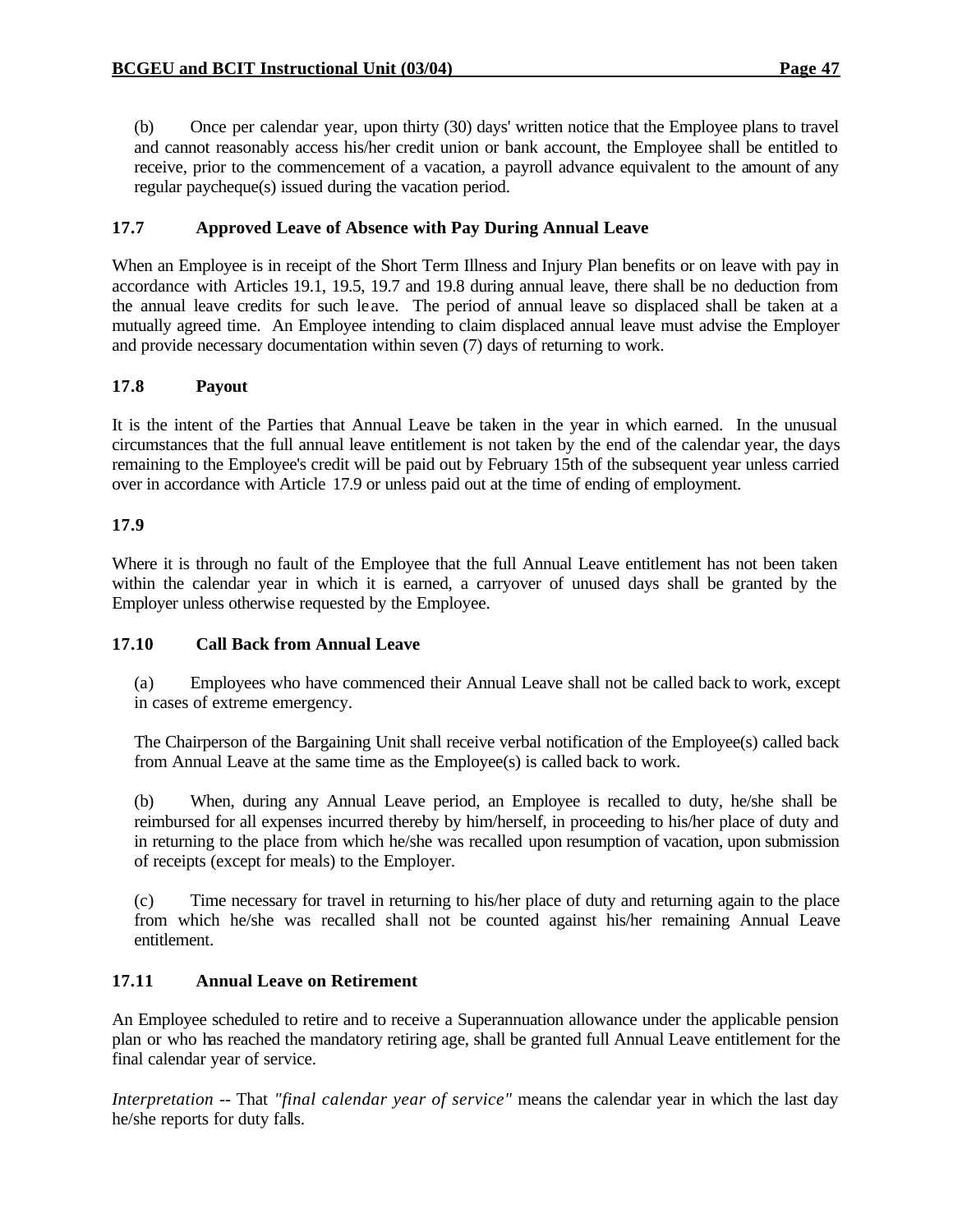(b) Once per calendar year, upon thirty (30) days' written notice that the Employee plans to travel and cannot reasonably access his/her credit union or bank account, the Employee shall be entitled to receive, prior to the commencement of a vacation, a payroll advance equivalent to the amount of any regular paycheque(s) issued during the vacation period.

### 17.7 Approved Leave of Absence with Pay During Annual Leave

When an Employee is in receipt of the Short Term Illness and Injury Plan benefits or on leave with pay in accordance with Articles 19.1, 19.5, 19.7 and 19.8 during annual leave, there shall be no deduction from the annual leave credits for such leave. The period of annual leave so displaced shall be taken at a mutually agreed time. An Employee intending to claim displaced annual leave must advise the Employer and provide necessary documentation within seven (7) days of returning to work.

### 17.8 Payout

It is the intent of the Parties that Annual Leave be taken in the year in which earned. In the unusual circumstances that the full annual leave entitlement is not taken by the end of the calendar year, the days remaining to the Employee's credit will be paid out by February 15th of the subsequent year unless carried over in accordance with Article 17.9 or unless paid out at the time of ending of employment.

### 17.9

Where it is through no fault of the Employee that the full Annual Leave entitlement has not been taken within the calendar year in which it is earned, a carryover of unused days shall be granted by the Employer unless otherwise requested by the Employee.

### 17.10 Call Back from Annual Leave

(a) Employees who have commenced their Annual Leave shall not be called back to work, except in cases of extreme emergency.

The Chairperson of the Bargaining Unit shall receive verbal notification of the Employee(s) called back from Annual Leave at the same time as the Employee(s) is called back to work.

(b) When, during any Annual Leave period, an Employee is recalled to duty, he/she shall be reimbursed for all expenses incurred thereby by him/herself, in proceeding to his/her place of duty and in returning to the place from which he/she was recalled upon resumption of vacation, upon submission of receipts (except for meals) to the Employer.

(c) Time necessary for travel in returning to his/her place of duty and returning again to the place from which he/she was recalled shall not be counted against his/her remaining Annual Leave entitlement.

### 17.11 Annual Leave on Retirement

An Employee scheduled to retire and to receive a Superannuation allowance under the applicable pension plan or who has reached the mandatory retiring age, shall be granted full Annual Leave entitlement for the final calendar year of service.

*Interpretation* -- That *"final calendar year of service"* means the calendar year in which the last day he/she reports for duty falls.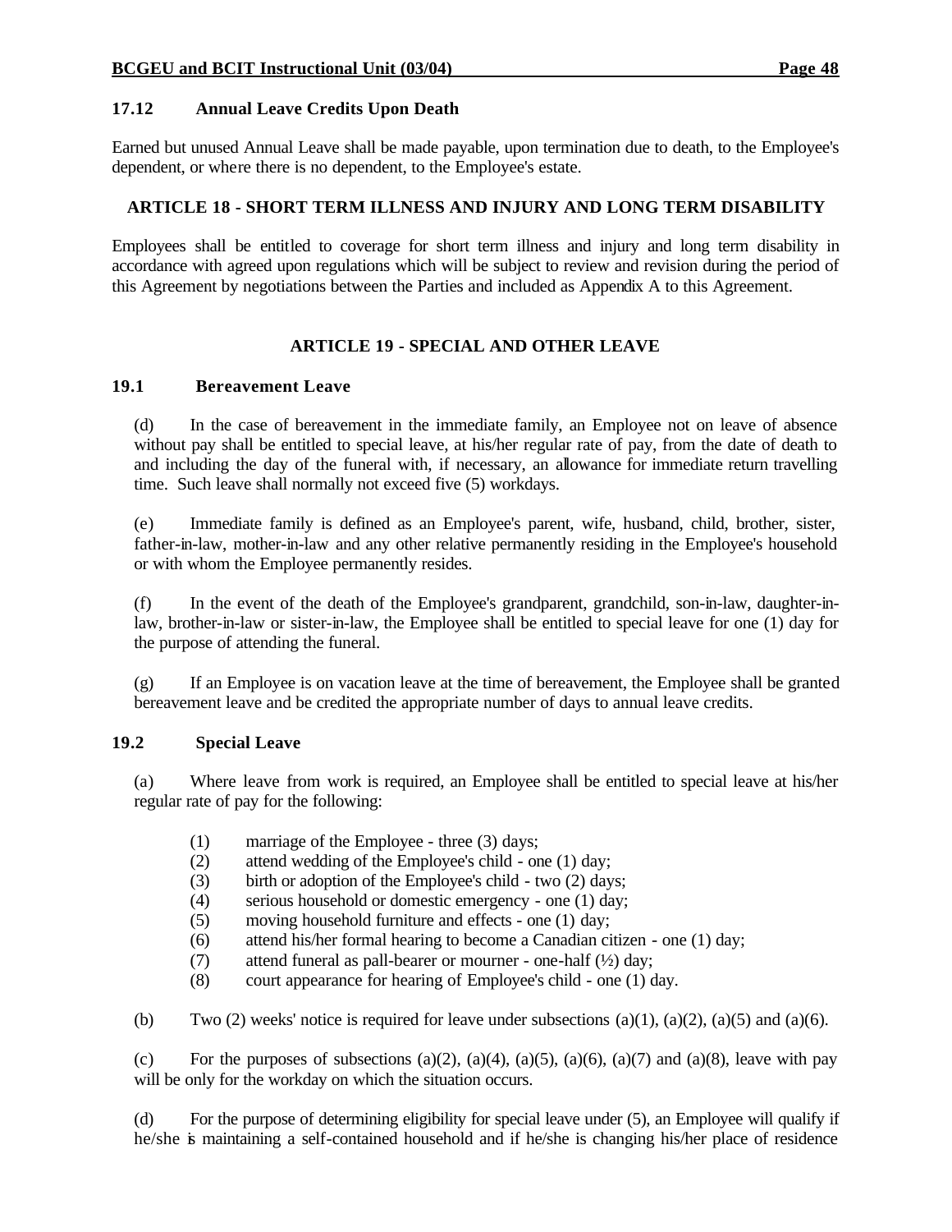### 17.12 Annual Leave Credits Upon Death

Earned but unused Annual Leave shall be made payable, upon termination due to death, to the Employee's dependent, or where there is no dependent, to the Employee's estate.

## ARTICLE 18 - SHORT TERM ILLNESS AND INJURY AND LONG TERM DISABILITY

Employees shall be entitled to coverage for short term illness and injury and long term disability in accordance with agreed upon regulations which will be subject to review and revision during the period of this Agreement by negotiations between the Parties and included as Appendix A to this Agreement.

## ARTICLE 19 - SPECIAL AND OTHER LEAVE

### 19.1 Bereavement Leave

(d) In the case of bereavement in the immediate family, an Employee not on leave of absence without pay shall be entitled to special leave, at his/her regular rate of pay, from the date of death to and including the day of the funeral with, if necessary, an allowance for immediate return travelling time. Such leave shall normally not exceed five (5) workdays.

(e) Immediate family is defined as an Employee's parent, wife, husband, child, brother, sister, father-in-law, mother-in-law and any other relative permanently residing in the Employee's household or with whom the Employee permanently resides.

(f) In the event of the death of the Employee's grandparent, grandchild, son-in-law, daughter-in-law, brother-in-law or sister-in-law, the Employee shall be entitled to special leave for one (1) day for the purpose of attending the funeral.

(g) If an Employee is on vacation leave at the time of bereavement, the Employee shall be granted bereavement leave and be credited the appropriate number of days to annual leave credits.

### 19.2 Special Leave

(a) Where leave from work is required, an Employee shall be entitled to special leave at his/her regular rate of pay for the following:

(1) marriage of the Employee - three (3) days;
(2) attend wedding of the Employee's child - one (1) day;
(3) birth or adoption of the Employee's child - two (2) days;
(4) serious household or domestic emergency - one (1) day;
(5) moving household furniture and effects - one (1) day;
(6) attend his/her formal hearing to become a Canadian citizen - one (1) day;
(7) attend funeral as pall-bearer or mourner - one-half (½) day;
(8) court appearance for hearing of Employee's child - one (1) day.

(b) Two (2) weeks' notice is required for leave under subsections (a)(1), (a)(2), (a)(5) and (a)(6).

(c) For the purposes of subsections (a)(2), (a)(4), (a)(5), (a)(6), (a)(7) and (a)(8), leave with pay will be only for the workday on which the situation occurs.

(d) For the purpose of determining eligibility for special leave under (5), an Employee will qualify if he/she is maintaining a self-contained household and if he/she is changing his/her place of residence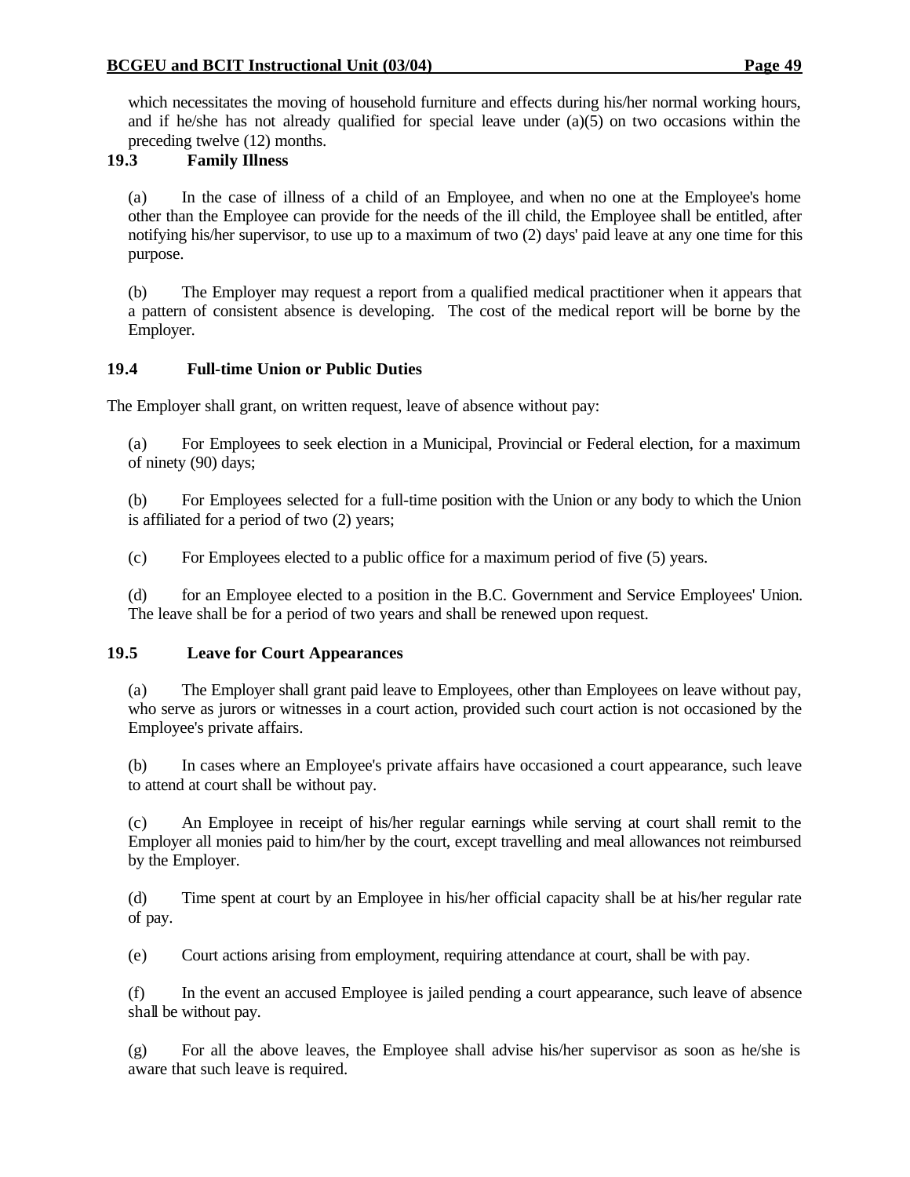which necessitates the moving of household furniture and effects during his/her normal working hours, and if he/she has not already qualified for special leave under (a)(5) on two occasions within the preceding twelve (12) months.

### 19.3 Family Illness

(a) In the case of illness of a child of an Employee, and when no one at the Employee's home other than the Employee can provide for the needs of the ill child, the Employee shall be entitled, after notifying his/her supervisor, to use up to a maximum of two (2) days' paid leave at any one time for this purpose.

(b) The Employer may request a report from a qualified medical practitioner when it appears that a pattern of consistent absence is developing. The cost of the medical report will be borne by the Employer.

### 19.4 Full-time Union or Public Duties

The Employer shall grant, on written request, leave of absence without pay:

(a) For Employees to seek election in a Municipal, Provincial or Federal election, for a maximum of ninety (90) days;

(b) For Employees selected for a full-time position with the Union or any body to which the Union is affiliated for a period of two (2) years;

(c) For Employees elected to a public office for a maximum period of five (5) years.

(d) for an Employee elected to a position in the B.C. Government and Service Employees' Union. The leave shall be for a period of two years and shall be renewed upon request.

### 19.5 Leave for Court Appearances

(a) The Employer shall grant paid leave to Employees, other than Employees on leave without pay, who serve as jurors or witnesses in a court action, provided such court action is not occasioned by the Employee's private affairs.

(b) In cases where an Employee's private affairs have occasioned a court appearance, such leave to attend at court shall be without pay.

(c) An Employee in receipt of his/her regular earnings while serving at court shall remit to the Employer all monies paid to him/her by the court, except travelling and meal allowances not reimbursed by the Employer.

(d) Time spent at court by an Employee in his/her official capacity shall be at his/her regular rate of pay.

(e) Court actions arising from employment, requiring attendance at court, shall be with pay.

(f) In the event an accused Employee is jailed pending a court appearance, such leave of absence shall be without pay.

(g) For all the above leaves, the Employee shall advise his/her supervisor as soon as he/she is aware that such leave is required.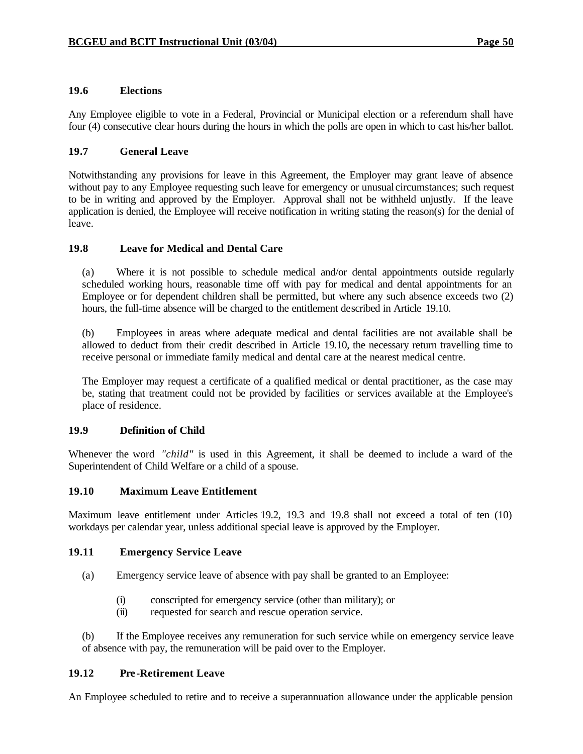### 19.6 Elections

Any Employee eligible to vote in a Federal, Provincial or Municipal election or a referendum shall have four (4) consecutive clear hours during the hours in which the polls are open in which to cast his/her ballot.

### 19.7 General Leave

Notwithstanding any provisions for leave in this Agreement, the Employer may grant leave of absence without pay to any Employee requesting such leave for emergency or unusual circumstances; such request to be in writing and approved by the Employer. Approval shall not be withheld unjustly. If the leave application is denied, the Employee will receive notification in writing stating the reason(s) for the denial of leave.

### 19.8 Leave for Medical and Dental Care

(a) Where it is not possible to schedule medical and/or dental appointments outside regularly scheduled working hours, reasonable time off with pay for medical and dental appointments for an Employee or for dependent children shall be permitted, but where any such absence exceeds two (2) hours, the full-time absence will be charged to the entitlement described in Article 19.10.

(b) Employees in areas where adequate medical and dental facilities are not available shall be allowed to deduct from their credit described in Article 19.10, the necessary return travelling time to receive personal or immediate family medical and dental care at the nearest medical centre.

The Employer may request a certificate of a qualified medical or dental practitioner, as the case may be, stating that treatment could not be provided by facilities or services available at the Employee's place of residence.

### 19.9 Definition of Child

Whenever the word *"child"* is used in this Agreement, it shall be deemed to include a ward of the Superintendent of Child Welfare or a child of a spouse.

### 19.10 Maximum Leave Entitlement

Maximum leave entitlement under Articles 19.2, 19.3 and 19.8 shall not exceed a total of ten (10) workdays per calendar year, unless additional special leave is approved by the Employer.

### 19.11 Emergency Service Leave

(a) Emergency service leave of absence with pay shall be granted to an Employee:

(i) conscripted for emergency service (other than military); or
(ii) requested for search and rescue operation service.

(b) If the Employee receives any remuneration for such service while on emergency service leave of absence with pay, the remuneration will be paid over to the Employer.

### 19.12 Pre-Retirement Leave

An Employee scheduled to retire and to receive a superannuation allowance under the applicable pension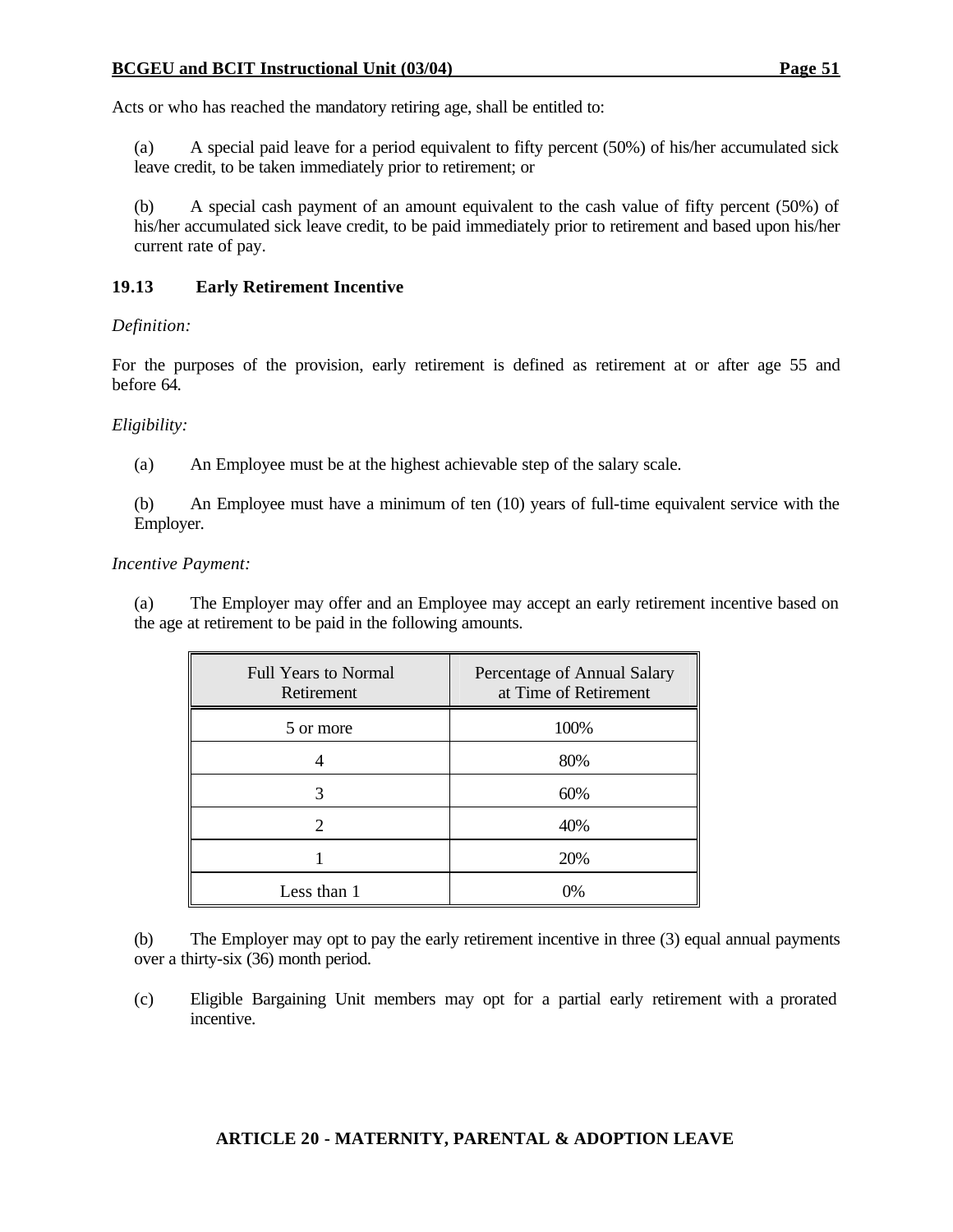Acts or who has reached the mandatory retiring age, shall be entitled to:

(a) A special paid leave for a period equivalent to fifty percent (50%) of his/her accumulated sick leave credit, to be taken immediately prior to retirement; or

(b) A special cash payment of an amount equivalent to the cash value of fifty percent (50%) of his/her accumulated sick leave credit, to be paid immediately prior to retirement and based upon his/her current rate of pay.

### 19.13 Early Retirement Incentive

*Definition:*

For the purposes of the provision, early retirement is defined as retirement at or after age 55 and before 64.

*Eligibility:*

(a) An Employee must be at the highest achievable step of the salary scale.

(b) An Employee must have a minimum of ten (10) years of full-time equivalent service with the Employer.

*Incentive Payment:*

(a) The Employer may offer and an Employee may accept an early retirement incentive based on the age at retirement to be paid in the following amounts.

| Full Years to Normal Retirement | Percentage of Annual Salary at Time of Retirement |
|---|---|
| 5 or more | 100% |
| 4 | 80% |
| 3 | 60% |
| 2 | 40% |
| 1 | 20% |
| Less than 1 | 0% |

(b) The Employer may opt to pay the early retirement incentive in three (3) equal annual payments over a thirty-six (36) month period.

(c) Eligible Bargaining Unit members may opt for a partial early retirement with a prorated incentive.

## ARTICLE 20 - MATERNITY, PARENTAL & ADOPTION LEAVE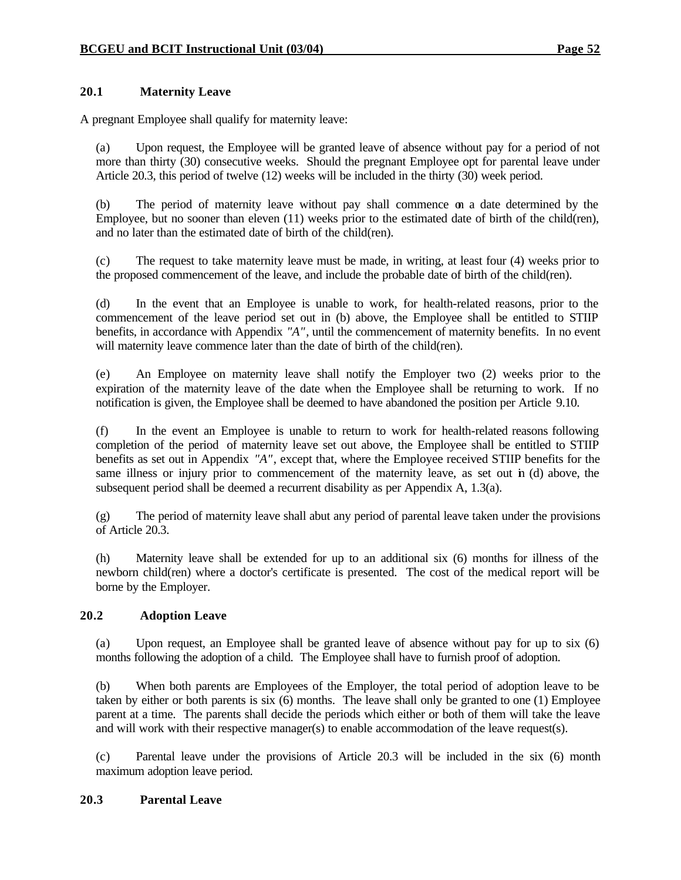## 20.1 Maternity Leave

A pregnant Employee shall qualify for maternity leave:

(a) Upon request, the Employee will be granted leave of absence without pay for a period of not more than thirty (30) consecutive weeks. Should the pregnant Employee opt for parental leave under Article 20.3, this period of twelve (12) weeks will be included in the thirty (30) week period.

(b) The period of maternity leave without pay shall commence on a date determined by the Employee, but no sooner than eleven (11) weeks prior to the estimated date of birth of the child(ren), and no later than the estimated date of birth of the child(ren).

(c) The request to take maternity leave must be made, in writing, at least four (4) weeks prior to the proposed commencement of the leave, and include the probable date of birth of the child(ren).

(d) In the event that an Employee is unable to work, for health-related reasons, prior to the commencement of the leave period set out in (b) above, the Employee shall be entitled to STIIP benefits, in accordance with Appendix "A", until the commencement of maternity benefits. In no event will maternity leave commence later than the date of birth of the child(ren).

(e) An Employee on maternity leave shall notify the Employer two (2) weeks prior to the expiration of the maternity leave of the date when the Employee shall be returning to work. If no notification is given, the Employee shall be deemed to have abandoned the position per Article 9.10.

(f) In the event an Employee is unable to return to work for health-related reasons following completion of the period of maternity leave set out above, the Employee shall be entitled to STIIP benefits as set out in Appendix "A", except that, where the Employee received STIIP benefits for the same illness or injury prior to commencement of the maternity leave, as set out in (d) above, the subsequent period shall be deemed a recurrent disability as per Appendix A, 1.3(a).

(g) The period of maternity leave shall abut any period of parental leave taken under the provisions of Article 20.3.

(h) Maternity leave shall be extended for up to an additional six (6) months for illness of the newborn child(ren) where a doctor's certificate is presented. The cost of the medical report will be borne by the Employer.

## 20.2 Adoption Leave

(a) Upon request, an Employee shall be granted leave of absence without pay for up to six (6) months following the adoption of a child. The Employee shall have to furnish proof of adoption.

(b) When both parents are Employees of the Employer, the total period of adoption leave to be taken by either or both parents is six (6) months. The leave shall only be granted to one (1) Employee parent at a time. The parents shall decide the periods which either or both of them will take the leave and will work with their respective manager(s) to enable accommodation of the leave request(s).

(c) Parental leave under the provisions of Article 20.3 will be included in the six (6) month maximum adoption leave period.

## 20.3 Parental Leave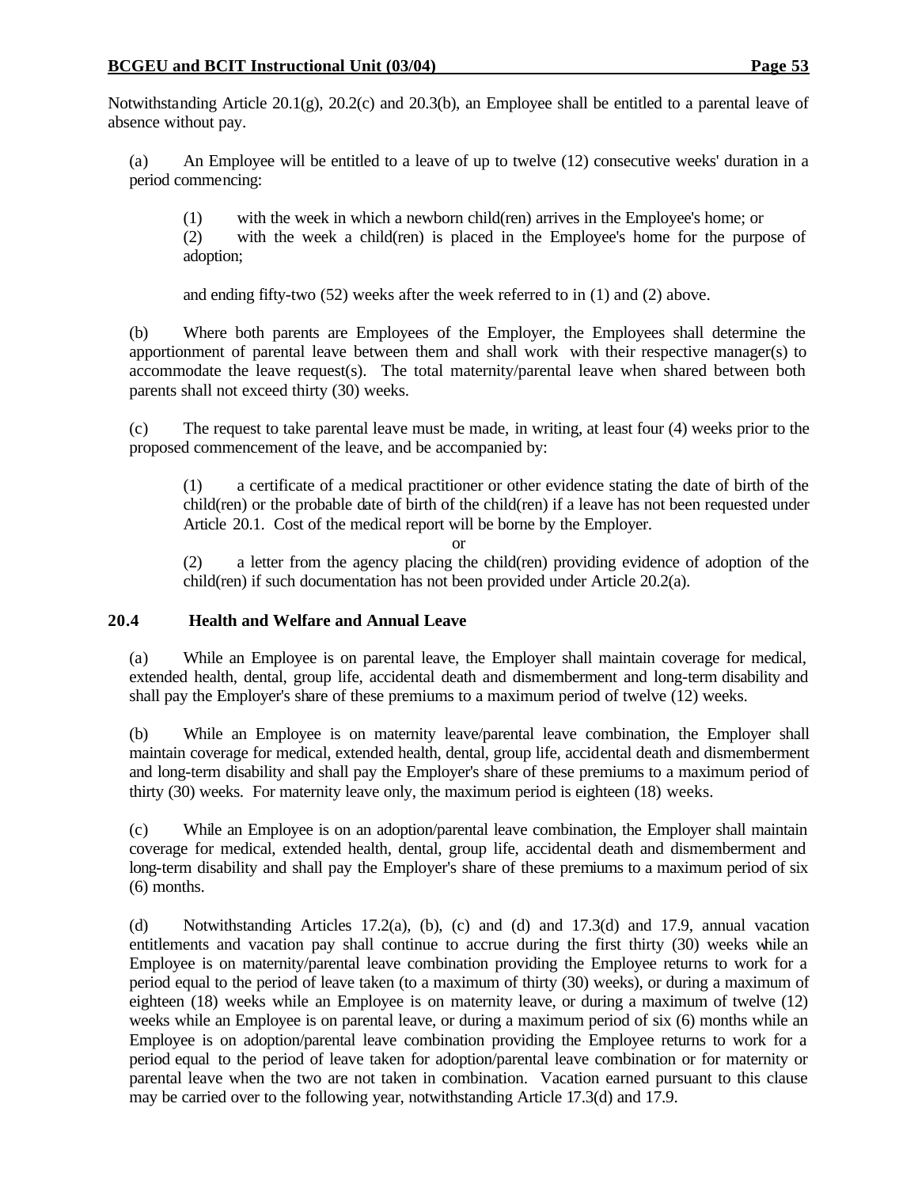Notwithstanding Article 20.1(g), 20.2(c) and 20.3(b), an Employee shall be entitled to a parental leave of absence without pay.

(a) An Employee will be entitled to a leave of up to twelve (12) consecutive weeks' duration in a period commencing:

(1) with the week in which a newborn child(ren) arrives in the Employee's home; or
(2) with the week a child(ren) is placed in the Employee's home for the purpose of adoption;

and ending fifty-two (52) weeks after the week referred to in (1) and (2) above.

(b) Where both parents are Employees of the Employer, the Employees shall determine the apportionment of parental leave between them and shall work with their respective manager(s) to accommodate the leave request(s). The total maternity/parental leave when shared between both parents shall not exceed thirty (30) weeks.

(c) The request to take parental leave must be made, in writing, at least four (4) weeks prior to the proposed commencement of the leave, and be accompanied by:

(1) a certificate of a medical practitioner or other evidence stating the date of birth of the child(ren) or the probable date of birth of the child(ren) if a leave has not been requested under Article 20.1. Cost of the medical report will be borne by the Employer.

or

(2) a letter from the agency placing the child(ren) providing evidence of adoption of the child(ren) if such documentation has not been provided under Article 20.2(a).

### 20.4 Health and Welfare and Annual Leave

(a) While an Employee is on parental leave, the Employer shall maintain coverage for medical, extended health, dental, group life, accidental death and dismemberment and long-term disability and shall pay the Employer's share of these premiums to a maximum period of twelve (12) weeks.

(b) While an Employee is on maternity leave/parental leave combination, the Employer shall maintain coverage for medical, extended health, dental, group life, accidental death and dismemberment and long-term disability and shall pay the Employer's share of these premiums to a maximum period of thirty (30) weeks. For maternity leave only, the maximum period is eighteen (18) weeks.

(c) While an Employee is on an adoption/parental leave combination, the Employer shall maintain coverage for medical, extended health, dental, group life, accidental death and dismemberment and long-term disability and shall pay the Employer's share of these premiums to a maximum period of six (6) months.

(d) Notwithstanding Articles 17.2(a), (b), (c) and (d) and 17.3(d) and 17.9, annual vacation entitlements and vacation pay shall continue to accrue during the first thirty (30) weeks while an Employee is on maternity/parental leave combination providing the Employee returns to work for a period equal to the period of leave taken (to a maximum of thirty (30) weeks), or during a maximum of eighteen (18) weeks while an Employee is on maternity leave, or during a maximum of twelve (12) weeks while an Employee is on parental leave, or during a maximum period of six (6) months while an Employee is on adoption/parental leave combination providing the Employee returns to work for a period equal to the period of leave taken for adoption/parental leave combination or for maternity or parental leave when the two are not taken in combination. Vacation earned pursuant to this clause may be carried over to the following year, notwithstanding Article 17.3(d) and 17.9.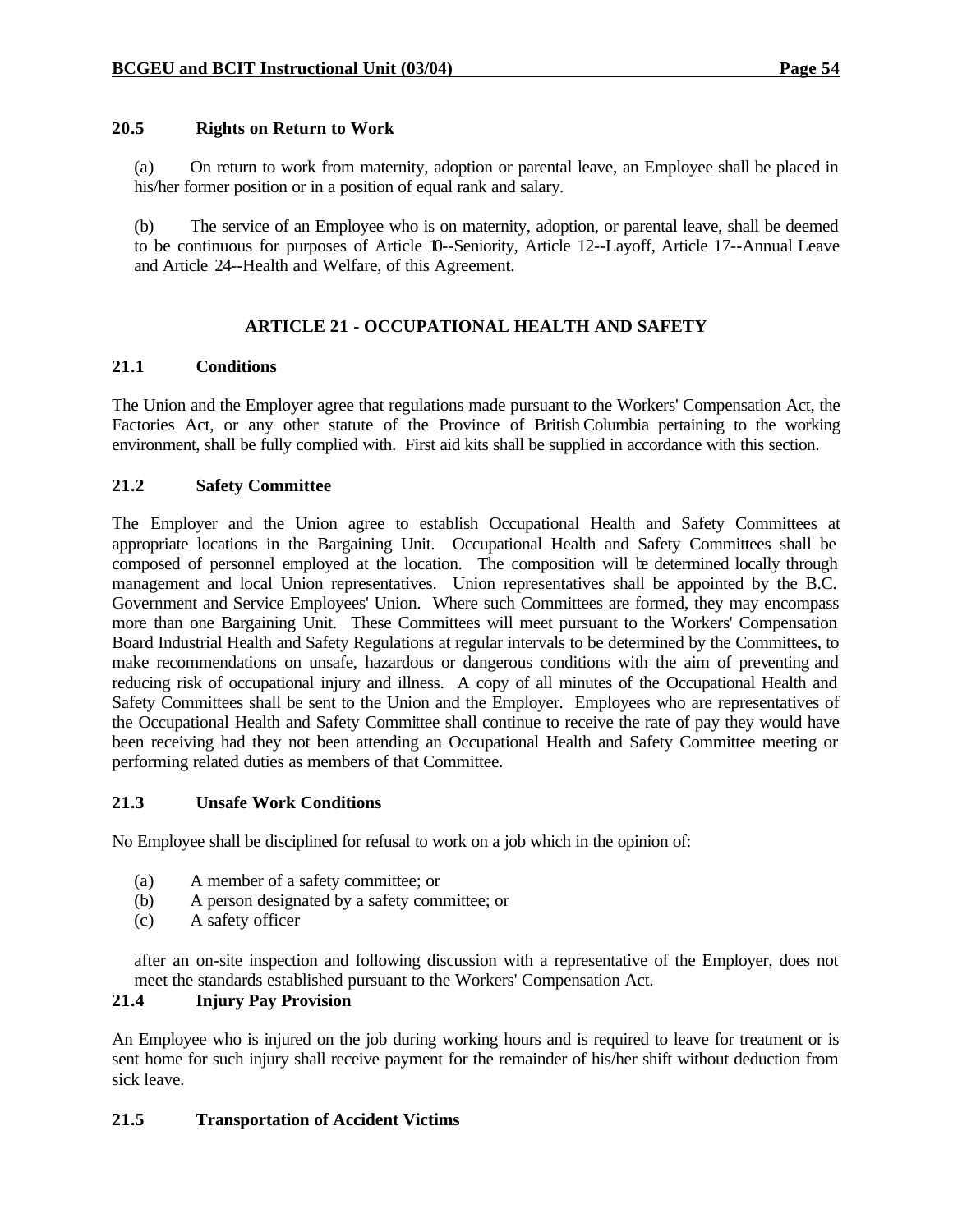### 20.5 Rights on Return to Work

(a) On return to work from maternity, adoption or parental leave, an Employee shall be placed in his/her former position or in a position of equal rank and salary.

(b) The service of an Employee who is on maternity, adoption, or parental leave, shall be deemed to be continuous for purposes of Article 10--Seniority, Article 12--Layoff, Article 17--Annual Leave and Article 24--Health and Welfare, of this Agreement.

## ARTICLE 21 - OCCUPATIONAL HEALTH AND SAFETY

### 21.1 Conditions

The Union and the Employer agree that regulations made pursuant to the Workers' Compensation Act, the Factories Act, or any other statute of the Province of British Columbia pertaining to the working environment, shall be fully complied with. First aid kits shall be supplied in accordance with this section.

### 21.2 Safety Committee

The Employer and the Union agree to establish Occupational Health and Safety Committees at appropriate locations in the Bargaining Unit. Occupational Health and Safety Committees shall be composed of personnel employed at the location. The composition will be determined locally through management and local Union representatives. Union representatives shall be appointed by the B.C. Government and Service Employees' Union. Where such Committees are formed, they may encompass more than one Bargaining Unit. These Committees will meet pursuant to the Workers' Compensation Board Industrial Health and Safety Regulations at regular intervals to be determined by the Committees, to make recommendations on unsafe, hazardous or dangerous conditions with the aim of preventing and reducing risk of occupational injury and illness. A copy of all minutes of the Occupational Health and Safety Committees shall be sent to the Union and the Employer. Employees who are representatives of the Occupational Health and Safety Committee shall continue to receive the rate of pay they would have been receiving had they not been attending an Occupational Health and Safety Committee meeting or performing related duties as members of that Committee.

### 21.3 Unsafe Work Conditions

No Employee shall be disciplined for refusal to work on a job which in the opinion of:

(a) A member of a safety committee; or
(b) A person designated by a safety committee; or
(c) A safety officer

after an on-site inspection and following discussion with a representative of the Employer, does not meet the standards established pursuant to the Workers' Compensation Act.

### 21.4 Injury Pay Provision

An Employee who is injured on the job during working hours and is required to leave for treatment or is sent home for such injury shall receive payment for the remainder of his/her shift without deduction from sick leave.

### 21.5 Transportation of Accident Victims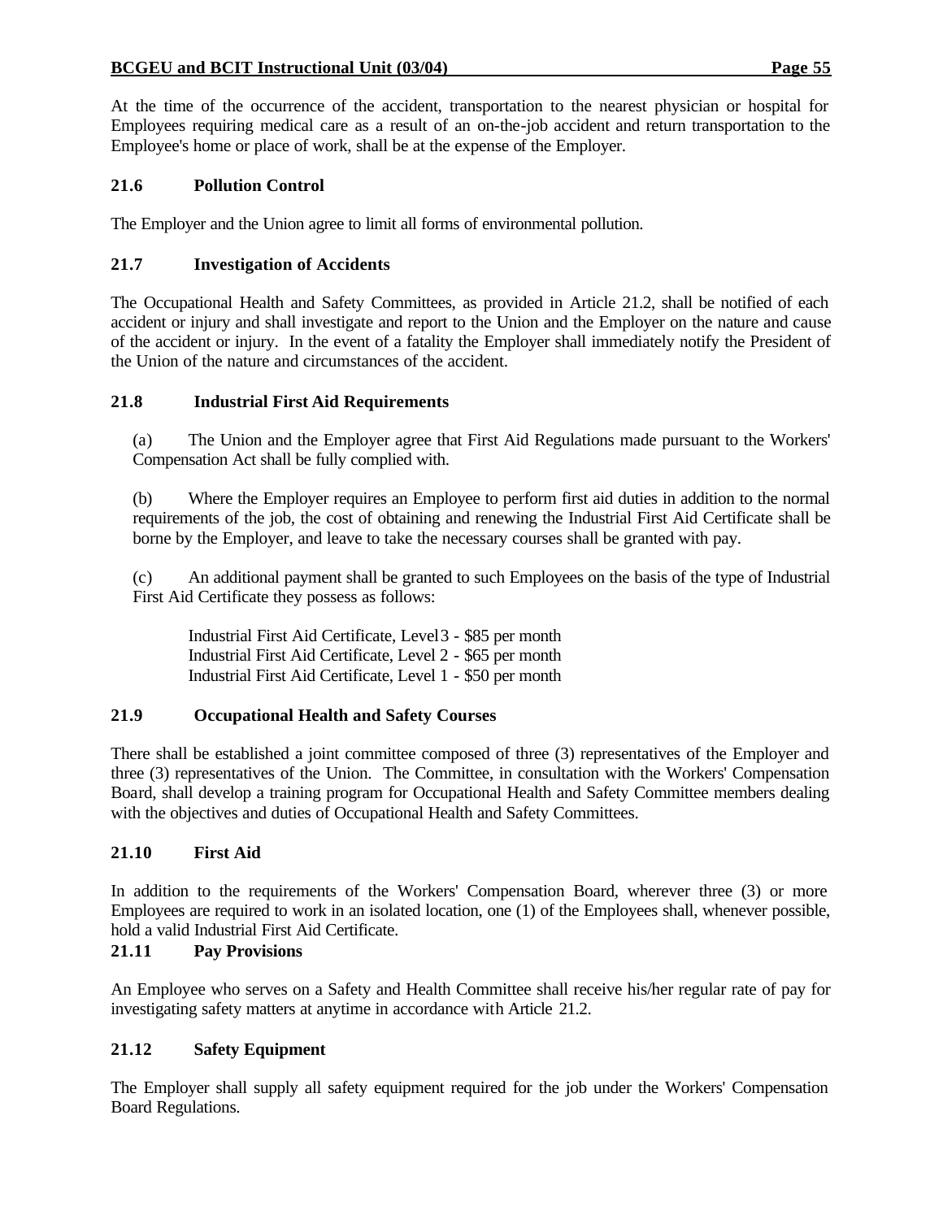At the time of the occurrence of the accident, transportation to the nearest physician or hospital for Employees requiring medical care as a result of an on-the-job accident and return transportation to the Employee's home or place of work, shall be at the expense of the Employer.

### 21.6 Pollution Control

The Employer and the Union agree to limit all forms of environmental pollution.

### 21.7 Investigation of Accidents

The Occupational Health and Safety Committees, as provided in Article 21.2, shall be notified of each accident or injury and shall investigate and report to the Union and the Employer on the nature and cause of the accident or injury. In the event of a fatality the Employer shall immediately notify the President of the Union of the nature and circumstances of the accident.

### 21.8 Industrial First Aid Requirements

(a) The Union and the Employer agree that First Aid Regulations made pursuant to the Workers' Compensation Act shall be fully complied with.

(b) Where the Employer requires an Employee to perform first aid duties in addition to the normal requirements of the job, the cost of obtaining and renewing the Industrial First Aid Certificate shall be borne by the Employer, and leave to take the necessary courses shall be granted with pay.

(c) An additional payment shall be granted to such Employees on the basis of the type of Industrial First Aid Certificate they possess as follows:

Industrial First Aid Certificate, Level 3 - $85 per month
Industrial First Aid Certificate, Level 2 - $65 per month
Industrial First Aid Certificate, Level 1 - $50 per month

### 21.9 Occupational Health and Safety Courses

There shall be established a joint committee composed of three (3) representatives of the Employer and three (3) representatives of the Union. The Committee, in consultation with the Workers' Compensation Board, shall develop a training program for Occupational Health and Safety Committee members dealing with the objectives and duties of Occupational Health and Safety Committees.

### 21.10 First Aid

In addition to the requirements of the Workers' Compensation Board, wherever three (3) or more Employees are required to work in an isolated location, one (1) of the Employees shall, whenever possible, hold a valid Industrial First Aid Certificate.

### 21.11 Pay Provisions

An Employee who serves on a Safety and Health Committee shall receive his/her regular rate of pay for investigating safety matters at anytime in accordance with Article 21.2.

### 21.12 Safety Equipment

The Employer shall supply all safety equipment required for the job under the Workers' Compensation Board Regulations.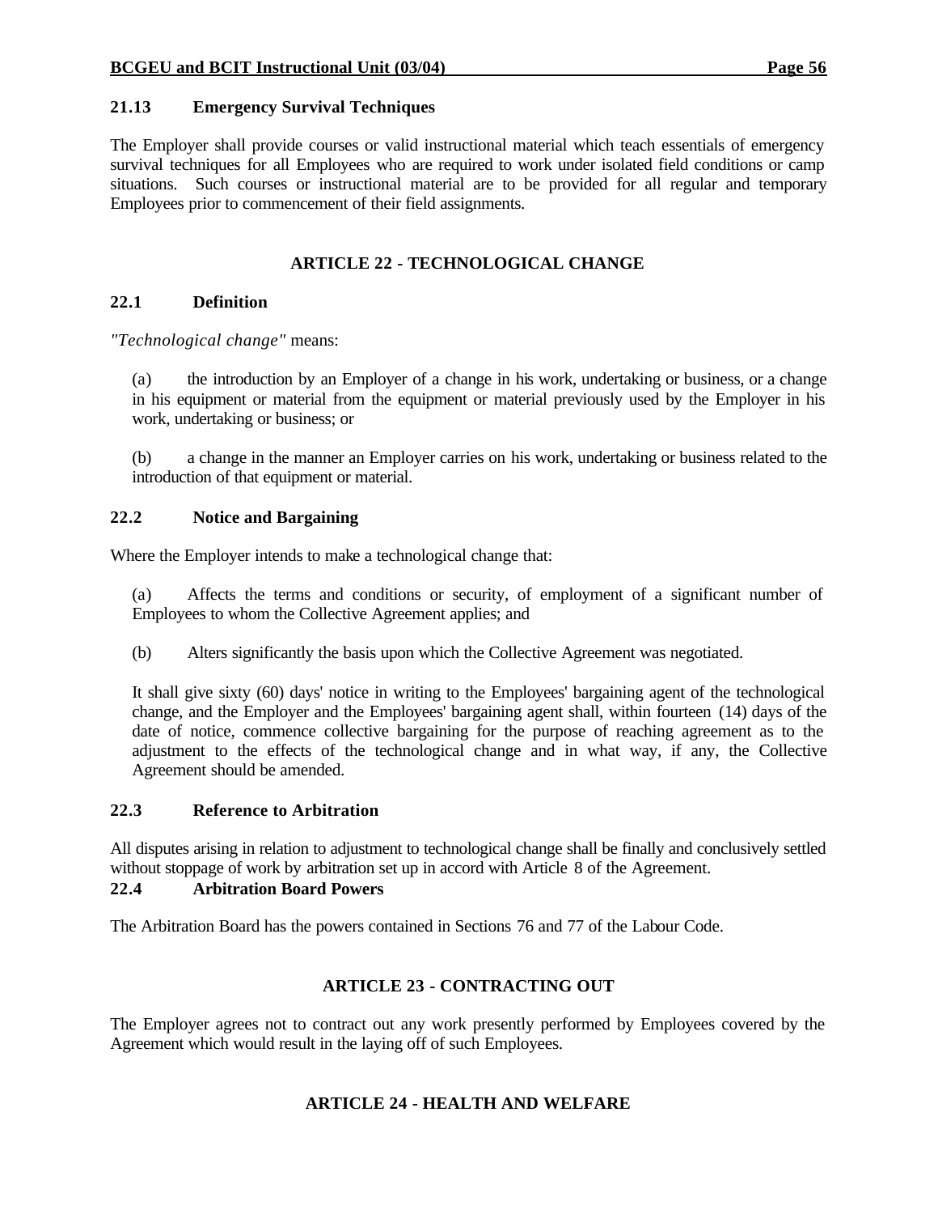### 21.13 Emergency Survival Techniques

The Employer shall provide courses or valid instructional material which teach essentials of emergency survival techniques for all Employees who are required to work under isolated field conditions or camp situations. Such courses or instructional material are to be provided for all regular and temporary Employees prior to commencement of their field assignments.

## ARTICLE 22 - TECHNOLOGICAL CHANGE

### 22.1 Definition

*"Technological change"* means:

(a) the introduction by an Employer of a change in his work, undertaking or business, or a change in his equipment or material from the equipment or material previously used by the Employer in his work, undertaking or business; or

(b) a change in the manner an Employer carries on his work, undertaking or business related to the introduction of that equipment or material.

### 22.2 Notice and Bargaining

Where the Employer intends to make a technological change that:

(a) Affects the terms and conditions or security, of employment of a significant number of Employees to whom the Collective Agreement applies; and

(b) Alters significantly the basis upon which the Collective Agreement was negotiated.

It shall give sixty (60) days' notice in writing to the Employees' bargaining agent of the technological change, and the Employer and the Employees' bargaining agent shall, within fourteen (14) days of the date of notice, commence collective bargaining for the purpose of reaching agreement as to the adjustment to the effects of the technological change and in what way, if any, the Collective Agreement should be amended.

### 22.3 Reference to Arbitration

All disputes arising in relation to adjustment to technological change shall be finally and conclusively settled without stoppage of work by arbitration set up in accord with Article 8 of the Agreement.

### 22.4 Arbitration Board Powers

The Arbitration Board has the powers contained in Sections 76 and 77 of the Labour Code.

## ARTICLE 23 - CONTRACTING OUT

The Employer agrees not to contract out any work presently performed by Employees covered by the Agreement which would result in the laying off of such Employees.

## ARTICLE 24 - HEALTH AND WELFARE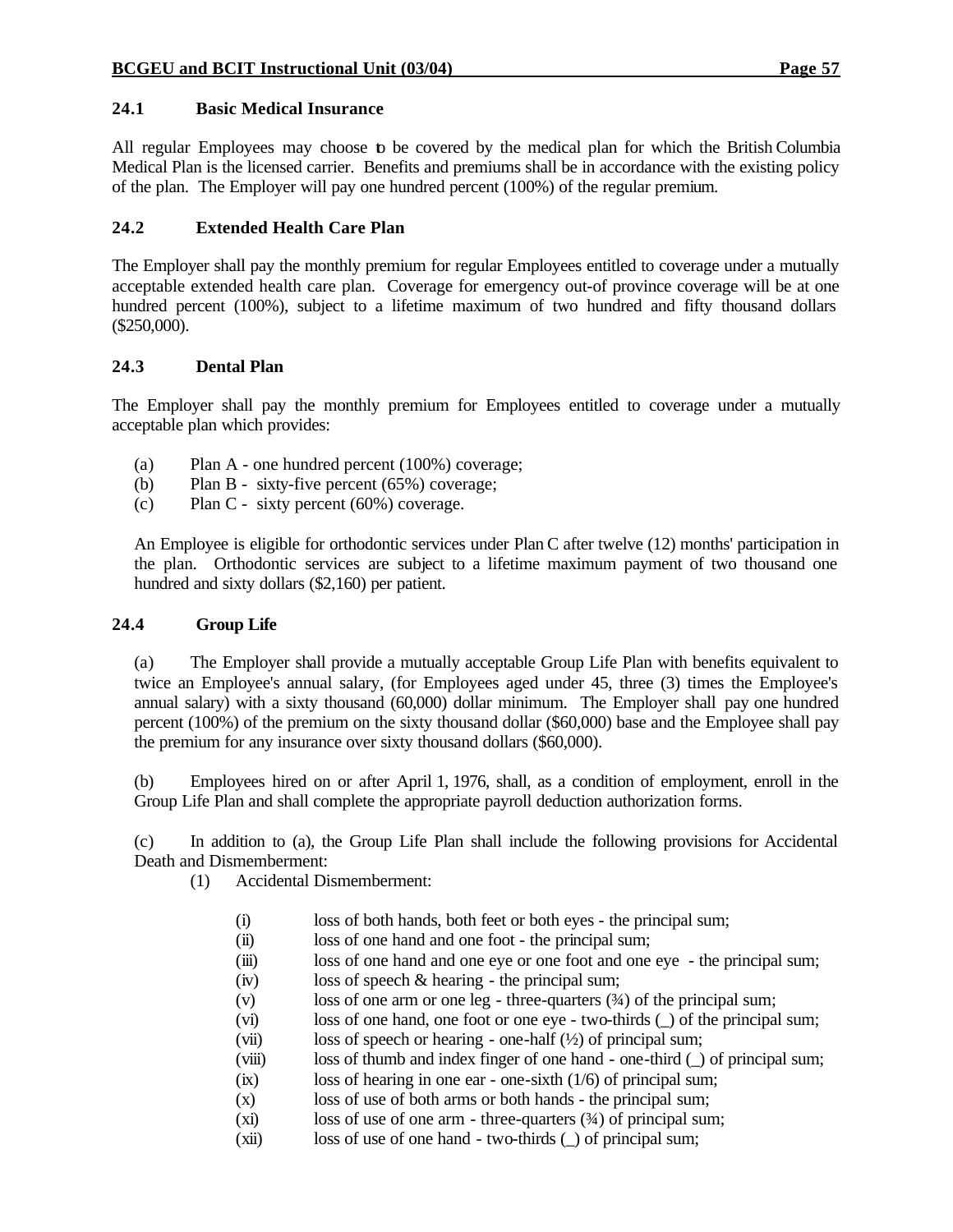### 24.1 Basic Medical Insurance

All regular Employees may choose to be covered by the medical plan for which the British Columbia Medical Plan is the licensed carrier. Benefits and premiums shall be in accordance with the existing policy of the plan. The Employer will pay one hundred percent (100%) of the regular premium.

### 24.2 Extended Health Care Plan

The Employer shall pay the monthly premium for regular Employees entitled to coverage under a mutually acceptable extended health care plan. Coverage for emergency out-of province coverage will be at one hundred percent (100%), subject to a lifetime maximum of two hundred and fifty thousand dollars ($250,000).

### 24.3 Dental Plan

The Employer shall pay the monthly premium for Employees entitled to coverage under a mutually acceptable plan which provides:

(a) Plan A - one hundred percent (100%) coverage;
(b) Plan B - sixty-five percent (65%) coverage;
(c) Plan C - sixty percent (60%) coverage.

An Employee is eligible for orthodontic services under Plan C after twelve (12) months' participation in the plan. Orthodontic services are subject to a lifetime maximum payment of two thousand one hundred and sixty dollars ($2,160) per patient.

### 24.4 Group Life

(a) The Employer shall provide a mutually acceptable Group Life Plan with benefits equivalent to twice an Employee's annual salary, (for Employees aged under 45, three (3) times the Employee's annual salary) with a sixty thousand (60,000) dollar minimum. The Employer shall pay one hundred percent (100%) of the premium on the sixty thousand dollar ($60,000) base and the Employee shall pay the premium for any insurance over sixty thousand dollars ($60,000).

(b) Employees hired on or after April 1, 1976, shall, as a condition of employment, enroll in the Group Life Plan and shall complete the appropriate payroll deduction authorization forms.

(c) In addition to (a), the Group Life Plan shall include the following provisions for Accidental Death and Dismemberment:

(1) Accidental Dismemberment:

(i) loss of both hands, both feet or both eyes - the principal sum;
(ii) loss of one hand and one foot - the principal sum;
(iii) loss of one hand and one eye or one foot and one eye - the principal sum;
(iv) loss of speech & hearing - the principal sum;
(v) loss of one arm or one leg - three-quarters (¾) of the principal sum;
(vi) loss of one hand, one foot or one eye - two-thirds (_) of the principal sum;
(vii) loss of speech or hearing - one-half (½) of principal sum;
(viii) loss of thumb and index finger of one hand - one-third (_) of principal sum;
(ix) loss of hearing in one ear - one-sixth (1/6) of principal sum;
(x) loss of use of both arms or both hands - the principal sum;
(xi) loss of use of one arm - three-quarters (¾) of principal sum;
(xii) loss of use of one hand - two-thirds (_) of principal sum;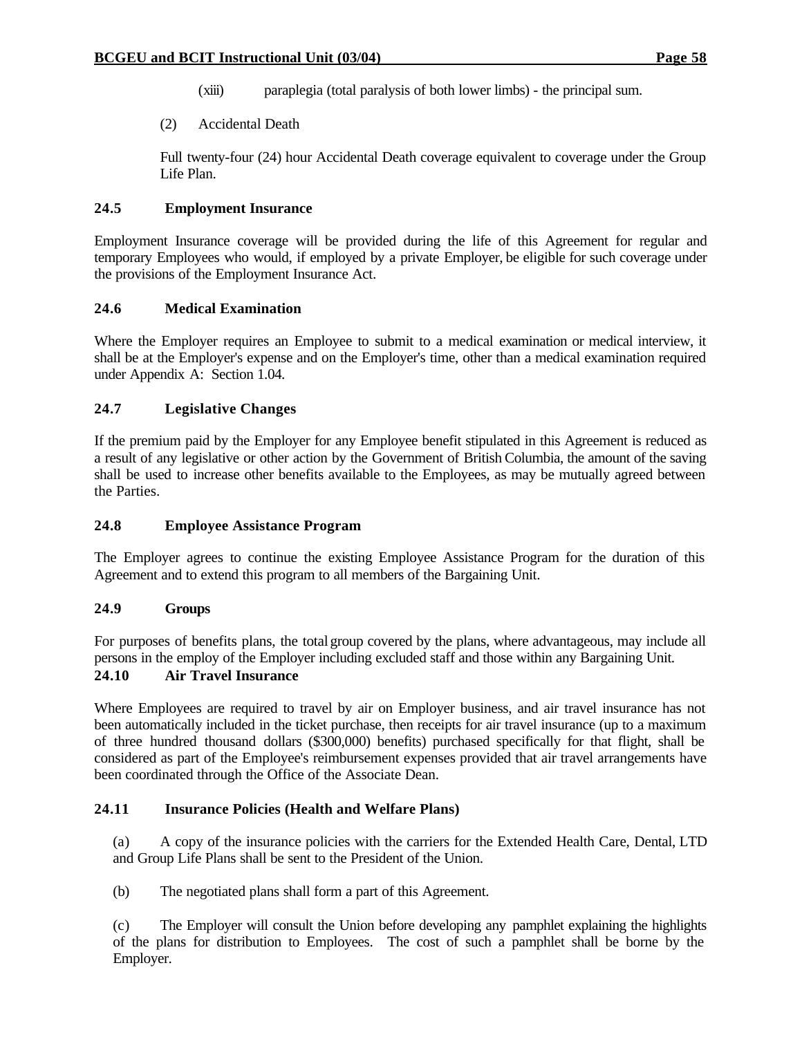(xiii) paraplegia (total paralysis of both lower limbs) - the principal sum.

(2) Accidental Death

Full twenty-four (24) hour Accidental Death coverage equivalent to coverage under the Group Life Plan.

### 24.5 Employment Insurance

Employment Insurance coverage will be provided during the life of this Agreement for regular and temporary Employees who would, if employed by a private Employer, be eligible for such coverage under the provisions of the Employment Insurance Act.

### 24.6 Medical Examination

Where the Employer requires an Employee to submit to a medical examination or medical interview, it shall be at the Employer's expense and on the Employer's time, other than a medical examination required under Appendix A: Section 1.04.

### 24.7 Legislative Changes

If the premium paid by the Employer for any Employee benefit stipulated in this Agreement is reduced as a result of any legislative or other action by the Government of British Columbia, the amount of the saving shall be used to increase other benefits available to the Employees, as may be mutually agreed between the Parties.

### 24.8 Employee Assistance Program

The Employer agrees to continue the existing Employee Assistance Program for the duration of this Agreement and to extend this program to all members of the Bargaining Unit.

### 24.9 Groups

For purposes of benefits plans, the total group covered by the plans, where advantageous, may include all persons in the employ of the Employer including excluded staff and those within any Bargaining Unit.

### 24.10 Air Travel Insurance

Where Employees are required to travel by air on Employer business, and air travel insurance has not been automatically included in the ticket purchase, then receipts for air travel insurance (up to a maximum of three hundred thousand dollars ($300,000) benefits) purchased specifically for that flight, shall be considered as part of the Employee's reimbursement expenses provided that air travel arrangements have been coordinated through the Office of the Associate Dean.

### 24.11 Insurance Policies (Health and Welfare Plans)

(a) A copy of the insurance policies with the carriers for the Extended Health Care, Dental, LTD and Group Life Plans shall be sent to the President of the Union.

(b) The negotiated plans shall form a part of this Agreement.

(c) The Employer will consult the Union before developing any pamphlet explaining the highlights of the plans for distribution to Employees. The cost of such a pamphlet shall be borne by the Employer.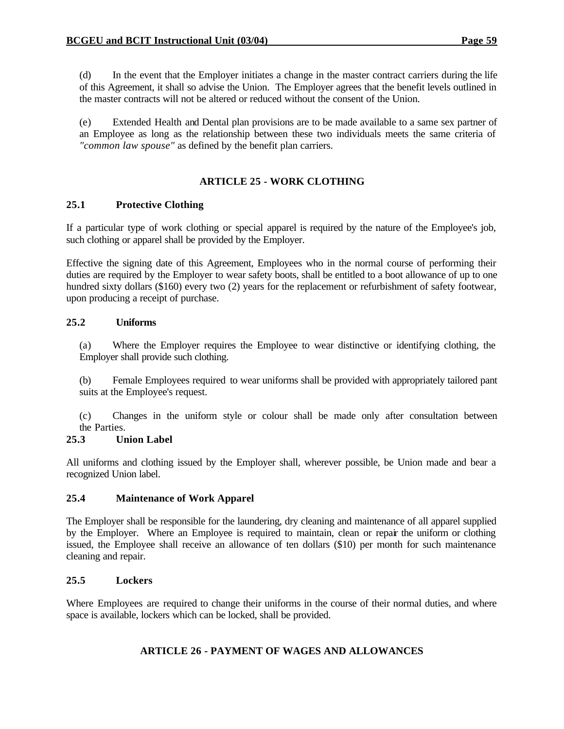(d) In the event that the Employer initiates a change in the master contract carriers during the life of this Agreement, it shall so advise the Union. The Employer agrees that the benefit levels outlined in the master contracts will not be altered or reduced without the consent of the Union.

(e) Extended Health and Dental plan provisions are to be made available to a same sex partner of an Employee as long as the relationship between these two individuals meets the same criteria of *"common law spouse"* as defined by the benefit plan carriers.

## ARTICLE 25 - WORK CLOTHING

### 25.1 Protective Clothing

If a particular type of work clothing or special apparel is required by the nature of the Employee's job, such clothing or apparel shall be provided by the Employer.

Effective the signing date of this Agreement, Employees who in the normal course of performing their duties are required by the Employer to wear safety boots, shall be entitled to a boot allowance of up to one hundred sixty dollars ($160) every two (2) years for the replacement or refurbishment of safety footwear, upon producing a receipt of purchase.

### 25.2 Uniforms

(a) Where the Employer requires the Employee to wear distinctive or identifying clothing, the Employer shall provide such clothing.

(b) Female Employees required to wear uniforms shall be provided with appropriately tailored pant suits at the Employee's request.

(c) Changes in the uniform style or colour shall be made only after consultation between the Parties.

### 25.3 Union Label

All uniforms and clothing issued by the Employer shall, wherever possible, be Union made and bear a recognized Union label.

### 25.4 Maintenance of Work Apparel

The Employer shall be responsible for the laundering, dry cleaning and maintenance of all apparel supplied by the Employer. Where an Employee is required to maintain, clean or repair the uniform or clothing issued, the Employee shall receive an allowance of ten dollars ($10) per month for such maintenance cleaning and repair.

### 25.5 Lockers

Where Employees are required to change their uniforms in the course of their normal duties, and where space is available, lockers which can be locked, shall be provided.

## ARTICLE 26 - PAYMENT OF WAGES AND ALLOWANCES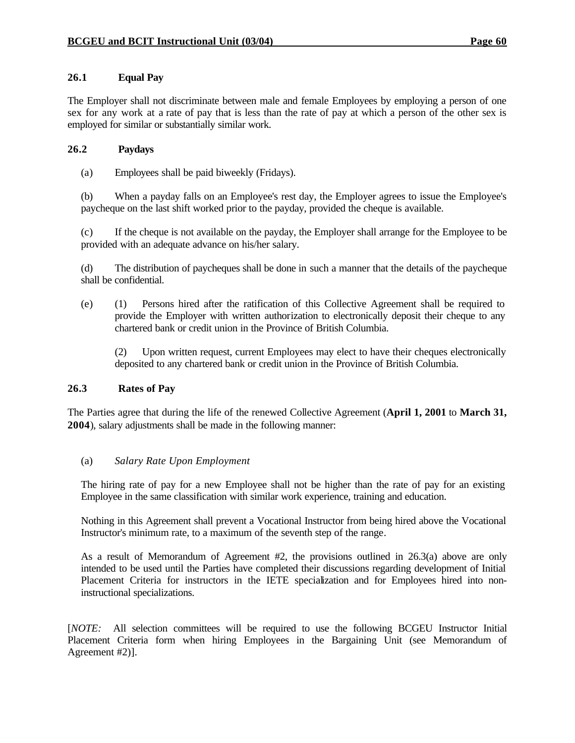### 26.1 Equal Pay

The Employer shall not discriminate between male and female Employees by employing a person of one sex for any work at a rate of pay that is less than the rate of pay at which a person of the other sex is employed for similar or substantially similar work.

### 26.2 Paydays

(a) Employees shall be paid biweekly (Fridays).

(b) When a payday falls on an Employee's rest day, the Employer agrees to issue the Employee's paycheque on the last shift worked prior to the payday, provided the cheque is available.

(c) If the cheque is not available on the payday, the Employer shall arrange for the Employee to be provided with an adequate advance on his/her salary.

(d) The distribution of paycheques shall be done in such a manner that the details of the paycheque shall be confidential.

(e) (1) Persons hired after the ratification of this Collective Agreement shall be required to provide the Employer with written authorization to electronically deposit their cheque to any chartered bank or credit union in the Province of British Columbia.

(2) Upon written request, current Employees may elect to have their cheques electronically deposited to any chartered bank or credit union in the Province of British Columbia.

### 26.3 Rates of Pay

The Parties agree that during the life of the renewed Collective Agreement (**April 1, 2001** to **March 31, 2004**), salary adjustments shall be made in the following manner:

(a) *Salary Rate Upon Employment*

The hiring rate of pay for a new Employee shall not be higher than the rate of pay for an existing Employee in the same classification with similar work experience, training and education.

Nothing in this Agreement shall prevent a Vocational Instructor from being hired above the Vocational Instructor's minimum rate, to a maximum of the seventh step of the range.

As a result of Memorandum of Agreement #2, the provisions outlined in 26.3(a) above are only intended to be used until the Parties have completed their discussions regarding development of Initial Placement Criteria for instructors in the IETE specialization and for Employees hired into non-instructional specializations.

[*NOTE:* All selection committees will be required to use the following BCGEU Instructor Initial Placement Criteria form when hiring Employees in the Bargaining Unit (see Memorandum of Agreement #2)].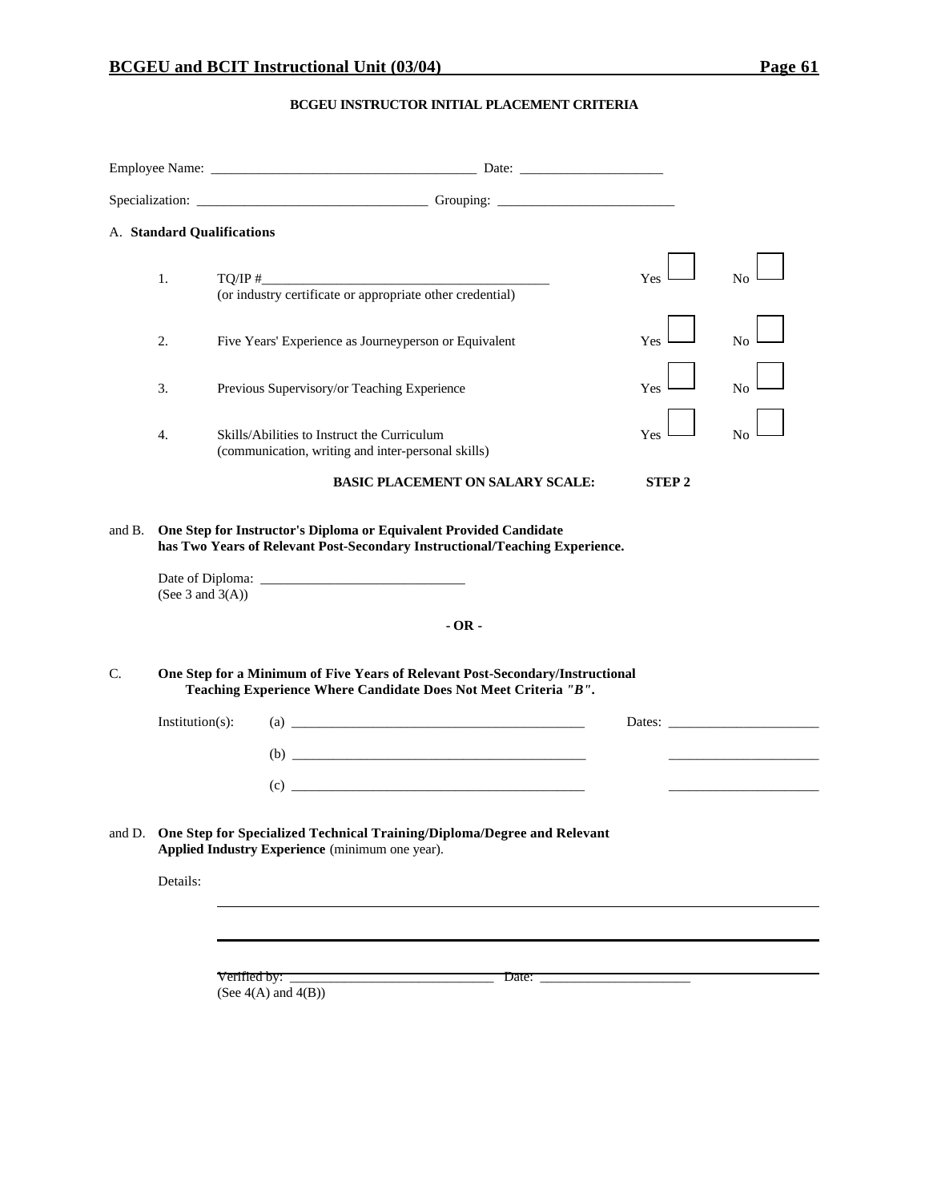### BCGEU INSTRUCTOR INITIAL PLACEMENT CRITERIA

Employee Name: ______________________________________ Date: ____________________

Specialization: _________________________________ Grouping: _________________________

A. **Standard Qualifications**

| | | | |
|---|---|---|---|
| 1. | TQ/IP #__________________________________________ (or industry certificate or appropriate other credential) | Yes ☐ | No ☐ |
| 2. | Five Years' Experience as Journeyperson or Equivalent | Yes ☐ | No ☐ |
| 3. | Previous Supervisory/or Teaching Experience | Yes ☐ | No ☐ |
| 4. | Skills/Abilities to Instruct the Curriculum (communication, writing and inter-personal skills) | Yes ☐ | No ☐ |

**BASIC PLACEMENT ON SALARY SCALE: STEP 2**

and B. **One Step for Instructor's Diploma or Equivalent Provided Candidate has Two Years of Relevant Post-Secondary Instructional/Teaching Experience.**

Date of Diploma: ______________________________
(See 3 and 3(A))

**- OR -**

C. **One Step for a Minimum of Five Years of Relevant Post-Secondary/Instructional Teaching Experience Where Candidate Does Not Meet Criteria *"B"*.**

Institution(s): (a) ____________________________________________ Dates: ______________________

(b) ____________________________________________ ______________________

(c) ____________________________________________ ______________________

and D. **One Step for Specialized Technical Training/Diploma/Degree and Relevant Applied Industry Experience** (minimum one year).

Details:

_____________________________________________________________________________

_____________________________________________________________________________

Verified by: ______________________________ Date: ______________________
(See 4(A) and 4(B))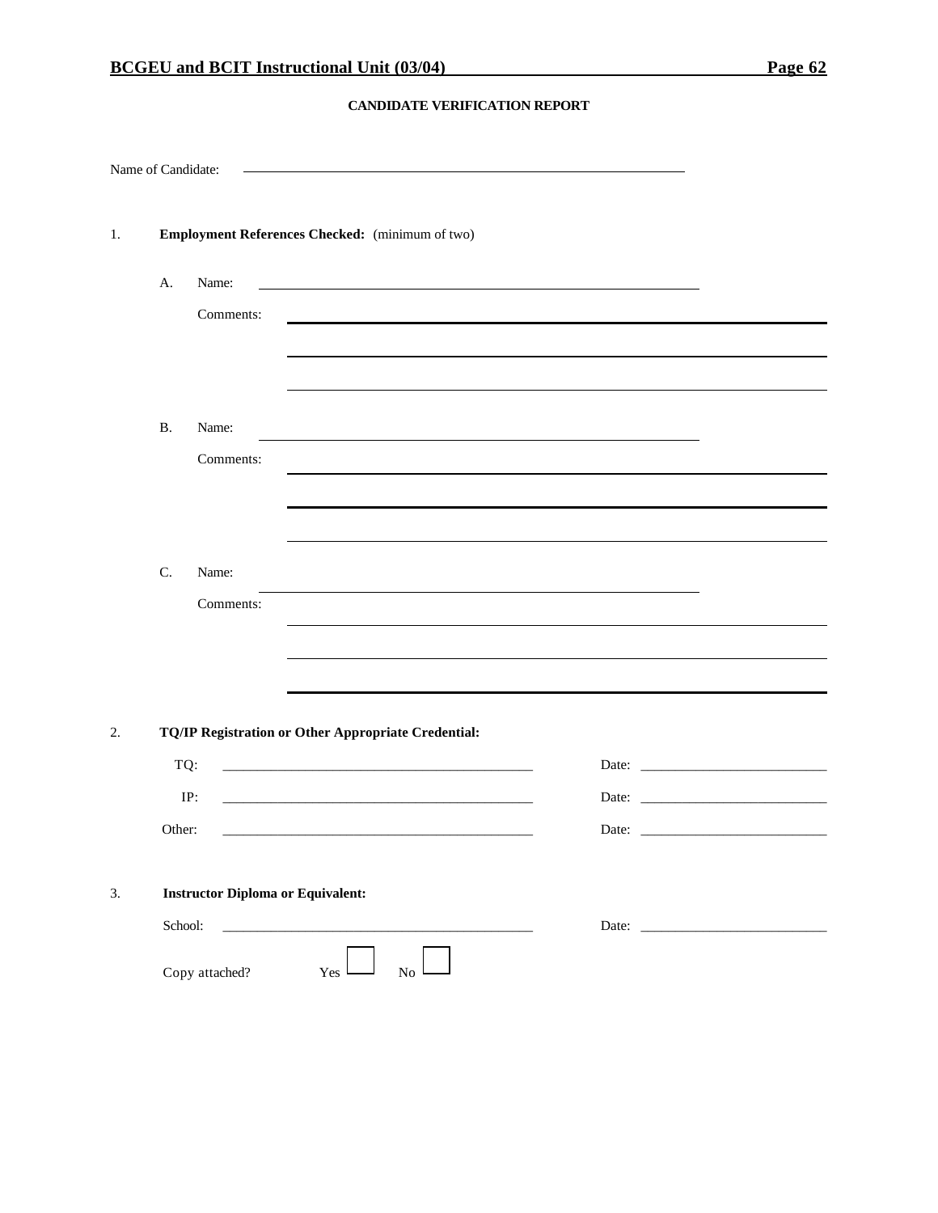**CANDIDATE VERIFICATION REPORT**

Name of Candidate: ______________________________

1. **Employment References Checked:** (minimum of two)

   A. Name: ______________________________

   Comments: ______________________________

   ______________________________

   ______________________________

   B. Name: ______________________________

   Comments: ______________________________

   ______________________________

   ______________________________

   C. Name: ______________________________

   Comments: ______________________________

   ______________________________

   ______________________________

2. **TQ/IP Registration or Other Appropriate Credential:**

   TQ: ______________________________ Date: ______________________________

   IP: ______________________________ Date: ______________________________

   Other: ______________________________ Date: ______________________________

3. **Instructor Diploma or Equivalent:**

   School: ______________________________ Date: ______________________________

   Copy attached? Yes ☐ No ☐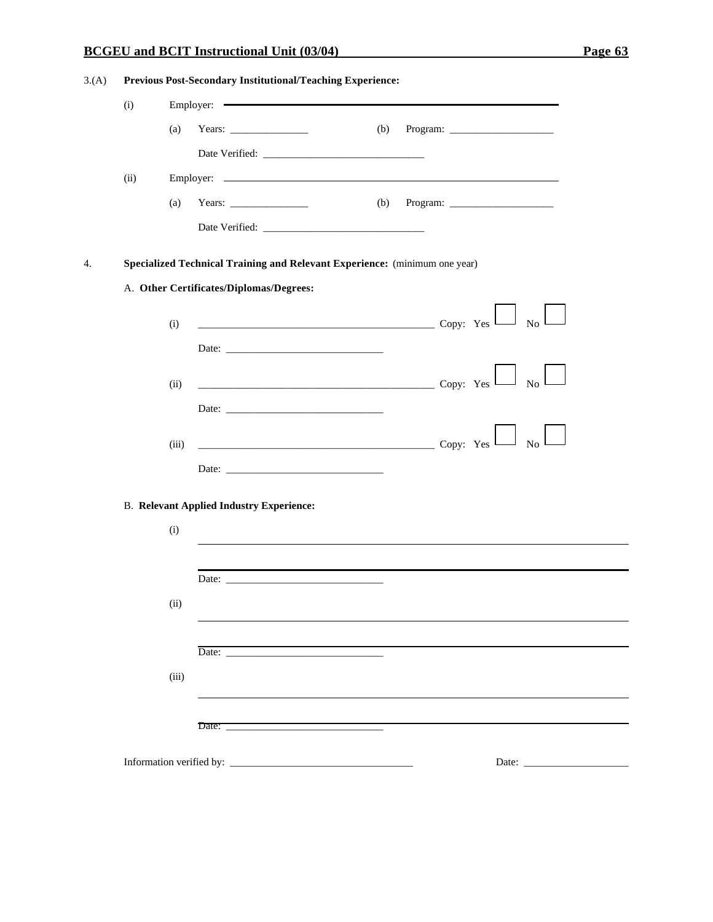3.(A) **Previous Post-Secondary Institutional/Teaching Experience:**

(i) Employer: ________________________________________________

(a) Years: _______________ (b) Program: ____________________

Date Verified: ______________________________

(ii) Employer: ________________________________________________

(a) Years: _______________ (b) Program: ____________________

Date Verified: ______________________________

4. **Specialized Technical Training and Relevant Experience:** (minimum one year)

A. **Other Certificates/Diplomas/Degrees:**

(i) ______________________________________________ Copy: Yes ☐ No ☐

Date: ______________________________

(ii) ______________________________________________ Copy: Yes ☐ No ☐

Date: ______________________________

(iii) ______________________________________________ Copy: Yes ☐ No ☐

Date: ______________________________

B. **Relevant Applied Industry Experience:**

(i) ______________________________________________

______________________________________________

Date: ______________________________

(ii) ______________________________________________

______________________________________________

Date: ______________________________

(iii) ______________________________________________

______________________________________________

Date: ______________________________

Information verified by: ___________________________________ Date: ____________________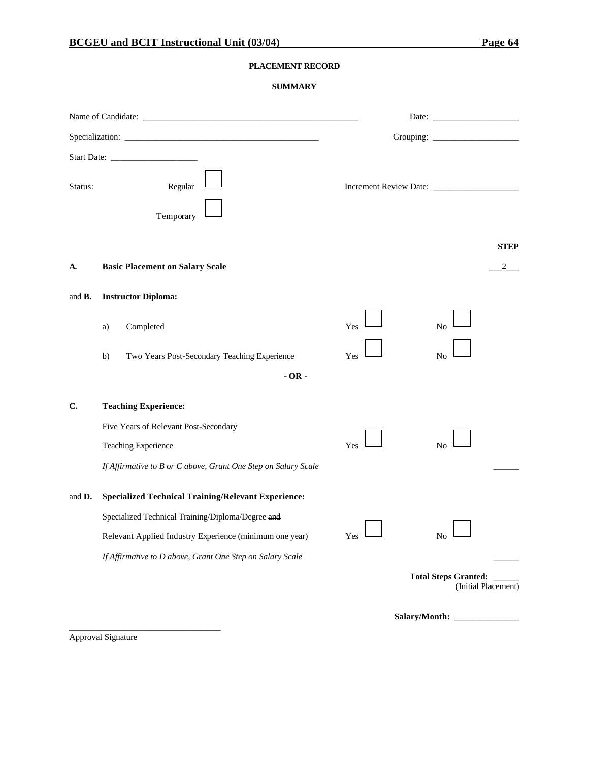**PLACEMENT RECORD**

**SUMMARY**

Name of Candidate: ______________________________ Date: ____________________

Specialization: ______________________________ Grouping: ____________________

Start Date: ____________________

Status: Regular ☐ Temporary ☐ Increment Review Date: ____________________

| | | | | STEP |
|---|---|---|---|---|
| **A.** | **Basic Placement on Salary Scale** | | | 2 |
| and **B.** | **Instructor Diploma:** | | | |
| | a) Completed | Yes ☐ | No ☐ | |
| | b) Two Years Post-Secondary Teaching Experience | Yes ☐ | No ☐ | |
| | **- OR -** | | | |
| **C.** | **Teaching Experience:** | | | |
| | Five Years of Relevant Post-Secondary Teaching Experience | Yes ☐ | No ☐ | |
| | *If Affirmative to B or C above, Grant One Step on Salary Scale* | | | ______ |
| and **D.** | **Specialized Technical Training/Relevant Experience:** | | | |
| | Specialized Technical Training/Diploma/Degree ~~and~~ Relevant Applied Industry Experience (minimum one year) | Yes ☐ | No ☐ | |
| | *If Affirmative to D above, Grant One Step on Salary Scale* | | | ______ |

**Total Steps Granted:** ______
(Initial Placement)

**Salary/Month:** ______________

______________________________
Approval Signature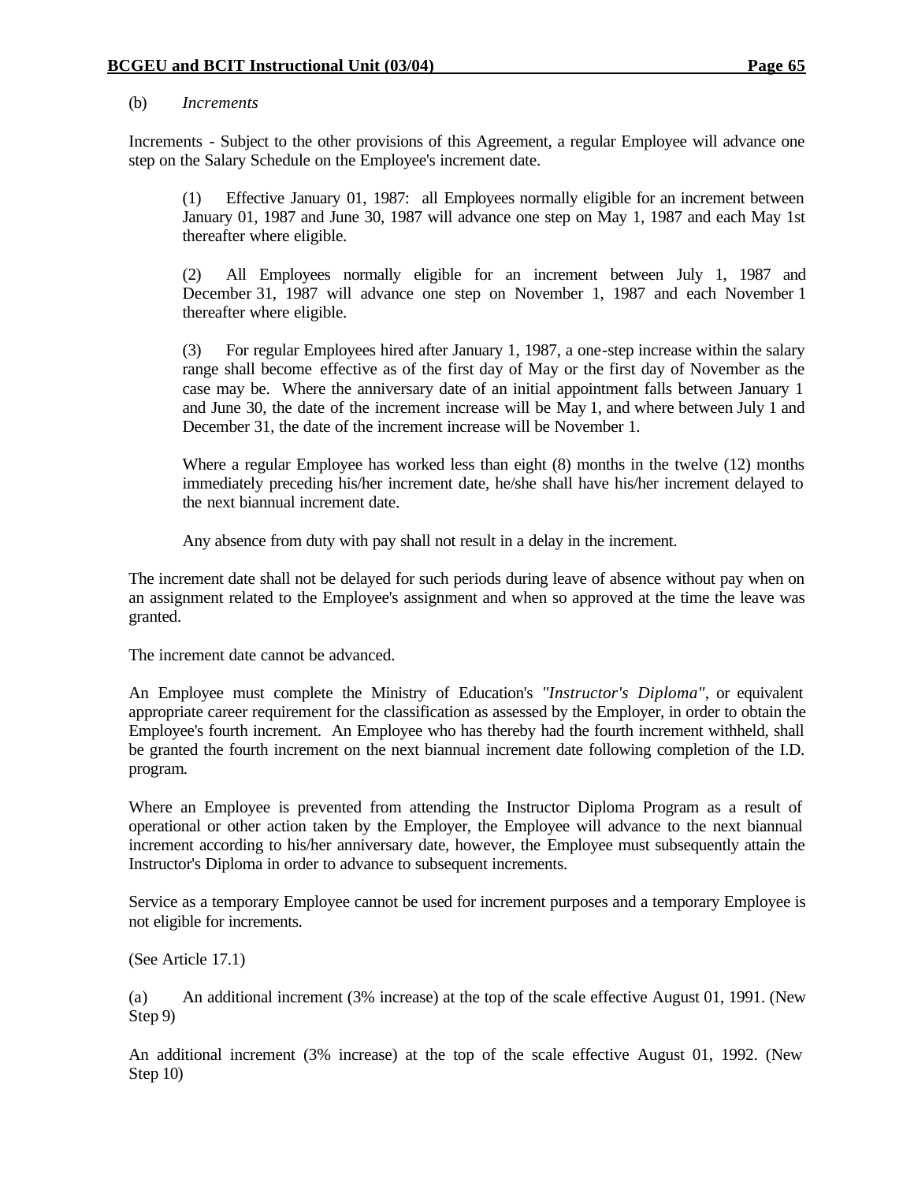(b) *Increments*

Increments - Subject to the other provisions of this Agreement, a regular Employee will advance one step on the Salary Schedule on the Employee's increment date.

> (1) Effective January 01, 1987: all Employees normally eligible for an increment between January 01, 1987 and June 30, 1987 will advance one step on May 1, 1987 and each May 1st thereafter where eligible.
>
> (2) All Employees normally eligible for an increment between July 1, 1987 and December 31, 1987 will advance one step on November 1, 1987 and each November 1 thereafter where eligible.
>
> (3) For regular Employees hired after January 1, 1987, a one-step increase within the salary range shall become effective as of the first day of May or the first day of November as the case may be. Where the anniversary date of an initial appointment falls between January 1 and June 30, the date of the increment increase will be May 1, and where between July 1 and December 31, the date of the increment increase will be November 1.
>
> Where a regular Employee has worked less than eight (8) months in the twelve (12) months immediately preceding his/her increment date, he/she shall have his/her increment delayed to the next biannual increment date.
>
> Any absence from duty with pay shall not result in a delay in the increment.

The increment date shall not be delayed for such periods during leave of absence without pay when on an assignment related to the Employee's assignment and when so approved at the time the leave was granted.

The increment date cannot be advanced.

An Employee must complete the Ministry of Education's *"Instructor's Diploma"*, or equivalent appropriate career requirement for the classification as assessed by the Employer, in order to obtain the Employee's fourth increment. An Employee who has thereby had the fourth increment withheld, shall be granted the fourth increment on the next biannual increment date following completion of the I.D. program.

Where an Employee is prevented from attending the Instructor Diploma Program as a result of operational or other action taken by the Employer, the Employee will advance to the next biannual increment according to his/her anniversary date, however, the Employee must subsequently attain the Instructor's Diploma in order to advance to subsequent increments.

Service as a temporary Employee cannot be used for increment purposes and a temporary Employee is not eligible for increments.

(See Article 17.1)

(a) An additional increment (3% increase) at the top of the scale effective August 01, 1991. (New Step 9)

An additional increment (3% increase) at the top of the scale effective August 01, 1992. (New Step 10)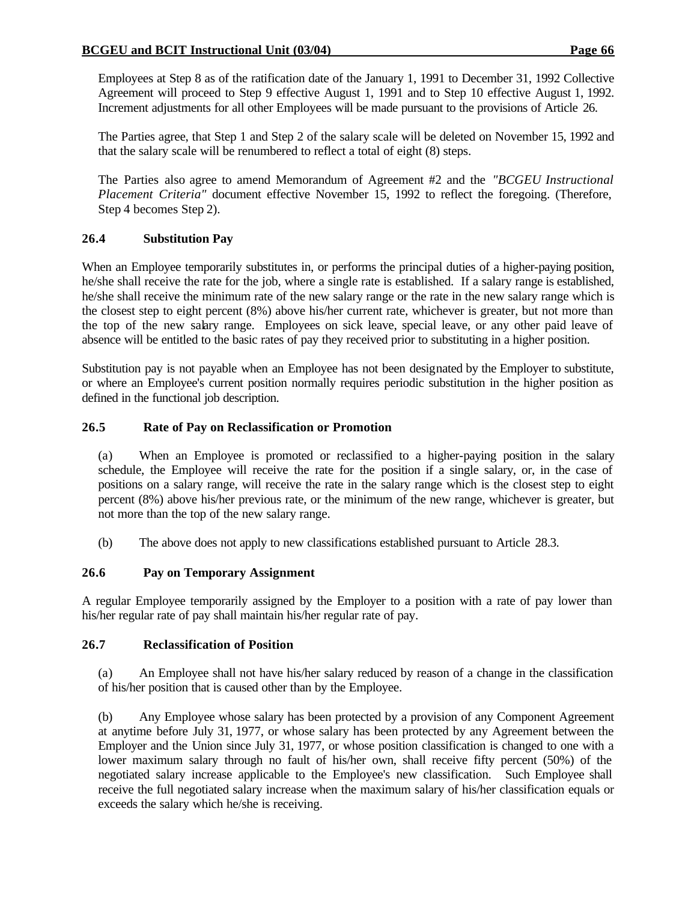Employees at Step 8 as of the ratification date of the January 1, 1991 to December 31, 1992 Collective Agreement will proceed to Step 9 effective August 1, 1991 and to Step 10 effective August 1, 1992. Increment adjustments for all other Employees will be made pursuant to the provisions of Article 26.

The Parties agree, that Step 1 and Step 2 of the salary scale will be deleted on November 15, 1992 and that the salary scale will be renumbered to reflect a total of eight (8) steps.

The Parties also agree to amend Memorandum of Agreement #2 and the *"BCGEU Instructional Placement Criteria"* document effective November 15, 1992 to reflect the foregoing. (Therefore, Step 4 becomes Step 2).

### 26.4 Substitution Pay

When an Employee temporarily substitutes in, or performs the principal duties of a higher-paying position, he/she shall receive the rate for the job, where a single rate is established. If a salary range is established, he/she shall receive the minimum rate of the new salary range or the rate in the new salary range which is the closest step to eight percent (8%) above his/her current rate, whichever is greater, but not more than the top of the new salary range. Employees on sick leave, special leave, or any other paid leave of absence will be entitled to the basic rates of pay they received prior to substituting in a higher position.

Substitution pay is not payable when an Employee has not been designated by the Employer to substitute, or where an Employee's current position normally requires periodic substitution in the higher position as defined in the functional job description.

### 26.5 Rate of Pay on Reclassification or Promotion

(a) When an Employee is promoted or reclassified to a higher-paying position in the salary schedule, the Employee will receive the rate for the position if a single salary, or, in the case of positions on a salary range, will receive the rate in the salary range which is the closest step to eight percent (8%) above his/her previous rate, or the minimum of the new range, whichever is greater, but not more than the top of the new salary range.

(b) The above does not apply to new classifications established pursuant to Article 28.3.

### 26.6 Pay on Temporary Assignment

A regular Employee temporarily assigned by the Employer to a position with a rate of pay lower than his/her regular rate of pay shall maintain his/her regular rate of pay.

### 26.7 Reclassification of Position

(a) An Employee shall not have his/her salary reduced by reason of a change in the classification of his/her position that is caused other than by the Employee.

(b) Any Employee whose salary has been protected by a provision of any Component Agreement at anytime before July 31, 1977, or whose salary has been protected by any Agreement between the Employer and the Union since July 31, 1977, or whose position classification is changed to one with a lower maximum salary through no fault of his/her own, shall receive fifty percent (50%) of the negotiated salary increase applicable to the Employee's new classification. Such Employee shall receive the full negotiated salary increase when the maximum salary of his/her classification equals or exceeds the salary which he/she is receiving.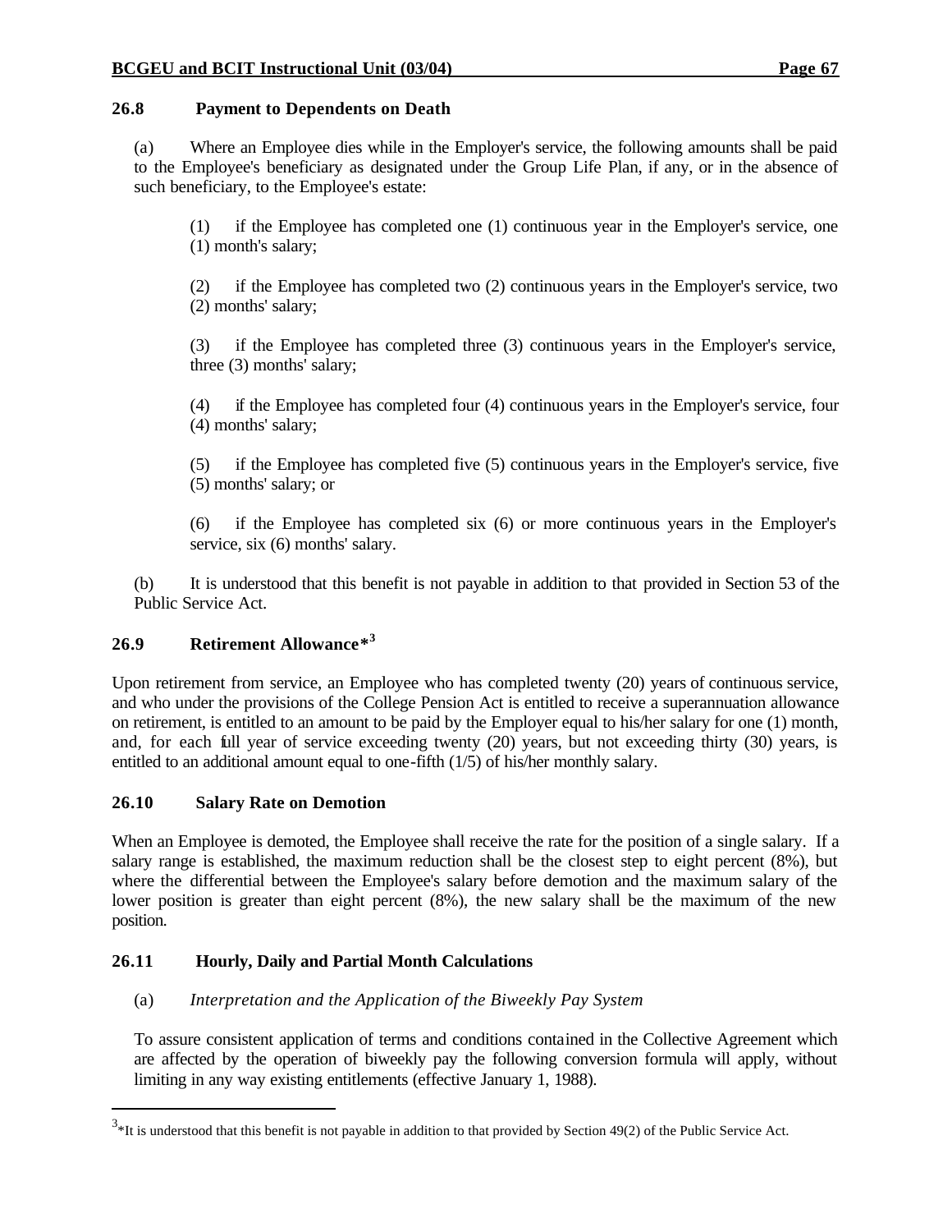### 26.8 Payment to Dependents on Death

(a) Where an Employee dies while in the Employer's service, the following amounts shall be paid to the Employee's beneficiary as designated under the Group Life Plan, if any, or in the absence of such beneficiary, to the Employee's estate:

(1) if the Employee has completed one (1) continuous year in the Employer's service, one (1) month's salary;

(2) if the Employee has completed two (2) continuous years in the Employer's service, two (2) months' salary;

(3) if the Employee has completed three (3) continuous years in the Employer's service, three (3) months' salary;

(4) if the Employee has completed four (4) continuous years in the Employer's service, four (4) months' salary;

(5) if the Employee has completed five (5) continuous years in the Employer's service, five (5) months' salary; or

(6) if the Employee has completed six (6) or more continuous years in the Employer's service, six (6) months' salary.

(b) It is understood that this benefit is not payable in addition to that provided in Section 53 of the Public Service Act.

### 26.9 Retirement Allowance*[3]

Upon retirement from service, an Employee who has completed twenty (20) years of continuous service, and who under the provisions of the College Pension Act is entitled to receive a superannuation allowance on retirement, is entitled to an amount to be paid by the Employer equal to his/her salary for one (1) month, and, for each full year of service exceeding twenty (20) years, but not exceeding thirty (30) years, is entitled to an additional amount equal to one-fifth (1/5) of his/her monthly salary.

### 26.10 Salary Rate on Demotion

When an Employee is demoted, the Employee shall receive the rate for the position of a single salary. If a salary range is established, the maximum reduction shall be the closest step to eight percent (8%), but where the differential between the Employee's salary before demotion and the maximum salary of the lower position is greater than eight percent (8%), the new salary shall be the maximum of the new position.

### 26.11 Hourly, Daily and Partial Month Calculations

(a) *Interpretation and the Application of the Biweekly Pay System*

To assure consistent application of terms and conditions contained in the Collective Agreement which are affected by the operation of biweekly pay the following conversion formula will apply, without limiting in any way existing entitlements (effective January 1, 1988).

---

[3]*It is understood that this benefit is not payable in addition to that provided by Section 49(2) of the Public Service Act.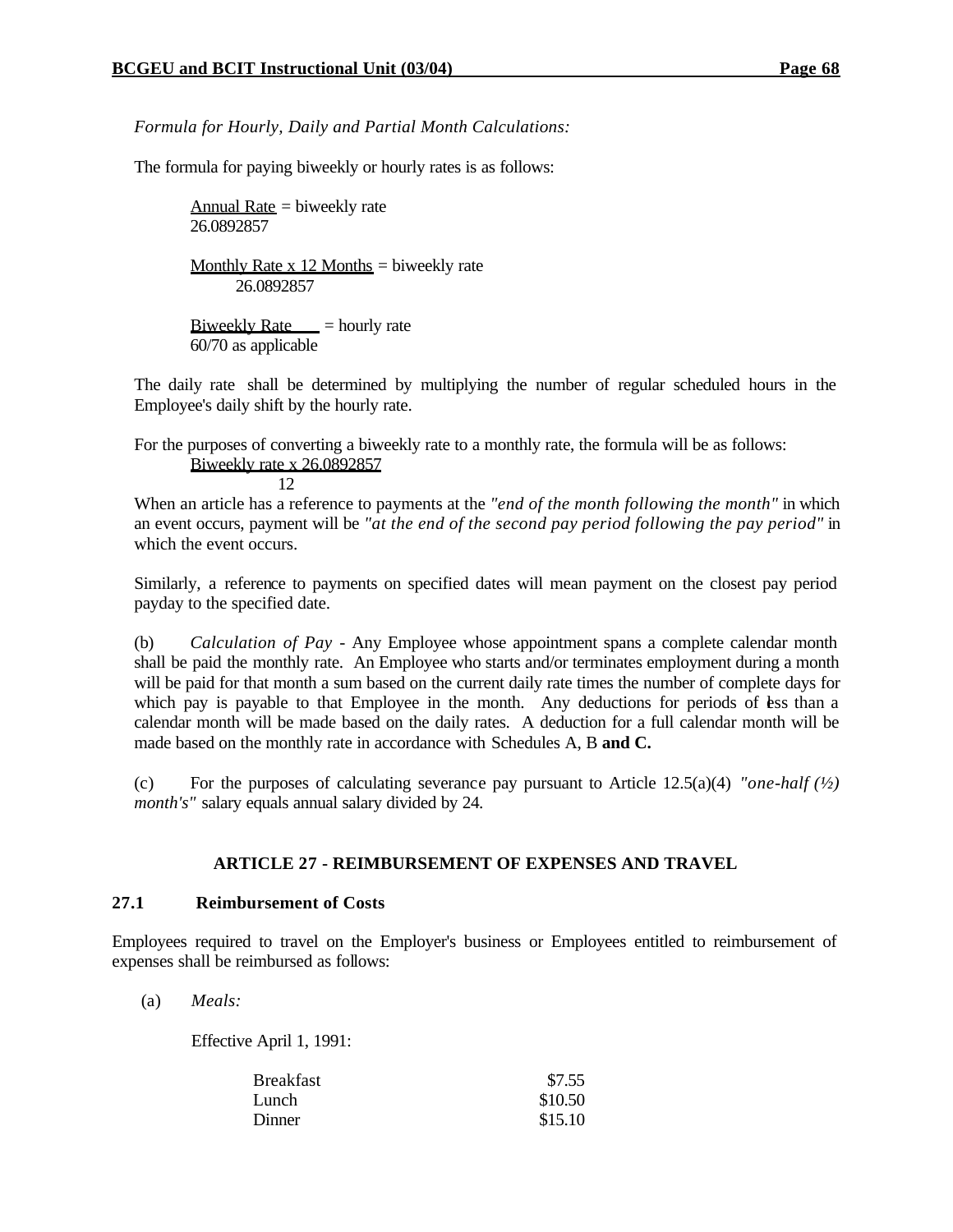*Formula for Hourly, Daily and Partial Month Calculations:*

The formula for paying biweekly or hourly rates is as follows:

$$\frac{\text{Annual Rate}}{26.0892857} = \text{biweekly rate}$$

$$\frac{\text{Monthly Rate x 12 Months}}{26.0892857} = \text{biweekly rate}$$

$$\frac{\text{Biweekly Rate}}{\text{60/70 as applicable}} = \text{hourly rate}$$

The daily rate shall be determined by multiplying the number of regular scheduled hours in the Employee's daily shift by the hourly rate.

For the purposes of converting a biweekly rate to a monthly rate, the formula will be as follows:

$$\frac{\text{Biweekly rate x 26.0892857}}{12}$$

When an article has a reference to payments at the *"end of the month following the month"* in which an event occurs, payment will be *"at the end of the second pay period following the pay period"* in which the event occurs.

Similarly, a reference to payments on specified dates will mean payment on the closest pay period payday to the specified date.

(b) *Calculation of Pay* - Any Employee whose appointment spans a complete calendar month shall be paid the monthly rate. An Employee who starts and/or terminates employment during a month will be paid for that month a sum based on the current daily rate times the number of complete days for which pay is payable to that Employee in the month. Any deductions for periods of less than a calendar month will be made based on the daily rates. A deduction for a full calendar month will be made based on the monthly rate in accordance with Schedules A, B **and C.**

(c) For the purposes of calculating severance pay pursuant to Article 12.5(a)(4) *"one-half (½) month's"* salary equals annual salary divided by 24.

## ARTICLE 27 - REIMBURSEMENT OF EXPENSES AND TRAVEL

### 27.1 Reimbursement of Costs

Employees required to travel on the Employer's business or Employees entitled to reimbursement of expenses shall be reimbursed as follows:

(a) *Meals:*

Effective April 1, 1991:

| | |
|---|---|
| Breakfast | $7.55 |
| Lunch | $10.50 |
| Dinner | $15.10 |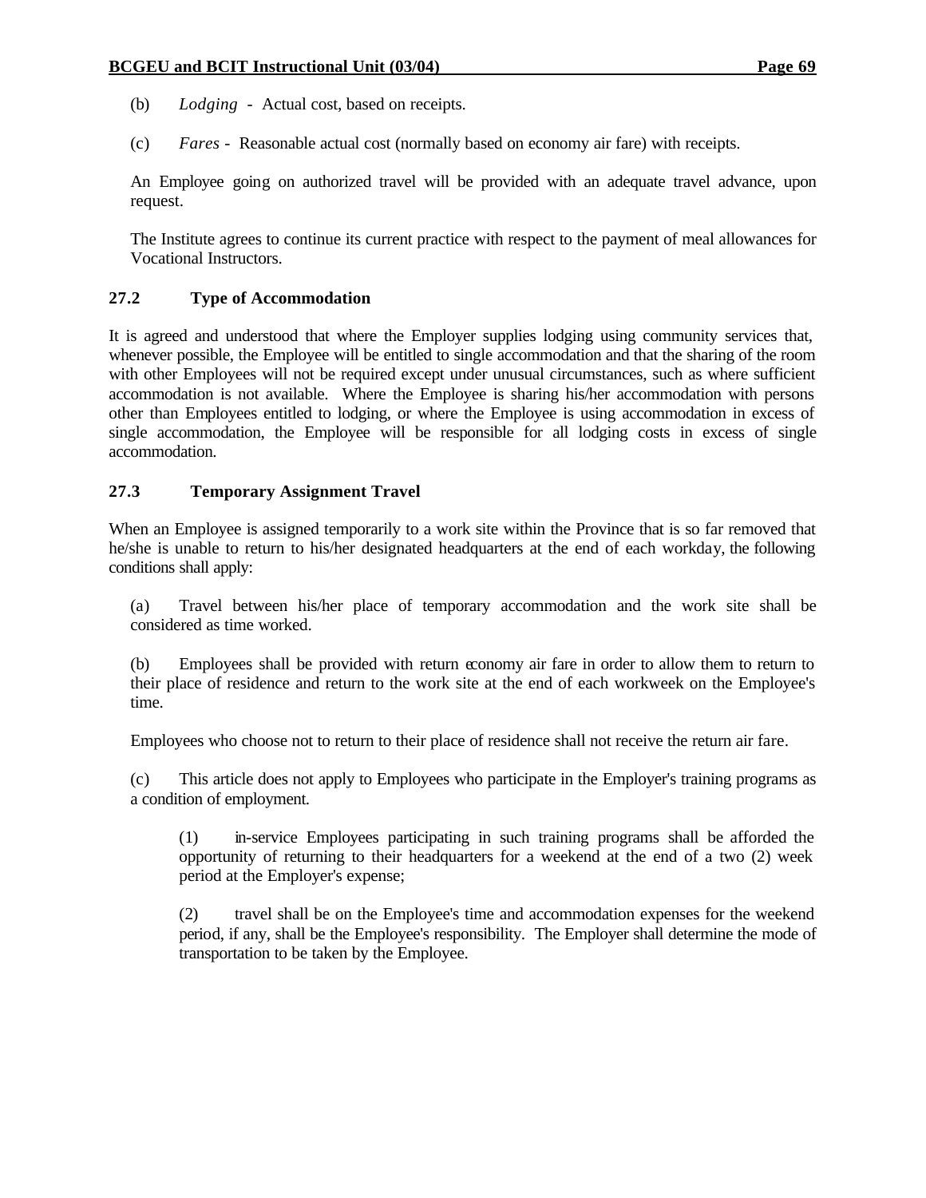(b) *Lodging* - Actual cost, based on receipts.

(c) *Fares* - Reasonable actual cost (normally based on economy air fare) with receipts.

An Employee going on authorized travel will be provided with an adequate travel advance, upon request.

The Institute agrees to continue its current practice with respect to the payment of meal allowances for Vocational Instructors.

### 27.2 Type of Accommodation

It is agreed and understood that where the Employer supplies lodging using community services that, whenever possible, the Employee will be entitled to single accommodation and that the sharing of the room with other Employees will not be required except under unusual circumstances, such as where sufficient accommodation is not available. Where the Employee is sharing his/her accommodation with persons other than Employees entitled to lodging, or where the Employee is using accommodation in excess of single accommodation, the Employee will be responsible for all lodging costs in excess of single accommodation.

### 27.3 Temporary Assignment Travel

When an Employee is assigned temporarily to a work site within the Province that is so far removed that he/she is unable to return to his/her designated headquarters at the end of each workday, the following conditions shall apply:

(a) Travel between his/her place of temporary accommodation and the work site shall be considered as time worked.

(b) Employees shall be provided with return economy air fare in order to allow them to return to their place of residence and return to the work site at the end of each workweek on the Employee's time.

Employees who choose not to return to their place of residence shall not receive the return air fare.

(c) This article does not apply to Employees who participate in the Employer's training programs as a condition of employment.

(1) in-service Employees participating in such training programs shall be afforded the opportunity of returning to their headquarters for a weekend at the end of a two (2) week period at the Employer's expense;

(2) travel shall be on the Employee's time and accommodation expenses for the weekend period, if any, shall be the Employee's responsibility. The Employer shall determine the mode of transportation to be taken by the Employee.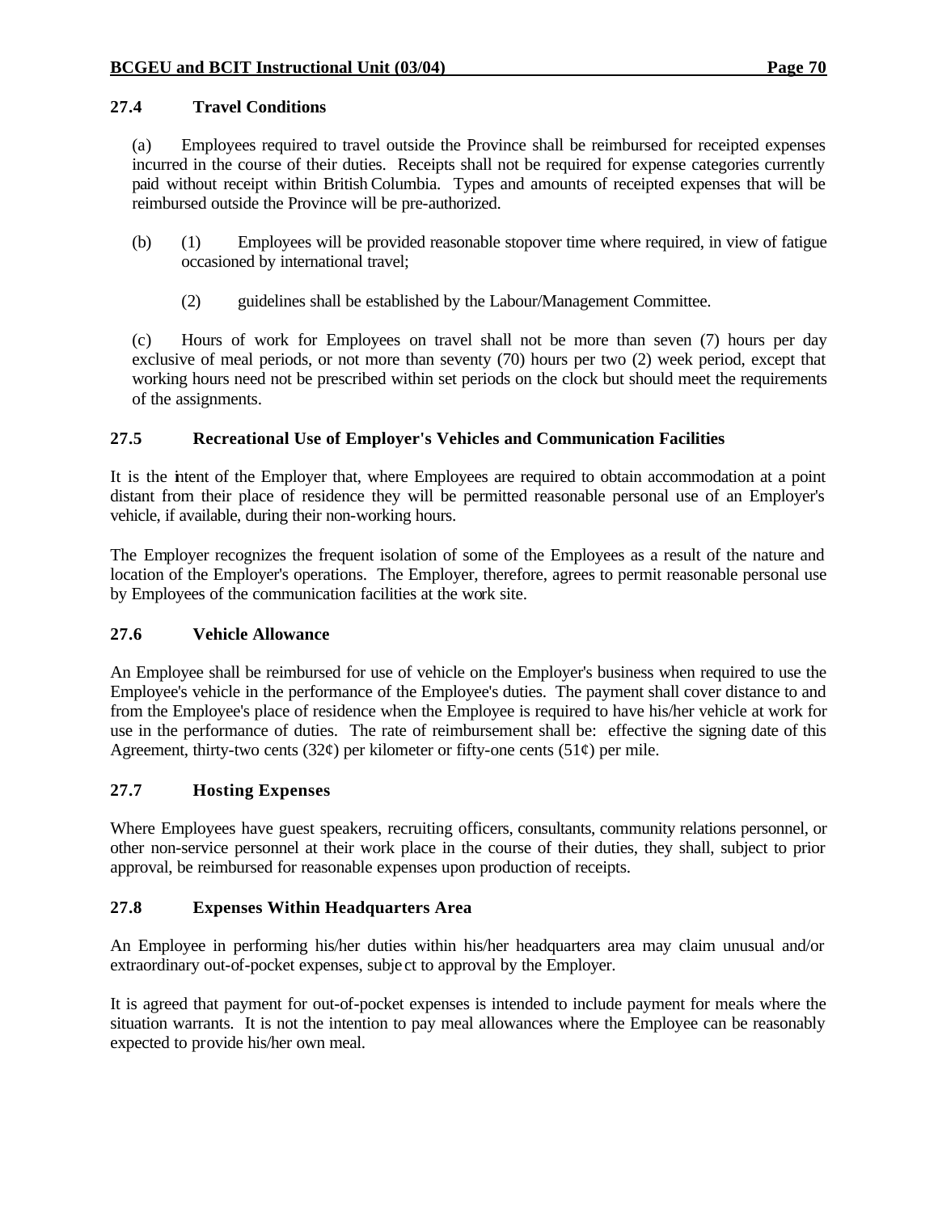### 27.4 Travel Conditions

(a) Employees required to travel outside the Province shall be reimbursed for receipted expenses incurred in the course of their duties. Receipts shall not be required for expense categories currently paid without receipt within British Columbia. Types and amounts of receipted expenses that will be reimbursed outside the Province will be pre-authorized.

(b) (1) Employees will be provided reasonable stopover time where required, in view of fatigue occasioned by international travel;

(2) guidelines shall be established by the Labour/Management Committee.

(c) Hours of work for Employees on travel shall not be more than seven (7) hours per day exclusive of meal periods, or not more than seventy (70) hours per two (2) week period, except that working hours need not be prescribed within set periods on the clock but should meet the requirements of the assignments.

### 27.5 Recreational Use of Employer's Vehicles and Communication Facilities

It is the intent of the Employer that, where Employees are required to obtain accommodation at a point distant from their place of residence they will be permitted reasonable personal use of an Employer's vehicle, if available, during their non-working hours.

The Employer recognizes the frequent isolation of some of the Employees as a result of the nature and location of the Employer's operations. The Employer, therefore, agrees to permit reasonable personal use by Employees of the communication facilities at the work site.

### 27.6 Vehicle Allowance

An Employee shall be reimbursed for use of vehicle on the Employer's business when required to use the Employee's vehicle in the performance of the Employee's duties. The payment shall cover distance to and from the Employee's place of residence when the Employee is required to have his/her vehicle at work for use in the performance of duties. The rate of reimbursement shall be: effective the signing date of this Agreement, thirty-two cents (32¢) per kilometer or fifty-one cents (51¢) per mile.

### 27.7 Hosting Expenses

Where Employees have guest speakers, recruiting officers, consultants, community relations personnel, or other non-service personnel at their work place in the course of their duties, they shall, subject to prior approval, be reimbursed for reasonable expenses upon production of receipts.

### 27.8 Expenses Within Headquarters Area

An Employee in performing his/her duties within his/her headquarters area may claim unusual and/or extraordinary out-of-pocket expenses, subject to approval by the Employer.

It is agreed that payment for out-of-pocket expenses is intended to include payment for meals where the situation warrants. It is not the intention to pay meal allowances where the Employee can be reasonably expected to provide his/her own meal.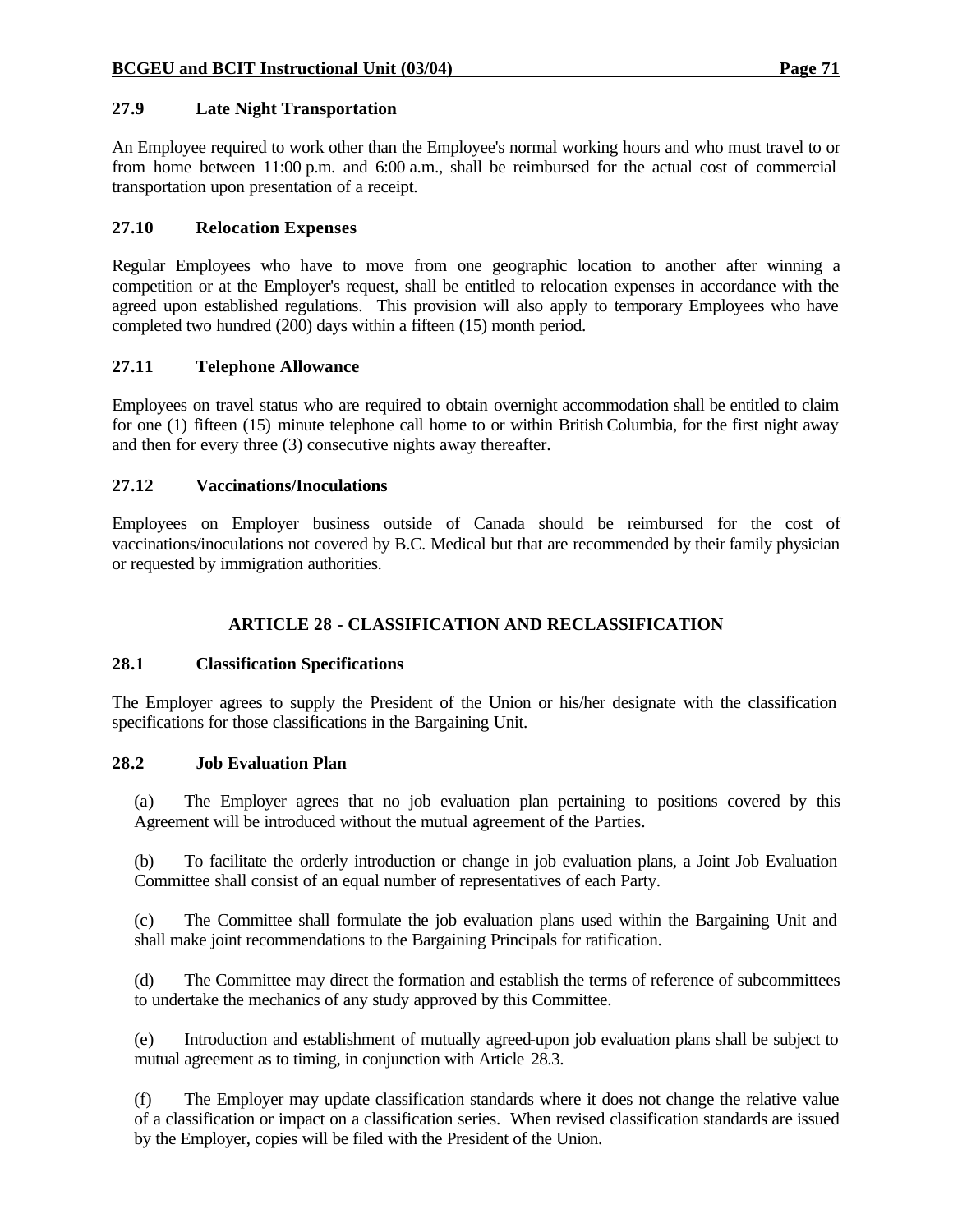### 27.9 Late Night Transportation

An Employee required to work other than the Employee's normal working hours and who must travel to or from home between 11:00 p.m. and 6:00 a.m., shall be reimbursed for the actual cost of commercial transportation upon presentation of a receipt.

### 27.10 Relocation Expenses

Regular Employees who have to move from one geographic location to another after winning a competition or at the Employer's request, shall be entitled to relocation expenses in accordance with the agreed upon established regulations. This provision will also apply to temporary Employees who have completed two hundred (200) days within a fifteen (15) month period.

### 27.11 Telephone Allowance

Employees on travel status who are required to obtain overnight accommodation shall be entitled to claim for one (1) fifteen (15) minute telephone call home to or within British Columbia, for the first night away and then for every three (3) consecutive nights away thereafter.

### 27.12 Vaccinations/Inoculations

Employees on Employer business outside of Canada should be reimbursed for the cost of vaccinations/inoculations not covered by B.C. Medical but that are recommended by their family physician or requested by immigration authorities.

## ARTICLE 28 - CLASSIFICATION AND RECLASSIFICATION

### 28.1 Classification Specifications

The Employer agrees to supply the President of the Union or his/her designate with the classification specifications for those classifications in the Bargaining Unit.

### 28.2 Job Evaluation Plan

(a) The Employer agrees that no job evaluation plan pertaining to positions covered by this Agreement will be introduced without the mutual agreement of the Parties.

(b) To facilitate the orderly introduction or change in job evaluation plans, a Joint Job Evaluation Committee shall consist of an equal number of representatives of each Party.

(c) The Committee shall formulate the job evaluation plans used within the Bargaining Unit and shall make joint recommendations to the Bargaining Principals for ratification.

(d) The Committee may direct the formation and establish the terms of reference of subcommittees to undertake the mechanics of any study approved by this Committee.

(e) Introduction and establishment of mutually agreed-upon job evaluation plans shall be subject to mutual agreement as to timing, in conjunction with Article 28.3.

(f) The Employer may update classification standards where it does not change the relative value of a classification or impact on a classification series. When revised classification standards are issued by the Employer, copies will be filed with the President of the Union.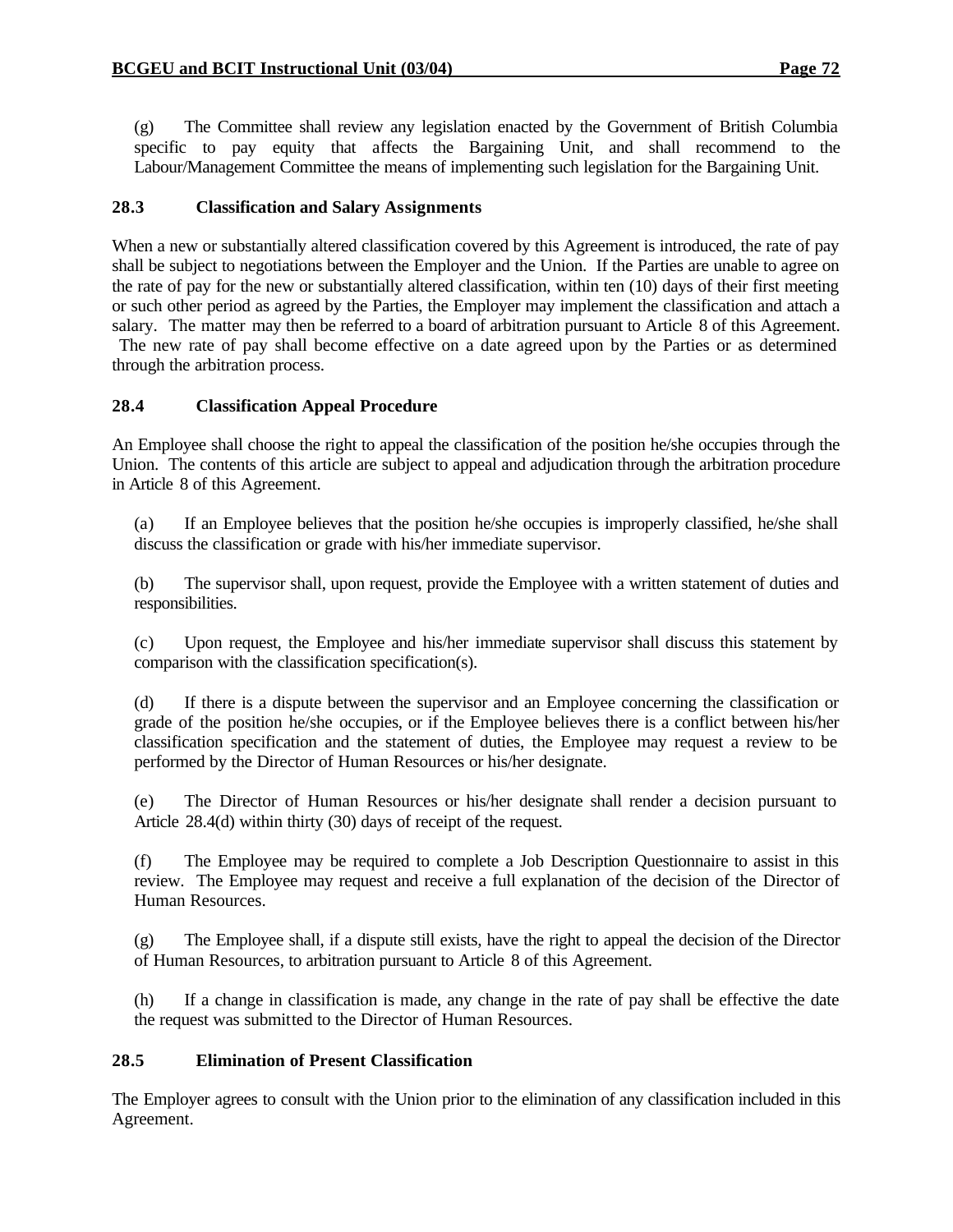(g) The Committee shall review any legislation enacted by the Government of British Columbia specific to pay equity that affects the Bargaining Unit, and shall recommend to the Labour/Management Committee the means of implementing such legislation for the Bargaining Unit.

### 28.3 Classification and Salary Assignments

When a new or substantially altered classification covered by this Agreement is introduced, the rate of pay shall be subject to negotiations between the Employer and the Union. If the Parties are unable to agree on the rate of pay for the new or substantially altered classification, within ten (10) days of their first meeting or such other period as agreed by the Parties, the Employer may implement the classification and attach a salary. The matter may then be referred to a board of arbitration pursuant to Article 8 of this Agreement. The new rate of pay shall become effective on a date agreed upon by the Parties or as determined through the arbitration process.

### 28.4 Classification Appeal Procedure

An Employee shall choose the right to appeal the classification of the position he/she occupies through the Union. The contents of this article are subject to appeal and adjudication through the arbitration procedure in Article 8 of this Agreement.

(a) If an Employee believes that the position he/she occupies is improperly classified, he/she shall discuss the classification or grade with his/her immediate supervisor.

(b) The supervisor shall, upon request, provide the Employee with a written statement of duties and responsibilities.

(c) Upon request, the Employee and his/her immediate supervisor shall discuss this statement by comparison with the classification specification(s).

(d) If there is a dispute between the supervisor and an Employee concerning the classification or grade of the position he/she occupies, or if the Employee believes there is a conflict between his/her classification specification and the statement of duties, the Employee may request a review to be performed by the Director of Human Resources or his/her designate.

(e) The Director of Human Resources or his/her designate shall render a decision pursuant to Article 28.4(d) within thirty (30) days of receipt of the request.

(f) The Employee may be required to complete a Job Description Questionnaire to assist in this review. The Employee may request and receive a full explanation of the decision of the Director of Human Resources.

(g) The Employee shall, if a dispute still exists, have the right to appeal the decision of the Director of Human Resources, to arbitration pursuant to Article 8 of this Agreement.

(h) If a change in classification is made, any change in the rate of pay shall be effective the date the request was submitted to the Director of Human Resources.

### 28.5 Elimination of Present Classification

The Employer agrees to consult with the Union prior to the elimination of any classification included in this Agreement.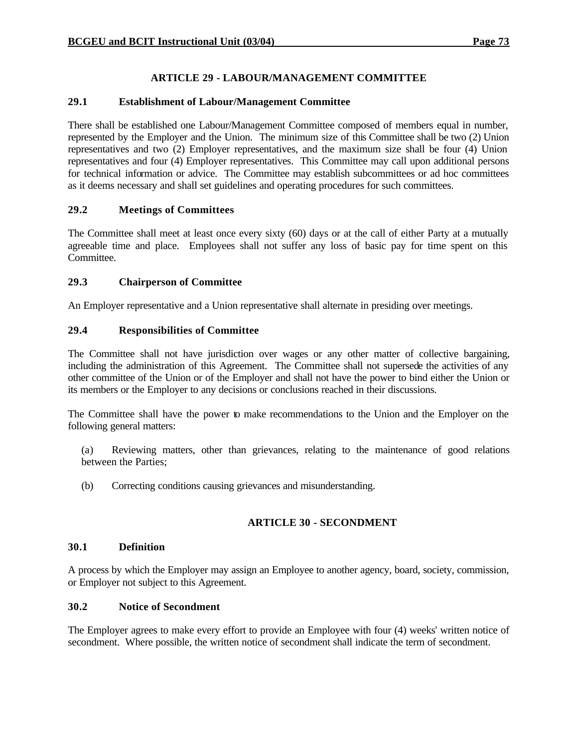## ARTICLE 29 - LABOUR/MANAGEMENT COMMITTEE

### 29.1 Establishment of Labour/Management Committee

There shall be established one Labour/Management Committee composed of members equal in number, represented by the Employer and the Union. The minimum size of this Committee shall be two (2) Union representatives and two (2) Employer representatives, and the maximum size shall be four (4) Union representatives and four (4) Employer representatives. This Committee may call upon additional persons for technical information or advice. The Committee may establish subcommittees or ad hoc committees as it deems necessary and shall set guidelines and operating procedures for such committees.

### 29.2 Meetings of Committees

The Committee shall meet at least once every sixty (60) days or at the call of either Party at a mutually agreeable time and place. Employees shall not suffer any loss of basic pay for time spent on this Committee.

### 29.3 Chairperson of Committee

An Employer representative and a Union representative shall alternate in presiding over meetings.

### 29.4 Responsibilities of Committee

The Committee shall not have jurisdiction over wages or any other matter of collective bargaining, including the administration of this Agreement. The Committee shall not supersede the activities of any other committee of the Union or of the Employer and shall not have the power to bind either the Union or its members or the Employer to any decisions or conclusions reached in their discussions.

The Committee shall have the power to make recommendations to the Union and the Employer on the following general matters:

(a) Reviewing matters, other than grievances, relating to the maintenance of good relations between the Parties;

(b) Correcting conditions causing grievances and misunderstanding.

## ARTICLE 30 - SECONDMENT

### 30.1 Definition

A process by which the Employer may assign an Employee to another agency, board, society, commission, or Employer not subject to this Agreement.

### 30.2 Notice of Secondment

The Employer agrees to make every effort to provide an Employee with four (4) weeks' written notice of secondment. Where possible, the written notice of secondment shall indicate the term of secondment.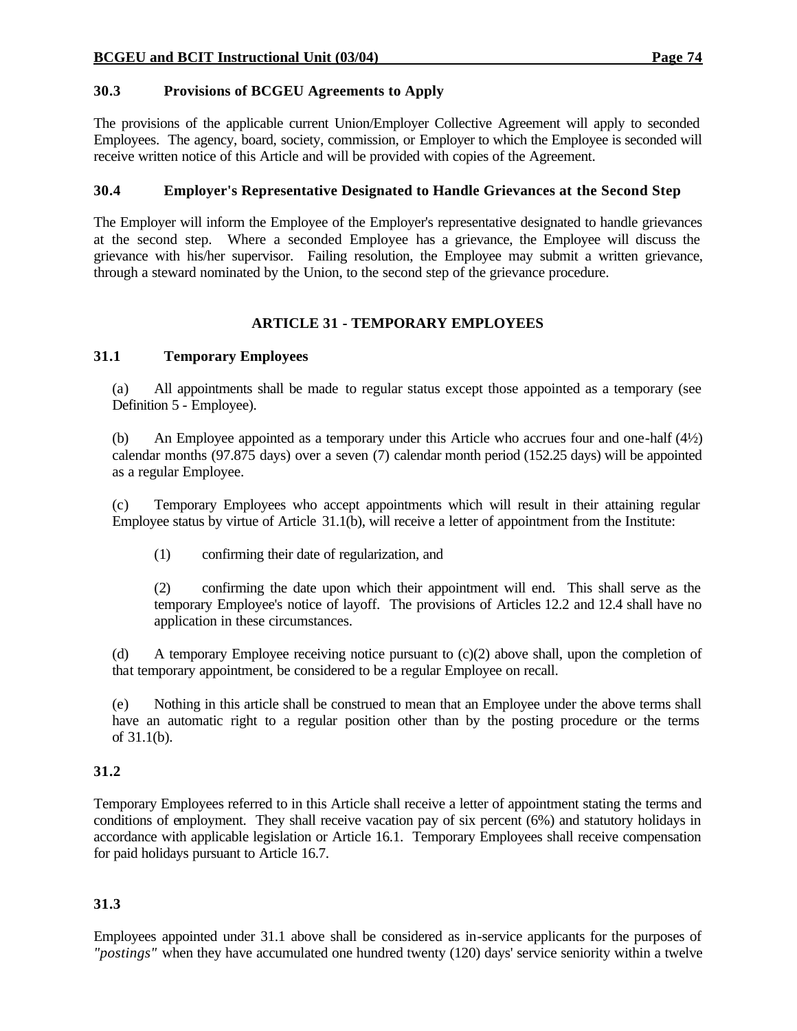### 30.3 Provisions of BCGEU Agreements to Apply

The provisions of the applicable current Union/Employer Collective Agreement will apply to seconded Employees. The agency, board, society, commission, or Employer to which the Employee is seconded will receive written notice of this Article and will be provided with copies of the Agreement.

### 30.4 Employer's Representative Designated to Handle Grievances at the Second Step

The Employer will inform the Employee of the Employer's representative designated to handle grievances at the second step. Where a seconded Employee has a grievance, the Employee will discuss the grievance with his/her supervisor. Failing resolution, the Employee may submit a written grievance, through a steward nominated by the Union, to the second step of the grievance procedure.

## ARTICLE 31 - TEMPORARY EMPLOYEES

### 31.1 Temporary Employees

(a) All appointments shall be made to regular status except those appointed as a temporary (see Definition 5 - Employee).

(b) An Employee appointed as a temporary under this Article who accrues four and one-half (4½) calendar months (97.875 days) over a seven (7) calendar month period (152.25 days) will be appointed as a regular Employee.

(c) Temporary Employees who accept appointments which will result in their attaining regular Employee status by virtue of Article 31.1(b), will receive a letter of appointment from the Institute:

(1) confirming their date of regularization, and

(2) confirming the date upon which their appointment will end. This shall serve as the temporary Employee's notice of layoff. The provisions of Articles 12.2 and 12.4 shall have no application in these circumstances.

(d) A temporary Employee receiving notice pursuant to (c)(2) above shall, upon the completion of that temporary appointment, be considered to be a regular Employee on recall.

(e) Nothing in this article shall be construed to mean that an Employee under the above terms shall have an automatic right to a regular position other than by the posting procedure or the terms of 31.1(b).

### 31.2

Temporary Employees referred to in this Article shall receive a letter of appointment stating the terms and conditions of employment. They shall receive vacation pay of six percent (6%) and statutory holidays in accordance with applicable legislation or Article 16.1. Temporary Employees shall receive compensation for paid holidays pursuant to Article 16.7.

### 31.3

Employees appointed under 31.1 above shall be considered as in-service applicants for the purposes of *"postings"* when they have accumulated one hundred twenty (120) days' service seniority within a twelve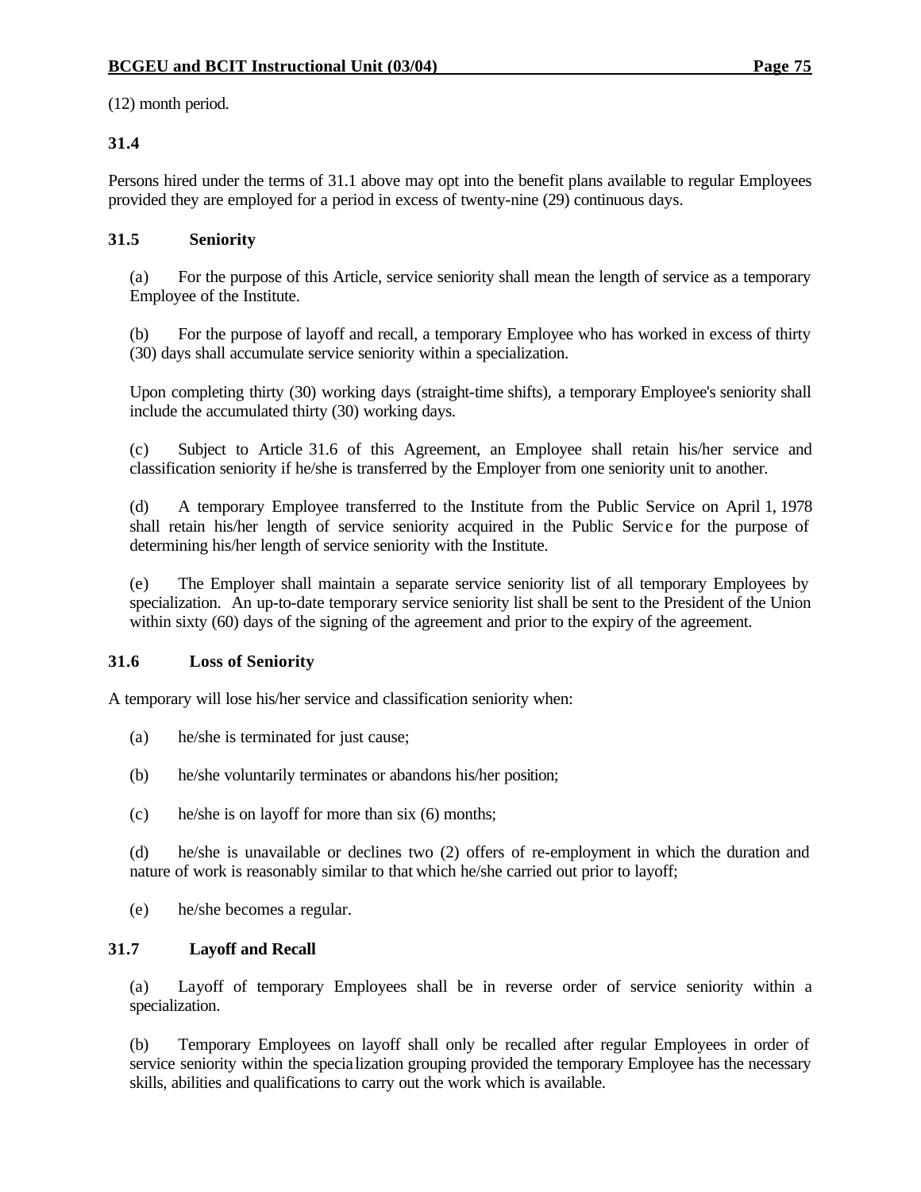(12) month period.

**31.4**

Persons hired under the terms of 31.1 above may opt into the benefit plans available to regular Employees provided they are employed for a period in excess of twenty-nine (29) continuous days.

**31.5 Seniority**

(a) For the purpose of this Article, service seniority shall mean the length of service as a temporary Employee of the Institute.

(b) For the purpose of layoff and recall, a temporary Employee who has worked in excess of thirty (30) days shall accumulate service seniority within a specialization.

Upon completing thirty (30) working days (straight-time shifts), a temporary Employee's seniority shall include the accumulated thirty (30) working days.

(c) Subject to Article 31.6 of this Agreement, an Employee shall retain his/her service and classification seniority if he/she is transferred by the Employer from one seniority unit to another.

(d) A temporary Employee transferred to the Institute from the Public Service on April 1, 1978 shall retain his/her length of service seniority acquired in the Public Service for the purpose of determining his/her length of service seniority with the Institute.

(e) The Employer shall maintain a separate service seniority list of all temporary Employees by specialization. An up-to-date temporary service seniority list shall be sent to the President of the Union within sixty (60) days of the signing of the agreement and prior to the expiry of the agreement.

**31.6 Loss of Seniority**

A temporary will lose his/her service and classification seniority when:

(a) he/she is terminated for just cause;

(b) he/she voluntarily terminates or abandons his/her position;

(c) he/she is on layoff for more than six (6) months;

(d) he/she is unavailable or declines two (2) offers of re-employment in which the duration and nature of work is reasonably similar to that which he/she carried out prior to layoff;

(e) he/she becomes a regular.

**31.7 Layoff and Recall**

(a) Layoff of temporary Employees shall be in reverse order of service seniority within a specialization.

(b) Temporary Employees on layoff shall only be recalled after regular Employees in order of service seniority within the specialization grouping provided the temporary Employee has the necessary skills, abilities and qualifications to carry out the work which is available.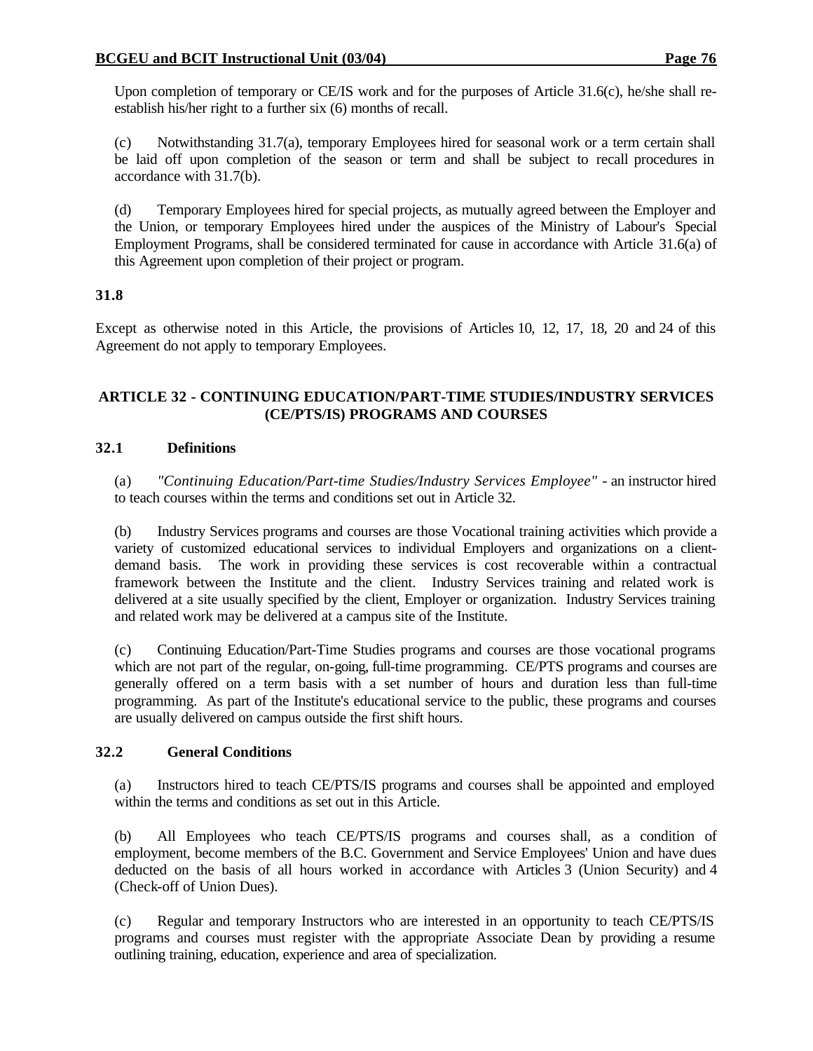Upon completion of temporary or CE/IS work and for the purposes of Article 31.6(c), he/she shall re-establish his/her right to a further six (6) months of recall.

(c) Notwithstanding 31.7(a), temporary Employees hired for seasonal work or a term certain shall be laid off upon completion of the season or term and shall be subject to recall procedures in accordance with 31.7(b).

(d) Temporary Employees hired for special projects, as mutually agreed between the Employer and the Union, or temporary Employees hired under the auspices of the Ministry of Labour's Special Employment Programs, shall be considered terminated for cause in accordance with Article 31.6(a) of this Agreement upon completion of their project or program.

**31.8**

Except as otherwise noted in this Article, the provisions of Articles 10, 12, 17, 18, 20 and 24 of this Agreement do not apply to temporary Employees.

## ARTICLE 32 - CONTINUING EDUCATION/PART-TIME STUDIES/INDUSTRY SERVICES (CE/PTS/IS) PROGRAMS AND COURSES

### 32.1 Definitions

(a) *"Continuing Education/Part-time Studies/Industry Services Employee"* - an instructor hired to teach courses within the terms and conditions set out in Article 32.

(b) Industry Services programs and courses are those Vocational training activities which provide a variety of customized educational services to individual Employers and organizations on a client-demand basis. The work in providing these services is cost recoverable within a contractual framework between the Institute and the client. Industry Services training and related work is delivered at a site usually specified by the client, Employer or organization. Industry Services training and related work may be delivered at a campus site of the Institute.

(c) Continuing Education/Part-Time Studies programs and courses are those vocational programs which are not part of the regular, on-going, full-time programming. CE/PTS programs and courses are generally offered on a term basis with a set number of hours and duration less than full-time programming. As part of the Institute's educational service to the public, these programs and courses are usually delivered on campus outside the first shift hours.

### 32.2 General Conditions

(a) Instructors hired to teach CE/PTS/IS programs and courses shall be appointed and employed within the terms and conditions as set out in this Article.

(b) All Employees who teach CE/PTS/IS programs and courses shall, as a condition of employment, become members of the B.C. Government and Service Employees' Union and have dues deducted on the basis of all hours worked in accordance with Articles 3 (Union Security) and 4 (Check-off of Union Dues).

(c) Regular and temporary Instructors who are interested in an opportunity to teach CE/PTS/IS programs and courses must register with the appropriate Associate Dean by providing a resume outlining training, education, experience and area of specialization.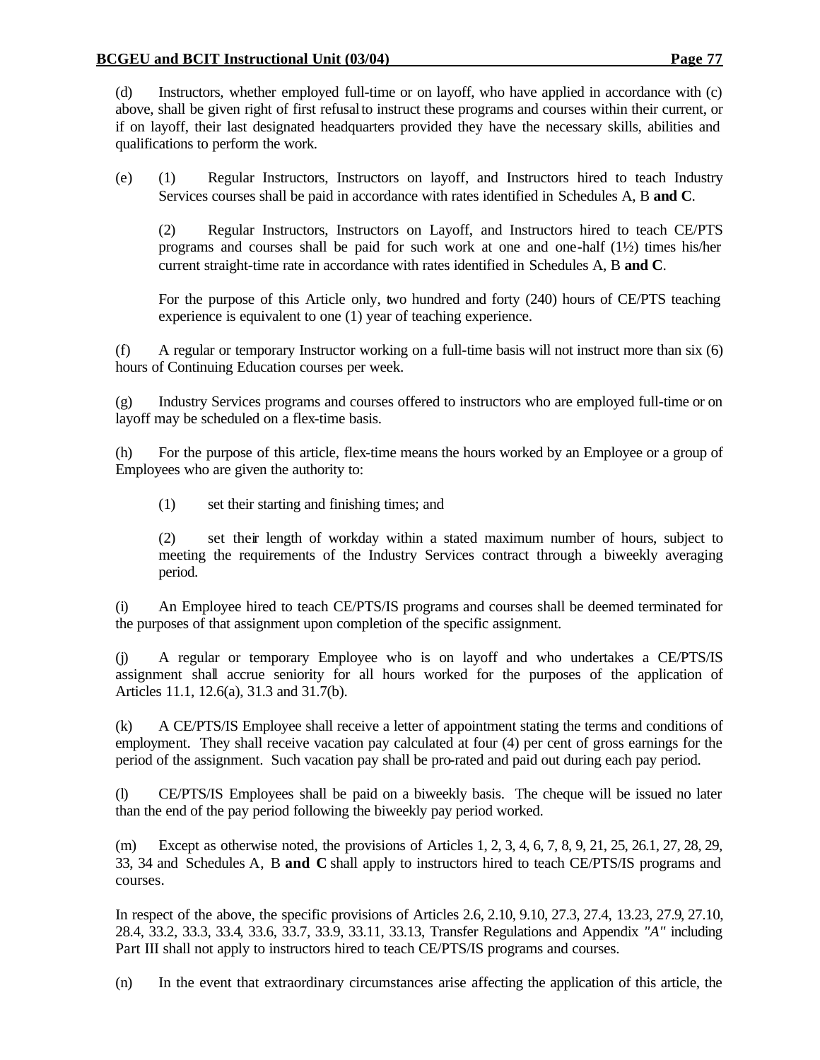(d) Instructors, whether employed full-time or on layoff, who have applied in accordance with (c) above, shall be given right of first refusal to instruct these programs and courses within their current, or if on layoff, their last designated headquarters provided they have the necessary skills, abilities and qualifications to perform the work.

(e) (1) Regular Instructors, Instructors on layoff, and Instructors hired to teach Industry Services courses shall be paid in accordance with rates identified in Schedules A, B **and C**.

(2) Regular Instructors, Instructors on Layoff, and Instructors hired to teach CE/PTS programs and courses shall be paid for such work at one and one-half (1½) times his/her current straight-time rate in accordance with rates identified in Schedules A, B **and C**.

For the purpose of this Article only, two hundred and forty (240) hours of CE/PTS teaching experience is equivalent to one (1) year of teaching experience.

(f) A regular or temporary Instructor working on a full-time basis will not instruct more than six (6) hours of Continuing Education courses per week.

(g) Industry Services programs and courses offered to instructors who are employed full-time or on layoff may be scheduled on a flex-time basis.

(h) For the purpose of this article, flex-time means the hours worked by an Employee or a group of Employees who are given the authority to:

(1) set their starting and finishing times; and

(2) set their length of workday within a stated maximum number of hours, subject to meeting the requirements of the Industry Services contract through a biweekly averaging period.

(i) An Employee hired to teach CE/PTS/IS programs and courses shall be deemed terminated for the purposes of that assignment upon completion of the specific assignment.

(j) A regular or temporary Employee who is on layoff and who undertakes a CE/PTS/IS assignment shall accrue seniority for all hours worked for the purposes of the application of Articles 11.1, 12.6(a), 31.3 and 31.7(b).

(k) A CE/PTS/IS Employee shall receive a letter of appointment stating the terms and conditions of employment. They shall receive vacation pay calculated at four (4) per cent of gross earnings for the period of the assignment. Such vacation pay shall be pro-rated and paid out during each pay period.

(l) CE/PTS/IS Employees shall be paid on a biweekly basis. The cheque will be issued no later than the end of the pay period following the biweekly pay period worked.

(m) Except as otherwise noted, the provisions of Articles 1, 2, 3, 4, 6, 7, 8, 9, 21, 25, 26.1, 27, 28, 29, 33, 34 and Schedules A, B **and C** shall apply to instructors hired to teach CE/PTS/IS programs and courses.

In respect of the above, the specific provisions of Articles 2.6, 2.10, 9.10, 27.3, 27.4, 13.23, 27.9, 27.10, 28.4, 33.2, 33.3, 33.4, 33.6, 33.7, 33.9, 33.11, 33.13, Transfer Regulations and Appendix *"A"* including Part III shall not apply to instructors hired to teach CE/PTS/IS programs and courses.

(n) In the event that extraordinary circumstances arise affecting the application of this article, the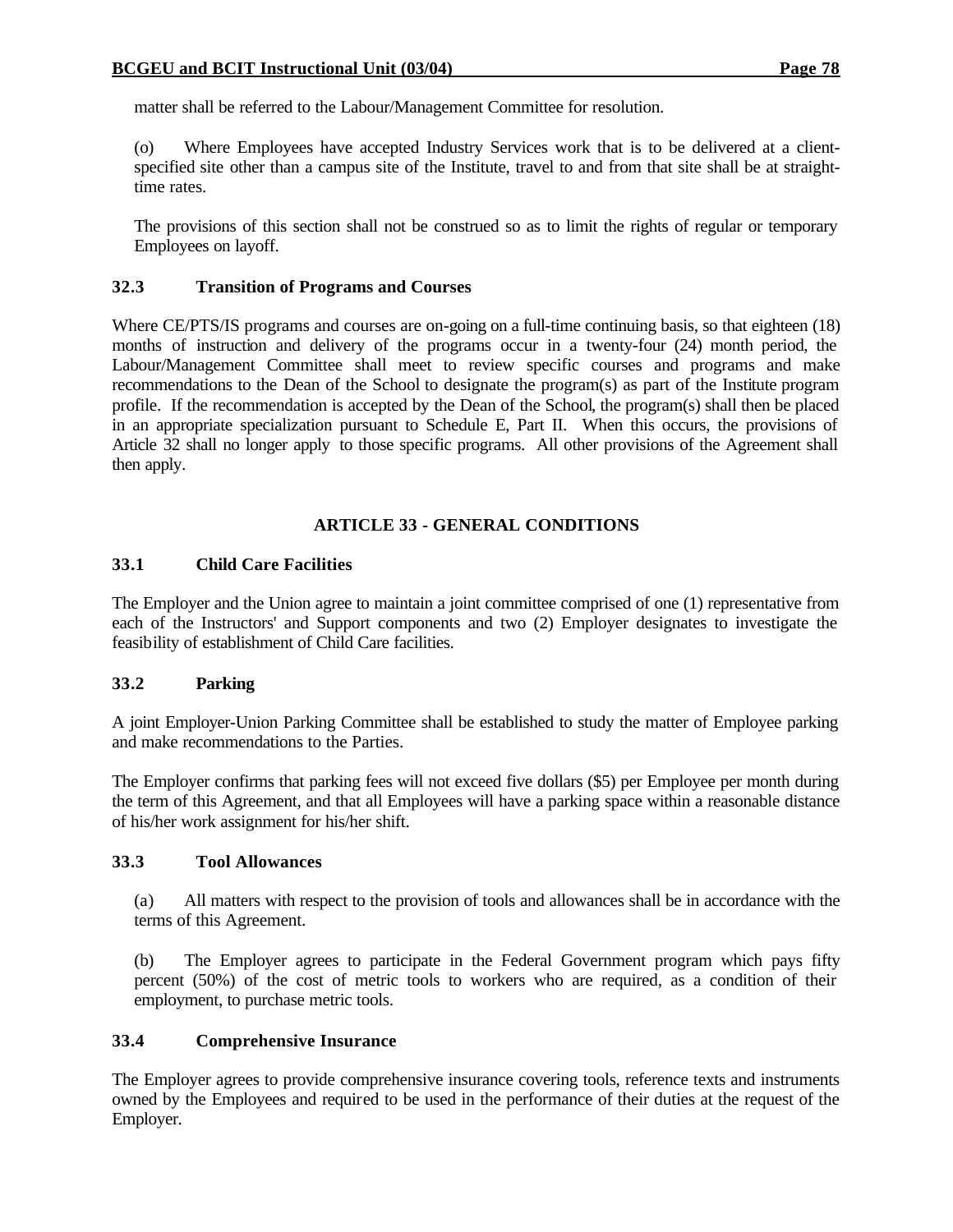matter shall be referred to the Labour/Management Committee for resolution.

(o) Where Employees have accepted Industry Services work that is to be delivered at a client-specified site other than a campus site of the Institute, travel to and from that site shall be at straight-time rates.

The provisions of this section shall not be construed so as to limit the rights of regular or temporary Employees on layoff.

### 32.3 Transition of Programs and Courses

Where CE/PTS/IS programs and courses are on-going on a full-time continuing basis, so that eighteen (18) months of instruction and delivery of the programs occur in a twenty-four (24) month period, the Labour/Management Committee shall meet to review specific courses and programs and make recommendations to the Dean of the School to designate the program(s) as part of the Institute program profile. If the recommendation is accepted by the Dean of the School, the program(s) shall then be placed in an appropriate specialization pursuant to Schedule E, Part II. When this occurs, the provisions of Article 32 shall no longer apply to those specific programs. All other provisions of the Agreement shall then apply.

## ARTICLE 33 - GENERAL CONDITIONS

### 33.1 Child Care Facilities

The Employer and the Union agree to maintain a joint committee comprised of one (1) representative from each of the Instructors' and Support components and two (2) Employer designates to investigate the feasibility of establishment of Child Care facilities.

### 33.2 Parking

A joint Employer-Union Parking Committee shall be established to study the matter of Employee parking and make recommendations to the Parties.

The Employer confirms that parking fees will not exceed five dollars ($5) per Employee per month during the term of this Agreement, and that all Employees will have a parking space within a reasonable distance of his/her work assignment for his/her shift.

### 33.3 Tool Allowances

(a) All matters with respect to the provision of tools and allowances shall be in accordance with the terms of this Agreement.

(b) The Employer agrees to participate in the Federal Government program which pays fifty percent (50%) of the cost of metric tools to workers who are required, as a condition of their employment, to purchase metric tools.

### 33.4 Comprehensive Insurance

The Employer agrees to provide comprehensive insurance covering tools, reference texts and instruments owned by the Employees and required to be used in the performance of their duties at the request of the Employer.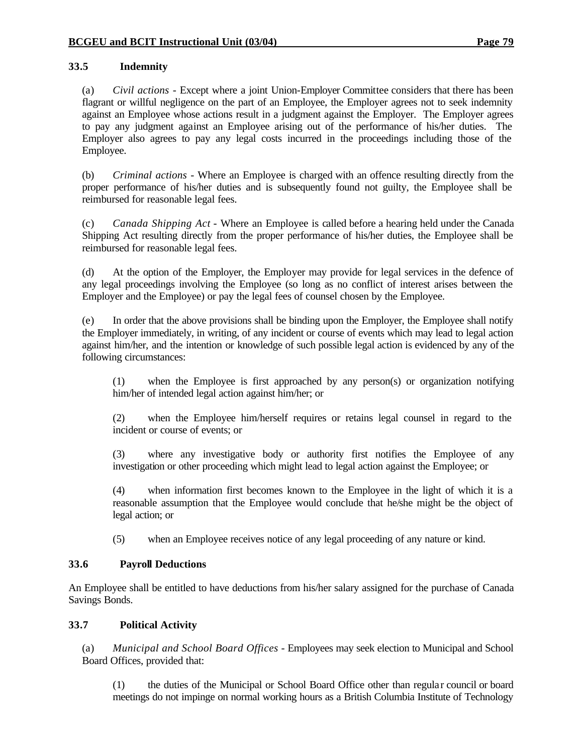### 33.5 Indemnity

(a) *Civil actions* - Except where a joint Union-Employer Committee considers that there has been flagrant or willful negligence on the part of an Employee, the Employer agrees not to seek indemnity against an Employee whose actions result in a judgment against the Employer. The Employer agrees to pay any judgment against an Employee arising out of the performance of his/her duties. The Employer also agrees to pay any legal costs incurred in the proceedings including those of the Employee.

(b) *Criminal actions* - Where an Employee is charged with an offence resulting directly from the proper performance of his/her duties and is subsequently found not guilty, the Employee shall be reimbursed for reasonable legal fees.

(c) *Canada Shipping Act* - Where an Employee is called before a hearing held under the Canada Shipping Act resulting directly from the proper performance of his/her duties, the Employee shall be reimbursed for reasonable legal fees.

(d) At the option of the Employer, the Employer may provide for legal services in the defence of any legal proceedings involving the Employee (so long as no conflict of interest arises between the Employer and the Employee) or pay the legal fees of counsel chosen by the Employee.

(e) In order that the above provisions shall be binding upon the Employer, the Employee shall notify the Employer immediately, in writing, of any incident or course of events which may lead to legal action against him/her, and the intention or knowledge of such possible legal action is evidenced by any of the following circumstances:

(1) when the Employee is first approached by any person(s) or organization notifying him/her of intended legal action against him/her; or

(2) when the Employee him/herself requires or retains legal counsel in regard to the incident or course of events; or

(3) where any investigative body or authority first notifies the Employee of any investigation or other proceeding which might lead to legal action against the Employee; or

(4) when information first becomes known to the Employee in the light of which it is a reasonable assumption that the Employee would conclude that he/she might be the object of legal action; or

(5) when an Employee receives notice of any legal proceeding of any nature or kind.

### 33.6 Payroll Deductions

An Employee shall be entitled to have deductions from his/her salary assigned for the purchase of Canada Savings Bonds.

### 33.7 Political Activity

(a) *Municipal and School Board Offices* - Employees may seek election to Municipal and School Board Offices, provided that:

(1) the duties of the Municipal or School Board Office other than regular council or board meetings do not impinge on normal working hours as a British Columbia Institute of Technology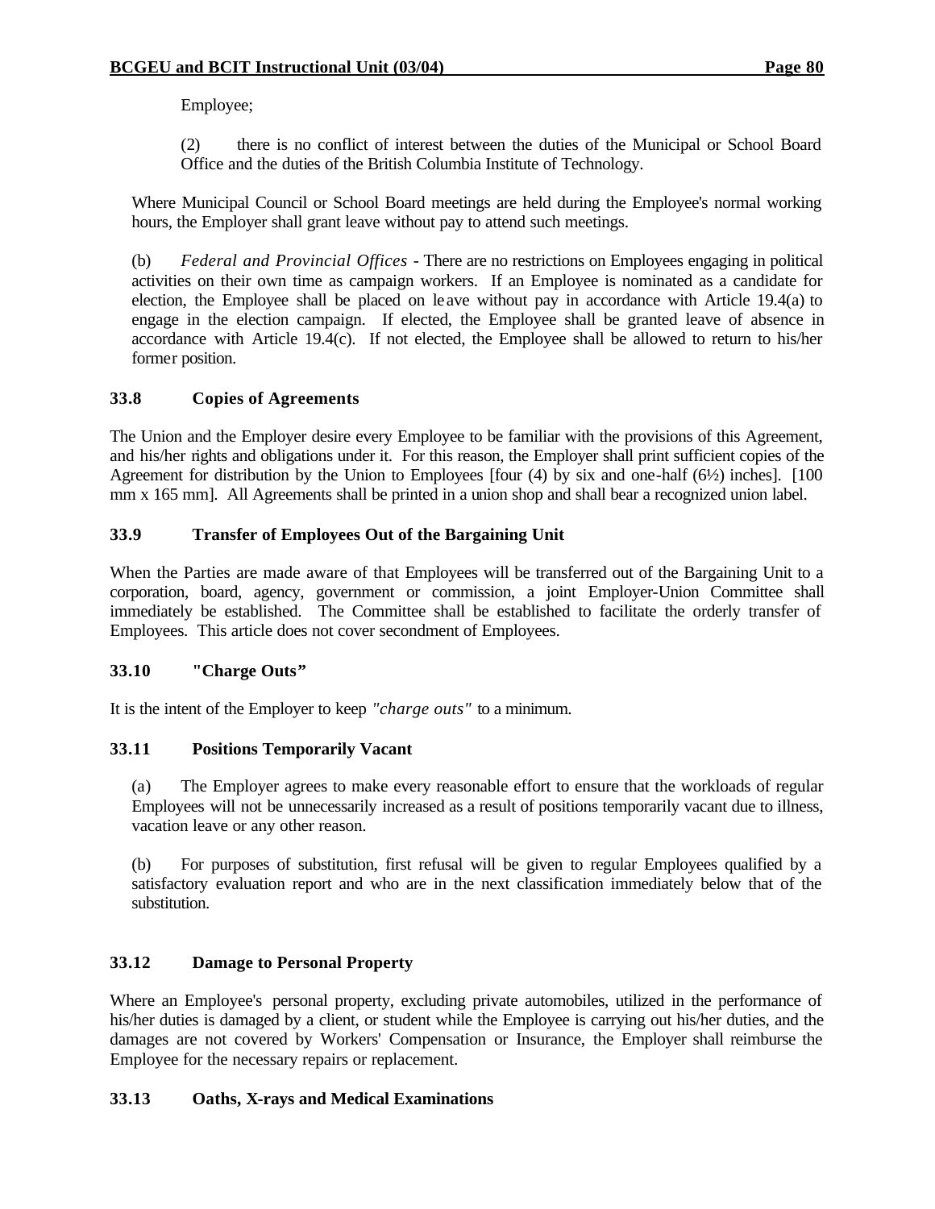Employee;

(2) there is no conflict of interest between the duties of the Municipal or School Board Office and the duties of the British Columbia Institute of Technology.

Where Municipal Council or School Board meetings are held during the Employee's normal working hours, the Employer shall grant leave without pay to attend such meetings.

(b) *Federal and Provincial Offices* - There are no restrictions on Employees engaging in political activities on their own time as campaign workers. If an Employee is nominated as a candidate for election, the Employee shall be placed on leave without pay in accordance with Article 19.4(a) to engage in the election campaign. If elected, the Employee shall be granted leave of absence in accordance with Article 19.4(c). If not elected, the Employee shall be allowed to return to his/her former position.

### 33.8 Copies of Agreements

The Union and the Employer desire every Employee to be familiar with the provisions of this Agreement, and his/her rights and obligations under it. For this reason, the Employer shall print sufficient copies of the Agreement for distribution by the Union to Employees [four (4) by six and one-half (6½) inches]. [100 mm x 165 mm]. All Agreements shall be printed in a union shop and shall bear a recognized union label.

### 33.9 Transfer of Employees Out of the Bargaining Unit

When the Parties are made aware of that Employees will be transferred out of the Bargaining Unit to a corporation, board, agency, government or commission, a joint Employer-Union Committee shall immediately be established. The Committee shall be established to facilitate the orderly transfer of Employees. This article does not cover secondment of Employees.

### 33.10 "Charge Outs"

It is the intent of the Employer to keep *"charge outs"* to a minimum.

### 33.11 Positions Temporarily Vacant

(a) The Employer agrees to make every reasonable effort to ensure that the workloads of regular Employees will not be unnecessarily increased as a result of positions temporarily vacant due to illness, vacation leave or any other reason.

(b) For purposes of substitution, first refusal will be given to regular Employees qualified by a satisfactory evaluation report and who are in the next classification immediately below that of the substitution.

### 33.12 Damage to Personal Property

Where an Employee's personal property, excluding private automobiles, utilized in the performance of his/her duties is damaged by a client, or student while the Employee is carrying out his/her duties, and the damages are not covered by Workers' Compensation or Insurance, the Employer shall reimburse the Employee for the necessary repairs or replacement.

### 33.13 Oaths, X-rays and Medical Examinations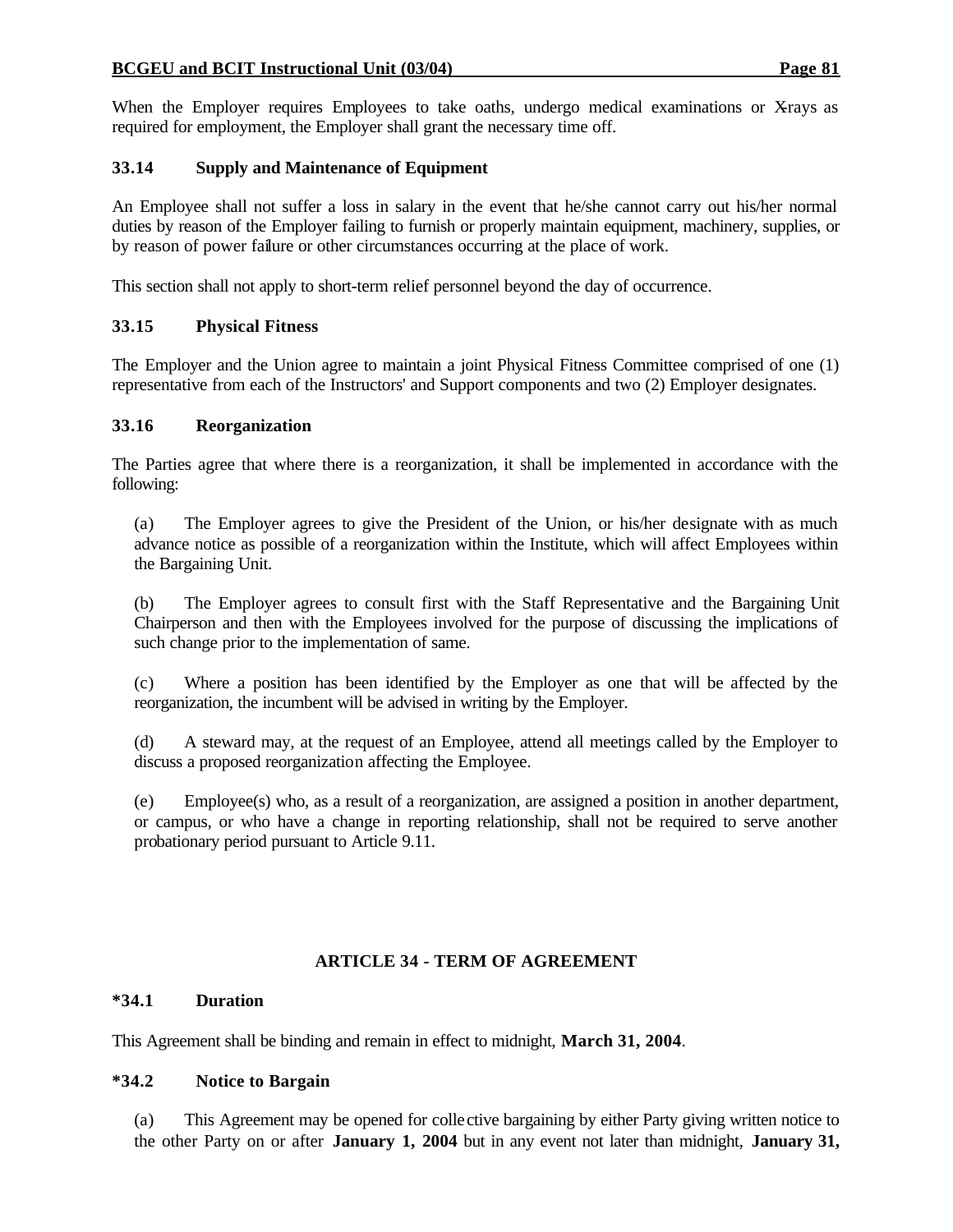When the Employer requires Employees to take oaths, undergo medical examinations or X-rays as required for employment, the Employer shall grant the necessary time off.

### 33.14 Supply and Maintenance of Equipment

An Employee shall not suffer a loss in salary in the event that he/she cannot carry out his/her normal duties by reason of the Employer failing to furnish or properly maintain equipment, machinery, supplies, or by reason of power failure or other circumstances occurring at the place of work.

This section shall not apply to short-term relief personnel beyond the day of occurrence.

### 33.15 Physical Fitness

The Employer and the Union agree to maintain a joint Physical Fitness Committee comprised of one (1) representative from each of the Instructors' and Support components and two (2) Employer designates.

### 33.16 Reorganization

The Parties agree that where there is a reorganization, it shall be implemented in accordance with the following:

(a) The Employer agrees to give the President of the Union, or his/her designate with as much advance notice as possible of a reorganization within the Institute, which will affect Employees within the Bargaining Unit.

(b) The Employer agrees to consult first with the Staff Representative and the Bargaining Unit Chairperson and then with the Employees involved for the purpose of discussing the implications of such change prior to the implementation of same.

(c) Where a position has been identified by the Employer as one that will be affected by the reorganization, the incumbent will be advised in writing by the Employer.

(d) A steward may, at the request of an Employee, attend all meetings called by the Employer to discuss a proposed reorganization affecting the Employee.

(e) Employee(s) who, as a result of a reorganization, are assigned a position in another department, or campus, or who have a change in reporting relationship, shall not be required to serve another probationary period pursuant to Article 9.11.

## ARTICLE 34 - TERM OF AGREEMENT

### *34.1 Duration

This Agreement shall be binding and remain in effect to midnight, **March 31, 2004**.

### *34.2 Notice to Bargain

(a) This Agreement may be opened for collective bargaining by either Party giving written notice to the other Party on or after **January 1, 2004** but in any event not later than midnight, **January 31,**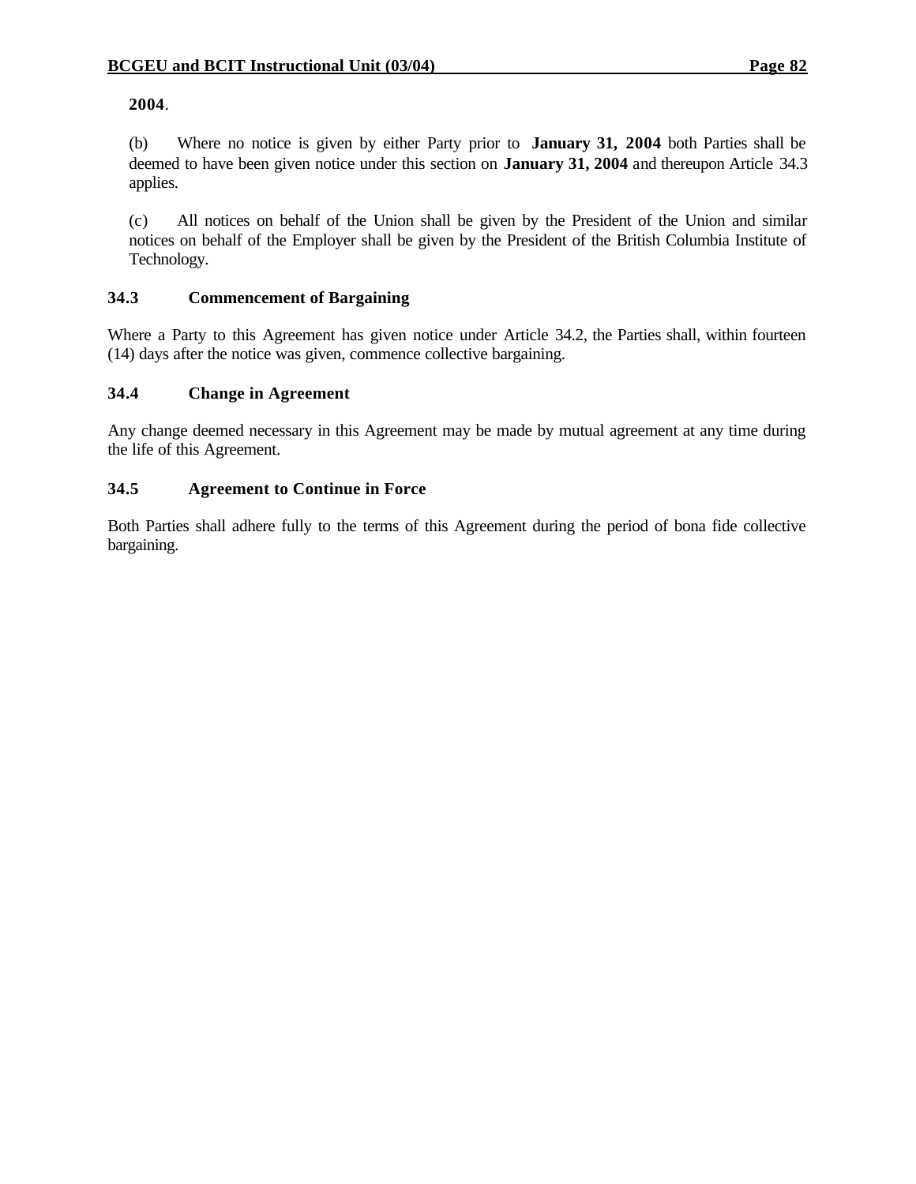**2004**.

(b) Where no notice is given by either Party prior to **January 31, 2004** both Parties shall be deemed to have been given notice under this section on **January 31, 2004** and thereupon Article 34.3 applies.

(c) All notices on behalf of the Union shall be given by the President of the Union and similar notices on behalf of the Employer shall be given by the President of the British Columbia Institute of Technology.

### 34.3 Commencement of Bargaining

Where a Party to this Agreement has given notice under Article 34.2, the Parties shall, within fourteen (14) days after the notice was given, commence collective bargaining.

### 34.4 Change in Agreement

Any change deemed necessary in this Agreement may be made by mutual agreement at any time during the life of this Agreement.

### 34.5 Agreement to Continue in Force

Both Parties shall adhere fully to the terms of this Agreement during the period of bona fide collective bargaining.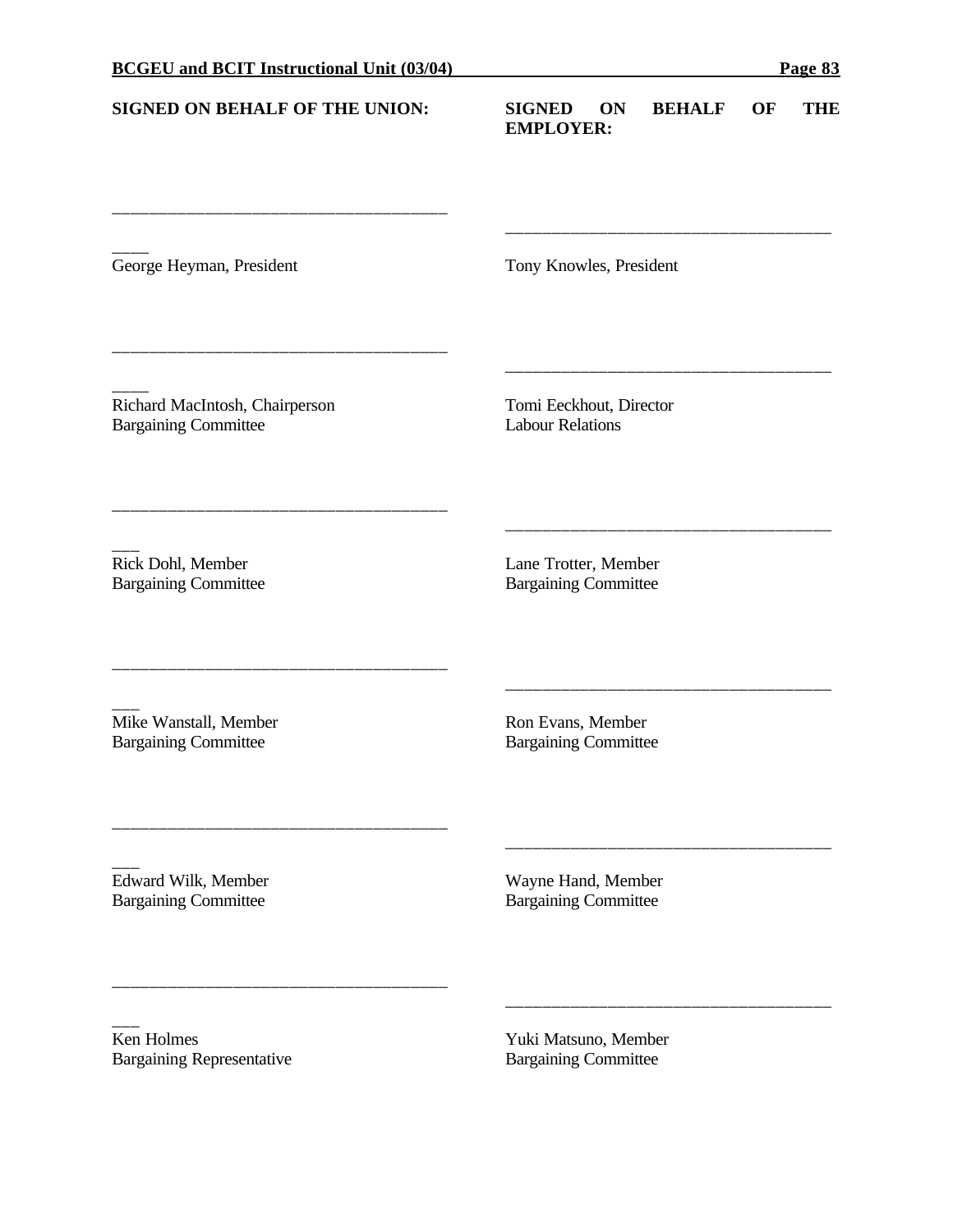| SIGNED ON BEHALF OF THE UNION: | SIGNED ON BEHALF OF THE EMPLOYER: |
|---|---|
| ______________________________ | ______________________________ |
| George Heyman, President | Tony Knowles, President |
| ______________________________ | ______________________________ |
| Richard MacIntosh, Chairperson<br>Bargaining Committee | Tomi Eeckhout, Director<br>Labour Relations |
| ______________________________ | ______________________________ |
| Rick Dohl, Member<br>Bargaining Committee | Lane Trotter, Member<br>Bargaining Committee |
| ______________________________ | ______________________________ |
| Mike Wanstall, Member<br>Bargaining Committee | Ron Evans, Member<br>Bargaining Committee |
| ______________________________ | ______________________________ |
| Edward Wilk, Member<br>Bargaining Committee | Wayne Hand, Member<br>Bargaining Committee |
| ______________________________ | ______________________________ |
| Ken Holmes<br>Bargaining Representative | Yuki Matsuno, Member<br>Bargaining Committee |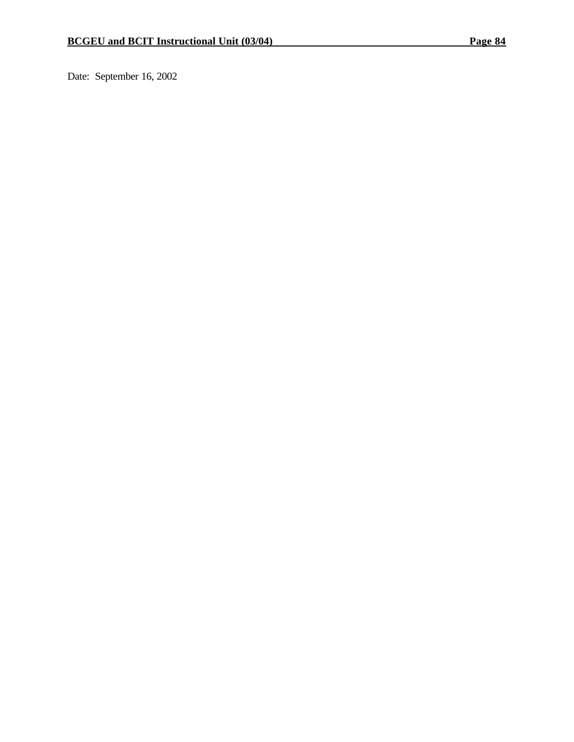Date: September 16, 2002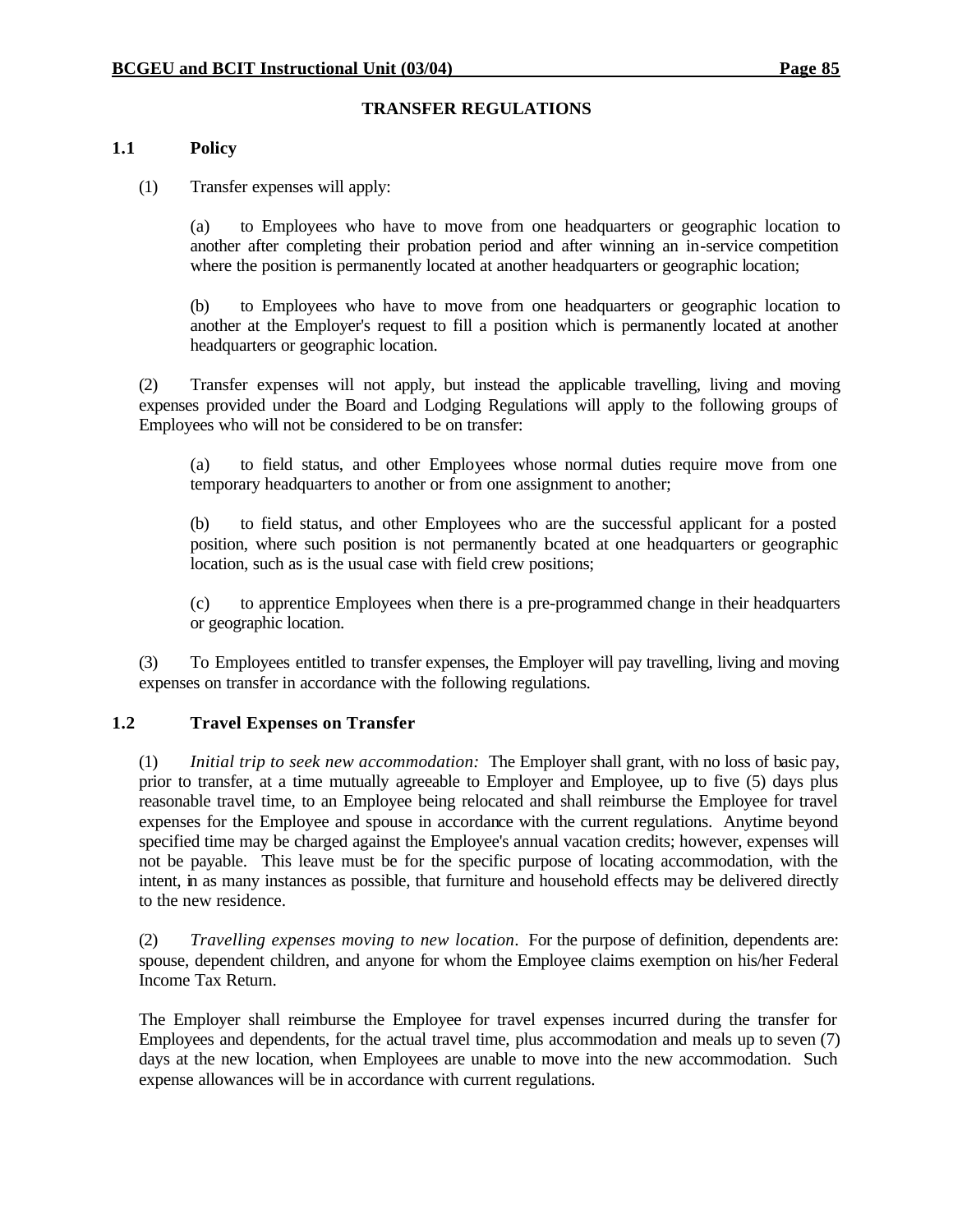## TRANSFER REGULATIONS

### 1.1 Policy

(1) Transfer expenses will apply:

(a) to Employees who have to move from one headquarters or geographic location to another after completing their probation period and after winning an in-service competition where the position is permanently located at another headquarters or geographic location;

(b) to Employees who have to move from one headquarters or geographic location to another at the Employer's request to fill a position which is permanently located at another headquarters or geographic location.

(2) Transfer expenses will not apply, but instead the applicable travelling, living and moving expenses provided under the Board and Lodging Regulations will apply to the following groups of Employees who will not be considered to be on transfer:

(a) to field status, and other Employees whose normal duties require move from one temporary headquarters to another or from one assignment to another;

(b) to field status, and other Employees who are the successful applicant for a posted position, where such position is not permanently located at one headquarters or geographic location, such as is the usual case with field crew positions;

(c) to apprentice Employees when there is a pre-programmed change in their headquarters or geographic location.

(3) To Employees entitled to transfer expenses, the Employer will pay travelling, living and moving expenses on transfer in accordance with the following regulations.

### 1.2 Travel Expenses on Transfer

(1) *Initial trip to seek new accommodation:* The Employer shall grant, with no loss of basic pay, prior to transfer, at a time mutually agreeable to Employer and Employee, up to five (5) days plus reasonable travel time, to an Employee being relocated and shall reimburse the Employee for travel expenses for the Employee and spouse in accordance with the current regulations. Anytime beyond specified time may be charged against the Employee's annual vacation credits; however, expenses will not be payable. This leave must be for the specific purpose of locating accommodation, with the intent, in as many instances as possible, that furniture and household effects may be delivered directly to the new residence.

(2) *Travelling expenses moving to new location*. For the purpose of definition, dependents are: spouse, dependent children, and anyone for whom the Employee claims exemption on his/her Federal Income Tax Return.

The Employer shall reimburse the Employee for travel expenses incurred during the transfer for Employees and dependents, for the actual travel time, plus accommodation and meals up to seven (7) days at the new location, when Employees are unable to move into the new accommodation. Such expense allowances will be in accordance with current regulations.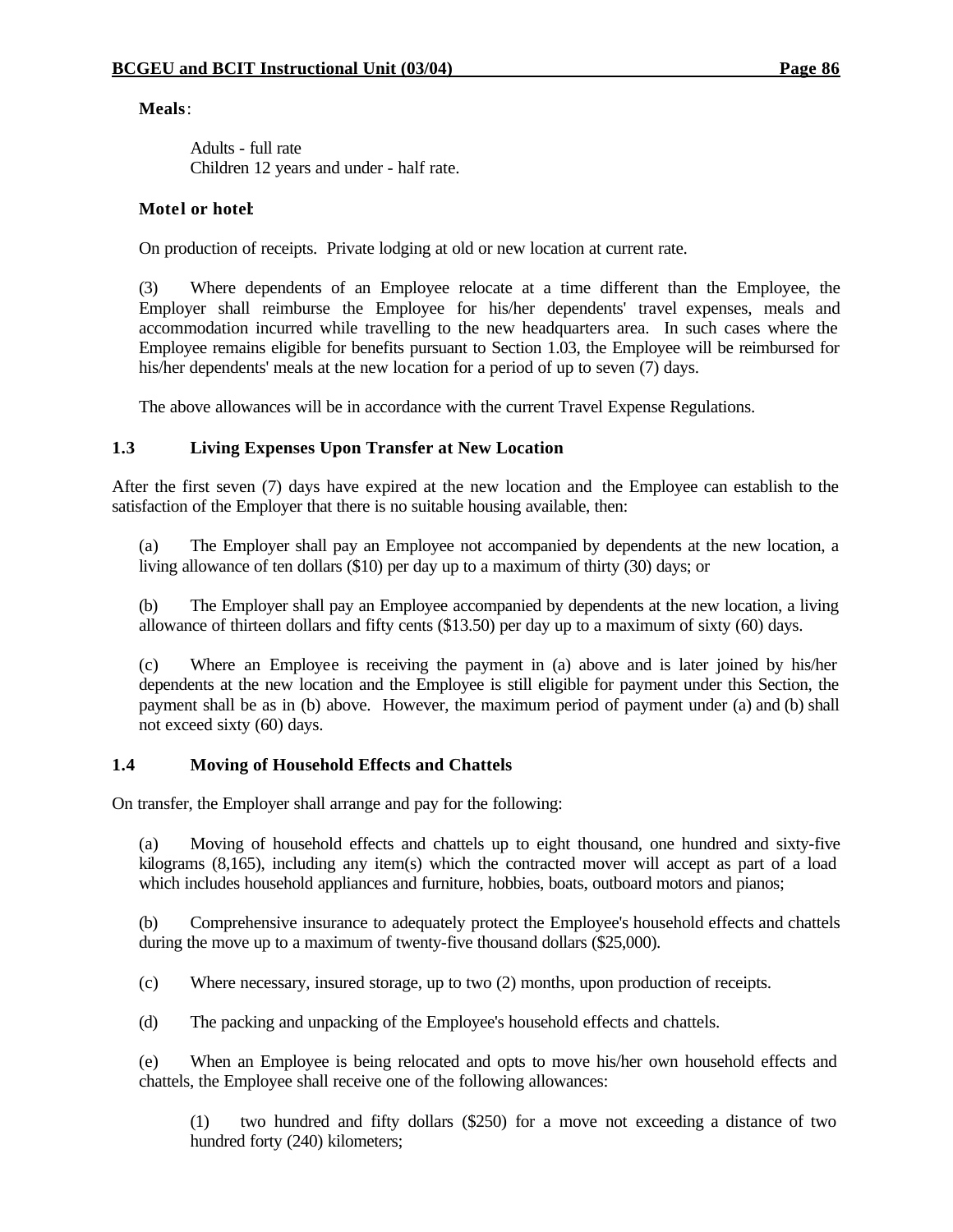**Meals**:

Adults - full rate
Children 12 years and under - half rate.

**Motel or hotel**:

On production of receipts. Private lodging at old or new location at current rate.

(3) Where dependents of an Employee relocate at a time different than the Employee, the Employer shall reimburse the Employee for his/her dependents' travel expenses, meals and accommodation incurred while travelling to the new headquarters area. In such cases where the Employee remains eligible for benefits pursuant to Section 1.03, the Employee will be reimbursed for his/her dependents' meals at the new location for a period of up to seven (7) days.

The above allowances will be in accordance with the current Travel Expense Regulations.

### 1.3 Living Expenses Upon Transfer at New Location

After the first seven (7) days have expired at the new location and the Employee can establish to the satisfaction of the Employer that there is no suitable housing available, then:

(a) The Employer shall pay an Employee not accompanied by dependents at the new location, a living allowance of ten dollars ($10) per day up to a maximum of thirty (30) days; or

(b) The Employer shall pay an Employee accompanied by dependents at the new location, a living allowance of thirteen dollars and fifty cents ($13.50) per day up to a maximum of sixty (60) days.

(c) Where an Employee is receiving the payment in (a) above and is later joined by his/her dependents at the new location and the Employee is still eligible for payment under this Section, the payment shall be as in (b) above. However, the maximum period of payment under (a) and (b) shall not exceed sixty (60) days.

### 1.4 Moving of Household Effects and Chattels

On transfer, the Employer shall arrange and pay for the following:

(a) Moving of household effects and chattels up to eight thousand, one hundred and sixty-five kilograms (8,165), including any item(s) which the contracted mover will accept as part of a load which includes household appliances and furniture, hobbies, boats, outboard motors and pianos;

(b) Comprehensive insurance to adequately protect the Employee's household effects and chattels during the move up to a maximum of twenty-five thousand dollars ($25,000).

(c) Where necessary, insured storage, up to two (2) months, upon production of receipts.

(d) The packing and unpacking of the Employee's household effects and chattels.

(e) When an Employee is being relocated and opts to move his/her own household effects and chattels, the Employee shall receive one of the following allowances:

(1) two hundred and fifty dollars ($250) for a move not exceeding a distance of two hundred forty (240) kilometers;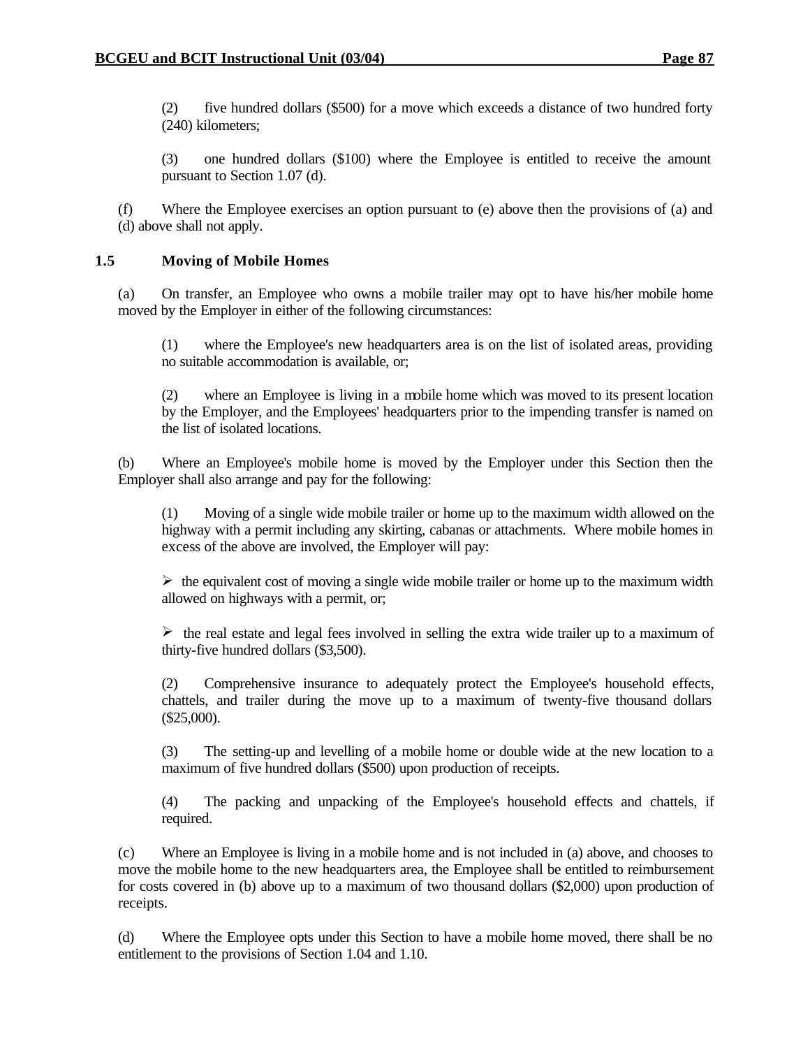(2) five hundred dollars ($500) for a move which exceeds a distance of two hundred forty (240) kilometers;

(3) one hundred dollars ($100) where the Employee is entitled to receive the amount pursuant to Section 1.07 (d).

(f) Where the Employee exercises an option pursuant to (e) above then the provisions of (a) and (d) above shall not apply.

### 1.5 Moving of Mobile Homes

(a) On transfer, an Employee who owns a mobile trailer may opt to have his/her mobile home moved by the Employer in either of the following circumstances:

(1) where the Employee's new headquarters area is on the list of isolated areas, providing no suitable accommodation is available, or;

(2) where an Employee is living in a mobile home which was moved to its present location by the Employer, and the Employees' headquarters prior to the impending transfer is named on the list of isolated locations.

(b) Where an Employee's mobile home is moved by the Employer under this Section then the Employer shall also arrange and pay for the following:

(1) Moving of a single wide mobile trailer or home up to the maximum width allowed on the highway with a permit including any skirting, cabanas or attachments. Where mobile homes in excess of the above are involved, the Employer will pay:

- the equivalent cost of moving a single wide mobile trailer or home up to the maximum width allowed on highways with a permit, or;

- the real estate and legal fees involved in selling the extra wide trailer up to a maximum of thirty-five hundred dollars ($3,500).

(2) Comprehensive insurance to adequately protect the Employee's household effects, chattels, and trailer during the move up to a maximum of twenty-five thousand dollars ($25,000).

(3) The setting-up and levelling of a mobile home or double wide at the new location to a maximum of five hundred dollars ($500) upon production of receipts.

(4) The packing and unpacking of the Employee's household effects and chattels, if required.

(c) Where an Employee is living in a mobile home and is not included in (a) above, and chooses to move the mobile home to the new headquarters area, the Employee shall be entitled to reimbursement for costs covered in (b) above up to a maximum of two thousand dollars ($2,000) upon production of receipts.

(d) Where the Employee opts under this Section to have a mobile home moved, there shall be no entitlement to the provisions of Section 1.04 and 1.10.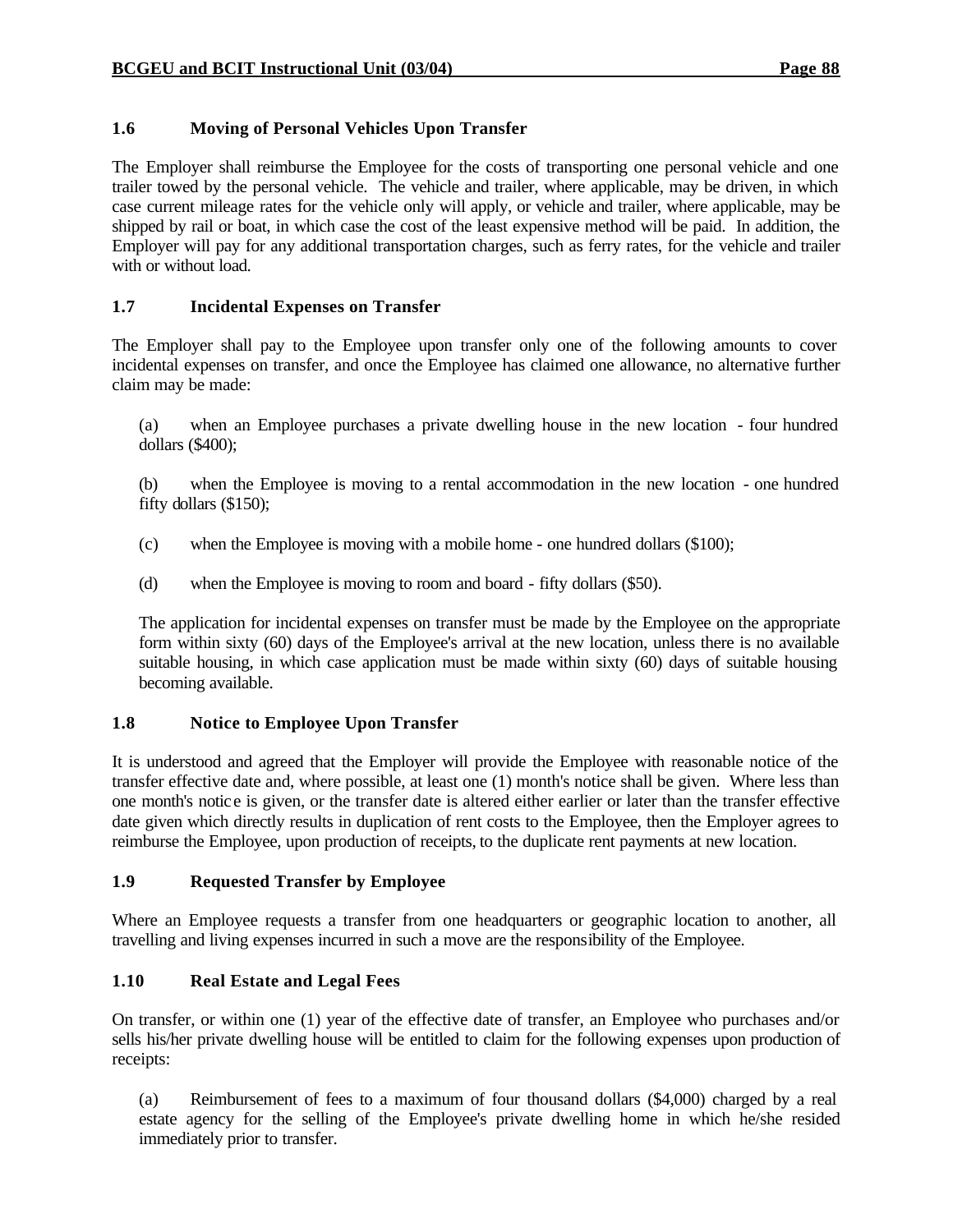### 1.6 Moving of Personal Vehicles Upon Transfer

The Employer shall reimburse the Employee for the costs of transporting one personal vehicle and one trailer towed by the personal vehicle. The vehicle and trailer, where applicable, may be driven, in which case current mileage rates for the vehicle only will apply, or vehicle and trailer, where applicable, may be shipped by rail or boat, in which case the cost of the least expensive method will be paid. In addition, the Employer will pay for any additional transportation charges, such as ferry rates, for the vehicle and trailer with or without load.

### 1.7 Incidental Expenses on Transfer

The Employer shall pay to the Employee upon transfer only one of the following amounts to cover incidental expenses on transfer, and once the Employee has claimed one allowance, no alternative further claim may be made:

(a) when an Employee purchases a private dwelling house in the new location - four hundred dollars ($400);

(b) when the Employee is moving to a rental accommodation in the new location - one hundred fifty dollars ($150);

(c) when the Employee is moving with a mobile home - one hundred dollars ($100);

(d) when the Employee is moving to room and board - fifty dollars ($50).

The application for incidental expenses on transfer must be made by the Employee on the appropriate form within sixty (60) days of the Employee's arrival at the new location, unless there is no available suitable housing, in which case application must be made within sixty (60) days of suitable housing becoming available.

### 1.8 Notice to Employee Upon Transfer

It is understood and agreed that the Employer will provide the Employee with reasonable notice of the transfer effective date and, where possible, at least one (1) month's notice shall be given. Where less than one month's notice is given, or the transfer date is altered either earlier or later than the transfer effective date given which directly results in duplication of rent costs to the Employee, then the Employer agrees to reimburse the Employee, upon production of receipts, to the duplicate rent payments at new location.

### 1.9 Requested Transfer by Employee

Where an Employee requests a transfer from one headquarters or geographic location to another, all travelling and living expenses incurred in such a move are the responsibility of the Employee.

### 1.10 Real Estate and Legal Fees

On transfer, or within one (1) year of the effective date of transfer, an Employee who purchases and/or sells his/her private dwelling house will be entitled to claim for the following expenses upon production of receipts:

(a) Reimbursement of fees to a maximum of four thousand dollars ($4,000) charged by a real estate agency for the selling of the Employee's private dwelling home in which he/she resided immediately prior to transfer.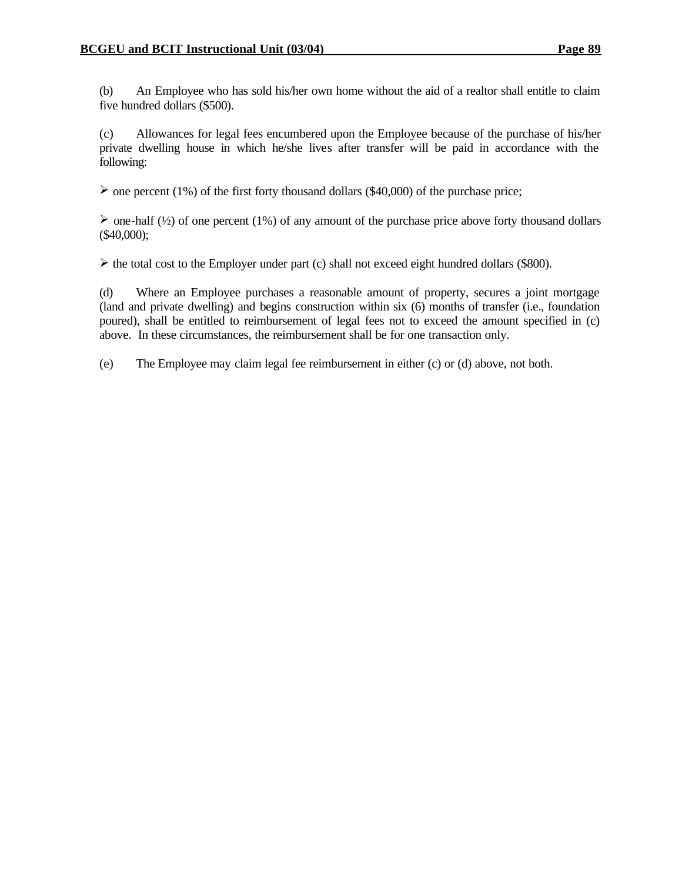(b) An Employee who has sold his/her own home without the aid of a realtor shall entitle to claim five hundred dollars ($500).

(c) Allowances for legal fees encumbered upon the Employee because of the purchase of his/her private dwelling house in which he/she lives after transfer will be paid in accordance with the following:

- one percent (1%) of the first forty thousand dollars ($40,000) of the purchase price;

- one-half (½) of one percent (1%) of any amount of the purchase price above forty thousand dollars ($40,000);

- the total cost to the Employer under part (c) shall not exceed eight hundred dollars ($800).

(d) Where an Employee purchases a reasonable amount of property, secures a joint mortgage (land and private dwelling) and begins construction within six (6) months of transfer (i.e., foundation poured), shall be entitled to reimbursement of legal fees not to exceed the amount specified in (c) above. In these circumstances, the reimbursement shall be for one transaction only.

(e) The Employee may claim legal fee reimbursement in either (c) or (d) above, not both.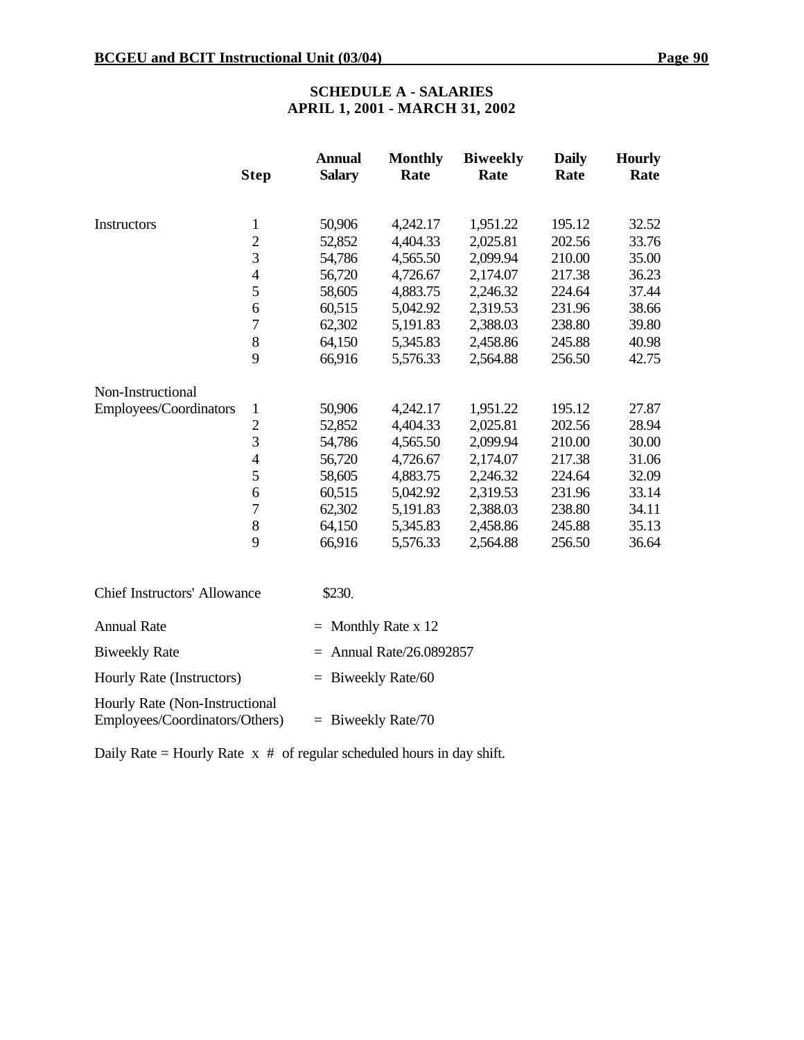## SCHEDULE A - SALARIES
## APRIL 1, 2001 - MARCH 31, 2002

| | Step | Annual Salary | Monthly Rate | Biweekly Rate | Daily Rate | Hourly Rate |
|---|---|---|---|---|---|---|
| Instructors | 1 | 50,906 | 4,242.17 | 1,951.22 | 195.12 | 32.52 |
| | 2 | 52,852 | 4,404.33 | 2,025.81 | 202.56 | 33.76 |
| | 3 | 54,786 | 4,565.50 | 2,099.94 | 210.00 | 35.00 |
| | 4 | 56,720 | 4,726.67 | 2,174.07 | 217.38 | 36.23 |
| | 5 | 58,605 | 4,883.75 | 2,246.32 | 224.64 | 37.44 |
| | 6 | 60,515 | 5,042.92 | 2,319.53 | 231.96 | 38.66 |
| | 7 | 62,302 | 5,191.83 | 2,388.03 | 238.80 | 39.80 |
| | 8 | 64,150 | 5,345.83 | 2,458.86 | 245.88 | 40.98 |
| | 9 | 66,916 | 5,576.33 | 2,564.88 | 256.50 | 42.75 |
| Non-Instructional Employees/Coordinators | 1 | 50,906 | 4,242.17 | 1,951.22 | 195.12 | 27.87 |
| | 2 | 52,852 | 4,404.33 | 2,025.81 | 202.56 | 28.94 |
| | 3 | 54,786 | 4,565.50 | 2,099.94 | 210.00 | 30.00 |
| | 4 | 56,720 | 4,726.67 | 2,174.07 | 217.38 | 31.06 |
| | 5 | 58,605 | 4,883.75 | 2,246.32 | 224.64 | 32.09 |
| | 6 | 60,515 | 5,042.92 | 2,319.53 | 231.96 | 33.14 |
| | 7 | 62,302 | 5,191.83 | 2,388.03 | 238.80 | 34.11 |
| | 8 | 64,150 | 5,345.83 | 2,458.86 | 245.88 | 35.13 |
| | 9 | 66,916 | 5,576.33 | 2,564.88 | 256.50 | 36.64 |

Chief Instructors' Allowance $230.

Annual Rate = Monthly Rate x 12

Biweekly Rate = Annual Rate/26.0892857

Hourly Rate (Instructors) = Biweekly Rate/60

Hourly Rate (Non-Instructional Employees/Coordinators/Others) = Biweekly Rate/70

Daily Rate = Hourly Rate x # of regular scheduled hours in day shift.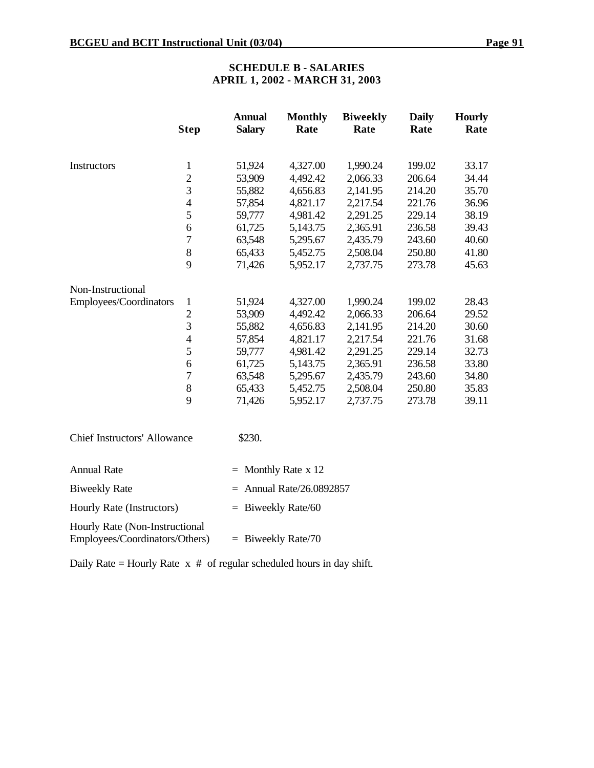## SCHEDULE B - SALARIES
## APRIL 1, 2002 - MARCH 31, 2003

| | Step | Annual Salary | Monthly Rate | Biweekly Rate | Daily Rate | Hourly Rate |
|---|---|---|---|---|---|---|
| Instructors | 1 | 51,924 | 4,327.00 | 1,990.24 | 199.02 | 33.17 |
| | 2 | 53,909 | 4,492.42 | 2,066.33 | 206.64 | 34.44 |
| | 3 | 55,882 | 4,656.83 | 2,141.95 | 214.20 | 35.70 |
| | 4 | 57,854 | 4,821.17 | 2,217.54 | 221.76 | 36.96 |
| | 5 | 59,777 | 4,981.42 | 2,291.25 | 229.14 | 38.19 |
| | 6 | 61,725 | 5,143.75 | 2,365.91 | 236.58 | 39.43 |
| | 7 | 63,548 | 5,295.67 | 2,435.79 | 243.60 | 40.60 |
| | 8 | 65,433 | 5,452.75 | 2,508.04 | 250.80 | 41.80 |
| | 9 | 71,426 | 5,952.17 | 2,737.75 | 273.78 | 45.63 |
| Non-Instructional Employees/Coordinators | 1 | 51,924 | 4,327.00 | 1,990.24 | 199.02 | 28.43 |
| | 2 | 53,909 | 4,492.42 | 2,066.33 | 206.64 | 29.52 |
| | 3 | 55,882 | 4,656.83 | 2,141.95 | 214.20 | 30.60 |
| | 4 | 57,854 | 4,821.17 | 2,217.54 | 221.76 | 31.68 |
| | 5 | 59,777 | 4,981.42 | 2,291.25 | 229.14 | 32.73 |
| | 6 | 61,725 | 5,143.75 | 2,365.91 | 236.58 | 33.80 |
| | 7 | 63,548 | 5,295.67 | 2,435.79 | 243.60 | 34.80 |
| | 8 | 65,433 | 5,452.75 | 2,508.04 | 250.80 | 35.83 |
| | 9 | 71,426 | 5,952.17 | 2,737.75 | 273.78 | 39.11 |

Chief Instructors' Allowance $230.

Annual Rate = Monthly Rate x 12

Biweekly Rate = Annual Rate/26.0892857

Hourly Rate (Instructors) = Biweekly Rate/60

Hourly Rate (Non-Instructional Employees/Coordinators/Others) = Biweekly Rate/70

Daily Rate = Hourly Rate x # of regular scheduled hours in day shift.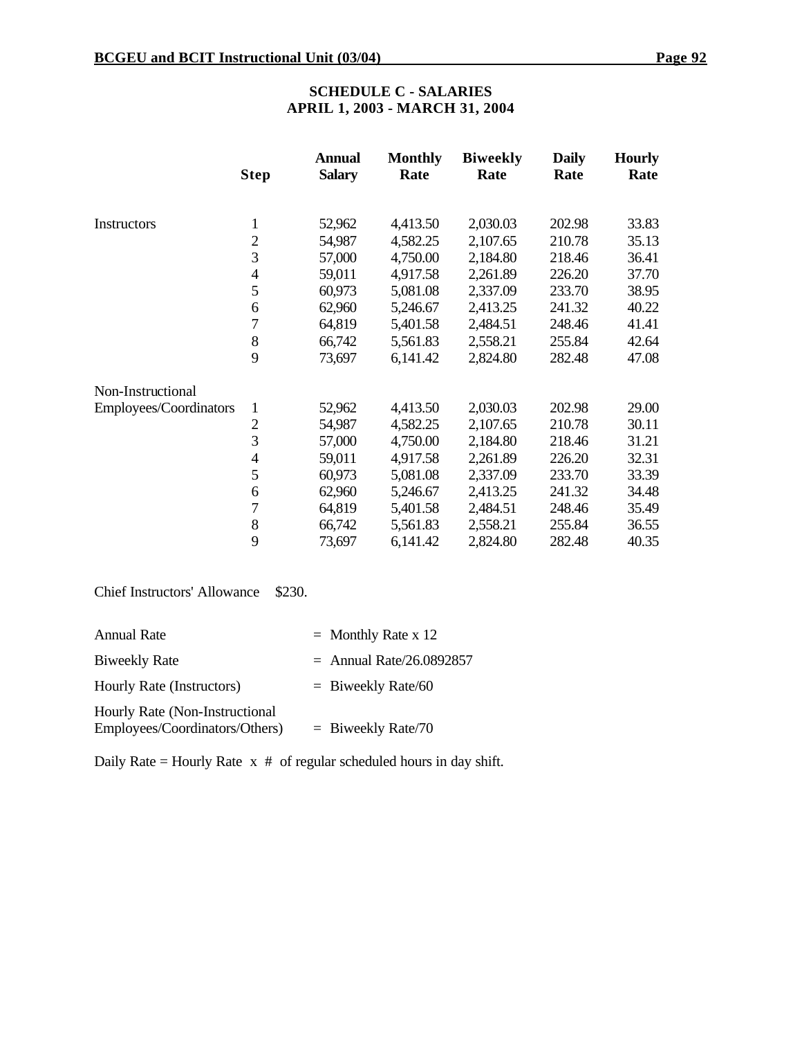## SCHEDULE C - SALARIES
## APRIL 1, 2003 - MARCH 31, 2004

| | Step | Annual Salary | Monthly Rate | Biweekly Rate | Daily Rate | Hourly Rate |
|---|---|---|---|---|---|---|
| Instructors | 1 | 52,962 | 4,413.50 | 2,030.03 | 202.98 | 33.83 |
| | 2 | 54,987 | 4,582.25 | 2,107.65 | 210.78 | 35.13 |
| | 3 | 57,000 | 4,750.00 | 2,184.80 | 218.46 | 36.41 |
| | 4 | 59,011 | 4,917.58 | 2,261.89 | 226.20 | 37.70 |
| | 5 | 60,973 | 5,081.08 | 2,337.09 | 233.70 | 38.95 |
| | 6 | 62,960 | 5,246.67 | 2,413.25 | 241.32 | 40.22 |
| | 7 | 64,819 | 5,401.58 | 2,484.51 | 248.46 | 41.41 |
| | 8 | 66,742 | 5,561.83 | 2,558.21 | 255.84 | 42.64 |
| | 9 | 73,697 | 6,141.42 | 2,824.80 | 282.48 | 47.08 |
| Non-Instructional Employees/Coordinators | 1 | 52,962 | 4,413.50 | 2,030.03 | 202.98 | 29.00 |
| | 2 | 54,987 | 4,582.25 | 2,107.65 | 210.78 | 30.11 |
| | 3 | 57,000 | 4,750.00 | 2,184.80 | 218.46 | 31.21 |
| | 4 | 59,011 | 4,917.58 | 2,261.89 | 226.20 | 32.31 |
| | 5 | 60,973 | 5,081.08 | 2,337.09 | 233.70 | 33.39 |
| | 6 | 62,960 | 5,246.67 | 2,413.25 | 241.32 | 34.48 |
| | 7 | 64,819 | 5,401.58 | 2,484.51 | 248.46 | 35.49 |
| | 8 | 66,742 | 5,561.83 | 2,558.21 | 255.84 | 36.55 |
| | 9 | 73,697 | 6,141.42 | 2,824.80 | 282.48 | 40.35 |

Chief Instructors' Allowance $230.

Annual Rate = Monthly Rate x 12

Biweekly Rate = Annual Rate/26.0892857

Hourly Rate (Instructors) = Biweekly Rate/60

Hourly Rate (Non-Instructional Employees/Coordinators/Others) = Biweekly Rate/70

Daily Rate = Hourly Rate x # of regular scheduled hours in day shift.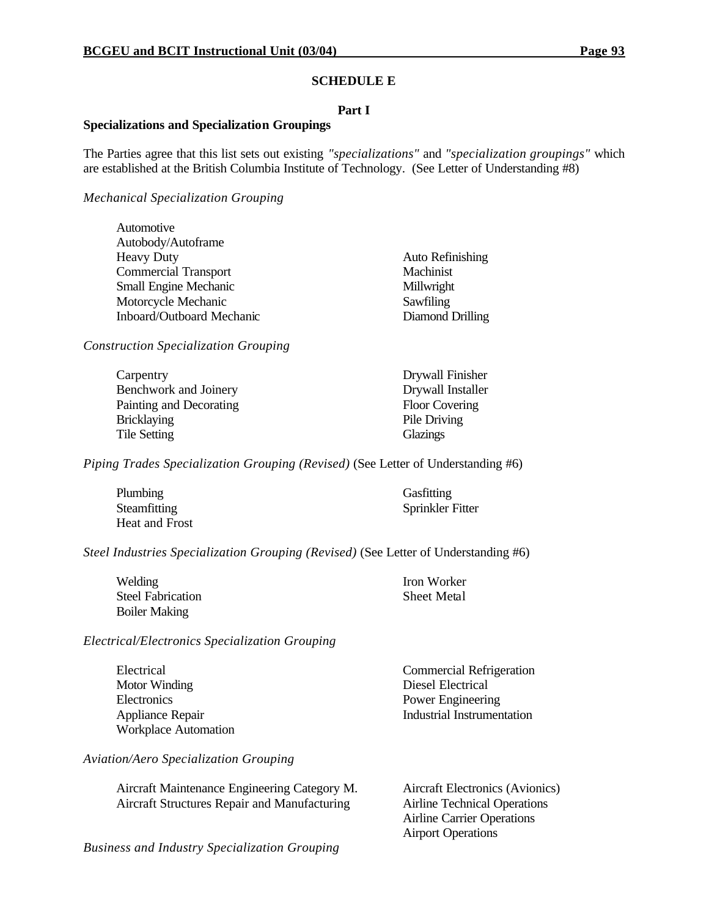# SCHEDULE E

## Part I

**Specializations and Specialization Groupings**

The Parties agree that this list sets out existing *"specializations"* and *"specialization groupings"* which are established at the British Columbia Institute of Technology. (See Letter of Understanding #8)

*Mechanical Specialization Grouping*

- Automotive
- Autobody/Autoframe
- Heavy Duty
- Commercial Transport
- Small Engine Mechanic
- Motorcycle Mechanic
- Inboard/Outboard Mechanic
- Auto Refinishing
- Machinist
- Millwright
- Sawfiling
- Diamond Drilling

*Construction Specialization Grouping*

- Carpentry
- Benchwork and Joinery
- Painting and Decorating
- Bricklaying
- Tile Setting
- Drywall Finisher
- Drywall Installer
- Floor Covering
- Pile Driving
- Glazings

*Piping Trades Specialization Grouping (Revised)* (See Letter of Understanding #6)

- Plumbing
- Steamfitting
- Heat and Frost
- Gasfitting
- Sprinkler Fitter

*Steel Industries Specialization Grouping (Revised)* (See Letter of Understanding #6)

- Welding
- Steel Fabrication
- Boiler Making
- Iron Worker
- Sheet Metal

*Electrical/Electronics Specialization Grouping*

- Electrical
- Motor Winding
- Electronics
- Appliance Repair
- Workplace Automation
- Commercial Refrigeration
- Diesel Electrical
- Power Engineering
- Industrial Instrumentation

*Aviation/Aero Specialization Grouping*

- Aircraft Maintenance Engineering Category M.
- Aircraft Structures Repair and Manufacturing
- Aircraft Electronics (Avionics)
- Airline Technical Operations
- Airline Carrier Operations
- Airport Operations

*Business and Industry Specialization Grouping*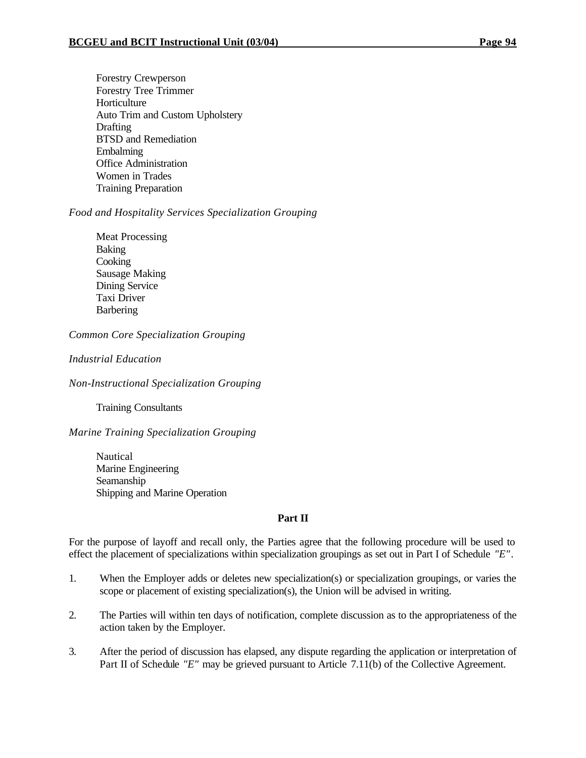Forestry Crewperson
Forestry Tree Trimmer
Horticulture
Auto Trim and Custom Upholstery
Drafting
BTSD and Remediation
Embalming
Office Administration
Women in Trades
Training Preparation

*Food and Hospitality Services Specialization Grouping*

Meat Processing
Baking
Cooking
Sausage Making
Dining Service
Taxi Driver
Barbering

*Common Core Specialization Grouping*

*Industrial Education*

*Non-Instructional Specialization Grouping*

Training Consultants

*Marine Training Specialization Grouping*

Nautical
Marine Engineering
Seamanship
Shipping and Marine Operation

**Part II**

For the purpose of layoff and recall only, the Parties agree that the following procedure will be used to effect the placement of specializations within specialization groupings as set out in Part I of Schedule *"E"*.

1. When the Employer adds or deletes new specialization(s) or specialization groupings, or varies the scope or placement of existing specialization(s), the Union will be advised in writing.

2. The Parties will within ten days of notification, complete discussion as to the appropriateness of the action taken by the Employer.

3. After the period of discussion has elapsed, any dispute regarding the application or interpretation of Part II of Schedule *"E"* may be grieved pursuant to Article 7.11(b) of the Collective Agreement.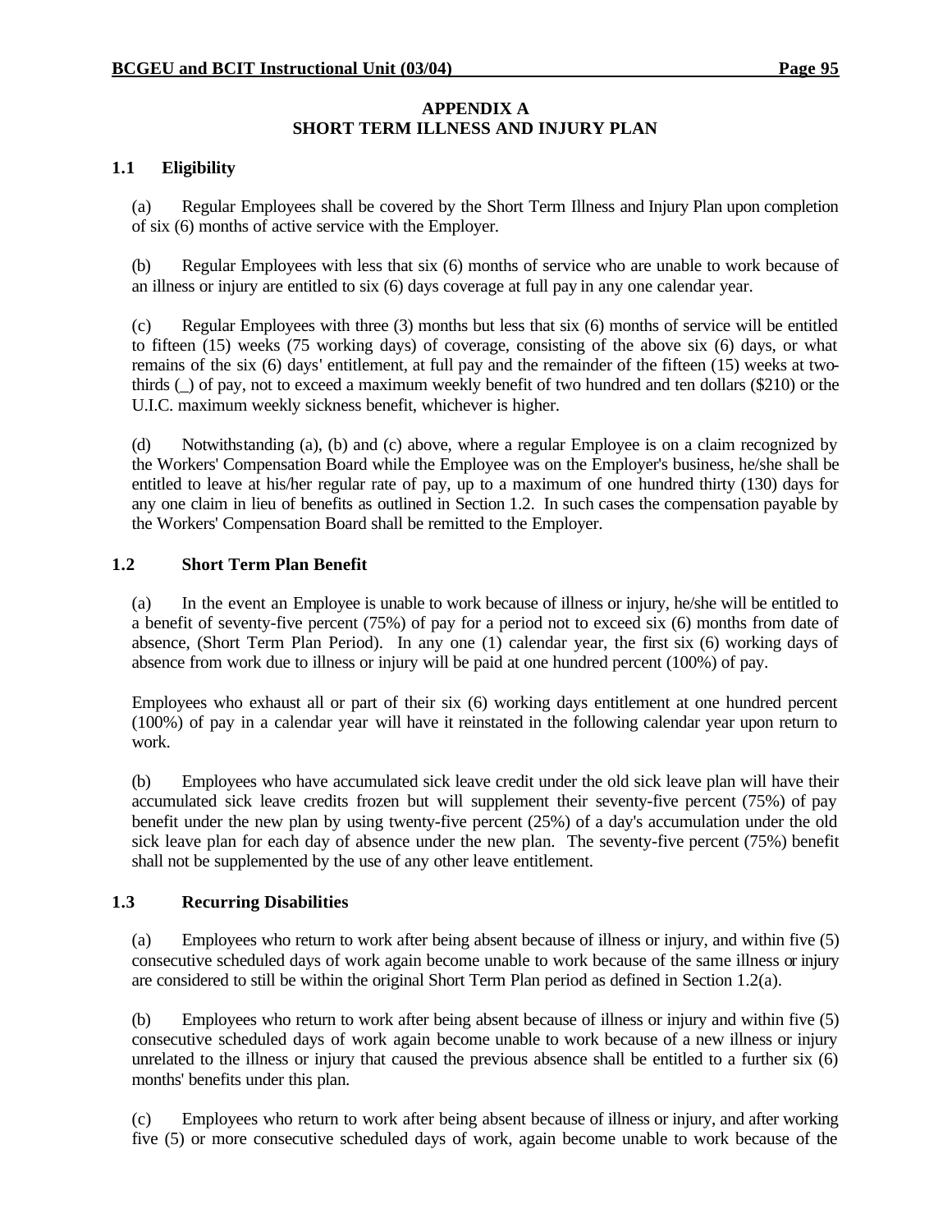# APPENDIX A
## SHORT TERM ILLNESS AND INJURY PLAN

### 1.1 Eligibility

(a) Regular Employees shall be covered by the Short Term Illness and Injury Plan upon completion of six (6) months of active service with the Employer.

(b) Regular Employees with less that six (6) months of service who are unable to work because of an illness or injury are entitled to six (6) days coverage at full pay in any one calendar year.

(c) Regular Employees with three (3) months but less that six (6) months of service will be entitled to fifteen (15) weeks (75 working days) of coverage, consisting of the above six (6) days, or what remains of the six (6) days' entitlement, at full pay and the remainder of the fifteen (15) weeks at two-thirds (_) of pay, not to exceed a maximum weekly benefit of two hundred and ten dollars ($210) or the U.I.C. maximum weekly sickness benefit, whichever is higher.

(d) Notwithstanding (a), (b) and (c) above, where a regular Employee is on a claim recognized by the Workers' Compensation Board while the Employee was on the Employer's business, he/she shall be entitled to leave at his/her regular rate of pay, up to a maximum of one hundred thirty (130) days for any one claim in lieu of benefits as outlined in Section 1.2. In such cases the compensation payable by the Workers' Compensation Board shall be remitted to the Employer.

### 1.2 Short Term Plan Benefit

(a) In the event an Employee is unable to work because of illness or injury, he/she will be entitled to a benefit of seventy-five percent (75%) of pay for a period not to exceed six (6) months from date of absence, (Short Term Plan Period). In any one (1) calendar year, the first six (6) working days of absence from work due to illness or injury will be paid at one hundred percent (100%) of pay.

Employees who exhaust all or part of their six (6) working days entitlement at one hundred percent (100%) of pay in a calendar year will have it reinstated in the following calendar year upon return to work.

(b) Employees who have accumulated sick leave credit under the old sick leave plan will have their accumulated sick leave credits frozen but will supplement their seventy-five percent (75%) of pay benefit under the new plan by using twenty-five percent (25%) of a day's accumulation under the old sick leave plan for each day of absence under the new plan. The seventy-five percent (75%) benefit shall not be supplemented by the use of any other leave entitlement.

### 1.3 Recurring Disabilities

(a) Employees who return to work after being absent because of illness or injury, and within five (5) consecutive scheduled days of work again become unable to work because of the same illness or injury are considered to still be within the original Short Term Plan period as defined in Section 1.2(a).

(b) Employees who return to work after being absent because of illness or injury and within five (5) consecutive scheduled days of work again become unable to work because of a new illness or injury unrelated to the illness or injury that caused the previous absence shall be entitled to a further six (6) months' benefits under this plan.

(c) Employees who return to work after being absent because of illness or injury, and after working five (5) or more consecutive scheduled days of work, again become unable to work because of the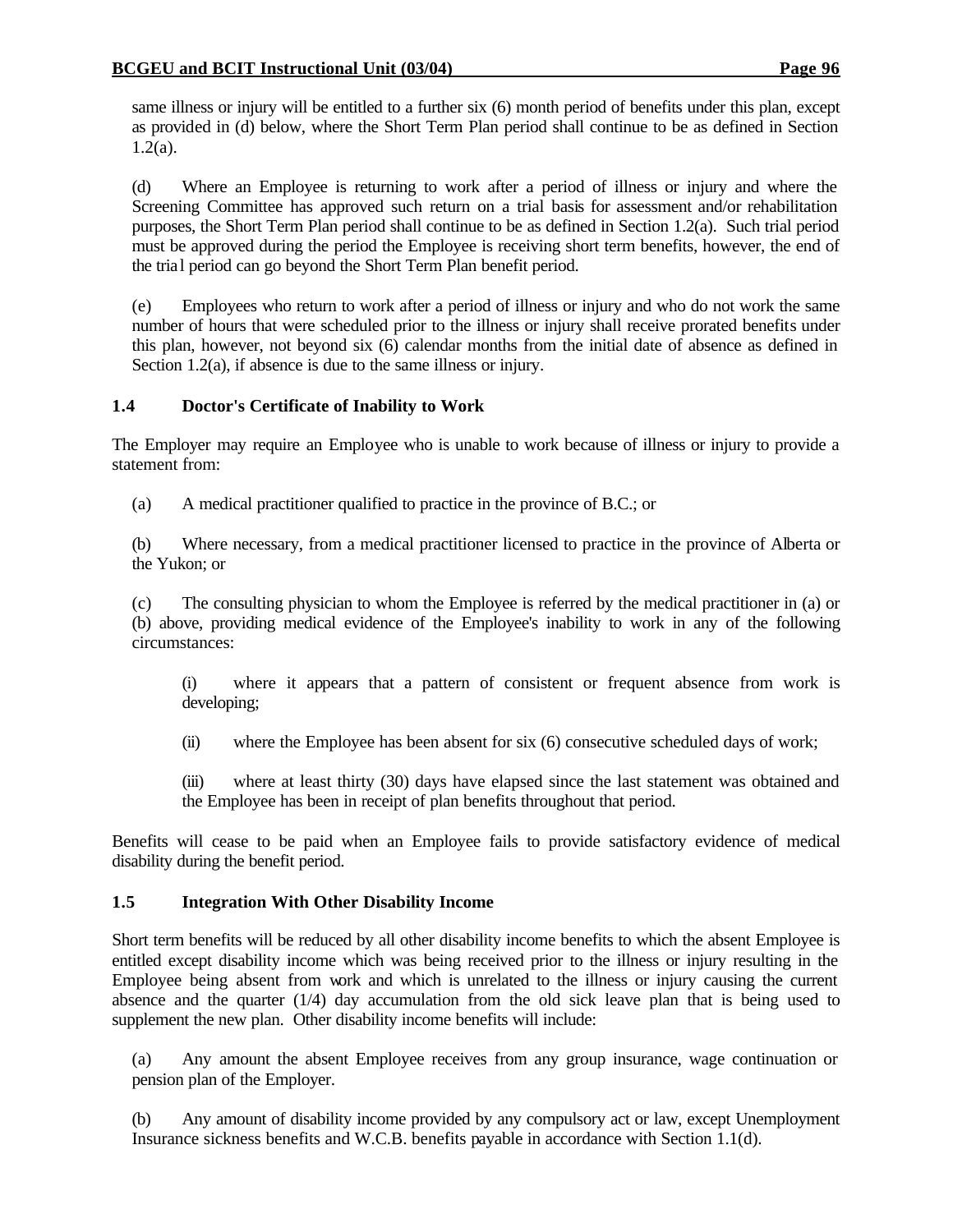same illness or injury will be entitled to a further six (6) month period of benefits under this plan, except as provided in (d) below, where the Short Term Plan period shall continue to be as defined in Section 1.2(a).

(d) Where an Employee is returning to work after a period of illness or injury and where the Screening Committee has approved such return on a trial basis for assessment and/or rehabilitation purposes, the Short Term Plan period shall continue to be as defined in Section 1.2(a). Such trial period must be approved during the period the Employee is receiving short term benefits, however, the end of the trial period can go beyond the Short Term Plan benefit period.

(e) Employees who return to work after a period of illness or injury and who do not work the same number of hours that were scheduled prior to the illness or injury shall receive prorated benefits under this plan, however, not beyond six (6) calendar months from the initial date of absence as defined in Section 1.2(a), if absence is due to the same illness or injury.

### 1.4 Doctor's Certificate of Inability to Work

The Employer may require an Employee who is unable to work because of illness or injury to provide a statement from:

(a) A medical practitioner qualified to practice in the province of B.C.; or

(b) Where necessary, from a medical practitioner licensed to practice in the province of Alberta or the Yukon; or

(c) The consulting physician to whom the Employee is referred by the medical practitioner in (a) or (b) above, providing medical evidence of the Employee's inability to work in any of the following circumstances:

> (i) where it appears that a pattern of consistent or frequent absence from work is developing;
>
> (ii) where the Employee has been absent for six (6) consecutive scheduled days of work;
>
> (iii) where at least thirty (30) days have elapsed since the last statement was obtained and the Employee has been in receipt of plan benefits throughout that period.

Benefits will cease to be paid when an Employee fails to provide satisfactory evidence of medical disability during the benefit period.

### 1.5 Integration With Other Disability Income

Short term benefits will be reduced by all other disability income benefits to which the absent Employee is entitled except disability income which was being received prior to the illness or injury resulting in the Employee being absent from work and which is unrelated to the illness or injury causing the current absence and the quarter (1/4) day accumulation from the old sick leave plan that is being used to supplement the new plan. Other disability income benefits will include:

(a) Any amount the absent Employee receives from any group insurance, wage continuation or pension plan of the Employer.

(b) Any amount of disability income provided by any compulsory act or law, except Unemployment Insurance sickness benefits and W.C.B. benefits payable in accordance with Section 1.1(d).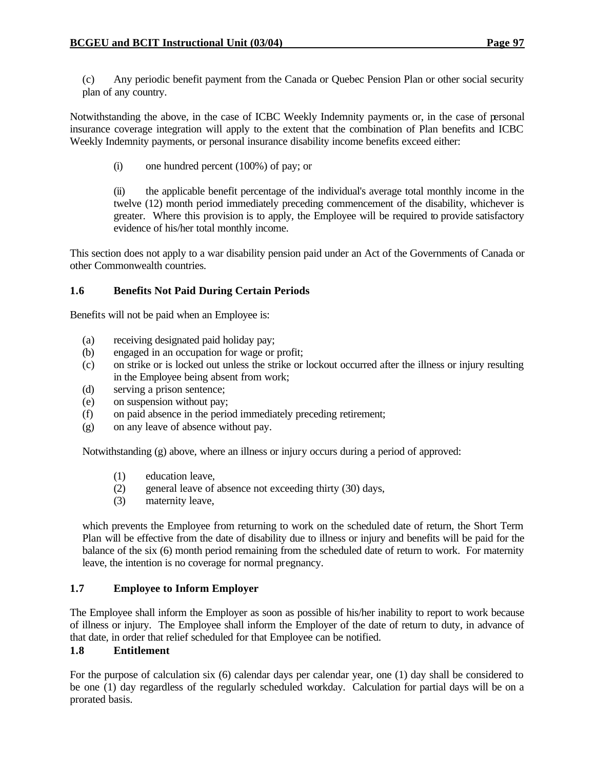(c) Any periodic benefit payment from the Canada or Quebec Pension Plan or other social security plan of any country.

Notwithstanding the above, in the case of ICBC Weekly Indemnity payments or, in the case of personal insurance coverage integration will apply to the extent that the combination of Plan benefits and ICBC Weekly Indemnity payments, or personal insurance disability income benefits exceed either:

(i) one hundred percent (100%) of pay; or

(ii) the applicable benefit percentage of the individual's average total monthly income in the twelve (12) month period immediately preceding commencement of the disability, whichever is greater. Where this provision is to apply, the Employee will be required to provide satisfactory evidence of his/her total monthly income.

This section does not apply to a war disability pension paid under an Act of the Governments of Canada or other Commonwealth countries.

### 1.6 Benefits Not Paid During Certain Periods

Benefits will not be paid when an Employee is:

(a) receiving designated paid holiday pay;
(b) engaged in an occupation for wage or profit;
(c) on strike or is locked out unless the strike or lockout occurred after the illness or injury resulting in the Employee being absent from work;
(d) serving a prison sentence;
(e) on suspension without pay;
(f) on paid absence in the period immediately preceding retirement;
(g) on any leave of absence without pay.

Notwithstanding (g) above, where an illness or injury occurs during a period of approved:

(1) education leave,
(2) general leave of absence not exceeding thirty (30) days,
(3) maternity leave,

which prevents the Employee from returning to work on the scheduled date of return, the Short Term Plan will be effective from the date of disability due to illness or injury and benefits will be paid for the balance of the six (6) month period remaining from the scheduled date of return to work. For maternity leave, the intention is no coverage for normal pregnancy.

### 1.7 Employee to Inform Employer

The Employee shall inform the Employer as soon as possible of his/her inability to report to work because of illness or injury. The Employee shall inform the Employer of the date of return to duty, in advance of that date, in order that relief scheduled for that Employee can be notified.

### 1.8 Entitlement

For the purpose of calculation six (6) calendar days per calendar year, one (1) day shall be considered to be one (1) day regardless of the regularly scheduled workday. Calculation for partial days will be on a prorated basis.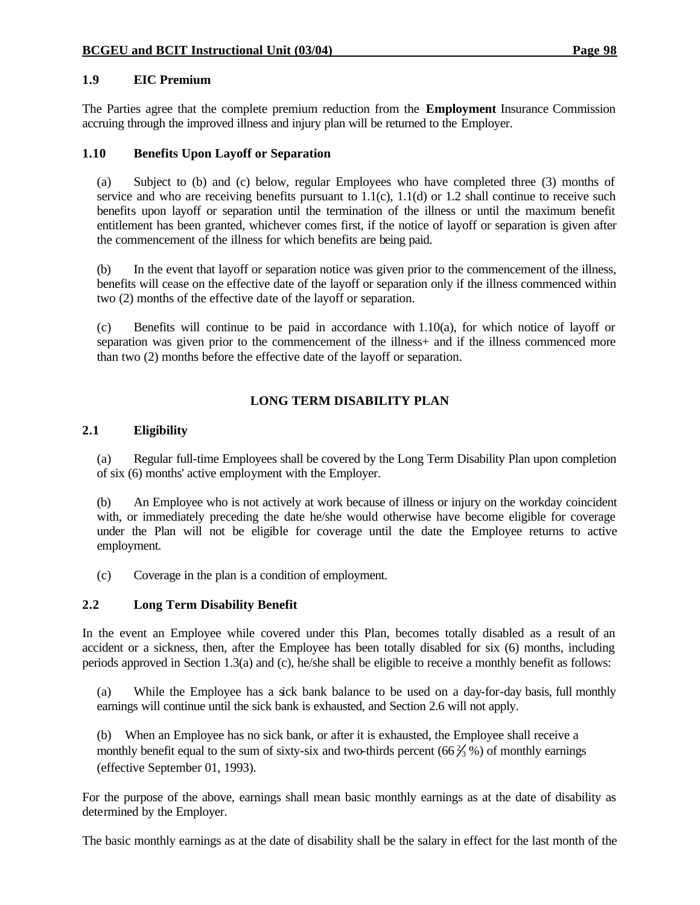### 1.9 EIC Premium

The Parties agree that the complete premium reduction from the **Employment** Insurance Commission accruing through the improved illness and injury plan will be returned to the Employer.

### 1.10 Benefits Upon Layoff or Separation

(a) Subject to (b) and (c) below, regular Employees who have completed three (3) months of service and who are receiving benefits pursuant to 1.1(c), 1.1(d) or 1.2 shall continue to receive such benefits upon layoff or separation until the termination of the illness or until the maximum benefit entitlement has been granted, whichever comes first, if the notice of layoff or separation is given after the commencement of the illness for which benefits are being paid.

(b) In the event that layoff or separation notice was given prior to the commencement of the illness, benefits will cease on the effective date of the layoff or separation only if the illness commenced within two (2) months of the effective date of the layoff or separation.

(c) Benefits will continue to be paid in accordance with 1.10(a), for which notice of layoff or separation was given prior to the commencement of the illness+ and if the illness commenced more than two (2) months before the effective date of the layoff or separation.

## LONG TERM DISABILITY PLAN

### 2.1 Eligibility

(a) Regular full-time Employees shall be covered by the Long Term Disability Plan upon completion of six (6) months' active employment with the Employer.

(b) An Employee who is not actively at work because of illness or injury on the workday coincident with, or immediately preceding the date he/she would otherwise have become eligible for coverage under the Plan will not be eligible for coverage until the date the Employee returns to active employment.

(c) Coverage in the plan is a condition of employment.

### 2.2 Long Term Disability Benefit

In the event an Employee while covered under this Plan, becomes totally disabled as a result of an accident or a sickness, then, after the Employee has been totally disabled for six (6) months, including periods approved in Section 1.3(a) and (c), he/she shall be eligible to receive a monthly benefit as follows:

(a) While the Employee has a sick bank balance to be used on a day-for-day basis, full monthly earnings will continue until the sick bank is exhausted, and Section 2.6 will not apply.

(b) When an Employee has no sick bank, or after it is exhausted, the Employee shall receive a monthly benefit equal to the sum of sixty-six and two-thirds percent (66⅔%) of monthly earnings (effective September 01, 1993).

For the purpose of the above, earnings shall mean basic monthly earnings as at the date of disability as determined by the Employer.

The basic monthly earnings as at the date of disability shall be the salary in effect for the last month of the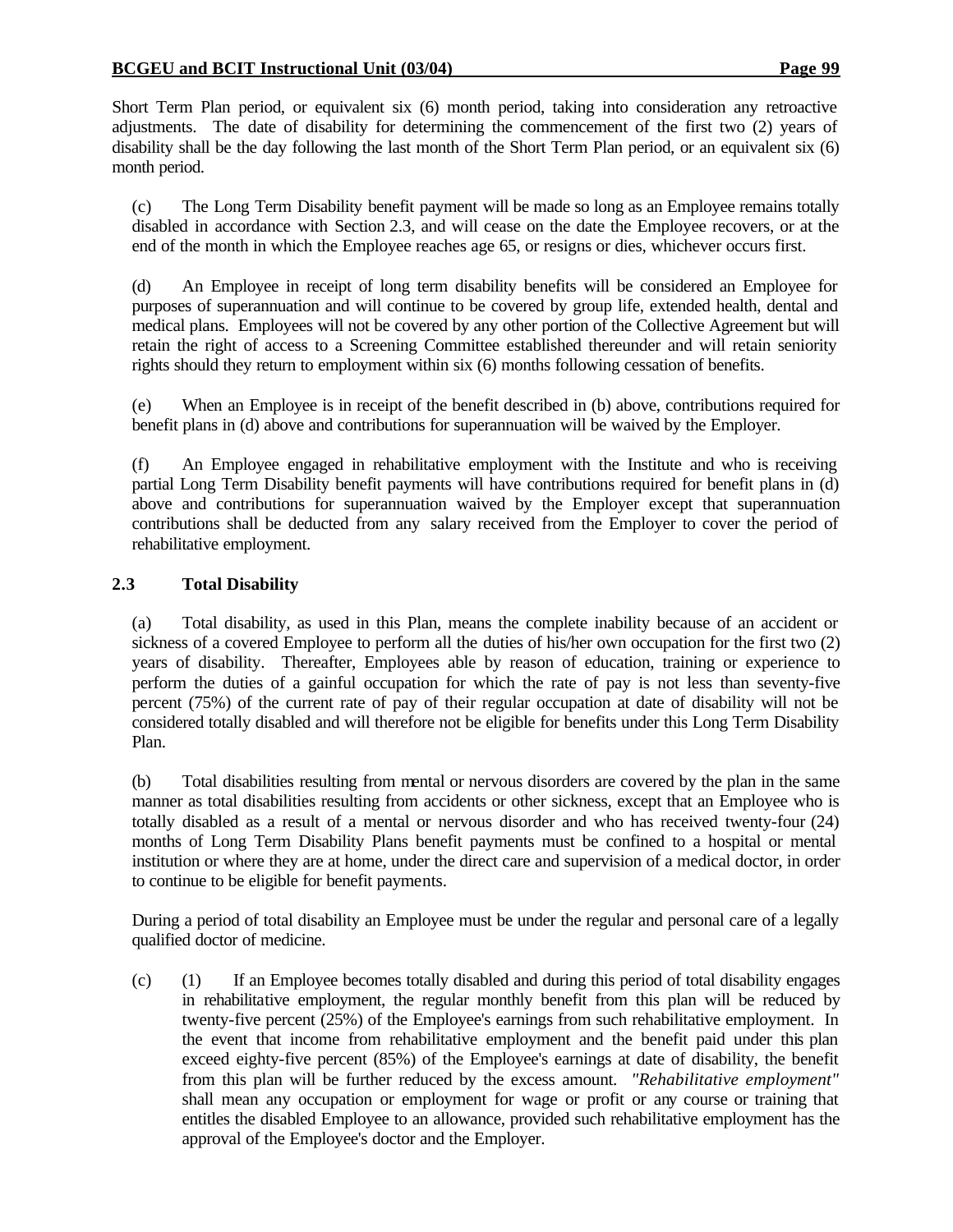Short Term Plan period, or equivalent six (6) month period, taking into consideration any retroactive adjustments. The date of disability for determining the commencement of the first two (2) years of disability shall be the day following the last month of the Short Term Plan period, or an equivalent six (6) month period.

(c) The Long Term Disability benefit payment will be made so long as an Employee remains totally disabled in accordance with Section 2.3, and will cease on the date the Employee recovers, or at the end of the month in which the Employee reaches age 65, or resigns or dies, whichever occurs first.

(d) An Employee in receipt of long term disability benefits will be considered an Employee for purposes of superannuation and will continue to be covered by group life, extended health, dental and medical plans. Employees will not be covered by any other portion of the Collective Agreement but will retain the right of access to a Screening Committee established thereunder and will retain seniority rights should they return to employment within six (6) months following cessation of benefits.

(e) When an Employee is in receipt of the benefit described in (b) above, contributions required for benefit plans in (d) above and contributions for superannuation will be waived by the Employer.

(f) An Employee engaged in rehabilitative employment with the Institute and who is receiving partial Long Term Disability benefit payments will have contributions required for benefit plans in (d) above and contributions for superannuation waived by the Employer except that superannuation contributions shall be deducted from any salary received from the Employer to cover the period of rehabilitative employment.

### 2.3 Total Disability

(a) Total disability, as used in this Plan, means the complete inability because of an accident or sickness of a covered Employee to perform all the duties of his/her own occupation for the first two (2) years of disability. Thereafter, Employees able by reason of education, training or experience to perform the duties of a gainful occupation for which the rate of pay is not less than seventy-five percent (75%) of the current rate of pay of their regular occupation at date of disability will not be considered totally disabled and will therefore not be eligible for benefits under this Long Term Disability Plan.

(b) Total disabilities resulting from mental or nervous disorders are covered by the plan in the same manner as total disabilities resulting from accidents or other sickness, except that an Employee who is totally disabled as a result of a mental or nervous disorder and who has received twenty-four (24) months of Long Term Disability Plans benefit payments must be confined to a hospital or mental institution or where they are at home, under the direct care and supervision of a medical doctor, in order to continue to be eligible for benefit payments.

During a period of total disability an Employee must be under the regular and personal care of a legally qualified doctor of medicine.

(c) (1) If an Employee becomes totally disabled and during this period of total disability engages in rehabilitative employment, the regular monthly benefit from this plan will be reduced by twenty-five percent (25%) of the Employee's earnings from such rehabilitative employment. In the event that income from rehabilitative employment and the benefit paid under this plan exceed eighty-five percent (85%) of the Employee's earnings at date of disability, the benefit from this plan will be further reduced by the excess amount. *"Rehabilitative employment"* shall mean any occupation or employment for wage or profit or any course or training that entitles the disabled Employee to an allowance, provided such rehabilitative employment has the approval of the Employee's doctor and the Employer.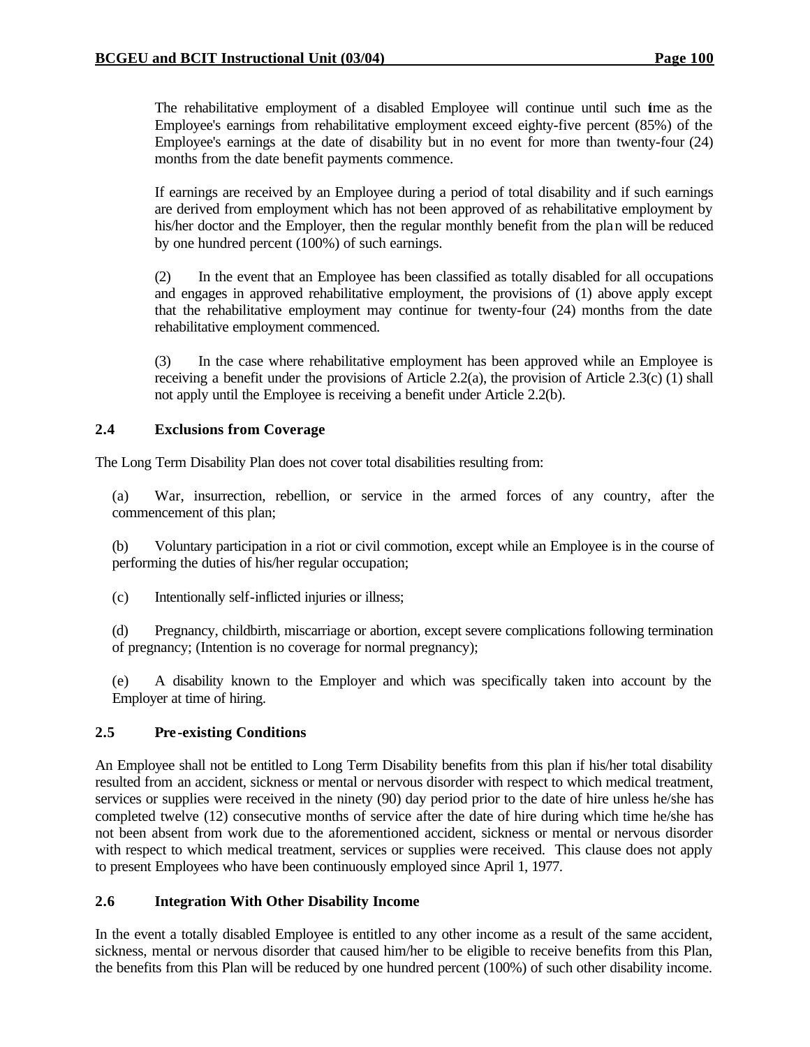The rehabilitative employment of a disabled Employee will continue until such time as the Employee's earnings from rehabilitative employment exceed eighty-five percent (85%) of the Employee's earnings at the date of disability but in no event for more than twenty-four (24) months from the date benefit payments commence.

If earnings are received by an Employee during a period of total disability and if such earnings are derived from employment which has not been approved of as rehabilitative employment by his/her doctor and the Employer, then the regular monthly benefit from the plan will be reduced by one hundred percent (100%) of such earnings.

(2) In the event that an Employee has been classified as totally disabled for all occupations and engages in approved rehabilitative employment, the provisions of (1) above apply except that the rehabilitative employment may continue for twenty-four (24) months from the date rehabilitative employment commenced.

(3) In the case where rehabilitative employment has been approved while an Employee is receiving a benefit under the provisions of Article 2.2(a), the provision of Article 2.3(c) (1) shall not apply until the Employee is receiving a benefit under Article 2.2(b).

### 2.4 Exclusions from Coverage

The Long Term Disability Plan does not cover total disabilities resulting from:

(a) War, insurrection, rebellion, or service in the armed forces of any country, after the commencement of this plan;

(b) Voluntary participation in a riot or civil commotion, except while an Employee is in the course of performing the duties of his/her regular occupation;

(c) Intentionally self-inflicted injuries or illness;

(d) Pregnancy, childbirth, miscarriage or abortion, except severe complications following termination of pregnancy; (Intention is no coverage for normal pregnancy);

(e) A disability known to the Employer and which was specifically taken into account by the Employer at time of hiring.

### 2.5 Pre-existing Conditions

An Employee shall not be entitled to Long Term Disability benefits from this plan if his/her total disability resulted from an accident, sickness or mental or nervous disorder with respect to which medical treatment, services or supplies were received in the ninety (90) day period prior to the date of hire unless he/she has completed twelve (12) consecutive months of service after the date of hire during which time he/she has not been absent from work due to the aforementioned accident, sickness or mental or nervous disorder with respect to which medical treatment, services or supplies were received. This clause does not apply to present Employees who have been continuously employed since April 1, 1977.

### 2.6 Integration With Other Disability Income

In the event a totally disabled Employee is entitled to any other income as a result of the same accident, sickness, mental or nervous disorder that caused him/her to be eligible to receive benefits from this Plan, the benefits from this Plan will be reduced by one hundred percent (100%) of such other disability income.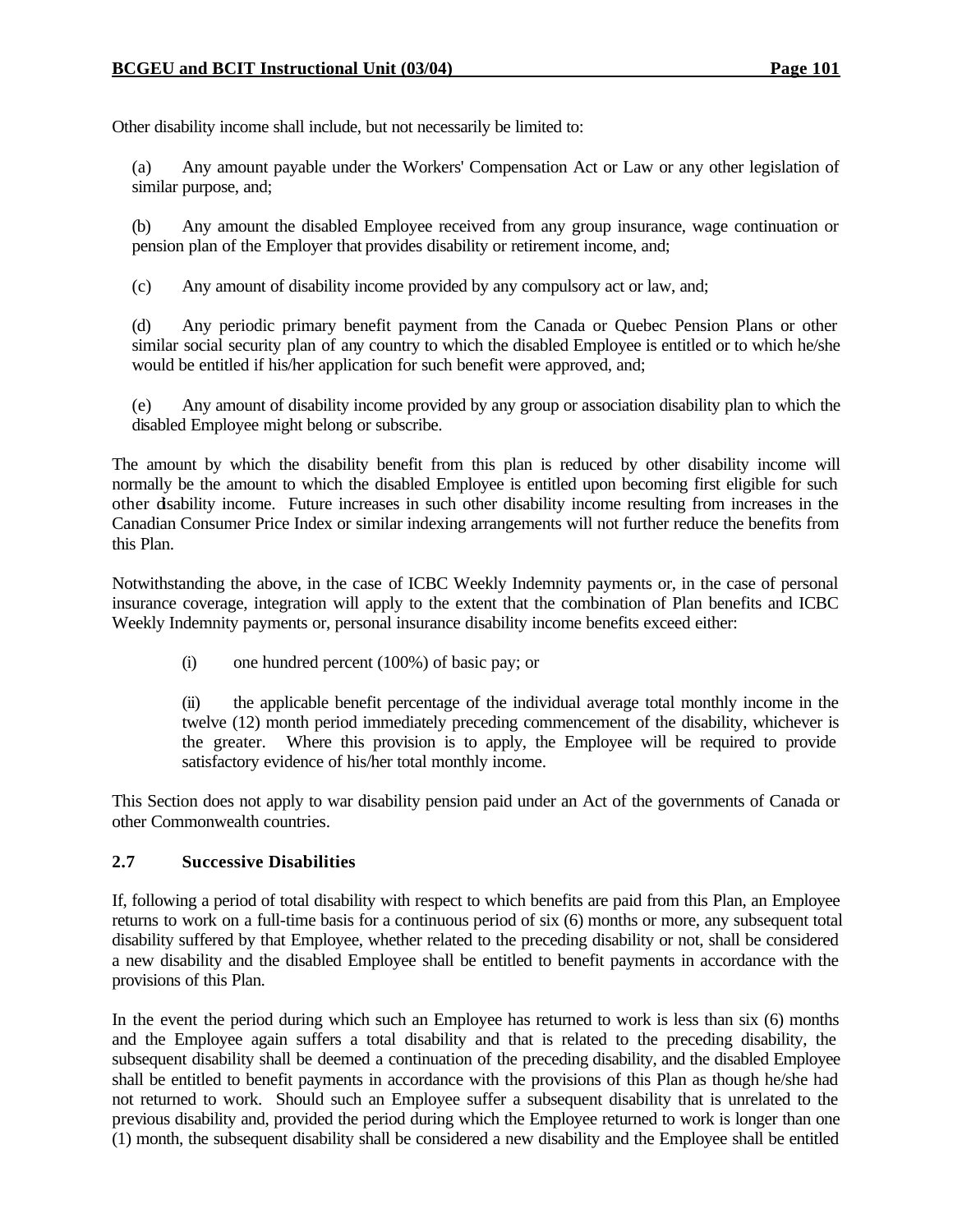Other disability income shall include, but not necessarily be limited to:

(a) Any amount payable under the Workers' Compensation Act or Law or any other legislation of similar purpose, and;

(b) Any amount the disabled Employee received from any group insurance, wage continuation or pension plan of the Employer that provides disability or retirement income, and;

(c) Any amount of disability income provided by any compulsory act or law, and;

(d) Any periodic primary benefit payment from the Canada or Quebec Pension Plans or other similar social security plan of any country to which the disabled Employee is entitled or to which he/she would be entitled if his/her application for such benefit were approved, and;

(e) Any amount of disability income provided by any group or association disability plan to which the disabled Employee might belong or subscribe.

The amount by which the disability benefit from this plan is reduced by other disability income will normally be the amount to which the disabled Employee is entitled upon becoming first eligible for such other disability income. Future increases in such other disability income resulting from increases in the Canadian Consumer Price Index or similar indexing arrangements will not further reduce the benefits from this Plan.

Notwithstanding the above, in the case of ICBC Weekly Indemnity payments or, in the case of personal insurance coverage, integration will apply to the extent that the combination of Plan benefits and ICBC Weekly Indemnity payments or, personal insurance disability income benefits exceed either:

(i) one hundred percent (100%) of basic pay; or

(ii) the applicable benefit percentage of the individual average total monthly income in the twelve (12) month period immediately preceding commencement of the disability, whichever is the greater. Where this provision is to apply, the Employee will be required to provide satisfactory evidence of his/her total monthly income.

This Section does not apply to war disability pension paid under an Act of the governments of Canada or other Commonwealth countries.

### 2.7 Successive Disabilities

If, following a period of total disability with respect to which benefits are paid from this Plan, an Employee returns to work on a full-time basis for a continuous period of six (6) months or more, any subsequent total disability suffered by that Employee, whether related to the preceding disability or not, shall be considered a new disability and the disabled Employee shall be entitled to benefit payments in accordance with the provisions of this Plan.

In the event the period during which such an Employee has returned to work is less than six (6) months and the Employee again suffers a total disability and that is related to the preceding disability, the subsequent disability shall be deemed a continuation of the preceding disability, and the disabled Employee shall be entitled to benefit payments in accordance with the provisions of this Plan as though he/she had not returned to work. Should such an Employee suffer a subsequent disability that is unrelated to the previous disability and, provided the period during which the Employee returned to work is longer than one (1) month, the subsequent disability shall be considered a new disability and the Employee shall be entitled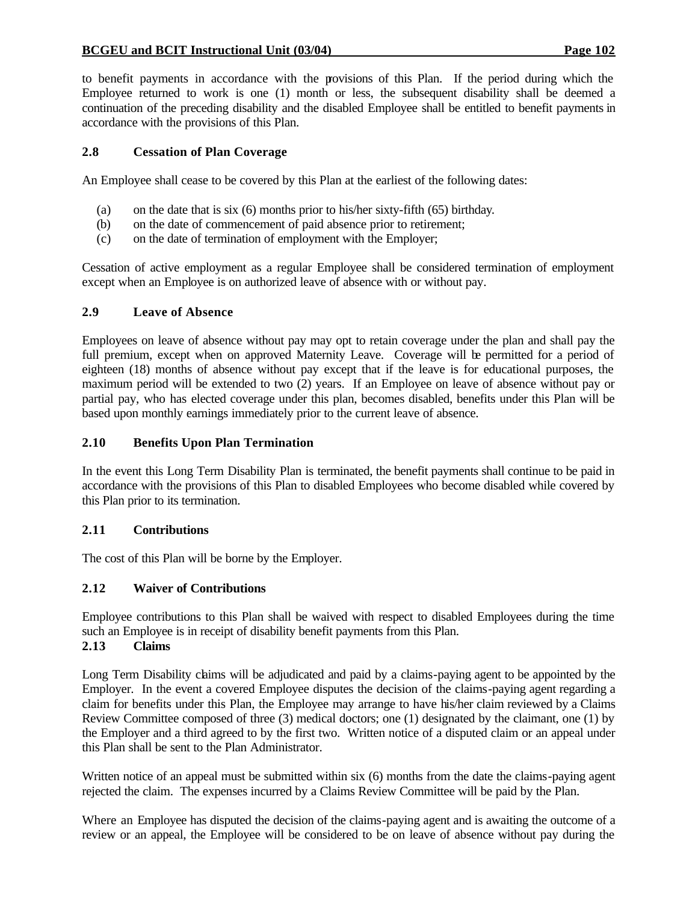to benefit payments in accordance with the provisions of this Plan. If the period during which the Employee returned to work is one (1) month or less, the subsequent disability shall be deemed a continuation of the preceding disability and the disabled Employee shall be entitled to benefit payments in accordance with the provisions of this Plan.

### 2.8 Cessation of Plan Coverage

An Employee shall cease to be covered by this Plan at the earliest of the following dates:

- (a) on the date that is six (6) months prior to his/her sixty-fifth (65) birthday.
- (b) on the date of commencement of paid absence prior to retirement;
- (c) on the date of termination of employment with the Employer;

Cessation of active employment as a regular Employee shall be considered termination of employment except when an Employee is on authorized leave of absence with or without pay.

### 2.9 Leave of Absence

Employees on leave of absence without pay may opt to retain coverage under the plan and shall pay the full premium, except when on approved Maternity Leave. Coverage will be permitted for a period of eighteen (18) months of absence without pay except that if the leave is for educational purposes, the maximum period will be extended to two (2) years. If an Employee on leave of absence without pay or partial pay, who has elected coverage under this plan, becomes disabled, benefits under this Plan will be based upon monthly earnings immediately prior to the current leave of absence.

### 2.10 Benefits Upon Plan Termination

In the event this Long Term Disability Plan is terminated, the benefit payments shall continue to be paid in accordance with the provisions of this Plan to disabled Employees who become disabled while covered by this Plan prior to its termination.

### 2.11 Contributions

The cost of this Plan will be borne by the Employer.

### 2.12 Waiver of Contributions

Employee contributions to this Plan shall be waived with respect to disabled Employees during the time such an Employee is in receipt of disability benefit payments from this Plan.

### 2.13 Claims

Long Term Disability claims will be adjudicated and paid by a claims-paying agent to be appointed by the Employer. In the event a covered Employee disputes the decision of the claims-paying agent regarding a claim for benefits under this Plan, the Employee may arrange to have his/her claim reviewed by a Claims Review Committee composed of three (3) medical doctors; one (1) designated by the claimant, one (1) by the Employer and a third agreed to by the first two. Written notice of a disputed claim or an appeal under this Plan shall be sent to the Plan Administrator.

Written notice of an appeal must be submitted within six (6) months from the date the claims-paying agent rejected the claim. The expenses incurred by a Claims Review Committee will be paid by the Plan.

Where an Employee has disputed the decision of the claims-paying agent and is awaiting the outcome of a review or an appeal, the Employee will be considered to be on leave of absence without pay during the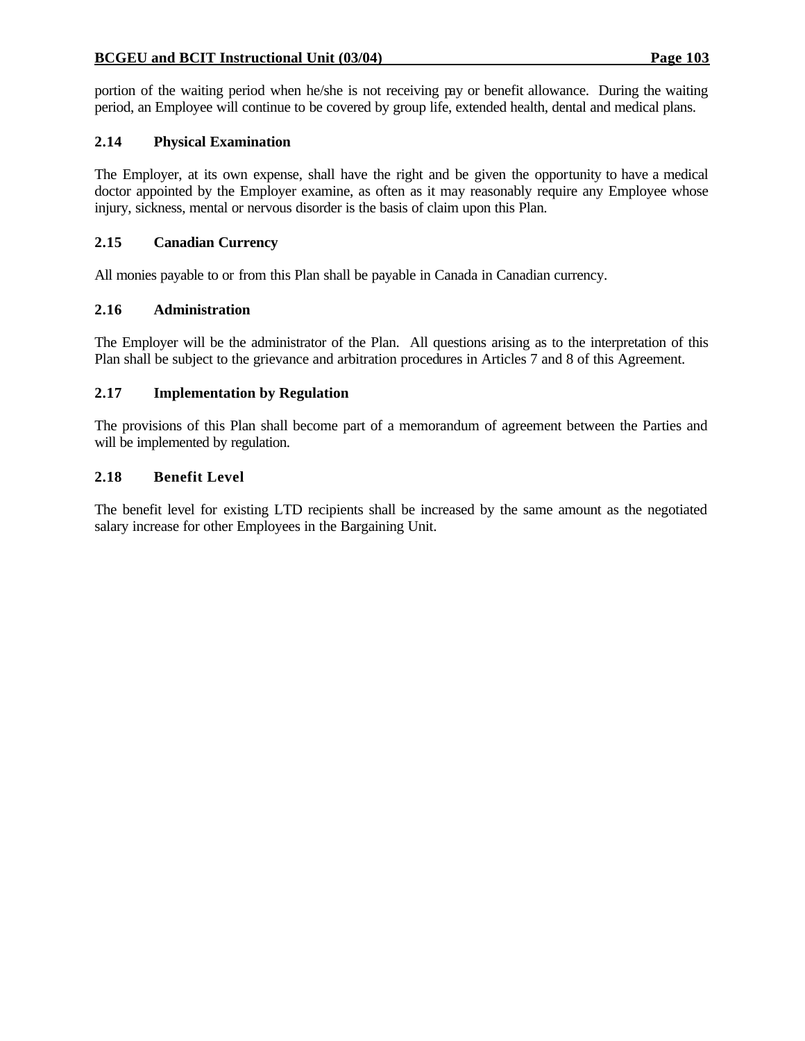portion of the waiting period when he/she is not receiving pay or benefit allowance. During the waiting period, an Employee will continue to be covered by group life, extended health, dental and medical plans.

### 2.14 Physical Examination

The Employer, at its own expense, shall have the right and be given the opportunity to have a medical doctor appointed by the Employer examine, as often as it may reasonably require any Employee whose injury, sickness, mental or nervous disorder is the basis of claim upon this Plan.

### 2.15 Canadian Currency

All monies payable to or from this Plan shall be payable in Canada in Canadian currency.

### 2.16 Administration

The Employer will be the administrator of the Plan. All questions arising as to the interpretation of this Plan shall be subject to the grievance and arbitration procedures in Articles 7 and 8 of this Agreement.

### 2.17 Implementation by Regulation

The provisions of this Plan shall become part of a memorandum of agreement between the Parties and will be implemented by regulation.

### 2.18 Benefit Level

The benefit level for existing LTD recipients shall be increased by the same amount as the negotiated salary increase for other Employees in the Bargaining Unit.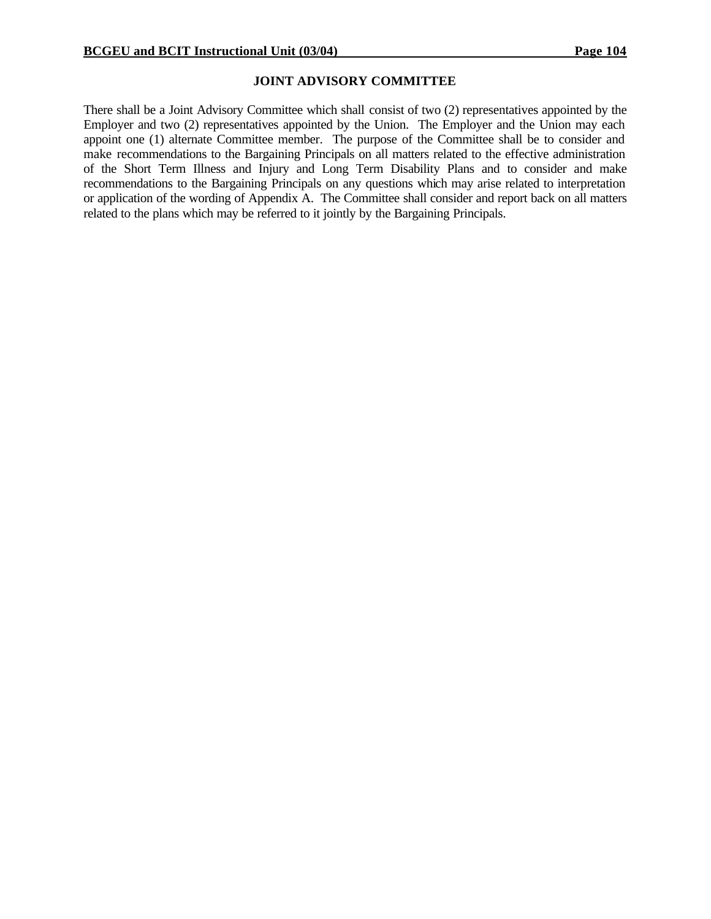## JOINT ADVISORY COMMITTEE

There shall be a Joint Advisory Committee which shall consist of two (2) representatives appointed by the Employer and two (2) representatives appointed by the Union. The Employer and the Union may each appoint one (1) alternate Committee member. The purpose of the Committee shall be to consider and make recommendations to the Bargaining Principals on all matters related to the effective administration of the Short Term Illness and Injury and Long Term Disability Plans and to consider and make recommendations to the Bargaining Principals on any questions which may arise related to interpretation or application of the wording of Appendix A. The Committee shall consider and report back on all matters related to the plans which may be referred to it jointly by the Bargaining Principals.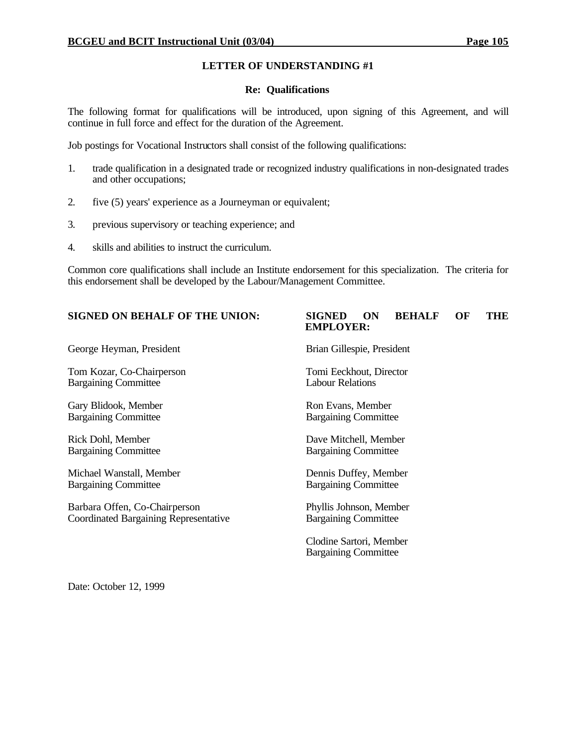## LETTER OF UNDERSTANDING #1

### Re: Qualifications

The following format for qualifications will be introduced, upon signing of this Agreement, and will continue in full force and effect for the duration of the Agreement.

Job postings for Vocational Instructors shall consist of the following qualifications:

1. trade qualification in a designated trade or recognized industry qualifications in non-designated trades and other occupations;
2. five (5) years' experience as a Journeyman or equivalent;
3. previous supervisory or teaching experience; and
4. skills and abilities to instruct the curriculum.

Common core qualifications shall include an Institute endorsement for this specialization. The criteria for this endorsement shall be developed by the Labour/Management Committee.

| **SIGNED ON BEHALF OF THE UNION:** | **SIGNED ON BEHALF OF THE EMPLOYER:** |
|---|---|
| George Heyman, President | Brian Gillespie, President |
| Tom Kozar, Co-Chairperson<br>Bargaining Committee | Tomi Eeckhout, Director<br>Labour Relations |
| Gary Blidook, Member<br>Bargaining Committee | Ron Evans, Member<br>Bargaining Committee |
| Rick Dohl, Member<br>Bargaining Committee | Dave Mitchell, Member<br>Bargaining Committee |
| Michael Wanstall, Member<br>Bargaining Committee | Dennis Duffey, Member<br>Bargaining Committee |
| Barbara Offen, Co-Chairperson<br>Coordinated Bargaining Representative | Phyllis Johnson, Member<br>Bargaining Committee |
| | Clodine Sartori, Member<br>Bargaining Committee |

Date: October 12, 1999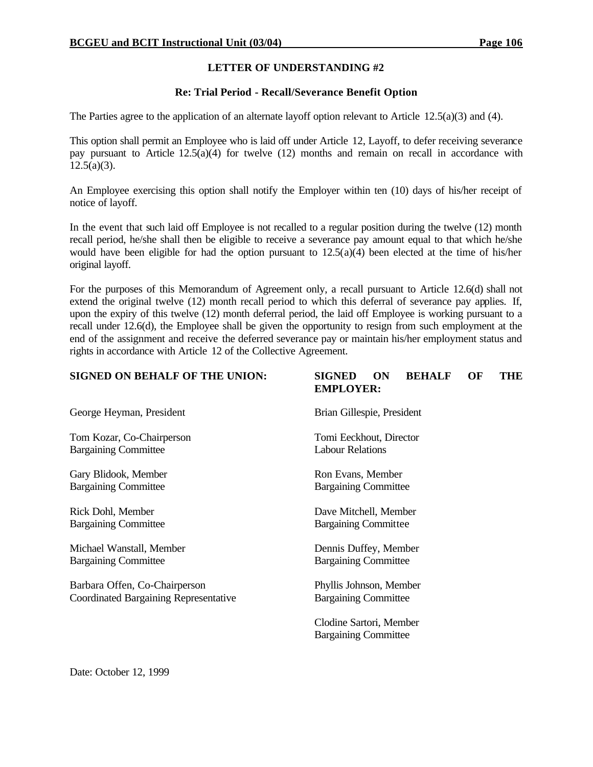## LETTER OF UNDERSTANDING #2

### Re: Trial Period - Recall/Severance Benefit Option

The Parties agree to the application of an alternate layoff option relevant to Article 12.5(a)(3) and (4).

This option shall permit an Employee who is laid off under Article 12, Layoff, to defer receiving severance pay pursuant to Article 12.5(a)(4) for twelve (12) months and remain on recall in accordance with 12.5(a)(3).

An Employee exercising this option shall notify the Employer within ten (10) days of his/her receipt of notice of layoff.

In the event that such laid off Employee is not recalled to a regular position during the twelve (12) month recall period, he/she shall then be eligible to receive a severance pay amount equal to that which he/she would have been eligible for had the option pursuant to 12.5(a)(4) been elected at the time of his/her original layoff.

For the purposes of this Memorandum of Agreement only, a recall pursuant to Article 12.6(d) shall not extend the original twelve (12) month recall period to which this deferral of severance pay applies. If, upon the expiry of this twelve (12) month deferral period, the laid off Employee is working pursuant to a recall under 12.6(d), the Employee shall be given the opportunity to resign from such employment at the end of the assignment and receive the deferred severance pay or maintain his/her employment status and rights in accordance with Article 12 of the Collective Agreement.

| **SIGNED ON BEHALF OF THE UNION:** | **SIGNED ON BEHALF OF THE EMPLOYER:** |
|---|---|
| George Heyman, President | Brian Gillespie, President |
| Tom Kozar, Co-Chairperson<br>Bargaining Committee | Tomi Eeckhout, Director<br>Labour Relations |
| Gary Blidook, Member<br>Bargaining Committee | Ron Evans, Member<br>Bargaining Committee |
| Rick Dohl, Member<br>Bargaining Committee | Dave Mitchell, Member<br>Bargaining Committee |
| Michael Wanstall, Member<br>Bargaining Committee | Dennis Duffey, Member<br>Bargaining Committee |
| Barbara Offen, Co-Chairperson<br>Coordinated Bargaining Representative | Phyllis Johnson, Member<br>Bargaining Committee |
| | Clodine Sartori, Member<br>Bargaining Committee |

Date: October 12, 1999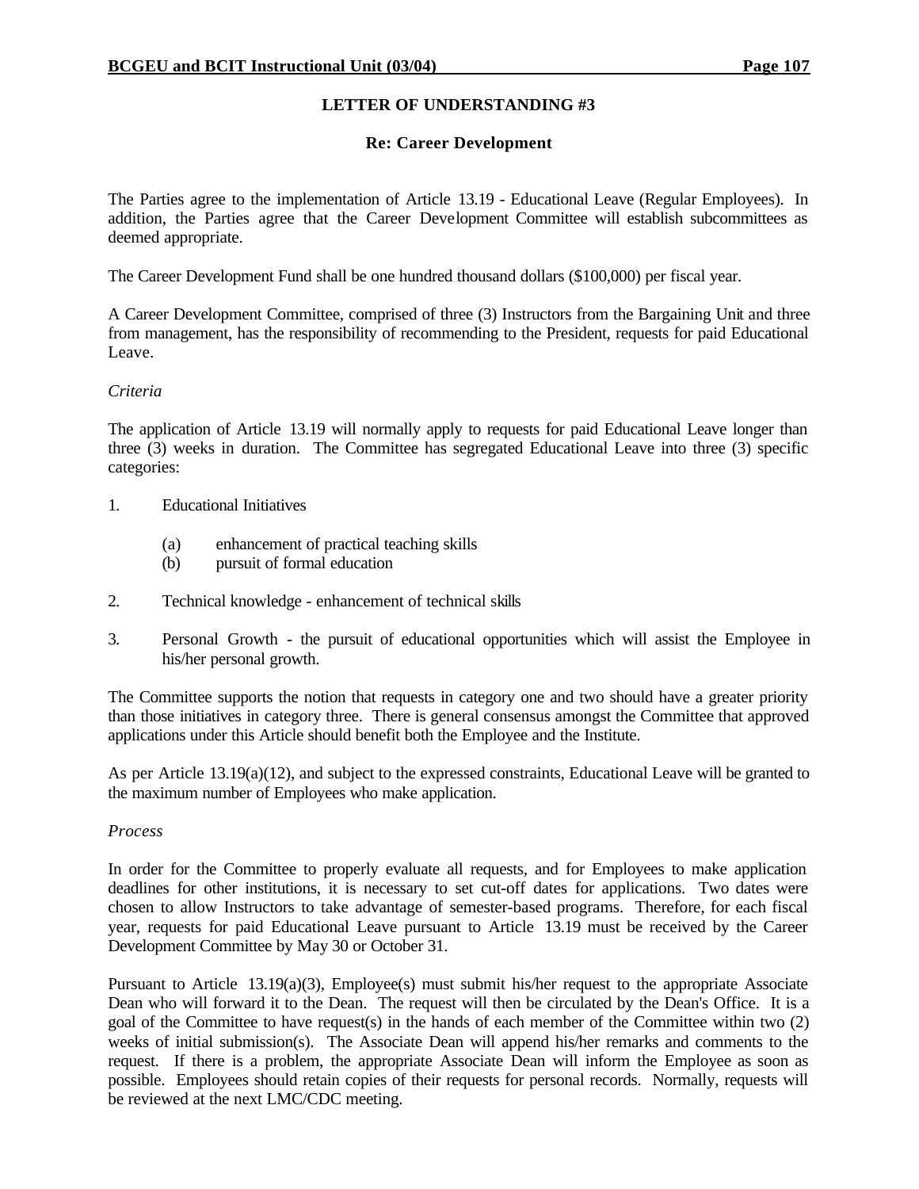## LETTER OF UNDERSTANDING #3

### Re: Career Development

The Parties agree to the implementation of Article 13.19 - Educational Leave (Regular Employees). In addition, the Parties agree that the Career Development Committee will establish subcommittees as deemed appropriate.

The Career Development Fund shall be one hundred thousand dollars ($100,000) per fiscal year.

A Career Development Committee, comprised of three (3) Instructors from the Bargaining Unit and three from management, has the responsibility of recommending to the President, requests for paid Educational Leave.

*Criteria*

The application of Article 13.19 will normally apply to requests for paid Educational Leave longer than three (3) weeks in duration. The Committee has segregated Educational Leave into three (3) specific categories:

1. Educational Initiatives

   (a) enhancement of practical teaching skills
   (b) pursuit of formal education

2. Technical knowledge - enhancement of technical skills

3. Personal Growth - the pursuit of educational opportunities which will assist the Employee in his/her personal growth.

The Committee supports the notion that requests in category one and two should have a greater priority than those initiatives in category three. There is general consensus amongst the Committee that approved applications under this Article should benefit both the Employee and the Institute.

As per Article 13.19(a)(12), and subject to the expressed constraints, Educational Leave will be granted to the maximum number of Employees who make application.

*Process*

In order for the Committee to properly evaluate all requests, and for Employees to make application deadlines for other institutions, it is necessary to set cut-off dates for applications. Two dates were chosen to allow Instructors to take advantage of semester-based programs. Therefore, for each fiscal year, requests for paid Educational Leave pursuant to Article 13.19 must be received by the Career Development Committee by May 30 or October 31.

Pursuant to Article 13.19(a)(3), Employee(s) must submit his/her request to the appropriate Associate Dean who will forward it to the Dean. The request will then be circulated by the Dean's Office. It is a goal of the Committee to have request(s) in the hands of each member of the Committee within two (2) weeks of initial submission(s). The Associate Dean will append his/her remarks and comments to the request. If there is a problem, the appropriate Associate Dean will inform the Employee as soon as possible. Employees should retain copies of their requests for personal records. Normally, requests will be reviewed at the next LMC/CDC meeting.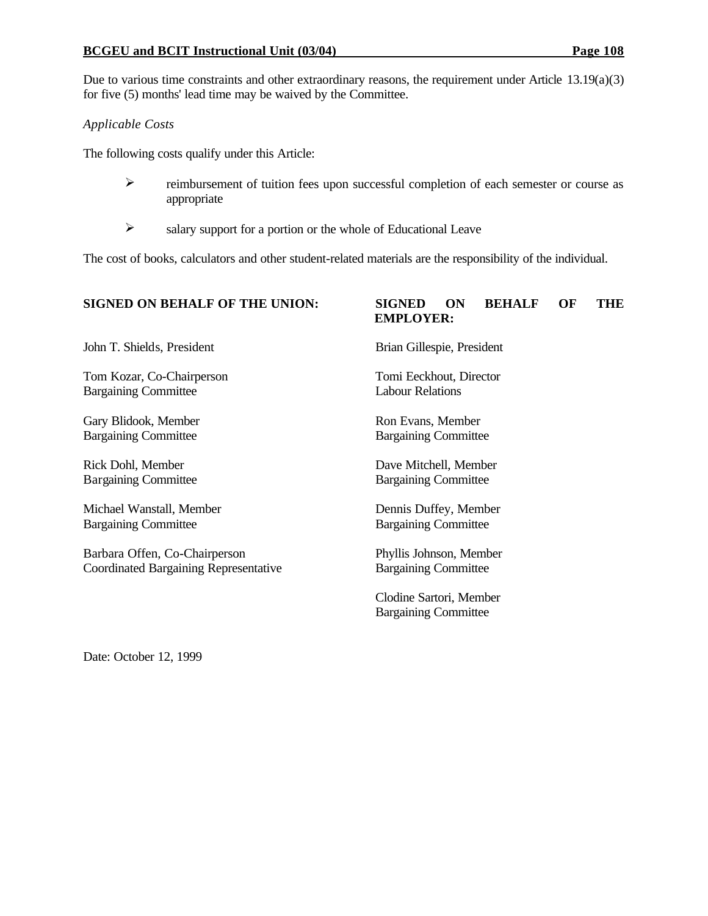Due to various time constraints and other extraordinary reasons, the requirement under Article 13.19(a)(3) for five (5) months' lead time may be waived by the Committee.

*Applicable Costs*

The following costs qualify under this Article:

- reimbursement of tuition fees upon successful completion of each semester or course as appropriate
- salary support for a portion or the whole of Educational Leave

The cost of books, calculators and other student-related materials are the responsibility of the individual.

| **SIGNED ON BEHALF OF THE UNION:** | **SIGNED ON BEHALF OF THE EMPLOYER:** |
|---|---|
| John T. Shields, President | Brian Gillespie, President |
| Tom Kozar, Co-Chairperson<br>Bargaining Committee | Tomi Eeckhout, Director<br>Labour Relations |
| Gary Blidook, Member<br>Bargaining Committee | Ron Evans, Member<br>Bargaining Committee |
| Rick Dohl, Member<br>Bargaining Committee | Dave Mitchell, Member<br>Bargaining Committee |
| Michael Wanstall, Member<br>Bargaining Committee | Dennis Duffey, Member<br>Bargaining Committee |
| Barbara Offen, Co-Chairperson<br>Coordinated Bargaining Representative | Phyllis Johnson, Member<br>Bargaining Committee |
| | Clodine Sartori, Member<br>Bargaining Committee |

Date: October 12, 1999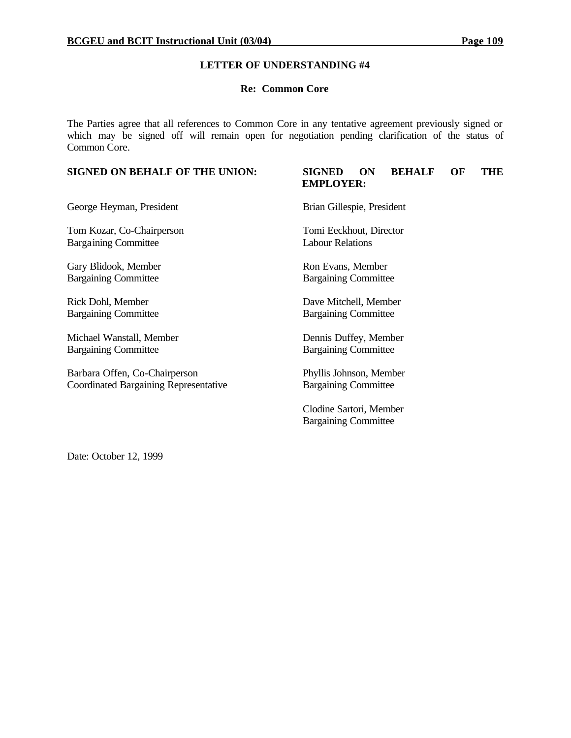## LETTER OF UNDERSTANDING #4

### Re: Common Core

The Parties agree that all references to Common Core in any tentative agreement previously signed or which may be signed off will remain open for negotiation pending clarification of the status of Common Core.

| SIGNED ON BEHALF OF THE UNION: | SIGNED ON BEHALF OF THE EMPLOYER: |
|---|---|
| George Heyman, President | Brian Gillespie, President |
| Tom Kozar, Co-Chairperson<br>Bargaining Committee | Tomi Eeckhout, Director<br>Labour Relations |
| Gary Blidook, Member<br>Bargaining Committee | Ron Evans, Member<br>Bargaining Committee |
| Rick Dohl, Member<br>Bargaining Committee | Dave Mitchell, Member<br>Bargaining Committee |
| Michael Wanstall, Member<br>Bargaining Committee | Dennis Duffey, Member<br>Bargaining Committee |
| Barbara Offen, Co-Chairperson<br>Coordinated Bargaining Representative | Phyllis Johnson, Member<br>Bargaining Committee |
| | Clodine Sartori, Member<br>Bargaining Committee |

Date: October 12, 1999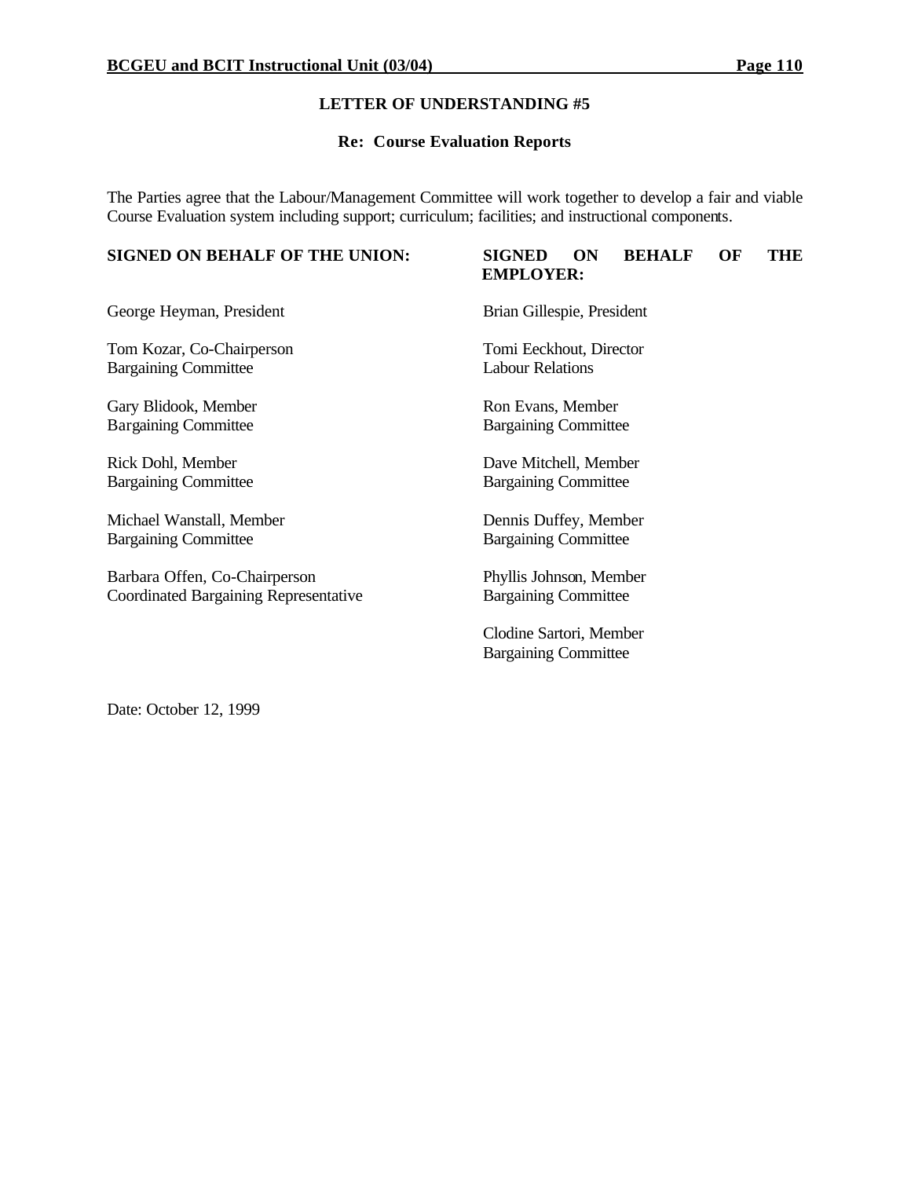## LETTER OF UNDERSTANDING #5

### Re: Course Evaluation Reports

The Parties agree that the Labour/Management Committee will work together to develop a fair and viable Course Evaluation system including support; curriculum; facilities; and instructional components.

| SIGNED ON BEHALF OF THE UNION: | SIGNED ON BEHALF OF THE EMPLOYER: |
|---|---|
| George Heyman, President | Brian Gillespie, President |
| Tom Kozar, Co-Chairperson<br>Bargaining Committee | Tomi Eeckhout, Director<br>Labour Relations |
| Gary Blidook, Member<br>Bargaining Committee | Ron Evans, Member<br>Bargaining Committee |
| Rick Dohl, Member<br>Bargaining Committee | Dave Mitchell, Member<br>Bargaining Committee |
| Michael Wanstall, Member<br>Bargaining Committee | Dennis Duffey, Member<br>Bargaining Committee |
| Barbara Offen, Co-Chairperson<br>Coordinated Bargaining Representative | Phyllis Johnson, Member<br>Bargaining Committee |
| | Clodine Sartori, Member<br>Bargaining Committee |

Date: October 12, 1999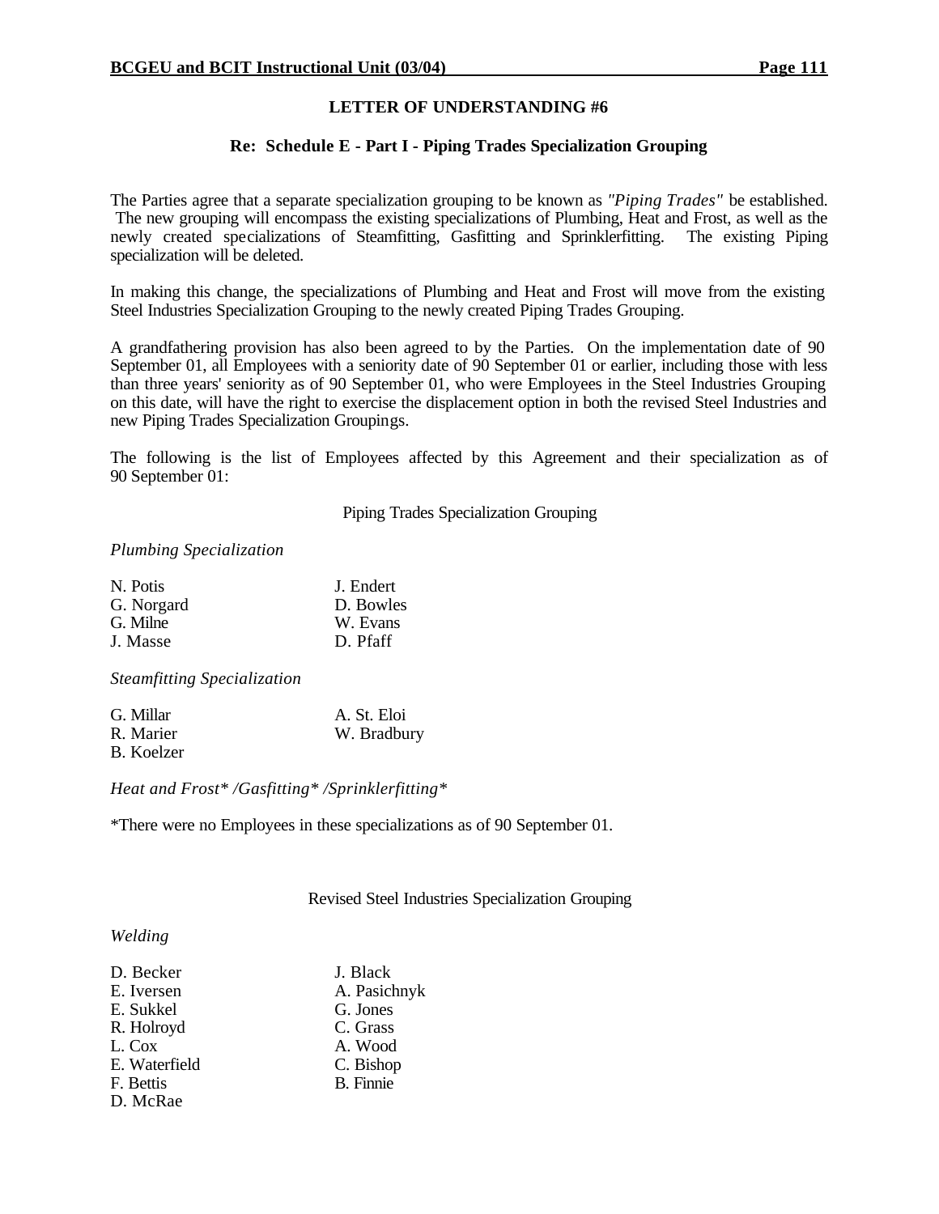## LETTER OF UNDERSTANDING #6

### Re: Schedule E - Part I - Piping Trades Specialization Grouping

The Parties agree that a separate specialization grouping to be known as *"Piping Trades"* be established. The new grouping will encompass the existing specializations of Plumbing, Heat and Frost, as well as the newly created specializations of Steamfitting, Gasfitting and Sprinklerfitting. The existing Piping specialization will be deleted.

In making this change, the specializations of Plumbing and Heat and Frost will move from the existing Steel Industries Specialization Grouping to the newly created Piping Trades Grouping.

A grandfathering provision has also been agreed to by the Parties. On the implementation date of 90 September 01, all Employees with a seniority date of 90 September 01 or earlier, including those with less than three years' seniority as of 90 September 01, who were Employees in the Steel Industries Grouping on this date, will have the right to exercise the displacement option in both the revised Steel Industries and new Piping Trades Specialization Groupings.

The following is the list of Employees affected by this Agreement and their specialization as of 90 September 01:

Piping Trades Specialization Grouping

*Plumbing Specialization*

| | |
|---|---|
| N. Potis | J. Endert |
| G. Norgard | D. Bowles |
| G. Milne | W. Evans |
| J. Masse | D. Pfaff |

*Steamfitting Specialization*

| | |
|---|---|
| G. Millar | A. St. Eloi |
| R. Marier | W. Bradbury |
| B. Koelzer | |

*Heat and Frost* /Gasfitting* /Sprinklerfitting**

*There were no Employees in these specializations as of 90 September 01.

Revised Steel Industries Specialization Grouping

*Welding*

| | |
|---|---|
| D. Becker | J. Black |
| E. Iversen | A. Pasichnyk |
| E. Sukkel | G. Jones |
| R. Holroyd | C. Grass |
| L. Cox | A. Wood |
| E. Waterfield | C. Bishop |
| F. Bettis | B. Finnie |
| D. McRae | |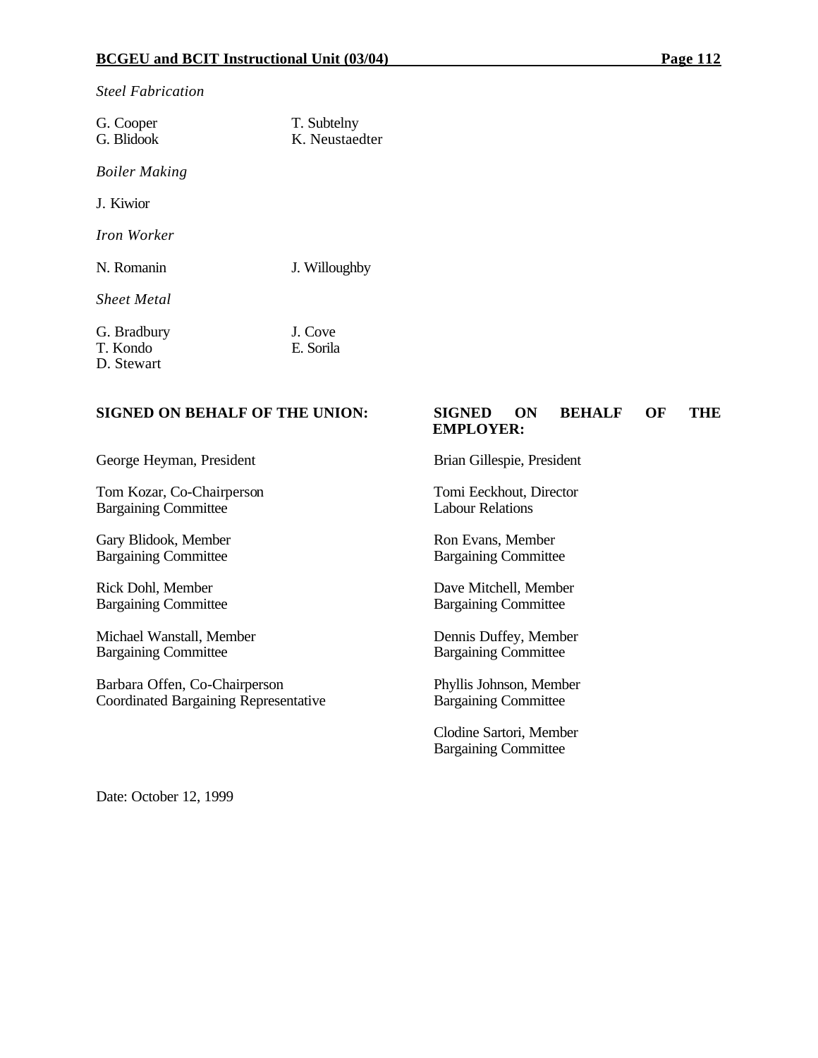*Steel Fabrication*

G. Cooper
G. Blidook

T. Subtelny
K. Neustaedter

*Boiler Making*

J. Kiwior

*Iron Worker*

N. Romanin

J. Willoughby

*Sheet Metal*

G. Bradbury
T. Kondo
D. Stewart

J. Cove
E. Sorila

**SIGNED ON BEHALF OF THE UNION:**

George Heyman, President

Tom Kozar, Co-Chairperson
Bargaining Committee

Gary Blidook, Member
Bargaining Committee

Rick Dohl, Member
Bargaining Committee

Michael Wanstall, Member
Bargaining Committee

Barbara Offen, Co-Chairperson
Coordinated Bargaining Representative

**SIGNED ON BEHALF OF THE EMPLOYER:**

Brian Gillespie, President

Tomi Eeckhout, Director
Labour Relations

Ron Evans, Member
Bargaining Committee

Dave Mitchell, Member
Bargaining Committee

Dennis Duffey, Member
Bargaining Committee

Phyllis Johnson, Member
Bargaining Committee

Clodine Sartori, Member
Bargaining Committee

Date: October 12, 1999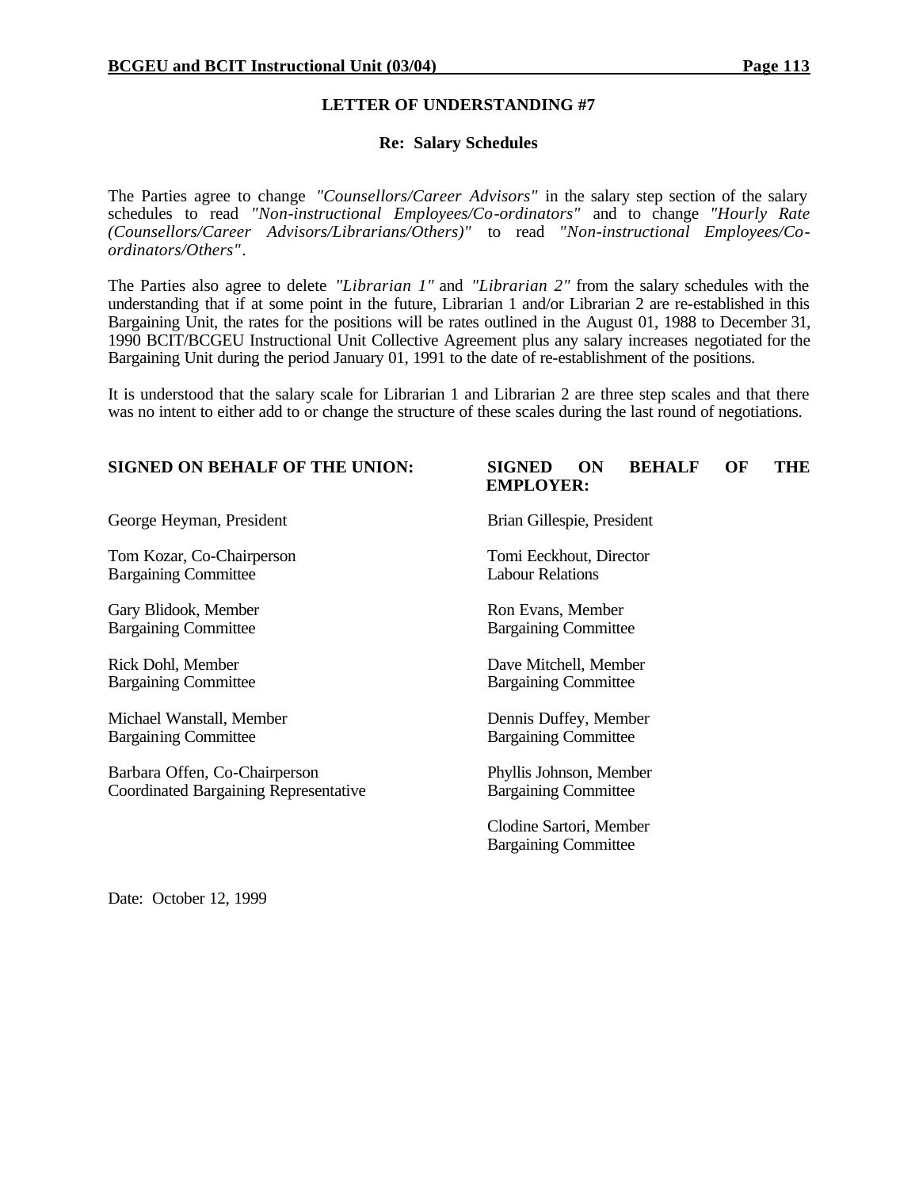## LETTER OF UNDERSTANDING #7

### Re: Salary Schedules

The Parties agree to change *"Counsellors/Career Advisors"* in the salary step section of the salary schedules to read *"Non-instructional Employees/Co-ordinators"* and to change *"Hourly Rate (Counsellors/Career Advisors/Librarians/Others)"* to read *"Non-instructional Employees/Co-ordinators/Others"*.

The Parties also agree to delete *"Librarian 1"* and *"Librarian 2"* from the salary schedules with the understanding that if at some point in the future, Librarian 1 and/or Librarian 2 are re-established in this Bargaining Unit, the rates for the positions will be rates outlined in the August 01, 1988 to December 31, 1990 BCIT/BCGEU Instructional Unit Collective Agreement plus any salary increases negotiated for the Bargaining Unit during the period January 01, 1991 to the date of re-establishment of the positions.

It is understood that the salary scale for Librarian 1 and Librarian 2 are three step scales and that there was no intent to either add to or change the structure of these scales during the last round of negotiations.

**SIGNED ON BEHALF OF THE UNION:**

George Heyman, President

Tom Kozar, Co-Chairperson
Bargaining Committee

Gary Blidook, Member
Bargaining Committee

Rick Dohl, Member
Bargaining Committee

Michael Wanstall, Member
Bargaining Committee

Barbara Offen, Co-Chairperson
Coordinated Bargaining Representative

**SIGNED ON BEHALF OF THE EMPLOYER:**

Brian Gillespie, President

Tomi Eeckhout, Director
Labour Relations

Ron Evans, Member
Bargaining Committee

Dave Mitchell, Member
Bargaining Committee

Dennis Duffey, Member
Bargaining Committee

Phyllis Johnson, Member
Bargaining Committee

Clodine Sartori, Member
Bargaining Committee

Date: October 12, 1999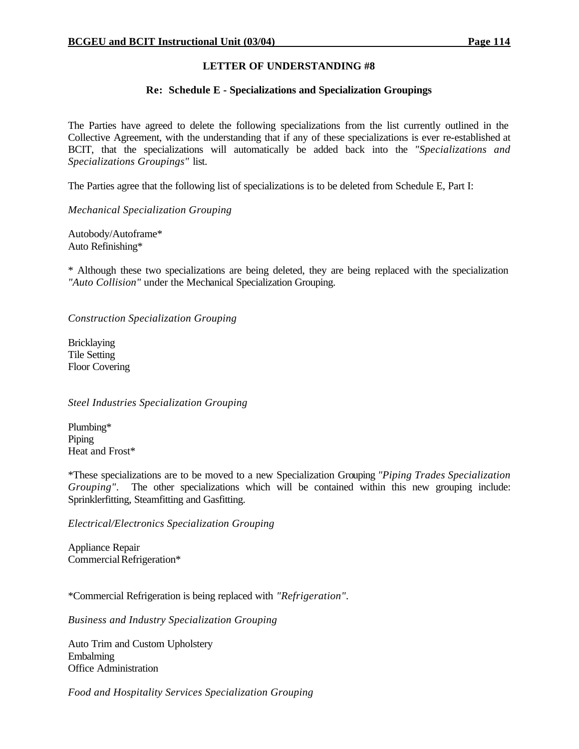## LETTER OF UNDERSTANDING #8

### Re: Schedule E - Specializations and Specialization Groupings

The Parties have agreed to delete the following specializations from the list currently outlined in the Collective Agreement, with the understanding that if any of these specializations is ever re-established at BCIT, that the specializations will automatically be added back into the *"Specializations and Specializations Groupings"* list.

The Parties agree that the following list of specializations is to be deleted from Schedule E, Part I:

*Mechanical Specialization Grouping*

Autobody/Autoframe*
Auto Refinishing*

* Although these two specializations are being deleted, they are being replaced with the specialization *"Auto Collision"* under the Mechanical Specialization Grouping.

*Construction Specialization Grouping*

Bricklaying
Tile Setting
Floor Covering

*Steel Industries Specialization Grouping*

Plumbing*
Piping
Heat and Frost*

*These specializations are to be moved to a new Specialization Grouping *"Piping Trades Specialization Grouping"*. The other specializations which will be contained within this new grouping include: Sprinklerfitting, Steamfitting and Gasfitting.

*Electrical/Electronics Specialization Grouping*

Appliance Repair
Commercial Refrigeration*

*Commercial Refrigeration is being replaced with *"Refrigeration"*.

*Business and Industry Specialization Grouping*

Auto Trim and Custom Upholstery
Embalming
Office Administration

*Food and Hospitality Services Specialization Grouping*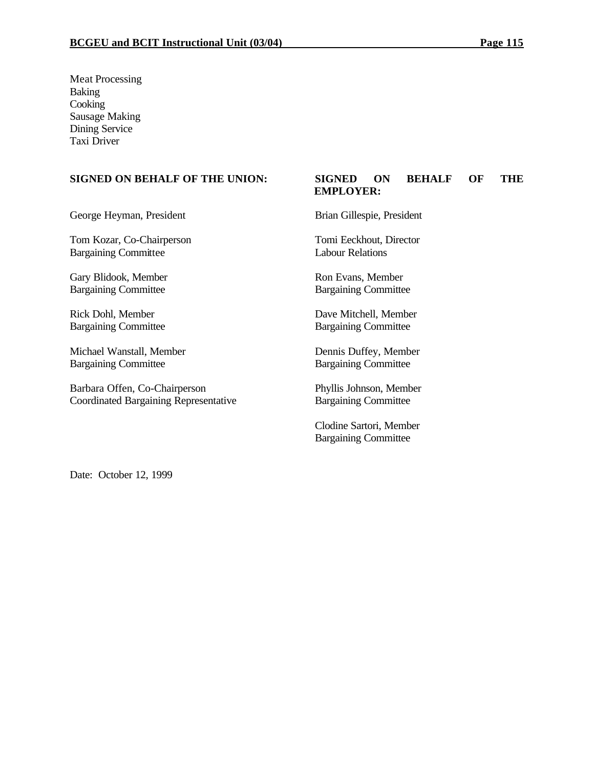Meat Processing
Baking
Cooking
Sausage Making
Dining Service
Taxi Driver

| **SIGNED ON BEHALF OF THE UNION:** | **SIGNED ON BEHALF OF THE EMPLOYER:** |
|---|---|
| George Heyman, President | Brian Gillespie, President |
| Tom Kozar, Co-Chairperson<br>Bargaining Committee | Tomi Eeckhout, Director<br>Labour Relations |
| Gary Blidook, Member<br>Bargaining Committee | Ron Evans, Member<br>Bargaining Committee |
| Rick Dohl, Member<br>Bargaining Committee | Dave Mitchell, Member<br>Bargaining Committee |
| Michael Wanstall, Member<br>Bargaining Committee | Dennis Duffey, Member<br>Bargaining Committee |
| Barbara Offen, Co-Chairperson<br>Coordinated Bargaining Representative | Phyllis Johnson, Member<br>Bargaining Committee |
| | Clodine Sartori, Member<br>Bargaining Committee |

Date: October 12, 1999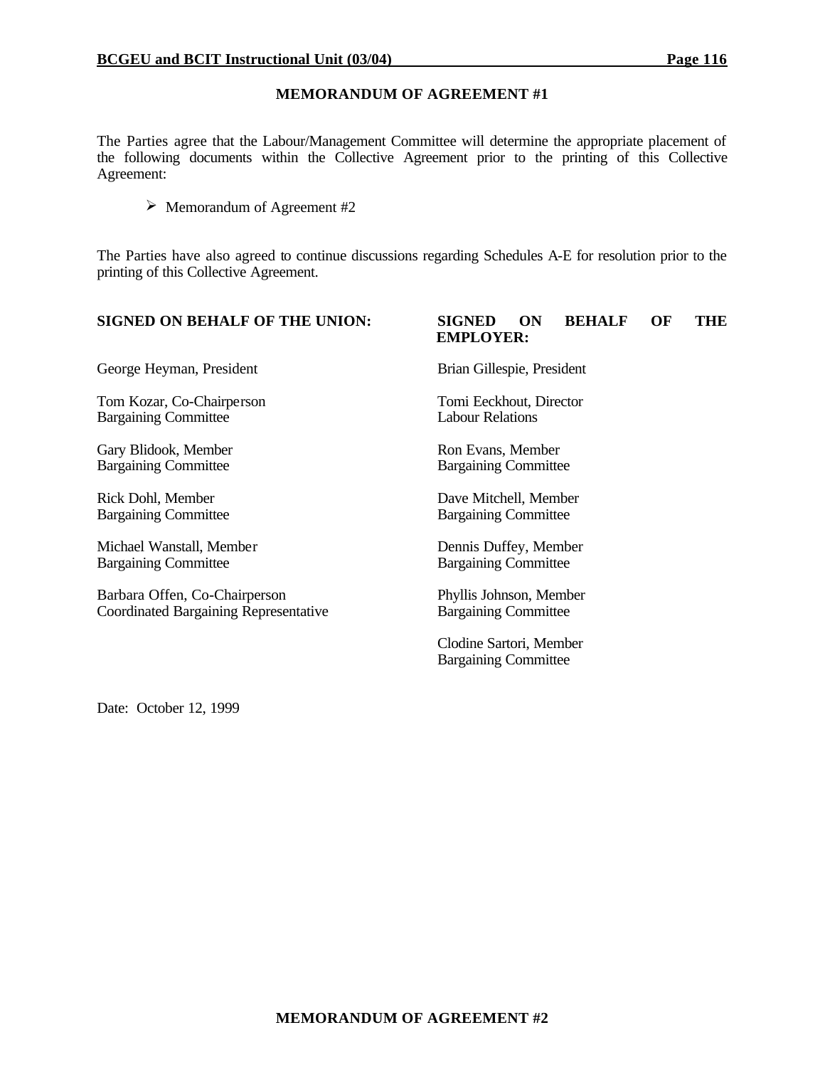## MEMORANDUM OF AGREEMENT #1

The Parties agree that the Labour/Management Committee will determine the appropriate placement of the following documents within the Collective Agreement prior to the printing of this Collective Agreement:

- Memorandum of Agreement #2

The Parties have also agreed to continue discussions regarding Schedules A-E for resolution prior to the printing of this Collective Agreement.

| SIGNED ON BEHALF OF THE UNION: | SIGNED ON BEHALF OF THE EMPLOYER: |
|---|---|
| George Heyman, President | Brian Gillespie, President |
| Tom Kozar, Co-Chairperson<br>Bargaining Committee | Tomi Eeckhout, Director<br>Labour Relations |
| Gary Blidook, Member<br>Bargaining Committee | Ron Evans, Member<br>Bargaining Committee |
| Rick Dohl, Member<br>Bargaining Committee | Dave Mitchell, Member<br>Bargaining Committee |
| Michael Wanstall, Member<br>Bargaining Committee | Dennis Duffey, Member<br>Bargaining Committee |
| Barbara Offen, Co-Chairperson<br>Coordinated Bargaining Representative | Phyllis Johnson, Member<br>Bargaining Committee |
| | Clodine Sartori, Member<br>Bargaining Committee |

Date: October 12, 1999

## MEMORANDUM OF AGREEMENT #2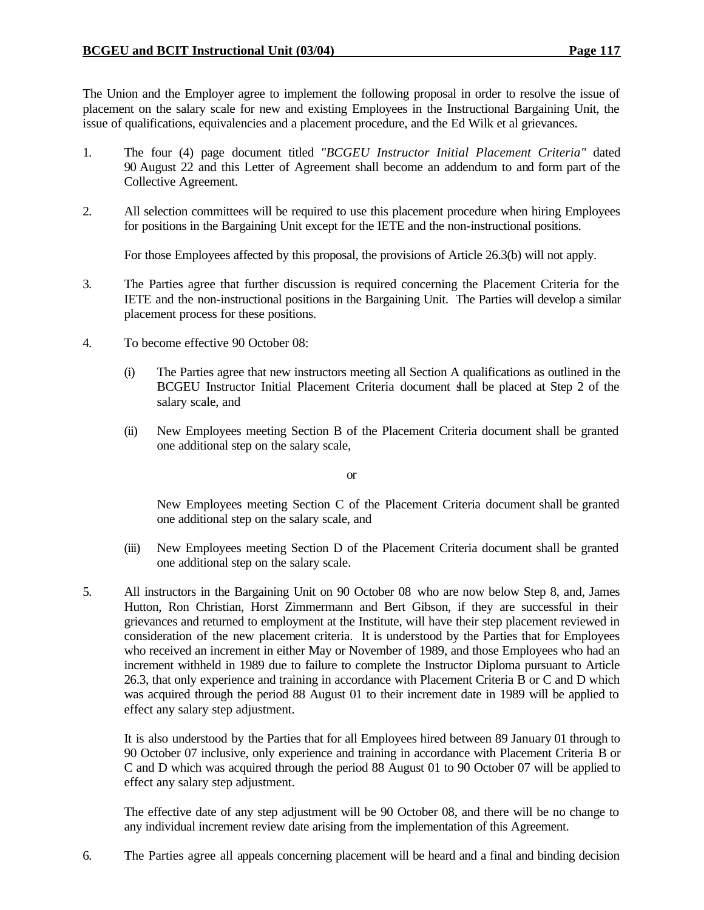The Union and the Employer agree to implement the following proposal in order to resolve the issue of placement on the salary scale for new and existing Employees in the Instructional Bargaining Unit, the issue of qualifications, equivalencies and a placement procedure, and the Ed Wilk et al grievances.

1. The four (4) page document titled *"BCGEU Instructor Initial Placement Criteria"* dated 90 August 22 and this Letter of Agreement shall become an addendum to and form part of the Collective Agreement.

2. All selection committees will be required to use this placement procedure when hiring Employees for positions in the Bargaining Unit except for the IETE and the non-instructional positions.

   For those Employees affected by this proposal, the provisions of Article 26.3(b) will not apply.

3. The Parties agree that further discussion is required concerning the Placement Criteria for the IETE and the non-instructional positions in the Bargaining Unit. The Parties will develop a similar placement process for these positions.

4. To become effective 90 October 08:

   (i) The Parties agree that new instructors meeting all Section A qualifications as outlined in the BCGEU Instructor Initial Placement Criteria document shall be placed at Step 2 of the salary scale, and

   (ii) New Employees meeting Section B of the Placement Criteria document shall be granted one additional step on the salary scale,

   or

   New Employees meeting Section C of the Placement Criteria document shall be granted one additional step on the salary scale, and

   (iii) New Employees meeting Section D of the Placement Criteria document shall be granted one additional step on the salary scale.

5. All instructors in the Bargaining Unit on 90 October 08 who are now below Step 8, and, James Hutton, Ron Christian, Horst Zimmermann and Bert Gibson, if they are successful in their grievances and returned to employment at the Institute, will have their step placement reviewed in consideration of the new placement criteria. It is understood by the Parties that for Employees who received an increment in either May or November of 1989, and those Employees who had an increment withheld in 1989 due to failure to complete the Instructor Diploma pursuant to Article 26.3, that only experience and training in accordance with Placement Criteria B or C and D which was acquired through the period 88 August 01 to their increment date in 1989 will be applied to effect any salary step adjustment.

   It is also understood by the Parties that for all Employees hired between 89 January 01 through to 90 October 07 inclusive, only experience and training in accordance with Placement Criteria B or C and D which was acquired through the period 88 August 01 to 90 October 07 will be applied to effect any salary step adjustment.

   The effective date of any step adjustment will be 90 October 08, and there will be no change to any individual increment review date arising from the implementation of this Agreement.

6. The Parties agree all appeals concerning placement will be heard and a final and binding decision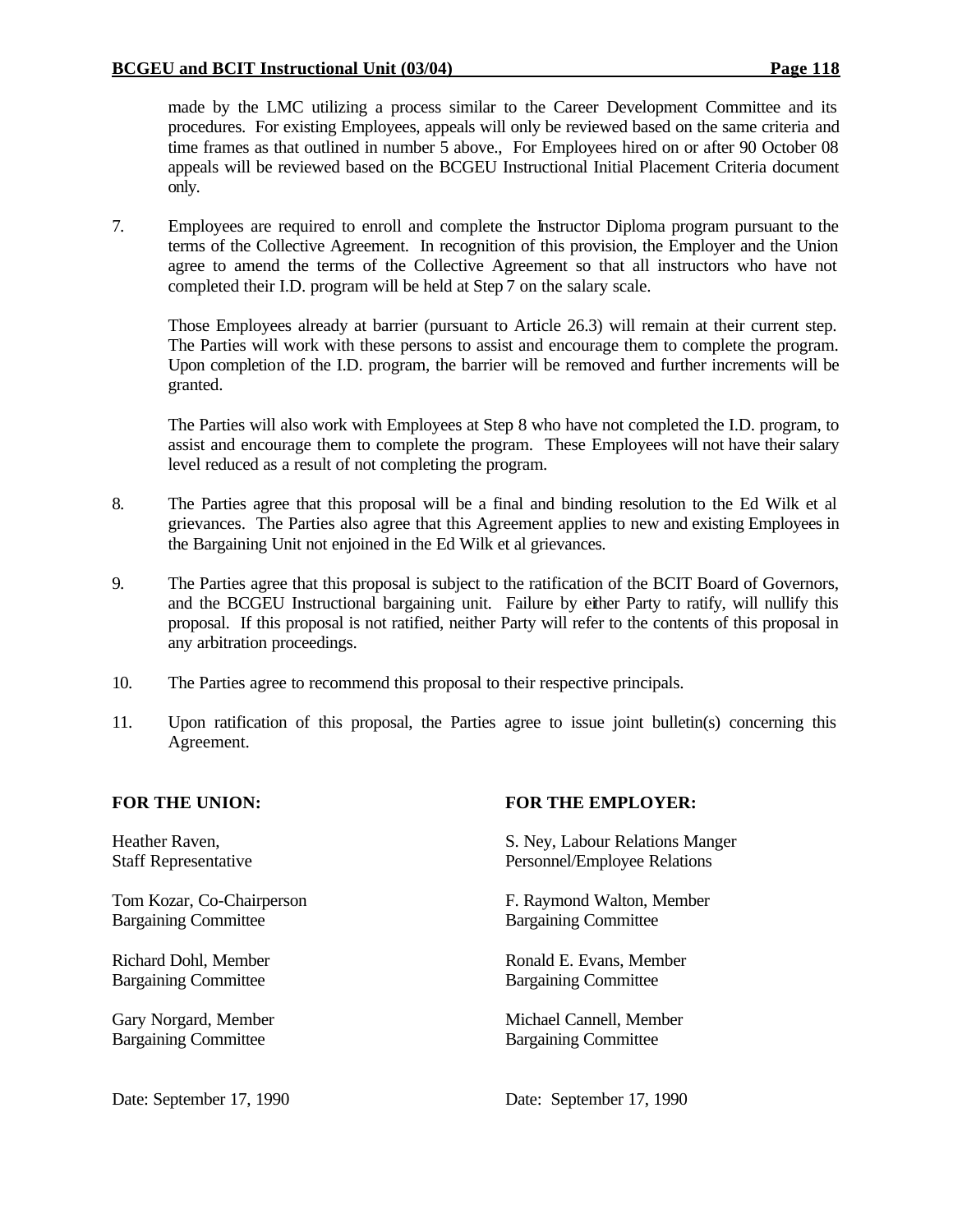made by the LMC utilizing a process similar to the Career Development Committee and its procedures. For existing Employees, appeals will only be reviewed based on the same criteria and time frames as that outlined in number 5 above., For Employees hired on or after 90 October 08 appeals will be reviewed based on the BCGEU Instructional Initial Placement Criteria document only.

7. Employees are required to enroll and complete the Instructor Diploma program pursuant to the terms of the Collective Agreement. In recognition of this provision, the Employer and the Union agree to amend the terms of the Collective Agreement so that all instructors who have not completed their I.D. program will be held at Step 7 on the salary scale.

   Those Employees already at barrier (pursuant to Article 26.3) will remain at their current step. The Parties will work with these persons to assist and encourage them to complete the program. Upon completion of the I.D. program, the barrier will be removed and further increments will be granted.

   The Parties will also work with Employees at Step 8 who have not completed the I.D. program, to assist and encourage them to complete the program. These Employees will not have their salary level reduced as a result of not completing the program.

8. The Parties agree that this proposal will be a final and binding resolution to the Ed Wilk et al grievances. The Parties also agree that this Agreement applies to new and existing Employees in the Bargaining Unit not enjoined in the Ed Wilk et al grievances.

9. The Parties agree that this proposal is subject to the ratification of the BCIT Board of Governors, and the BCGEU Instructional bargaining unit. Failure by either Party to ratify, will nullify this proposal. If this proposal is not ratified, neither Party will refer to the contents of this proposal in any arbitration proceedings.

10. The Parties agree to recommend this proposal to their respective principals.

11. Upon ratification of this proposal, the Parties agree to issue joint bulletin(s) concerning this Agreement.

| **FOR THE UNION:** | **FOR THE EMPLOYER:** |
|---|---|
| Heather Raven,<br>Staff Representative | S. Ney, Labour Relations Manger<br>Personnel/Employee Relations |
| Tom Kozar, Co-Chairperson<br>Bargaining Committee | F. Raymond Walton, Member<br>Bargaining Committee |
| Richard Dohl, Member<br>Bargaining Committee | Ronald E. Evans, Member<br>Bargaining Committee |
| Gary Norgard, Member<br>Bargaining Committee | Michael Cannell, Member<br>Bargaining Committee |
| Date: September 17, 1990 | Date: September 17, 1990 |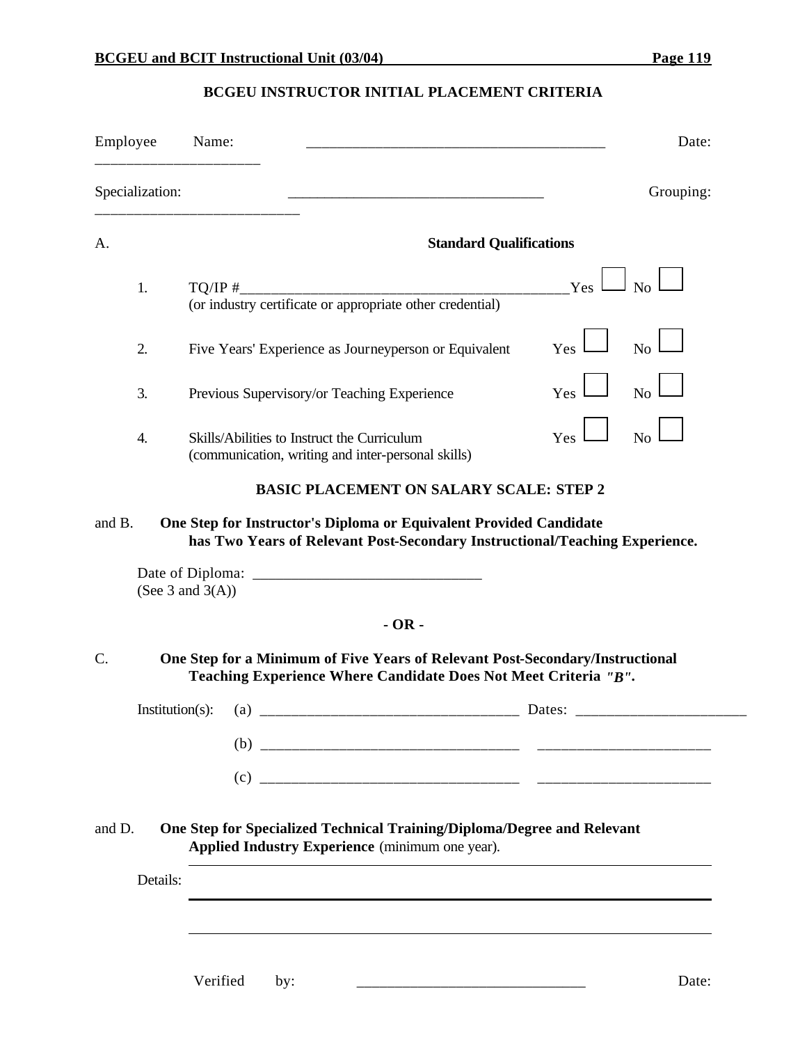# BCGEU INSTRUCTOR INITIAL PLACEMENT CRITERIA

Employee Name: ________________________________________ Date: ______________________

Specialization: __________________________________ Grouping: ___________________________

A. **Standard Qualifications**

1. TQ/IP #____________________________________________ Yes ☐ No ☐
   (or industry certificate or appropriate other credential)

2. Five Years' Experience as Journeyperson or Equivalent Yes ☐ No ☐

3. Previous Supervisory/or Teaching Experience Yes ☐ No ☐

4. Skills/Abilities to Instruct the Curriculum Yes ☐ No ☐
   (communication, writing and inter-personal skills)

**BASIC PLACEMENT ON SALARY SCALE: STEP 2**

and B. **One Step for Instructor's Diploma or Equivalent Provided Candidate has Two Years of Relevant Post-Secondary Instructional/Teaching Experience.**

Date of Diploma: ______________________________
(See 3 and 3(A))

**- OR -**

C. **One Step for a Minimum of Five Years of Relevant Post-Secondary/Instructional Teaching Experience Where Candidate Does Not Meet Criteria *"B"*.**

Institution(s): (a) __________________________________ Dates: ______________________

(b) __________________________________ ______________________

(c) __________________________________ ______________________

and D. **One Step for Specialized Technical Training/Diploma/Degree and Relevant Applied Industry Experience** (minimum one year).

Details: ______________________________________________________________________

______________________________________________________________________

______________________________________________________________________

Verified by: ______________________________ Date: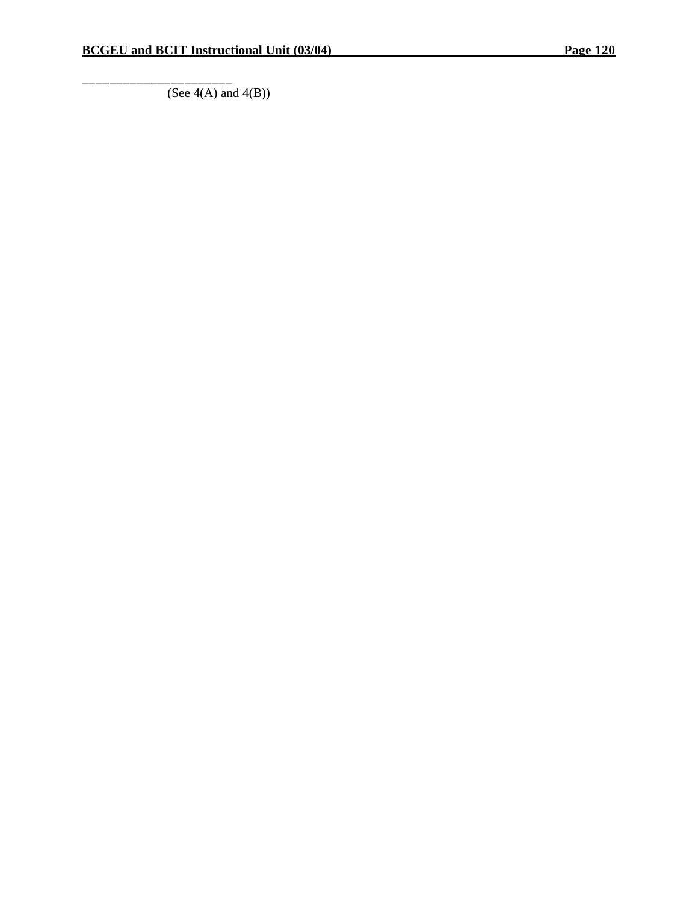_______________________

(See 4(A) and 4(B))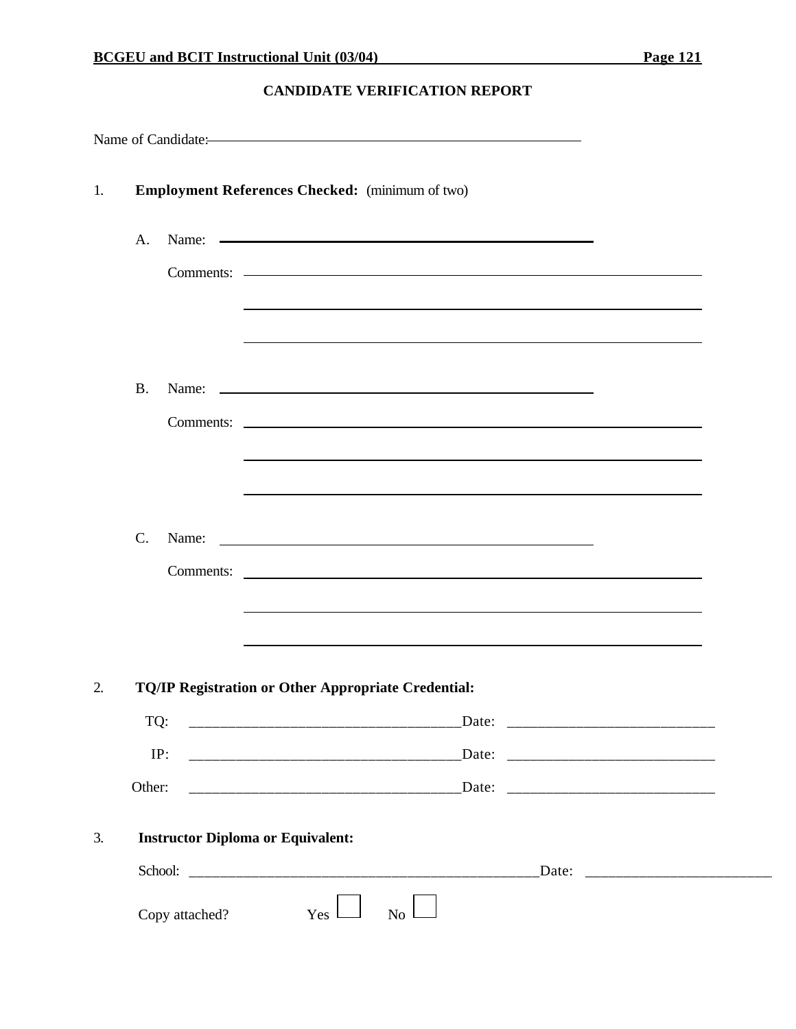## CANDIDATE VERIFICATION REPORT

Name of Candidate: ____________________________________________

1. **Employment References Checked:** (minimum of two)

   A. Name: ____________________________________________

      Comments: ____________________________________________

      ____________________________________________

      ____________________________________________

   B. Name: ____________________________________________

      Comments: ____________________________________________

      ____________________________________________

      ____________________________________________

   C. Name: ____________________________________________

      Comments: ____________________________________________

      ____________________________________________

      ____________________________________________

2. **TQ/IP Registration or Other Appropriate Credential:**

   TQ: ___________________________________Date: ___________________________

   IP: ___________________________________Date: ___________________________

   Other: ___________________________________Date: ___________________________

3. **Instructor Diploma or Equivalent:**

   School: _______________________________________________Date: ________________________

   Copy attached? Yes ☐ No ☐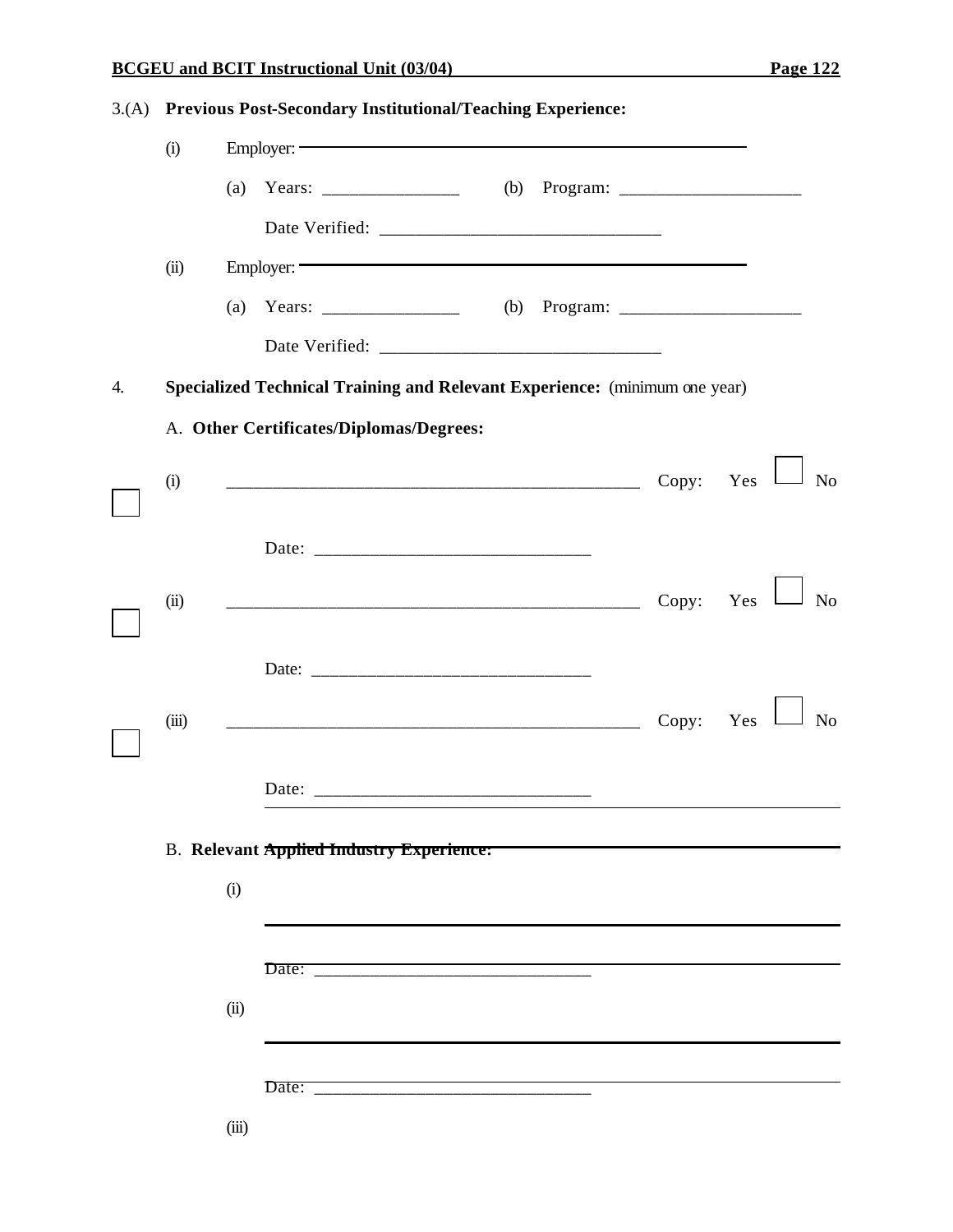3.(A) **Previous Post-Secondary Institutional/Teaching Experience:**

(i) Employer: ____________________________________________

(a) Years: _______________ (b) Program: ____________________

Date Verified: ______________________________

(ii) Employer: ____________________________________________

(a) Years: _______________ (b) Program: ____________________

Date Verified: ______________________________

4. **Specialized Technical Training and Relevant Experience:** (minimum one year)

A. **Other Certificates/Diplomas/Degrees:**

☐ (i) ______________________________________________ Copy: Yes ☐ No

Date: ______________________________

☐ (ii) ______________________________________________ Copy: Yes ☐ No

Date: ______________________________

☐ (iii) ______________________________________________ Copy: Yes ☐ No

Date: ______________________________

B. **Relevant Applied Industry Experience:**

(i) ______________________________________________

Date: ______________________________

(ii) ______________________________________________

Date: ______________________________

(iii)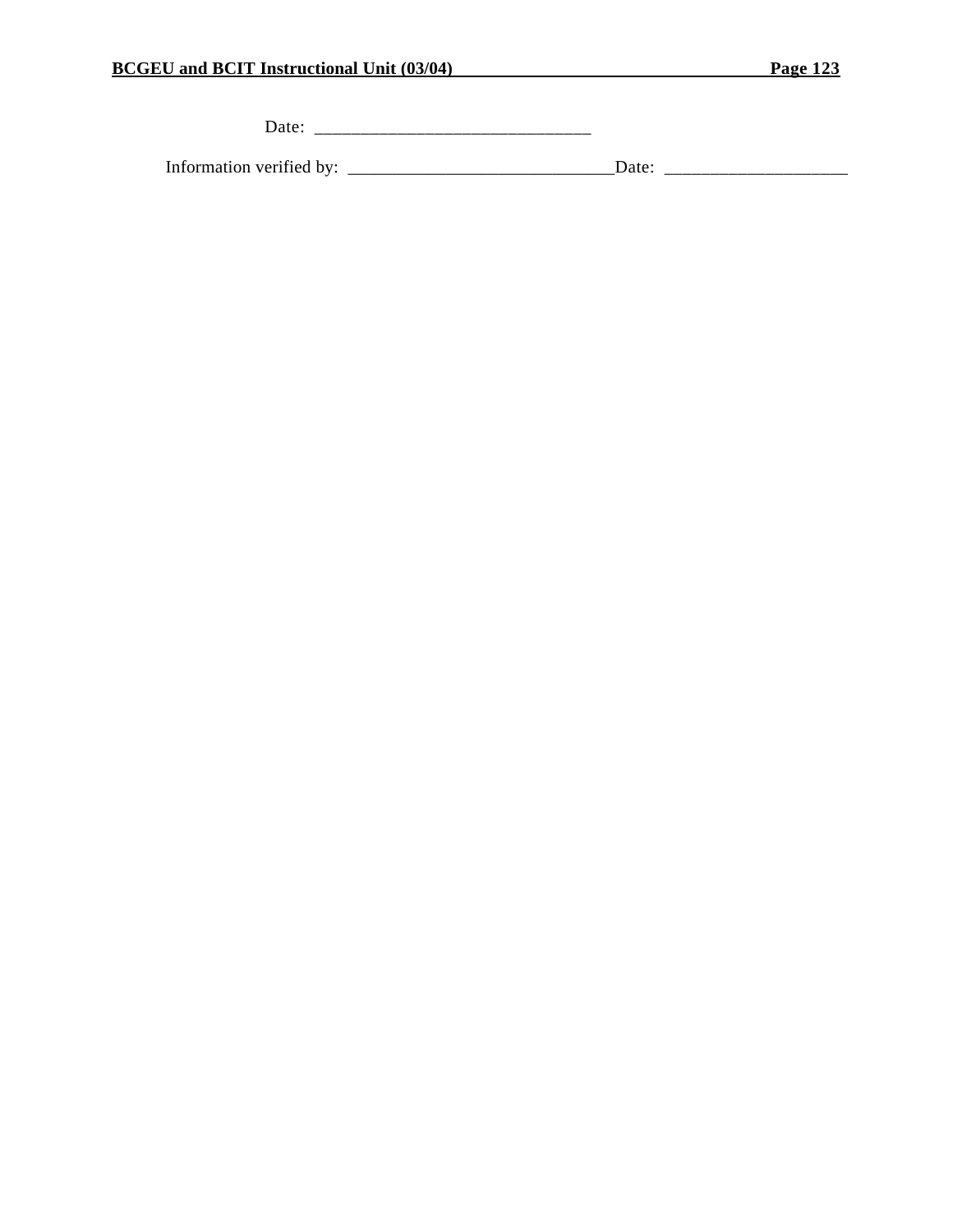Date: ______________________________

Information verified by: _____________________________Date: ____________________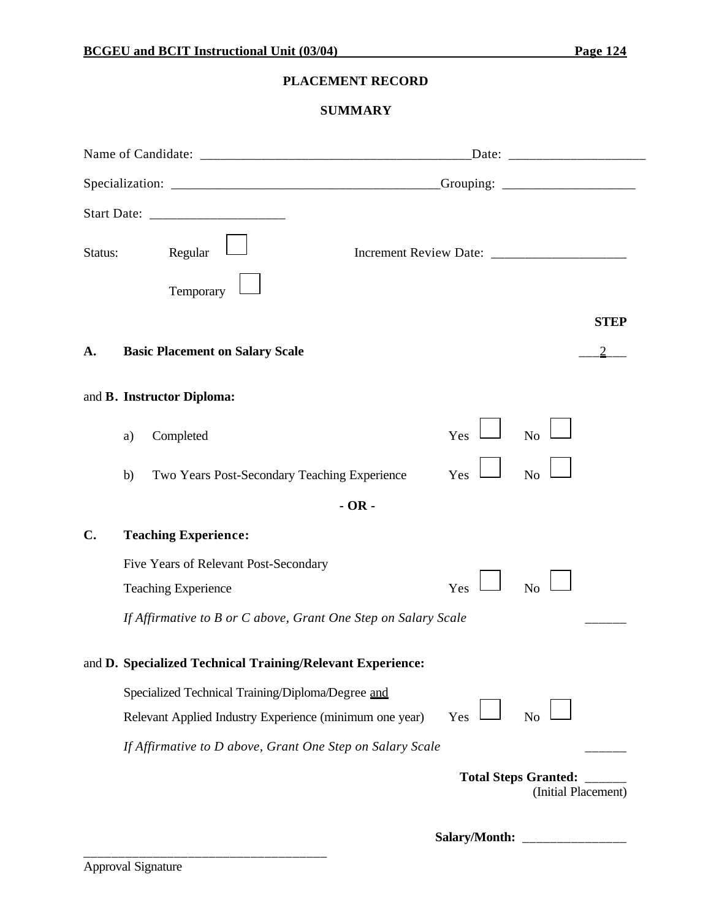# PLACEMENT RECORD

## SUMMARY

Name of Candidate: ________________________________________Date: ____________________

Specialization: ________________________________________Grouping: ____________________

Start Date: ____________________

Status: Regular ☐ Increment Review Date: ____________________

Temporary ☐

**STEP**

**A. Basic Placement on Salary Scale** ___2___

and **B. Instructor Diploma:**

a) Completed Yes ☐ No ☐

b) Two Years Post-Secondary Teaching Experience Yes ☐ No ☐

**- OR -**

**C. Teaching Experience:**

Five Years of Relevant Post-Secondary Teaching Experience Yes ☐ No ☐

*If Affirmative to B or C above, Grant One Step on Salary Scale* ______

and **D. Specialized Technical Training/Relevant Experience:**

Specialized Technical Training/Diploma/Degree and Relevant Applied Industry Experience (minimum one year) Yes ☐ No ☐

*If Affirmative to D above, Grant One Step on Salary Scale* ______

**Total Steps Granted:** ______
(Initial Placement)

**Salary/Month:** ________________

_____________________________________
Approval Signature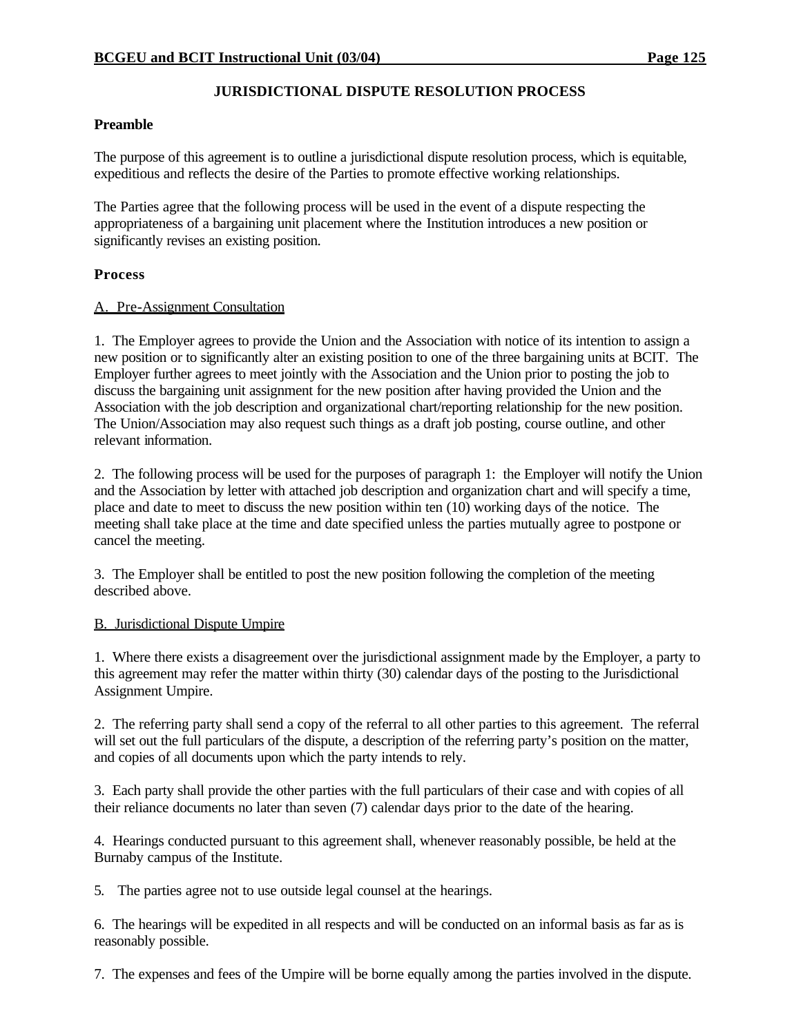## JURISDICTIONAL DISPUTE RESOLUTION PROCESS

### Preamble

The purpose of this agreement is to outline a jurisdictional dispute resolution process, which is equitable, expeditious and reflects the desire of the Parties to promote effective working relationships.

The Parties agree that the following process will be used in the event of a dispute respecting the appropriateness of a bargaining unit placement where the Institution introduces a new position or significantly revises an existing position.

### Process

A. Pre-Assignment Consultation

1. The Employer agrees to provide the Union and the Association with notice of its intention to assign a new position or to significantly alter an existing position to one of the three bargaining units at BCIT. The Employer further agrees to meet jointly with the Association and the Union prior to posting the job to discuss the bargaining unit assignment for the new position after having provided the Union and the Association with the job description and organizational chart/reporting relationship for the new position. The Union/Association may also request such things as a draft job posting, course outline, and other relevant information.

2. The following process will be used for the purposes of paragraph 1: the Employer will notify the Union and the Association by letter with attached job description and organization chart and will specify a time, place and date to meet to discuss the new position within ten (10) working days of the notice. The meeting shall take place at the time and date specified unless the parties mutually agree to postpone or cancel the meeting.

3. The Employer shall be entitled to post the new position following the completion of the meeting described above.

B. Jurisdictional Dispute Umpire

1. Where there exists a disagreement over the jurisdictional assignment made by the Employer, a party to this agreement may refer the matter within thirty (30) calendar days of the posting to the Jurisdictional Assignment Umpire.

2. The referring party shall send a copy of the referral to all other parties to this agreement. The referral will set out the full particulars of the dispute, a description of the referring party's position on the matter, and copies of all documents upon which the party intends to rely.

3. Each party shall provide the other parties with the full particulars of their case and with copies of all their reliance documents no later than seven (7) calendar days prior to the date of the hearing.

4. Hearings conducted pursuant to this agreement shall, whenever reasonably possible, be held at the Burnaby campus of the Institute.

5. The parties agree not to use outside legal counsel at the hearings.

6. The hearings will be expedited in all respects and will be conducted on an informal basis as far as is reasonably possible.

7. The expenses and fees of the Umpire will be borne equally among the parties involved in the dispute.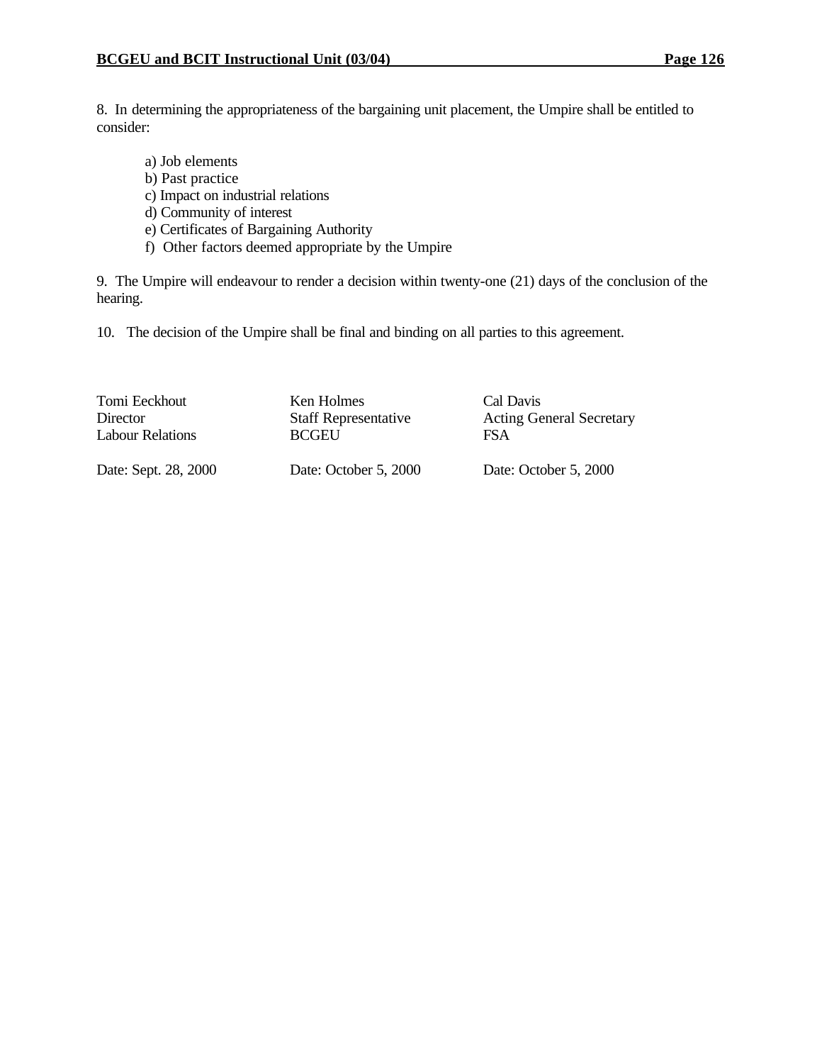8. In determining the appropriateness of the bargaining unit placement, the Umpire shall be entitled to consider:

a) Job elements
b) Past practice
c) Impact on industrial relations
d) Community of interest
e) Certificates of Bargaining Authority
f) Other factors deemed appropriate by the Umpire

9. The Umpire will endeavour to render a decision within twenty-one (21) days of the conclusion of the hearing.

10. The decision of the Umpire shall be final and binding on all parties to this agreement.

| | | |
|---|---|---|
| Tomi Eeckhout | Ken Holmes | Cal Davis |
| Director | Staff Representative | Acting General Secretary |
| Labour Relations | BCGEU | FSA |
| Date: Sept. 28, 2000 | Date: October 5, 2000 | Date: October 5, 2000 |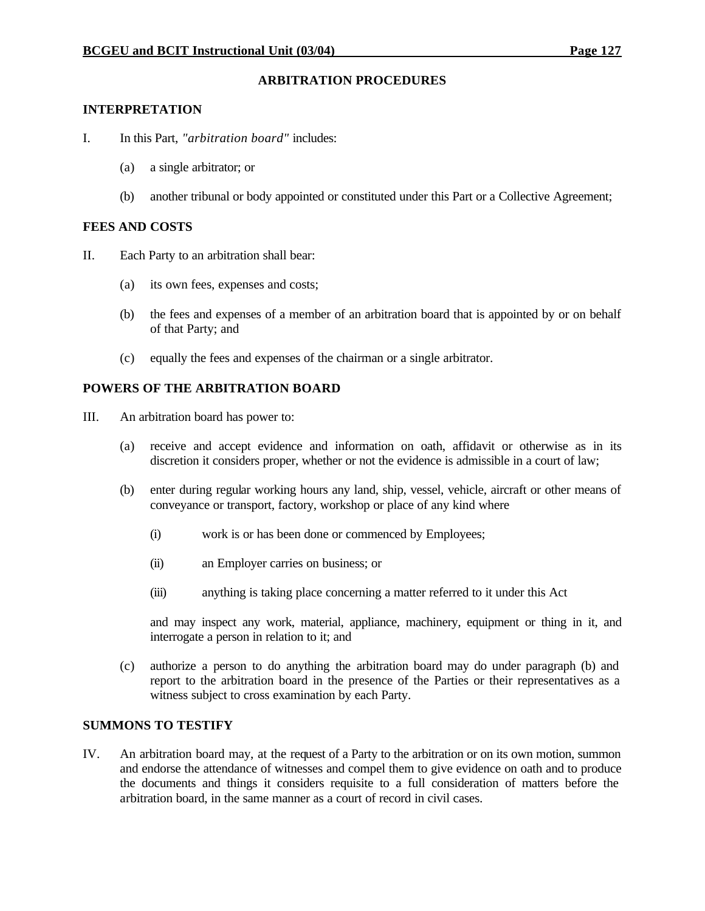## ARBITRATION PROCEDURES

### INTERPRETATION

I. In this Part, *"arbitration board"* includes:

   (a) a single arbitrator; or

   (b) another tribunal or body appointed or constituted under this Part or a Collective Agreement;

### FEES AND COSTS

II. Each Party to an arbitration shall bear:

   (a) its own fees, expenses and costs;

   (b) the fees and expenses of a member of an arbitration board that is appointed by or on behalf of that Party; and

   (c) equally the fees and expenses of the chairman or a single arbitrator.

### POWERS OF THE ARBITRATION BOARD

III. An arbitration board has power to:

   (a) receive and accept evidence and information on oath, affidavit or otherwise as in its discretion it considers proper, whether or not the evidence is admissible in a court of law;

   (b) enter during regular working hours any land, ship, vessel, vehicle, aircraft or other means of conveyance or transport, factory, workshop or place of any kind where

      (i) work is or has been done or commenced by Employees;

      (ii) an Employer carries on business; or

      (iii) anything is taking place concerning a matter referred to it under this Act

   and may inspect any work, material, appliance, machinery, equipment or thing in it, and interrogate a person in relation to it; and

   (c) authorize a person to do anything the arbitration board may do under paragraph (b) and report to the arbitration board in the presence of the Parties or their representatives as a witness subject to cross examination by each Party.

### SUMMONS TO TESTIFY

IV. An arbitration board may, at the request of a Party to the arbitration or on its own motion, summon and endorse the attendance of witnesses and compel them to give evidence on oath and to produce the documents and things it considers requisite to a full consideration of matters before the arbitration board, in the same manner as a court of record in civil cases.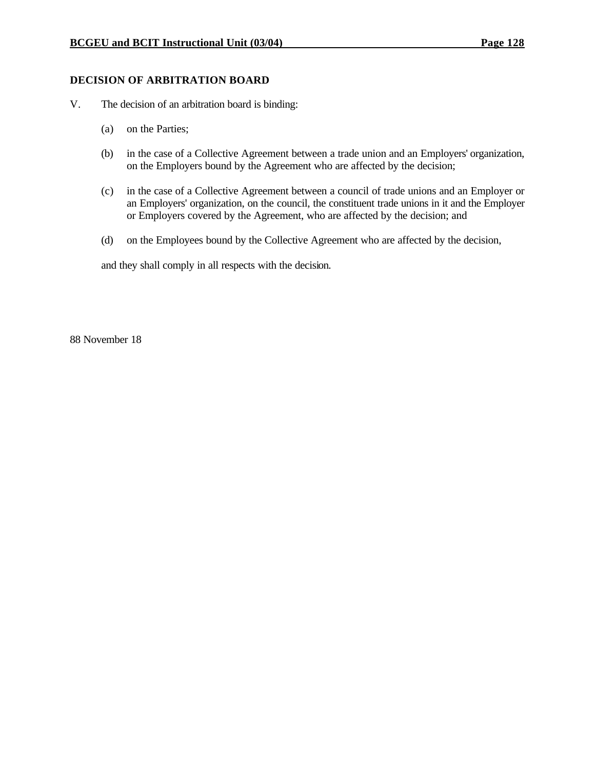### DECISION OF ARBITRATION BOARD

V. The decision of an arbitration board is binding:

(a) on the Parties;

(b) in the case of a Collective Agreement between a trade union and an Employers' organization, on the Employers bound by the Agreement who are affected by the decision;

(c) in the case of a Collective Agreement between a council of trade unions and an Employer or an Employers' organization, on the council, the constituent trade unions in it and the Employer or Employers covered by the Agreement, who are affected by the decision; and

(d) on the Employees bound by the Collective Agreement who are affected by the decision,

and they shall comply in all respects with the decision.

88 November 18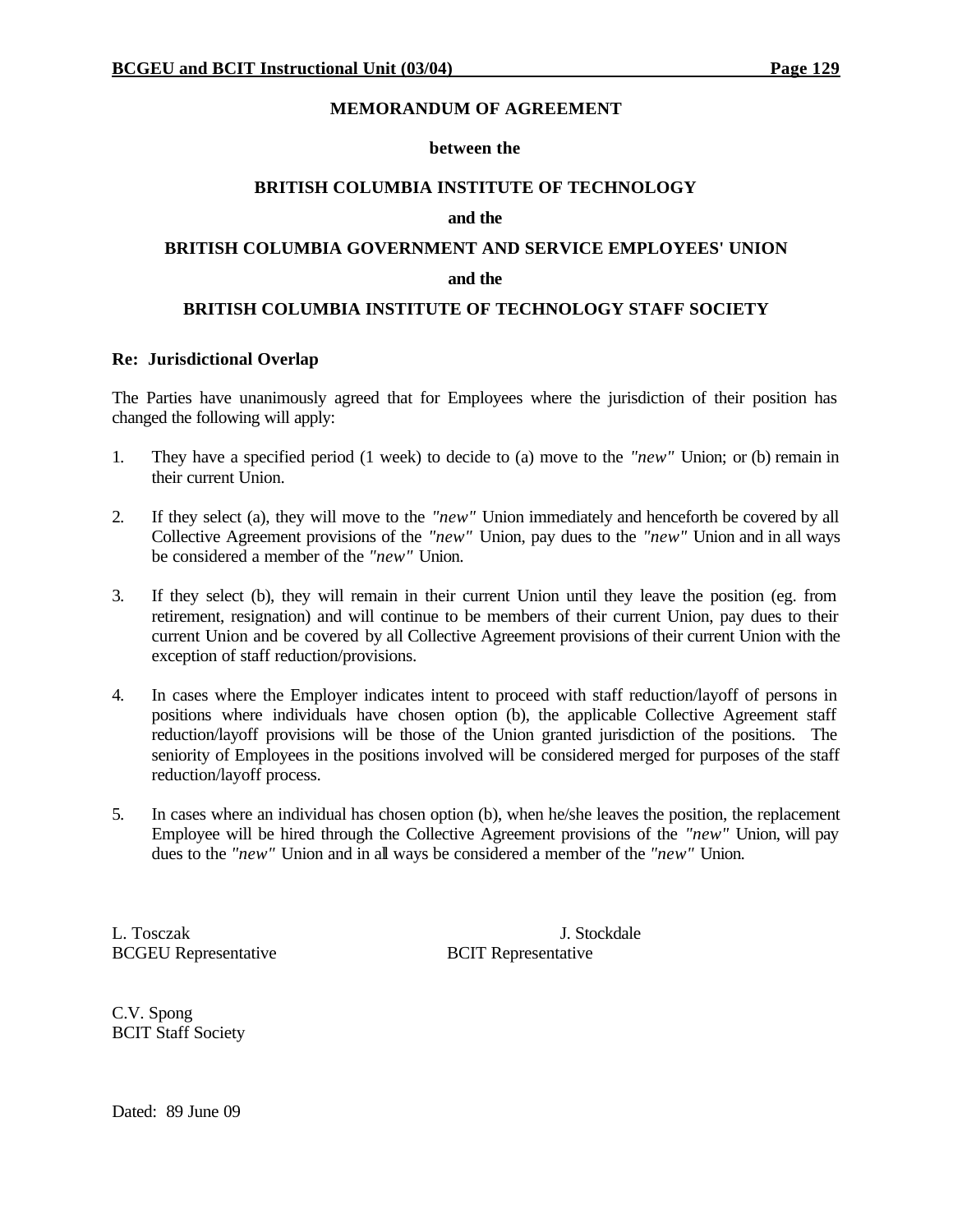**MEMORANDUM OF AGREEMENT**

**between the**

**BRITISH COLUMBIA INSTITUTE OF TECHNOLOGY**

**and the**

**BRITISH COLUMBIA GOVERNMENT AND SERVICE EMPLOYEES' UNION**

**and the**

**BRITISH COLUMBIA INSTITUTE OF TECHNOLOGY STAFF SOCIETY**

**Re: Jurisdictional Overlap**

The Parties have unanimously agreed that for Employees where the jurisdiction of their position has changed the following will apply:

1. They have a specified period (1 week) to decide to (a) move to the *"new"* Union; or (b) remain in their current Union.

2. If they select (a), they will move to the *"new"* Union immediately and henceforth be covered by all Collective Agreement provisions of the *"new"* Union, pay dues to the *"new"* Union and in all ways be considered a member of the *"new"* Union.

3. If they select (b), they will remain in their current Union until they leave the position (eg. from retirement, resignation) and will continue to be members of their current Union, pay dues to their current Union and be covered by all Collective Agreement provisions of their current Union with the exception of staff reduction/provisions.

4. In cases where the Employer indicates intent to proceed with staff reduction/layoff of persons in positions where individuals have chosen option (b), the applicable Collective Agreement staff reduction/layoff provisions will be those of the Union granted jurisdiction of the positions. The seniority of Employees in the positions involved will be considered merged for purposes of the staff reduction/layoff process.

5. In cases where an individual has chosen option (b), when he/she leaves the position, the replacement Employee will be hired through the Collective Agreement provisions of the *"new"* Union, will pay dues to the *"new"* Union and in all ways be considered a member of the *"new"* Union.

L. Tosczak
BCGEU Representative

J. Stockdale
BCIT Representative

C.V. Spong
BCIT Staff Society

Dated: 89 June 09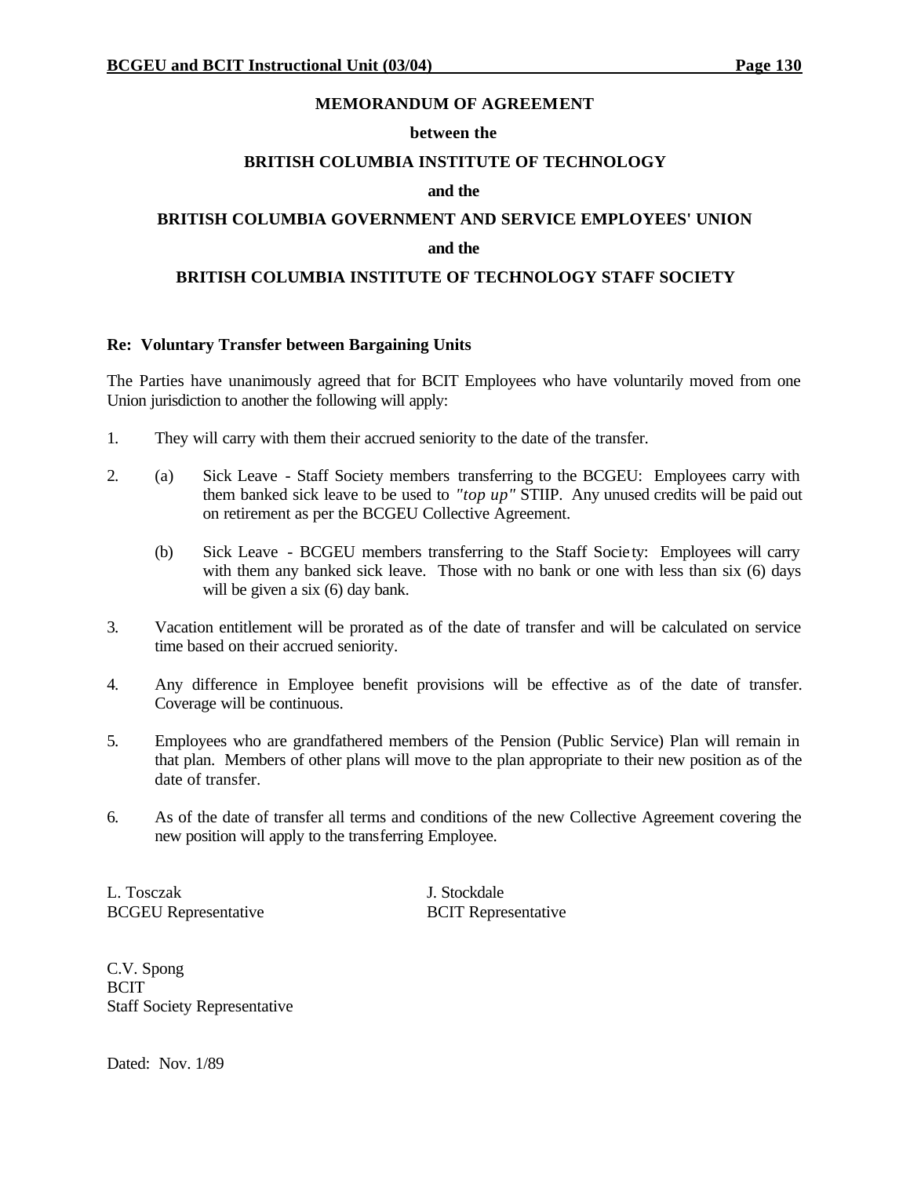**MEMORANDUM OF AGREEMENT**

**between the**

**BRITISH COLUMBIA INSTITUTE OF TECHNOLOGY**

**and the**

**BRITISH COLUMBIA GOVERNMENT AND SERVICE EMPLOYEES' UNION**

**and the**

**BRITISH COLUMBIA INSTITUTE OF TECHNOLOGY STAFF SOCIETY**

**Re: Voluntary Transfer between Bargaining Units**

The Parties have unanimously agreed that for BCIT Employees who have voluntarily moved from one Union jurisdiction to another the following will apply:

1. They will carry with them their accrued seniority to the date of the transfer.

2. (a) Sick Leave - Staff Society members transferring to the BCGEU: Employees carry with them banked sick leave to be used to *"top up"* STIIP. Any unused credits will be paid out on retirement as per the BCGEU Collective Agreement.

   (b) Sick Leave - BCGEU members transferring to the Staff Society: Employees will carry with them any banked sick leave. Those with no bank or one with less than six (6) days will be given a six (6) day bank.

3. Vacation entitlement will be prorated as of the date of transfer and will be calculated on service time based on their accrued seniority.

4. Any difference in Employee benefit provisions will be effective as of the date of transfer. Coverage will be continuous.

5. Employees who are grandfathered members of the Pension (Public Service) Plan will remain in that plan. Members of other plans will move to the plan appropriate to their new position as of the date of transfer.

6. As of the date of transfer all terms and conditions of the new Collective Agreement covering the new position will apply to the transferring Employee.

L. Tosczak
BCGEU Representative

J. Stockdale
BCIT Representative

C.V. Spong
BCIT
Staff Society Representative

Dated: Nov. 1/89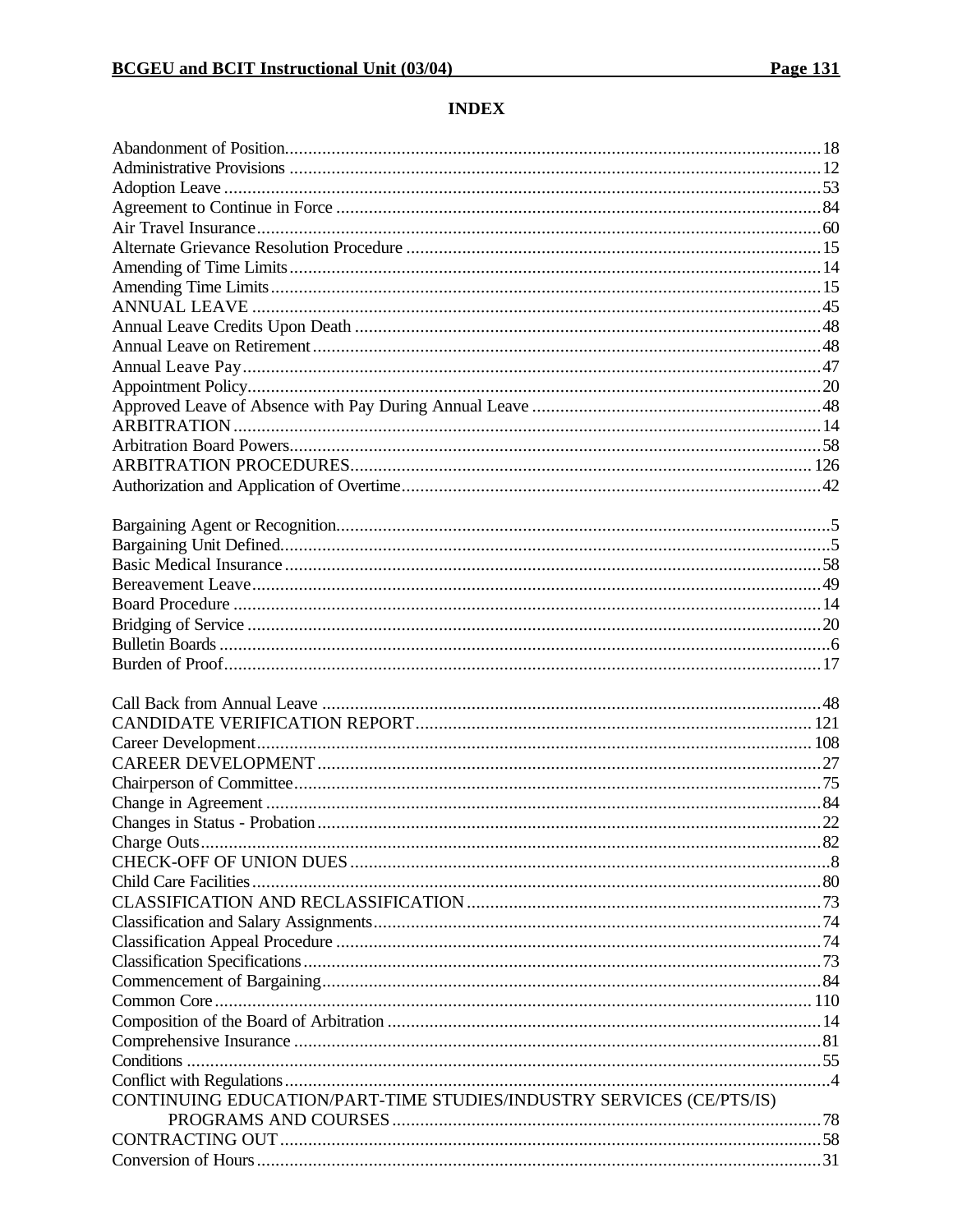# INDEX

Abandonment of Position........18
Administrative Provisions........12
Adoption Leave........53
Agreement to Continue in Force........84
Air Travel Insurance........60
Alternate Grievance Resolution Procedure........15
Amending of Time Limits........14
Amending Time Limits........15
ANNUAL LEAVE........45
Annual Leave Credits Upon Death........48
Annual Leave on Retirement........48
Annual Leave Pay........47
Appointment Policy........20
Approved Leave of Absence with Pay During Annual Leave........48
ARBITRATION........14
Arbitration Board Powers........58
ARBITRATION PROCEDURES........126
Authorization and Application of Overtime........42

Bargaining Agent or Recognition........5
Bargaining Unit Defined........5
Basic Medical Insurance........58
Bereavement Leave........49
Board Procedure........14
Bridging of Service........20
Bulletin Boards........6
Burden of Proof........17

Call Back from Annual Leave........48
CANDIDATE VERIFICATION REPORT........121
Career Development........108
CAREER DEVELOPMENT........27
Chairperson of Committee........75
Change in Agreement........84
Changes in Status - Probation........22
Charge Outs........82
CHECK-OFF OF UNION DUES........8
Child Care Facilities........80
CLASSIFICATION AND RECLASSIFICATION........73
Classification and Salary Assignments........74
Classification Appeal Procedure........74
Classification Specifications........73
Commencement of Bargaining........84
Common Core........110
Composition of the Board of Arbitration........14
Comprehensive Insurance........81
Conditions........55
Conflict with Regulations........4
CONTINUING EDUCATION/PART-TIME STUDIES/INDUSTRY SERVICES (CE/PTS/IS) PROGRAMS AND COURSES........78
CONTRACTING OUT........58
Conversion of Hours........31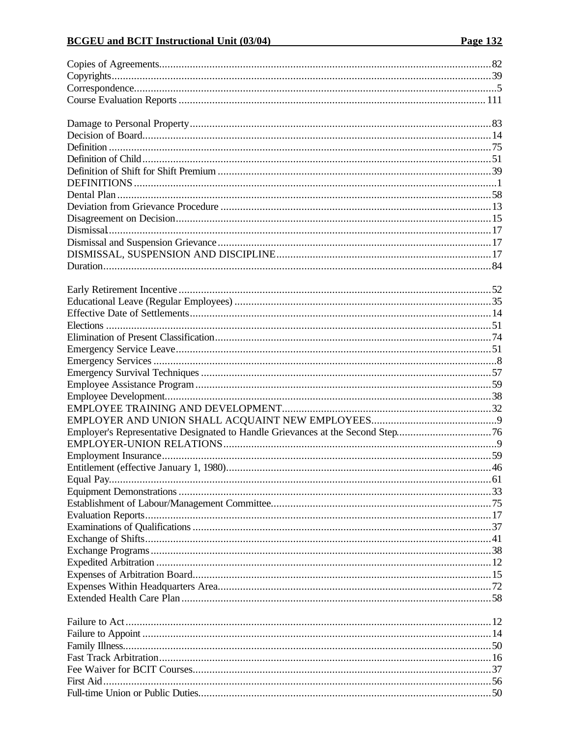Copies of Agreements.......................................................................................................................82
Copyrights.........................................................................................................................................39
Correspondence..................................................................................................................................5
Course Evaluation Reports .............................................................................................................111

Damage to Personal Property...........................................................................................................83
Decision of Board..............................................................................................................................14
Definition ..........................................................................................................................................75
Definition of Child............................................................................................................................51
Definition of Shift for Shift Premium ..............................................................................................39
DEFINITIONS ...................................................................................................................................1
Dental Plan........................................................................................................................................58
Deviation from Grievance Procedure ...............................................................................................13
Disagreement on Decision................................................................................................................15
Dismissal...........................................................................................................................................17
Dismissal and Suspension Grievance...............................................................................................17
DISMISSAL, SUSPENSION AND DISCIPLINE.............................................................................17
Duration.............................................................................................................................................84

Early Retirement Incentive...............................................................................................................52
Educational Leave (Regular Employees) .........................................................................................35
Effective Date of Settlements............................................................................................................14
Elections ............................................................................................................................................51
Elimination of Present Classification...............................................................................................74
Emergency Service Leave.................................................................................................................51
Emergency Services ...........................................................................................................................8
Emergency Survival Techniques .......................................................................................................57
Employee Assistance Program..........................................................................................................59
Employee Development.....................................................................................................................38
EMPLOYEE TRAINING AND DEVELOPMENT..........................................................................32
EMPLOYER AND UNION SHALL ACQUAINT NEW EMPLOYEES............................................9
Employer's Representative Designated to Handle Grievances at the Second Step.............................76
EMPLOYER-UNION RELATIONS...................................................................................................9
Employment Insurance......................................................................................................................59
Entitlement (effective January 1, 1980)............................................................................................46
Equal Pay..........................................................................................................................................61
Equipment Demonstrations ..............................................................................................................33
Establishment of Labour/Management Committee...........................................................................75
Evaluation Reports............................................................................................................................17
Examinations of Qualifications ........................................................................................................37
Exchange of Shifts............................................................................................................................41
Exchange Programs...........................................................................................................................38
Expedited Arbitration .......................................................................................................................12
Expenses of Arbitration Board...........................................................................................................15
Expenses Within Headquarters Area..................................................................................................72
Extended Health Care Plan...............................................................................................................58

Failure to Act.....................................................................................................................................12
Failure to Appoint .............................................................................................................................14
Family Illness.....................................................................................................................................50
Fast Track Arbitration.......................................................................................................................16
Fee Waiver for BCIT Courses............................................................................................................37
First Aid............................................................................................................................................56
Full-time Union or Public Duties.......................................................................................................50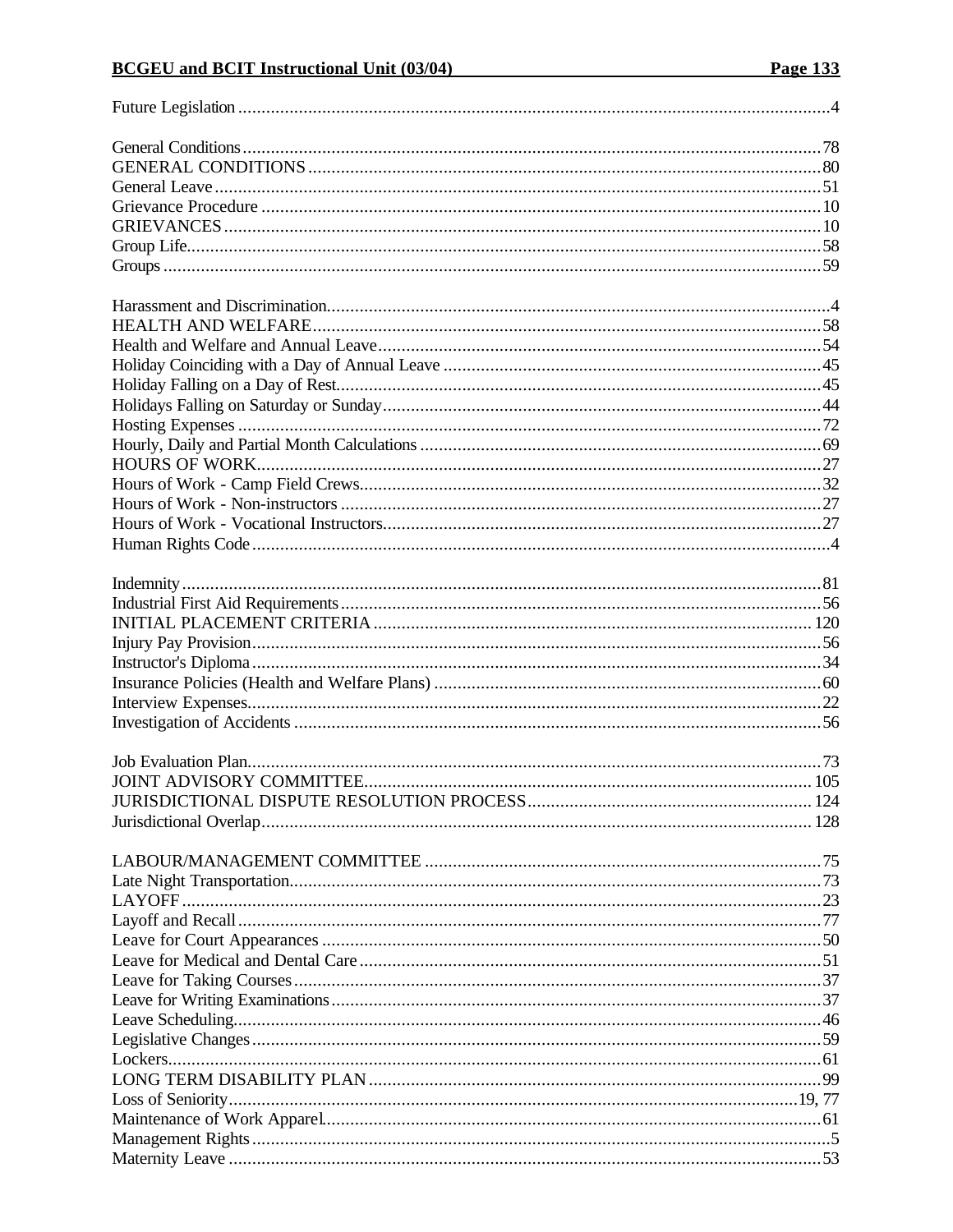Future Legislation ..........................................................................................................................4

General Conditions ........................................................................................................................78
GENERAL CONDITIONS ..............................................................................................................80
General Leave ................................................................................................................................51
Grievance Procedure ......................................................................................................................10
GRIEVANCES ...............................................................................................................................10
Group Life......................................................................................................................................58
Groups ...........................................................................................................................................59

Harassment and Discrimination.........................................................................................................4
HEALTH AND WELFARE ...............................................................................................................58
Health and Welfare and Annual Leave...............................................................................................54
Holiday Coinciding with a Day of Annual Leave ................................................................................45
Holiday Falling on a Day of Rest.......................................................................................................45
Holidays Falling on Saturday or Sunday.............................................................................................44
Hosting Expenses ...........................................................................................................................72
Hourly, Daily and Partial Month Calculations .....................................................................................69
HOURS OF WORK.........................................................................................................................27
Hours of Work - Camp Field Crews..................................................................................................32
Hours of Work - Non-instructors .......................................................................................................27
Hours of Work - Vocational Instructors..............................................................................................27
Human Rights Code ..........................................................................................................................4

Indemnity.......................................................................................................................................81
Industrial First Aid Requirements.......................................................................................................56
INITIAL PLACEMENT CRITERIA .................................................................................................120
Injury Pay Provision.........................................................................................................................56
Instructor's Diploma.........................................................................................................................34
Insurance Policies (Health and Welfare Plans) ...................................................................................60
Interview Expenses..........................................................................................................................22
Investigation of Accidents .................................................................................................................56

Job Evaluation Plan..........................................................................................................................73
JOINT ADVISORY COMMITTEE...................................................................................................105
JURISDICTIONAL DISPUTE RESOLUTION PROCESS.................................................................124
Jurisdictional Overlap......................................................................................................................128

LABOUR/MANAGEMENT COMMITTEE .........................................................................................75
Late Night Transportation..................................................................................................................73
LAYOFF ........................................................................................................................................23
Layoff and Recall ............................................................................................................................77
Leave for Court Appearances ...........................................................................................................50
Leave for Medical and Dental Care ...................................................................................................51
Leave for Taking Courses.................................................................................................................37
Leave for Writing Examinations.........................................................................................................37
Leave Scheduling.............................................................................................................................46
Legislative Changes..........................................................................................................................59
Lockers...........................................................................................................................................61
LONG TERM DISABILITY PLAN ....................................................................................................99
Loss of Seniority.........................................................................................................................19, 77
Maintenance of Work Apparel...........................................................................................................61
Management Rights............................................................................................................................5
Maternity Leave ..............................................................................................................................53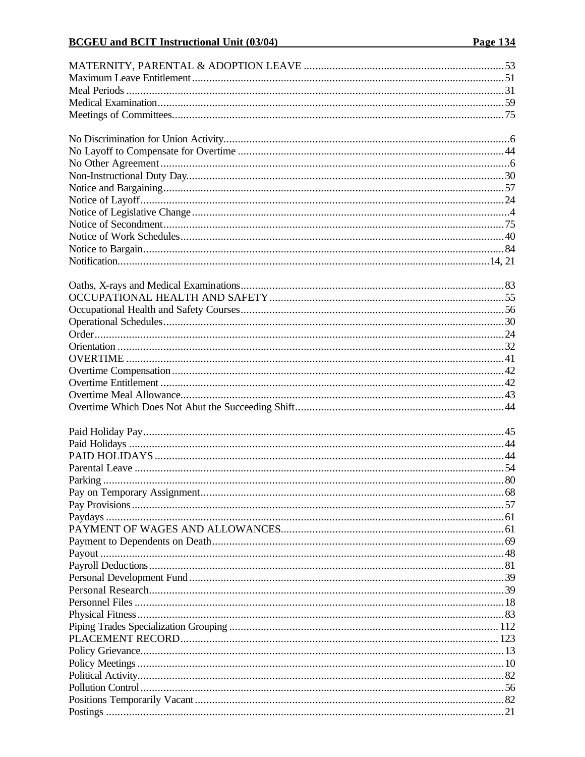MATERNITY, PARENTAL & ADOPTION LEAVE ....................................................................53
Maximum Leave Entitlement...........................................................................................51
Meal Periods ..................................................................................................................31
Medical Examination.......................................................................................................59
Meetings of Committees..................................................................................................75

No Discrimination for Union Activity..................................................................................6
No Layoff to Compensate for Overtime ............................................................................44
No Other Agreement........................................................................................................6
Non-Instructional Duty Day.............................................................................................30
Notice and Bargaining......................................................................................................57
Notice of Layoff..............................................................................................................24
Notice of Legislative Change ............................................................................................4
Notice of Secondment......................................................................................................75
Notice of Work Schedules................................................................................................40
Notice to Bargain.............................................................................................................84
Notification..............................................................................................................14, 21

Oaths, X-rays and Medical Examinations...........................................................................83
OCCUPATIONAL HEALTH AND SAFETY.....................................................................55
Occupational Health and Safety Courses...........................................................................56
Operational Schedules......................................................................................................30
Order..............................................................................................................................24
Orientation .....................................................................................................................32
OVERTIME ...................................................................................................................41
Overtime Compensation...................................................................................................42
Overtime Entitlement.......................................................................................................42
Overtime Meal Allowance................................................................................................43
Overtime Which Does Not Abut the Succeeding Shift.........................................................44

Paid Holiday Pay.............................................................................................................45
Paid Holidays .................................................................................................................44
PAID HOLIDAYS ..........................................................................................................44
Parental Leave ................................................................................................................54
Parking ..........................................................................................................................80
Pay on Temporary Assignment.........................................................................................68
Pay Provisions.................................................................................................................57
Paydays ..........................................................................................................................61
PAYMENT OF WAGES AND ALLOWANCES.............................................................61
Payment to Dependents on Death.....................................................................................69
Payout ............................................................................................................................48
Payroll Deductions...........................................................................................................81
Personal Development Fund.............................................................................................39
Personal Research............................................................................................................39
Personnel Files ................................................................................................................18
Physical Fitness...............................................................................................................83
Piping Trades Specialization Grouping ............................................................................112
PLACEMENT RECORD...............................................................................................123
Policy Grievance.............................................................................................................13
Policy Meetings ...............................................................................................................10
Political Activity...............................................................................................................82
Pollution Control..............................................................................................................56
Positions Temporarily Vacant...........................................................................................82
Postings ..........................................................................................................................21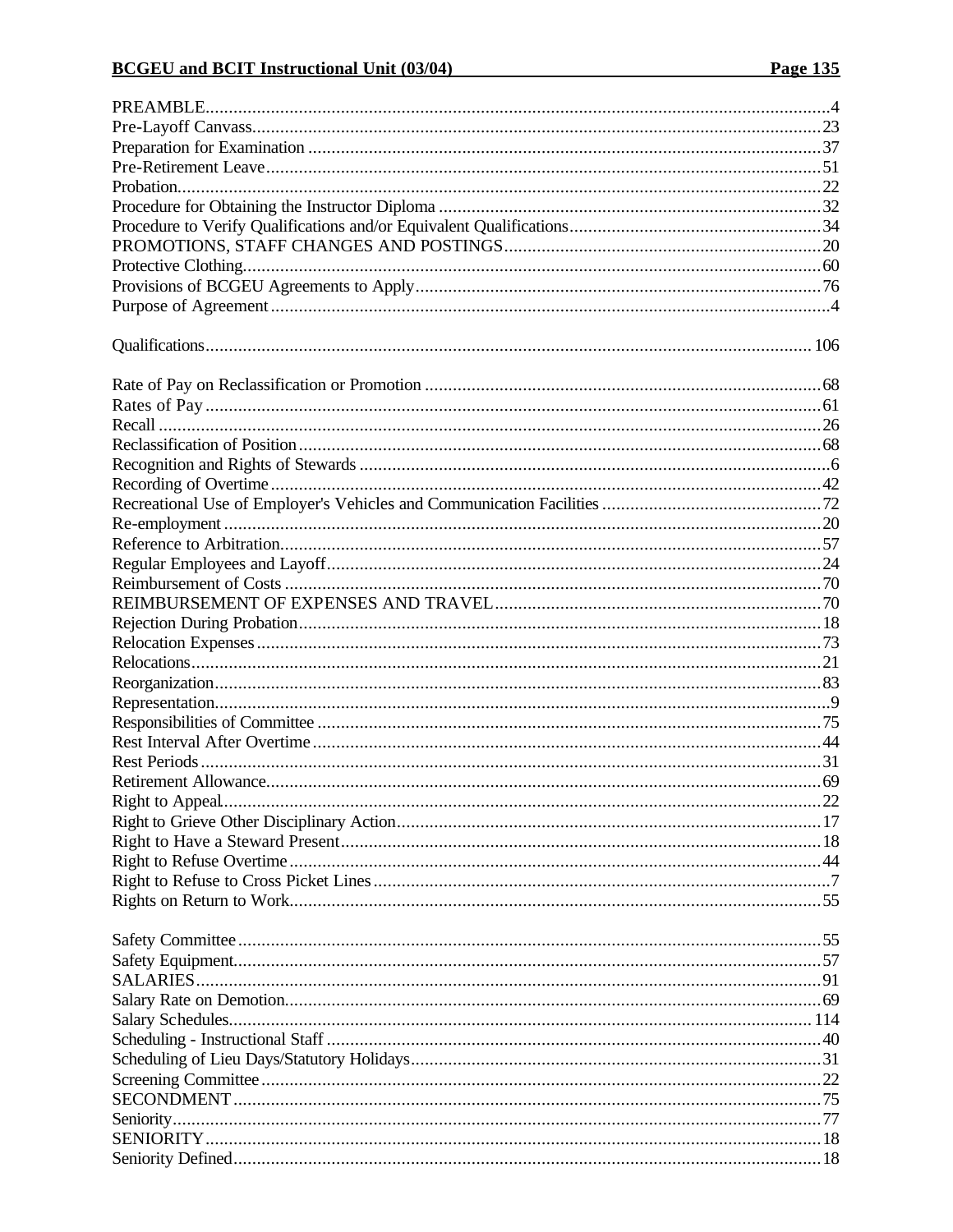PREAMBLE....................................................................................................................4
Pre-Layoff Canvass.........................................................................................................23
Preparation for Examination .............................................................................................37
Pre-Retirement Leave.......................................................................................................51
Probation.........................................................................................................................22
Procedure for Obtaining the Instructor Diploma .................................................................32
Procedure to Verify Qualifications and/or Equivalent Qualifications......................................34
PROMOTIONS, STAFF CHANGES AND POSTINGS....................................................................20
Protective Clothing...........................................................................................................60
Provisions of BCGEU Agreements to Apply.......................................................................76
Purpose of Agreement.......................................................................................................4

Qualifications..................................................................................................................106

Rate of Pay on Reclassification or Promotion .....................................................................68
Rates of Pay....................................................................................................................61
Recall .............................................................................................................................26
Reclassification of Position................................................................................................68
Recognition and Rights of Stewards ....................................................................................6
Recording of Overtime......................................................................................................42
Recreational Use of Employer's Vehicles and Communication Facilities ...............................72
Re-employment ...............................................................................................................20
Reference to Arbitration....................................................................................................57
Regular Employees and Layoff.........................................................................................24
Reimbursement of Costs ..................................................................................................70
REIMBURSEMENT OF EXPENSES AND TRAVEL......................................................................70
Rejection During Probation...............................................................................................18
Relocation Expenses........................................................................................................73
Relocations......................................................................................................................21
Reorganization.................................................................................................................83
Representation...................................................................................................................9
Responsibilities of Committee ...........................................................................................75
Rest Interval After Overtime.............................................................................................44
Rest Periods.....................................................................................................................31
Retirement Allowance.......................................................................................................69
Right to Appeal................................................................................................................22
Right to Grieve Other Disciplinary Action...........................................................................17
Right to Have a Steward Present.......................................................................................18
Right to Refuse Overtime..................................................................................................44
Right to Refuse to Cross Picket Lines..................................................................................7
Rights on Return to Work..................................................................................................55

Safety Committee ............................................................................................................55
Safety Equipment.............................................................................................................57
SALARIES.......................................................................................................................91
Salary Rate on Demotion..................................................................................................69
Salary Schedules.............................................................................................................114
Scheduling - Instructional Staff ..........................................................................................40
Scheduling of Lieu Days/Statutory Holidays.......................................................................31
Screening Committee .......................................................................................................22
SECONDMENT..................................................................................................................75
Seniority..........................................................................................................................77
SENIORITY.......................................................................................................................18
Seniority Defined.............................................................................................................18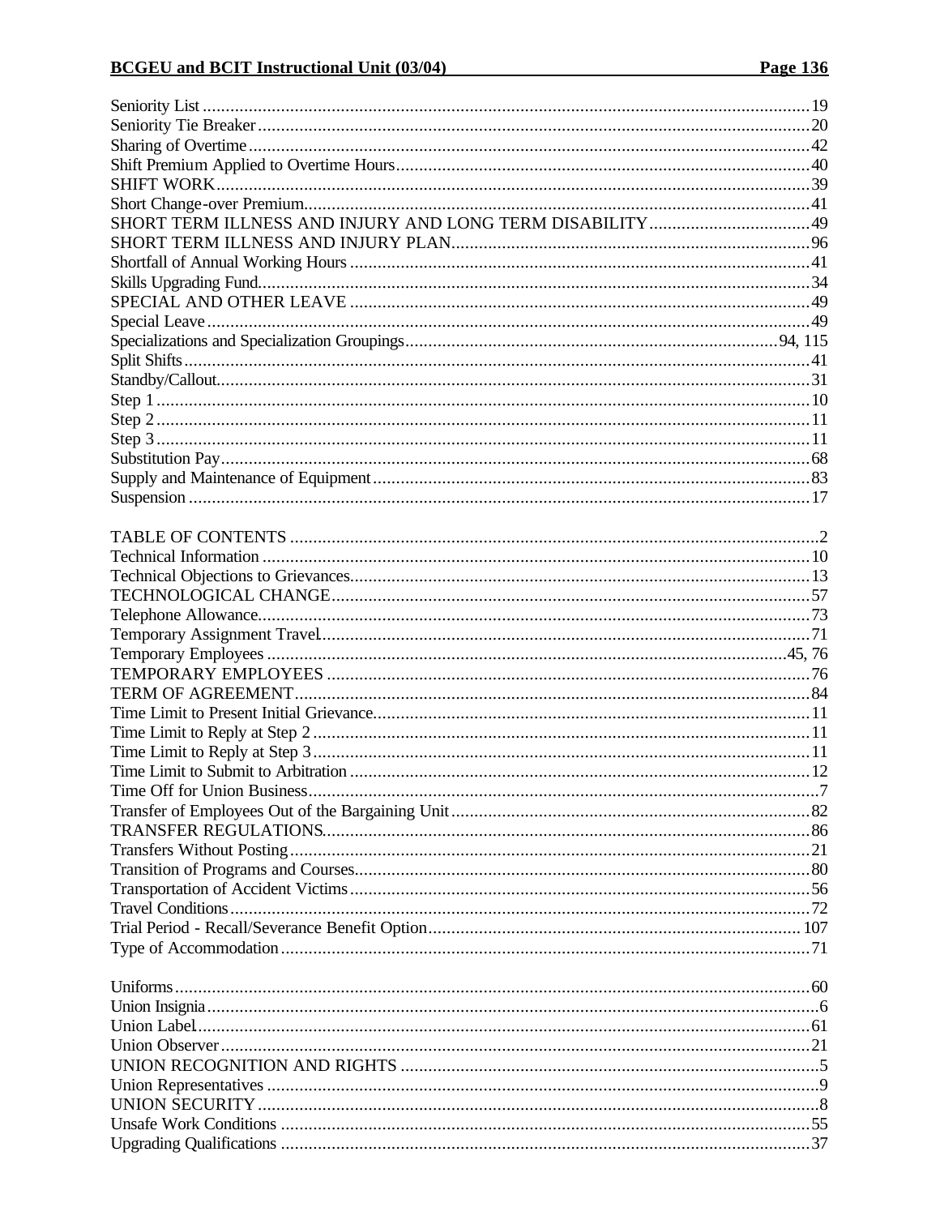Seniority List ........................................................................................................................ 19
Seniority Tie Breaker ............................................................................................................. 20
Sharing of Overtime ............................................................................................................... 42
Shift Premium Applied to Overtime Hours ............................................................................. 40
SHIFT WORK ........................................................................................................................ 39
Short Change-over Premium ................................................................................................... 41
SHORT TERM ILLNESS AND INJURY AND LONG TERM DISABILITY ........................... 49
SHORT TERM ILLNESS AND INJURY PLAN ........................................................................ 96
Shortfall of Annual Working Hours ........................................................................................ 41
Skills Upgrading Fund ............................................................................................................ 34
SPECIAL AND OTHER LEAVE ............................................................................................ 49
Special Leave ......................................................................................................................... 49
Specializations and Specialization Groupings .................................................................. 94, 115
Split Shifts .............................................................................................................................. 41
Standby/Callout ...................................................................................................................... 31
Step 1 ..................................................................................................................................... 10
Step 2 ..................................................................................................................................... 11
Step 3 ..................................................................................................................................... 11
Substitution Pay ...................................................................................................................... 68
Supply and Maintenance of Equipment .................................................................................. 83
Suspension ............................................................................................................................. 17

TABLE OF CONTENTS ............................................................................................................ 2
Technical Information ............................................................................................................. 10
Technical Objections to Grievances ........................................................................................ 13
TECHNOLOGICAL CHANGE ................................................................................................ 57
Telephone Allowance .............................................................................................................. 73
Temporary Assignment Travel ................................................................................................ 71
Temporary Employees ....................................................................................................... 45, 76
TEMPORARY EMPLOYEES ................................................................................................... 76
TERM OF AGREEMENT ........................................................................................................ 84
Time Limit to Present Initial Grievance ................................................................................... 11
Time Limit to Reply at Step 2 ................................................................................................. 11
Time Limit to Reply at Step 3 ................................................................................................. 11
Time Limit to Submit to Arbitration ......................................................................................... 12
Time Off for Union Business .................................................................................................... 7
Transfer of Employees Out of the Bargaining Unit .................................................................. 82
TRANSFER REGULATIONS .................................................................................................. 86
Transfers Without Posting ....................................................................................................... 21
Transition of Programs and Courses ........................................................................................ 80
Transportation of Accident Victims .......................................................................................... 56
Travel Conditions .................................................................................................................... 72
Trial Period - Recall/Severance Benefit Option ...................................................................... 107
Type of Accommodation ......................................................................................................... 71

Uniforms ................................................................................................................................. 60
Union Insignia .......................................................................................................................... 6
Union Label ............................................................................................................................ 61
Union Observer ....................................................................................................................... 21
UNION RECOGNITION AND RIGHTS .................................................................................... 5
Union Representatives .............................................................................................................. 9
UNION SECURITY ................................................................................................................... 8
Unsafe Work Conditions .......................................................................................................... 55
Upgrading Qualifications ......................................................................................................... 37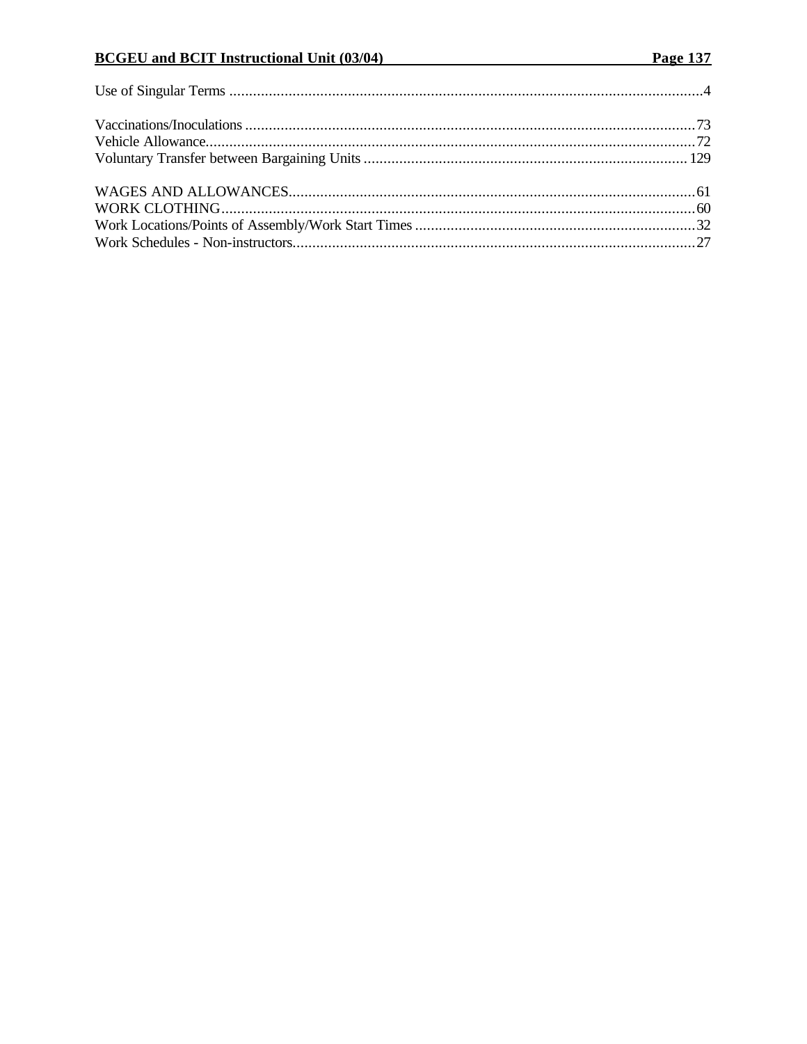Use of Singular Terms .......................................................................................................................4

Vaccinations/Inoculations .................................................................................................................73
Vehicle Allowance............................................................................................................................72
Voluntary Transfer between Bargaining Units .................................................................................129

WAGES AND ALLOWANCES......................................................................................................61
WORK CLOTHING........................................................................................................................60
Work Locations/Points of Assembly/Work Start Times ......................................................................32
Work Schedules - Non-instructors.....................................................................................................27